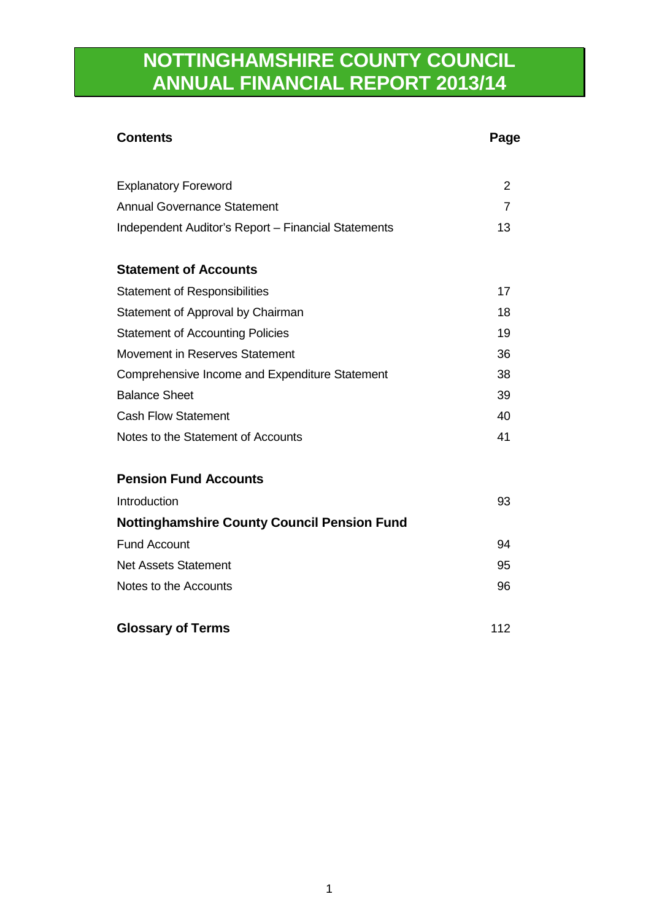# NOTTINGHAMSHIRE COUNTY COUNCIL ANNUAL FINANCIAL REPORT 2013/14

| **Contents** | **Page** |
|---|---|
| Explanatory Foreword | 2 |
| Annual Governance Statement | 7 |
| Independent Auditor's Report – Financial Statements | 13 |
| **Statement of Accounts** | |
| Statement of Responsibilities | 17 |
| Statement of Approval by Chairman | 18 |
| Statement of Accounting Policies | 19 |
| Movement in Reserves Statement | 36 |
| Comprehensive Income and Expenditure Statement | 38 |
| Balance Sheet | 39 |
| Cash Flow Statement | 40 |
| Notes to the Statement of Accounts | 41 |
| **Pension Fund Accounts** | |
| Introduction | 93 |
| **Nottinghamshire County Council Pension Fund** | |
| Fund Account | 94 |
| Net Assets Statement | 95 |
| Notes to the Accounts | 96 |
| **Glossary of Terms** | 112 |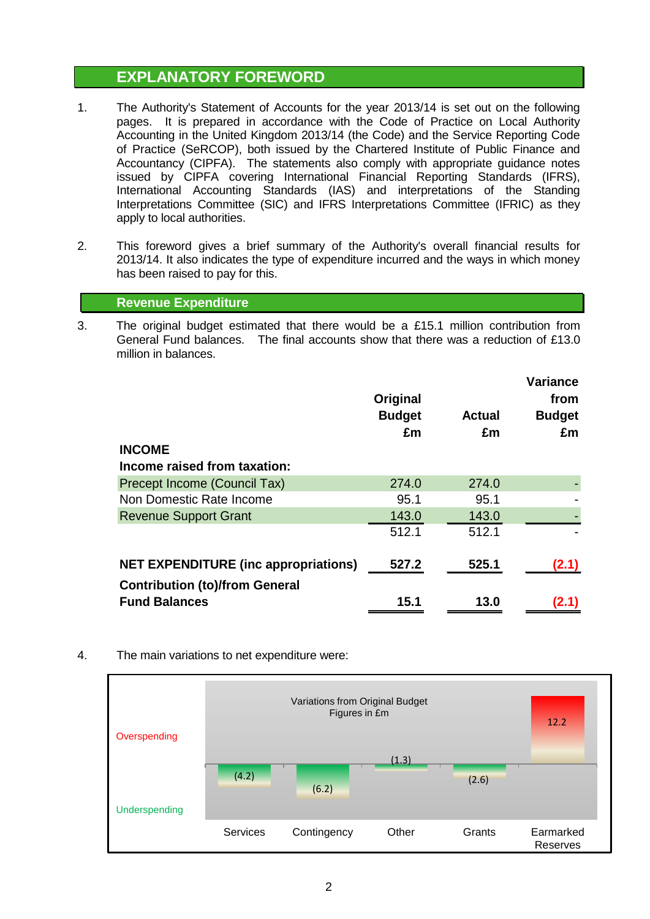## EXPLANATORY FOREWORD

1. The Authority's Statement of Accounts for the year 2013/14 is set out on the following pages. It is prepared in accordance with the Code of Practice on Local Authority Accounting in the United Kingdom 2013/14 (the Code) and the Service Reporting Code of Practice (SeRCOP), both issued by the Chartered Institute of Public Finance and Accountancy (CIPFA). The statements also comply with appropriate guidance notes issued by CIPFA covering International Financial Reporting Standards (IFRS), International Accounting Standards (IAS) and interpretations of the Standing Interpretations Committee (SIC) and IFRS Interpretations Committee (IFRIC) as they apply to local authorities.

2. This foreword gives a brief summary of the Authority's overall financial results for 2013/14. It also indicates the type of expenditure incurred and the ways in which money has been raised to pay for this.

### Revenue Expenditure

3. The original budget estimated that there would be a £15.1 million contribution from General Fund balances. The final accounts show that there was a reduction of £13.0 million in balances.

| | Original Budget £m | Actual £m | Variance from Budget £m |
|---|---|---|---|
| **INCOME** | | | |
| **Income raised from taxation:** | | | |
| Precept Income (Council Tax) | 274.0 | 274.0 | - |
| Non Domestic Rate Income | 95.1 | 95.1 | - |
| Revenue Support Grant | 143.0 | 143.0 | - |
| | 512.1 | 512.1 | - |
| **NET EXPENDITURE (inc appropriations)** | **527.2** | **525.1** | **(2.1)** |
| **Contribution (to)/from General Fund Balances** | **15.1** | **13.0** | **(2.1)** |

4. The main variations to net expenditure were:

Variations from Original Budget
Figures in £m

| | Services | Contingency | Other | Grants | Earmarked Reserves |
|---|---|---|---|---|---|
| Overspending / (Underspending) | (4.2) | (6.2) | (1.3) | (2.6) | 12.2 |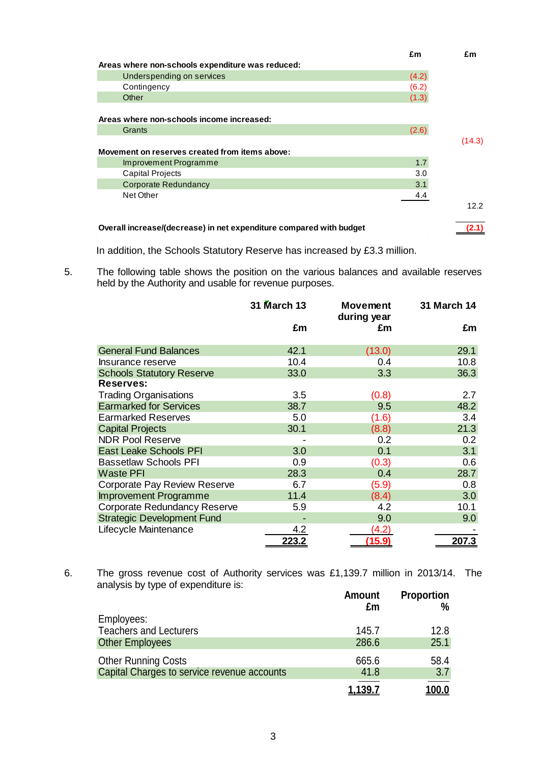| | £m | £m |
|---|---|---|
| **Areas where non-schools expenditure was reduced:** | | |
| Underspending on services | (4.2) | |
| Contingency | (6.2) | |
| Other | (1.3) | |
| **Areas where non-schools income increased:** | | |
| Grants | (2.6) | |
| | | (14.3) |
| **Movement on reserves created from items above:** | | |
| Improvement Programme | 1.7 | |
| Capital Projects | 3.0 | |
| Corporate Redundancy | 3.1 | |
| Net Other | 4.4 | |
| | | 12.2 |
| **Overall increase/(decrease) in net expenditure compared with budget** | | **(2.1)** |

In addition, the Schools Statutory Reserve has increased by £3.3 million.

5. The following table shows the position on the various balances and available reserves held by the Authority and usable for revenue purposes.

| | 31 March 13 £m | Movement during year £m | 31 March 14 £m |
|---|---|---|---|
| General Fund Balances | 42.1 | (13.0) | 29.1 |
| Insurance reserve | 10.4 | 0.4 | 10.8 |
| Schools Statutory Reserve | 33.0 | 3.3 | 36.3 |
| **Reserves:** | | | |
| Trading Organisations | 3.5 | (0.8) | 2.7 |
| Earmarked for Services | 38.7 | 9.5 | 48.2 |
| Earmarked Reserves | 5.0 | (1.6) | 3.4 |
| Capital Projects | 30.1 | (8.8) | 21.3 |
| NDR Pool Reserve | - | 0.2 | 0.2 |
| East Leake Schools PFI | 3.0 | 0.1 | 3.1 |
| Bassetlaw Schools PFI | 0.9 | (0.3) | 0.6 |
| Waste PFI | 28.3 | 0.4 | 28.7 |
| Corporate Pay Review Reserve | 6.7 | (5.9) | 0.8 |
| Improvement Programme | 11.4 | (8.4) | 3.0 |
| Corporate Redundancy Reserve | 5.9 | 4.2 | 10.1 |
| Strategic Development Fund | - | 9.0 | 9.0 |
| Lifecycle Maintenance | 4.2 | (4.2) | - |
| | **223.2** | **(15.9)** | **207.3** |

6. The gross revenue cost of Authority services was £1,139.7 million in 2013/14. The analysis by type of expenditure is:

| | Amount £m | Proportion % |
|---|---|---|
| Employees: | | |
| Teachers and Lecturers | 145.7 | 12.8 |
| Other Employees | 286.6 | 25.1 |
| Other Running Costs | 665.6 | 58.4 |
| Capital Charges to service revenue accounts | 41.8 | 3.7 |
| | **1,139.7** | **100.0** |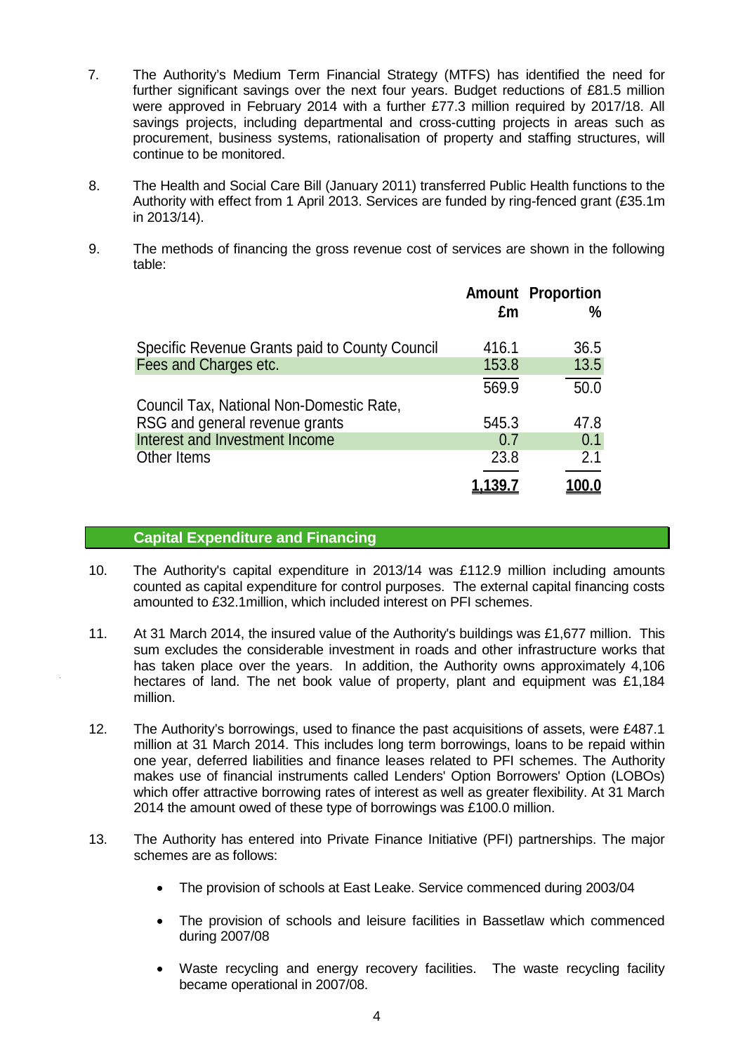7. The Authority's Medium Term Financial Strategy (MTFS) has identified the need for further significant savings over the next four years. Budget reductions of £81.5 million were approved in February 2014 with a further £77.3 million required by 2017/18. All savings projects, including departmental and cross-cutting projects in areas such as procurement, business systems, rationalisation of property and staffing structures, will continue to be monitored.

8. The Health and Social Care Bill (January 2011) transferred Public Health functions to the Authority with effect from 1 April 2013. Services are funded by ring-fenced grant (£35.1m in 2013/14).

9. The methods of financing the gross revenue cost of services are shown in the following table:

| | Amount £m | Proportion % |
|---|---|---|
| Specific Revenue Grants paid to County Council | 416.1 | 36.5 |
| Fees and Charges etc. | 153.8 | 13.5 |
| | 569.9 | 50.0 |
| Council Tax, National Non-Domestic Rate, RSG and general revenue grants | 545.3 | 47.8 |
| Interest and Investment Income | 0.7 | 0.1 |
| Other Items | 23.8 | 2.1 |
| | **1,139.7** | **100.0** |

## Capital Expenditure and Financing

10. The Authority's capital expenditure in 2013/14 was £112.9 million including amounts counted as capital expenditure for control purposes. The external capital financing costs amounted to £32.1million, which included interest on PFI schemes.

11. At 31 March 2014, the insured value of the Authority's buildings was £1,677 million. This sum excludes the considerable investment in roads and other infrastructure works that has taken place over the years. In addition, the Authority owns approximately 4,106 hectares of land. The net book value of property, plant and equipment was £1,184 million.

12. The Authority's borrowings, used to finance the past acquisitions of assets, were £487.1 million at 31 March 2014. This includes long term borrowings, loans to be repaid within one year, deferred liabilities and finance leases related to PFI schemes. The Authority makes use of financial instruments called Lenders' Option Borrowers' Option (LOBOs) which offer attractive borrowing rates of interest as well as greater flexibility. At 31 March 2014 the amount owed of these type of borrowings was £100.0 million.

13. The Authority has entered into Private Finance Initiative (PFI) partnerships. The major schemes are as follows:

    - The provision of schools at East Leake. Service commenced during 2003/04
    - The provision of schools and leisure facilities in Bassetlaw which commenced during 2007/08
    - Waste recycling and energy recovery facilities. The waste recycling facility became operational in 2007/08.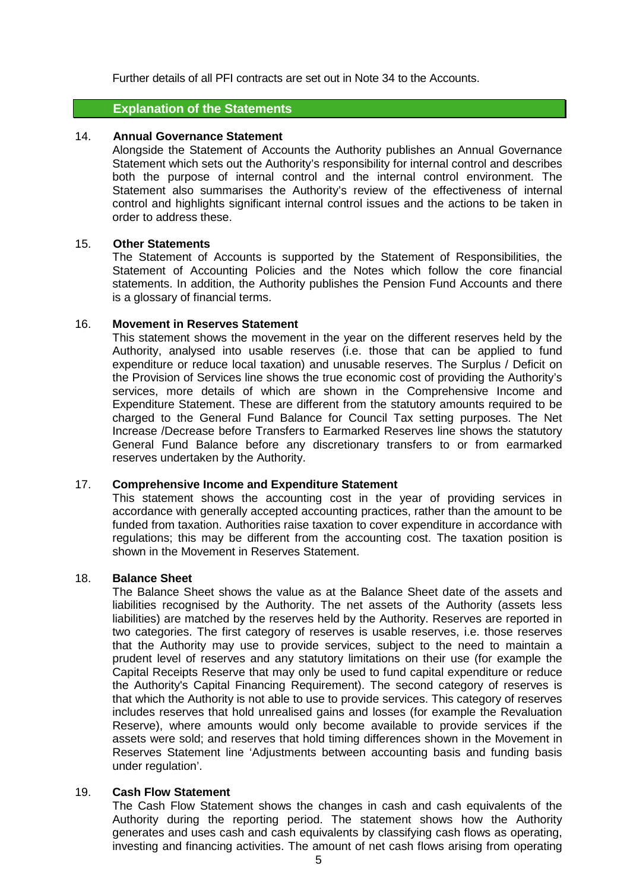Further details of all PFI contracts are set out in Note 34 to the Accounts.

## Explanation of the Statements

### 14. Annual Governance Statement

Alongside the Statement of Accounts the Authority publishes an Annual Governance Statement which sets out the Authority's responsibility for internal control and describes both the purpose of internal control and the internal control environment. The Statement also summarises the Authority's review of the effectiveness of internal control and highlights significant internal control issues and the actions to be taken in order to address these.

### 15. Other Statements

The Statement of Accounts is supported by the Statement of Responsibilities, the Statement of Accounting Policies and the Notes which follow the core financial statements. In addition, the Authority publishes the Pension Fund Accounts and there is a glossary of financial terms.

### 16. Movement in Reserves Statement

This statement shows the movement in the year on the different reserves held by the Authority, analysed into usable reserves (i.e. those that can be applied to fund expenditure or reduce local taxation) and unusable reserves. The Surplus / Deficit on the Provision of Services line shows the true economic cost of providing the Authority's services, more details of which are shown in the Comprehensive Income and Expenditure Statement. These are different from the statutory amounts required to be charged to the General Fund Balance for Council Tax setting purposes. The Net Increase /Decrease before Transfers to Earmarked Reserves line shows the statutory General Fund Balance before any discretionary transfers to or from earmarked reserves undertaken by the Authority.

### 17. Comprehensive Income and Expenditure Statement

This statement shows the accounting cost in the year of providing services in accordance with generally accepted accounting practices, rather than the amount to be funded from taxation. Authorities raise taxation to cover expenditure in accordance with regulations; this may be different from the accounting cost. The taxation position is shown in the Movement in Reserves Statement.

### 18. Balance Sheet

The Balance Sheet shows the value as at the Balance Sheet date of the assets and liabilities recognised by the Authority. The net assets of the Authority (assets less liabilities) are matched by the reserves held by the Authority. Reserves are reported in two categories. The first category of reserves is usable reserves, i.e. those reserves that the Authority may use to provide services, subject to the need to maintain a prudent level of reserves and any statutory limitations on their use (for example the Capital Receipts Reserve that may only be used to fund capital expenditure or reduce the Authority's Capital Financing Requirement). The second category of reserves is that which the Authority is not able to use to provide services. This category of reserves includes reserves that hold unrealised gains and losses (for example the Revaluation Reserve), where amounts would only become available to provide services if the assets were sold; and reserves that hold timing differences shown in the Movement in Reserves Statement line 'Adjustments between accounting basis and funding basis under regulation'.

### 19. Cash Flow Statement

The Cash Flow Statement shows the changes in cash and cash equivalents of the Authority during the reporting period. The statement shows how the Authority generates and uses cash and cash equivalents by classifying cash flows as operating, investing and financing activities. The amount of net cash flows arising from operating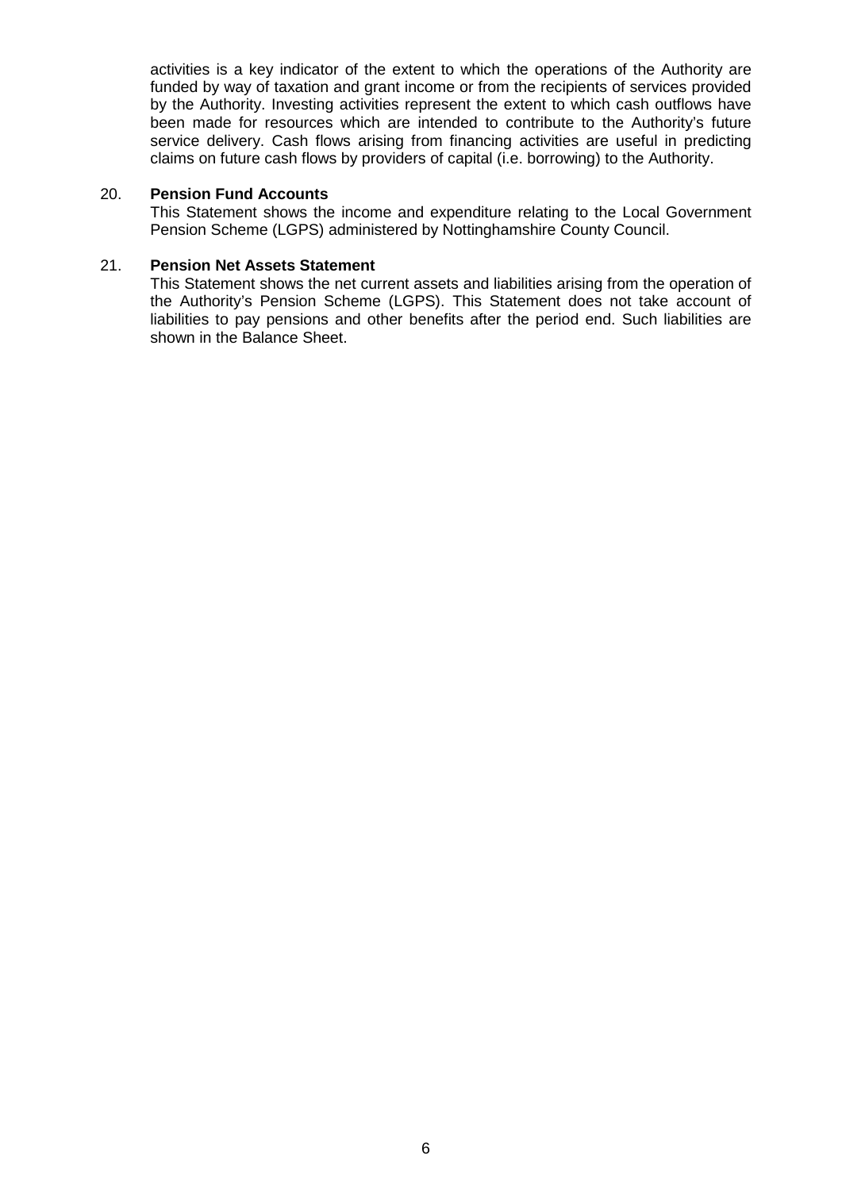activities is a key indicator of the extent to which the operations of the Authority are funded by way of taxation and grant income or from the recipients of services provided by the Authority. Investing activities represent the extent to which cash outflows have been made for resources which are intended to contribute to the Authority's future service delivery. Cash flows arising from financing activities are useful in predicting claims on future cash flows by providers of capital (i.e. borrowing) to the Authority.

20. **Pension Fund Accounts**

This Statement shows the income and expenditure relating to the Local Government Pension Scheme (LGPS) administered by Nottinghamshire County Council.

21. **Pension Net Assets Statement**

This Statement shows the net current assets and liabilities arising from the operation of the Authority's Pension Scheme (LGPS). This Statement does not take account of liabilities to pay pensions and other benefits after the period end. Such liabilities are shown in the Balance Sheet.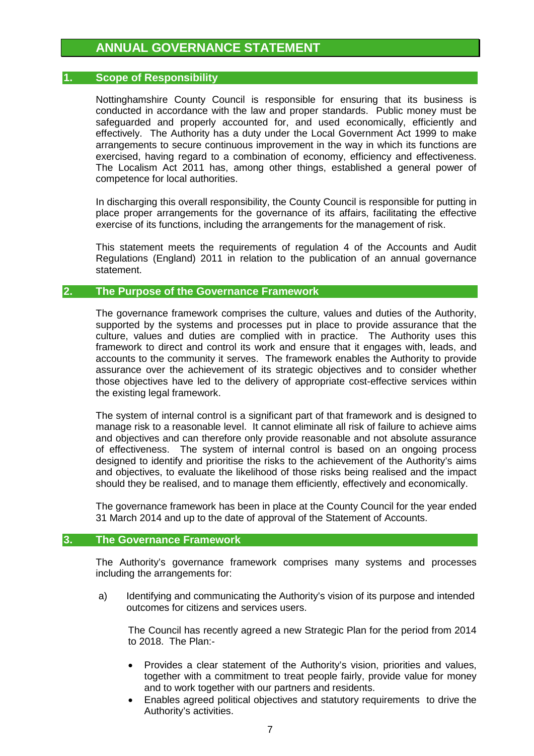# ANNUAL GOVERNANCE STATEMENT

## 1. Scope of Responsibility

Nottinghamshire County Council is responsible for ensuring that its business is conducted in accordance with the law and proper standards. Public money must be safeguarded and properly accounted for, and used economically, efficiently and effectively. The Authority has a duty under the Local Government Act 1999 to make arrangements to secure continuous improvement in the way in which its functions are exercised, having regard to a combination of economy, efficiency and effectiveness. The Localism Act 2011 has, among other things, established a general power of competence for local authorities.

In discharging this overall responsibility, the County Council is responsible for putting in place proper arrangements for the governance of its affairs, facilitating the effective exercise of its functions, including the arrangements for the management of risk.

This statement meets the requirements of regulation 4 of the Accounts and Audit Regulations (England) 2011 in relation to the publication of an annual governance statement.

## 2. The Purpose of the Governance Framework

The governance framework comprises the culture, values and duties of the Authority, supported by the systems and processes put in place to provide assurance that the culture, values and duties are complied with in practice. The Authority uses this framework to direct and control its work and ensure that it engages with, leads, and accounts to the community it serves. The framework enables the Authority to provide assurance over the achievement of its strategic objectives and to consider whether those objectives have led to the delivery of appropriate cost-effective services within the existing legal framework.

The system of internal control is a significant part of that framework and is designed to manage risk to a reasonable level. It cannot eliminate all risk of failure to achieve aims and objectives and can therefore only provide reasonable and not absolute assurance of effectiveness. The system of internal control is based on an ongoing process designed to identify and prioritise the risks to the achievement of the Authority's aims and objectives, to evaluate the likelihood of those risks being realised and the impact should they be realised, and to manage them efficiently, effectively and economically.

The governance framework has been in place at the County Council for the year ended 31 March 2014 and up to the date of approval of the Statement of Accounts.

## 3. The Governance Framework

The Authority's governance framework comprises many systems and processes including the arrangements for:

a) Identifying and communicating the Authority's vision of its purpose and intended outcomes for citizens and services users.

   The Council has recently agreed a new Strategic Plan for the period from 2014 to 2018. The Plan:-

   - Provides a clear statement of the Authority's vision, priorities and values, together with a commitment to treat people fairly, provide value for money and to work together with our partners and residents.
   - Enables agreed political objectives and statutory requirements to drive the Authority's activities.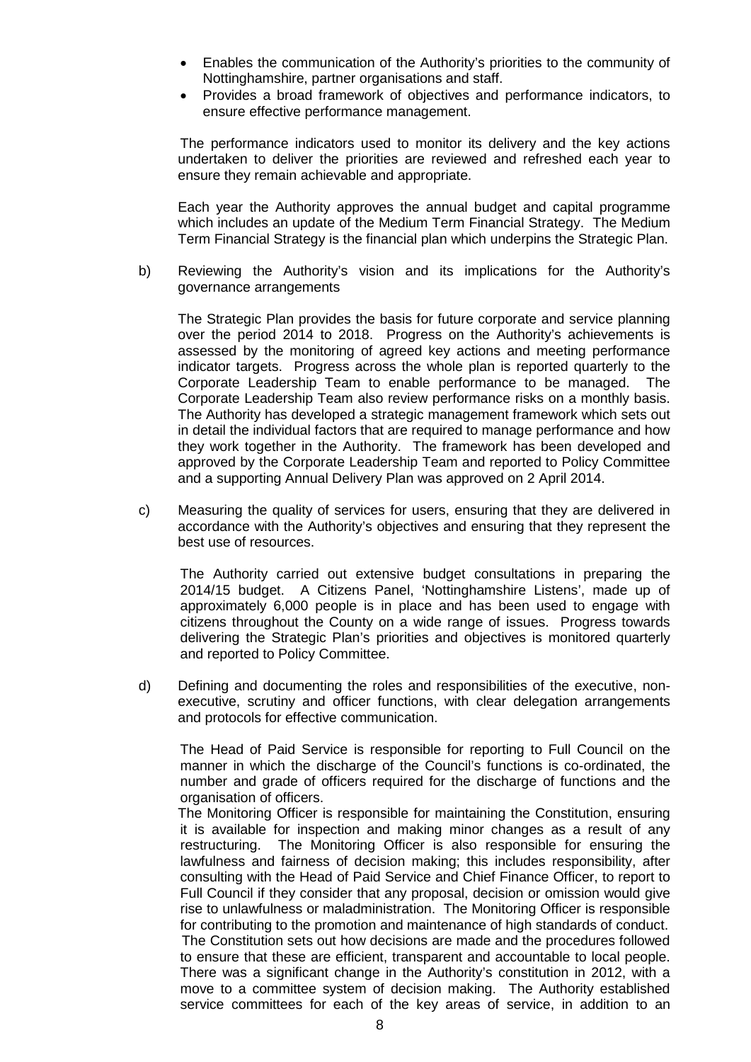- Enables the communication of the Authority's priorities to the community of Nottinghamshire, partner organisations and staff.
- Provides a broad framework of objectives and performance indicators, to ensure effective performance management.

The performance indicators used to monitor its delivery and the key actions undertaken to deliver the priorities are reviewed and refreshed each year to ensure they remain achievable and appropriate.

Each year the Authority approves the annual budget and capital programme which includes an update of the Medium Term Financial Strategy. The Medium Term Financial Strategy is the financial plan which underpins the Strategic Plan.

b) Reviewing the Authority's vision and its implications for the Authority's governance arrangements

The Strategic Plan provides the basis for future corporate and service planning over the period 2014 to 2018. Progress on the Authority's achievements is assessed by the monitoring of agreed key actions and meeting performance indicator targets. Progress across the whole plan is reported quarterly to the Corporate Leadership Team to enable performance to be managed. The Corporate Leadership Team also review performance risks on a monthly basis. The Authority has developed a strategic management framework which sets out in detail the individual factors that are required to manage performance and how they work together in the Authority. The framework has been developed and approved by the Corporate Leadership Team and reported to Policy Committee and a supporting Annual Delivery Plan was approved on 2 April 2014.

c) Measuring the quality of services for users, ensuring that they are delivered in accordance with the Authority's objectives and ensuring that they represent the best use of resources.

The Authority carried out extensive budget consultations in preparing the 2014/15 budget. A Citizens Panel, 'Nottinghamshire Listens', made up of approximately 6,000 people is in place and has been used to engage with citizens throughout the County on a wide range of issues. Progress towards delivering the Strategic Plan's priorities and objectives is monitored quarterly and reported to Policy Committee.

d) Defining and documenting the roles and responsibilities of the executive, non-executive, scrutiny and officer functions, with clear delegation arrangements and protocols for effective communication.

The Head of Paid Service is responsible for reporting to Full Council on the manner in which the discharge of the Council's functions is co-ordinated, the number and grade of officers required for the discharge of functions and the organisation of officers.

The Monitoring Officer is responsible for maintaining the Constitution, ensuring it is available for inspection and making minor changes as a result of any restructuring. The Monitoring Officer is also responsible for ensuring the lawfulness and fairness of decision making; this includes responsibility, after consulting with the Head of Paid Service and Chief Finance Officer, to report to Full Council if they consider that any proposal, decision or omission would give rise to unlawfulness or maladministration. The Monitoring Officer is responsible for contributing to the promotion and maintenance of high standards of conduct.

The Constitution sets out how decisions are made and the procedures followed to ensure that these are efficient, transparent and accountable to local people. There was a significant change in the Authority's constitution in 2012, with a move to a committee system of decision making. The Authority established service committees for each of the key areas of service, in addition to an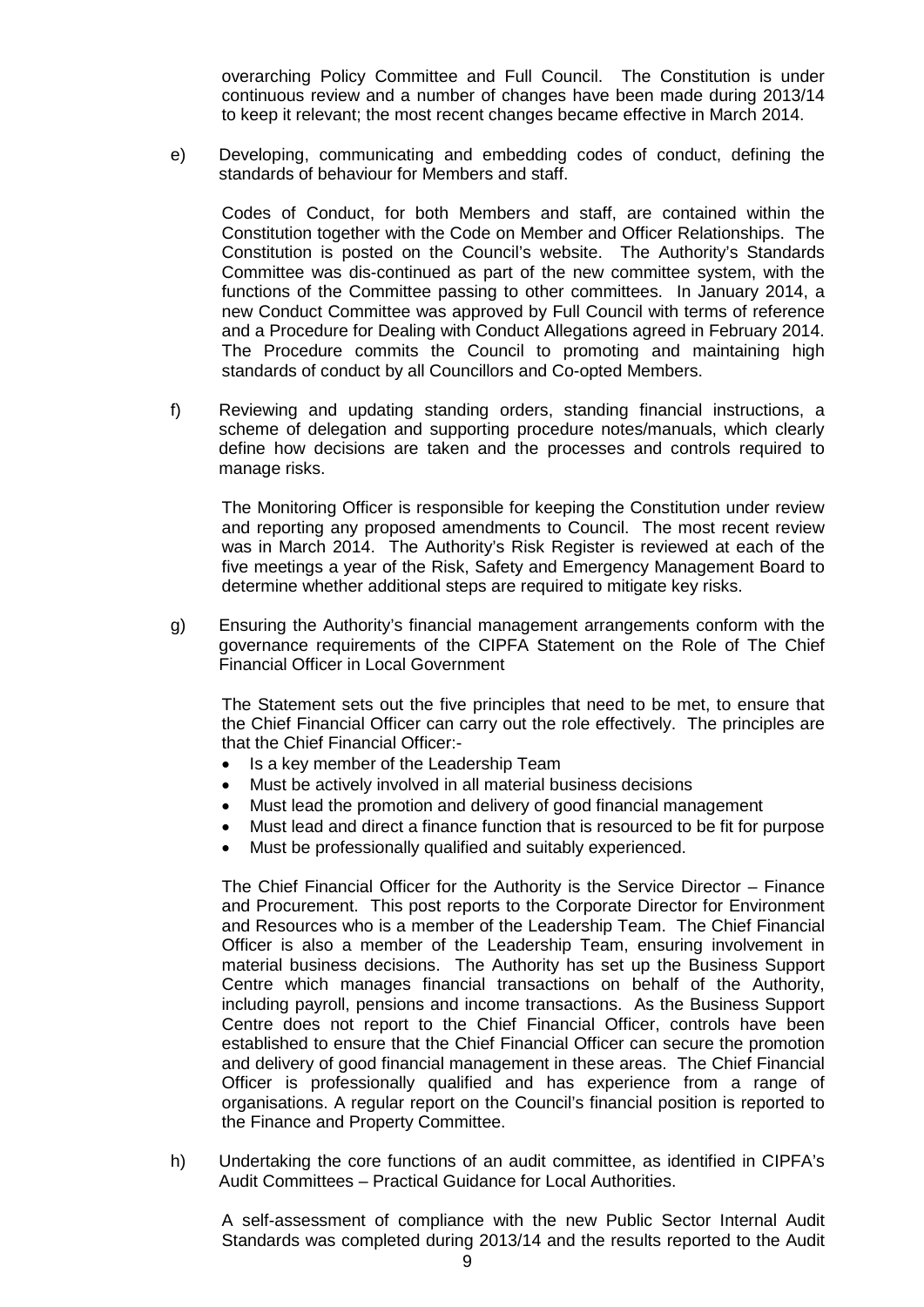overarching Policy Committee and Full Council. The Constitution is under continuous review and a number of changes have been made during 2013/14 to keep it relevant; the most recent changes became effective in March 2014.

e) Developing, communicating and embedding codes of conduct, defining the standards of behaviour for Members and staff.

   Codes of Conduct, for both Members and staff, are contained within the Constitution together with the Code on Member and Officer Relationships. The Constitution is posted on the Council's website. The Authority's Standards Committee was dis-continued as part of the new committee system, with the functions of the Committee passing to other committees. In January 2014, a new Conduct Committee was approved by Full Council with terms of reference and a Procedure for Dealing with Conduct Allegations agreed in February 2014. The Procedure commits the Council to promoting and maintaining high standards of conduct by all Councillors and Co-opted Members.

f) Reviewing and updating standing orders, standing financial instructions, a scheme of delegation and supporting procedure notes/manuals, which clearly define how decisions are taken and the processes and controls required to manage risks.

   The Monitoring Officer is responsible for keeping the Constitution under review and reporting any proposed amendments to Council. The most recent review was in March 2014. The Authority's Risk Register is reviewed at each of the five meetings a year of the Risk, Safety and Emergency Management Board to determine whether additional steps are required to mitigate key risks.

g) Ensuring the Authority's financial management arrangements conform with the governance requirements of the CIPFA Statement on the Role of The Chief Financial Officer in Local Government

   The Statement sets out the five principles that need to be met, to ensure that the Chief Financial Officer can carry out the role effectively. The principles are that the Chief Financial Officer:-

   - Is a key member of the Leadership Team
   - Must be actively involved in all material business decisions
   - Must lead the promotion and delivery of good financial management
   - Must lead and direct a finance function that is resourced to be fit for purpose
   - Must be professionally qualified and suitably experienced.

   The Chief Financial Officer for the Authority is the Service Director – Finance and Procurement. This post reports to the Corporate Director for Environment and Resources who is a member of the Leadership Team. The Chief Financial Officer is also a member of the Leadership Team, ensuring involvement in material business decisions. The Authority has set up the Business Support Centre which manages financial transactions on behalf of the Authority, including payroll, pensions and income transactions. As the Business Support Centre does not report to the Chief Financial Officer, controls have been established to ensure that the Chief Financial Officer can secure the promotion and delivery of good financial management in these areas. The Chief Financial Officer is professionally qualified and has experience from a range of organisations. A regular report on the Council's financial position is reported to the Finance and Property Committee.

h) Undertaking the core functions of an audit committee, as identified in CIPFA's Audit Committees – Practical Guidance for Local Authorities.

   A self-assessment of compliance with the new Public Sector Internal Audit Standards was completed during 2013/14 and the results reported to the Audit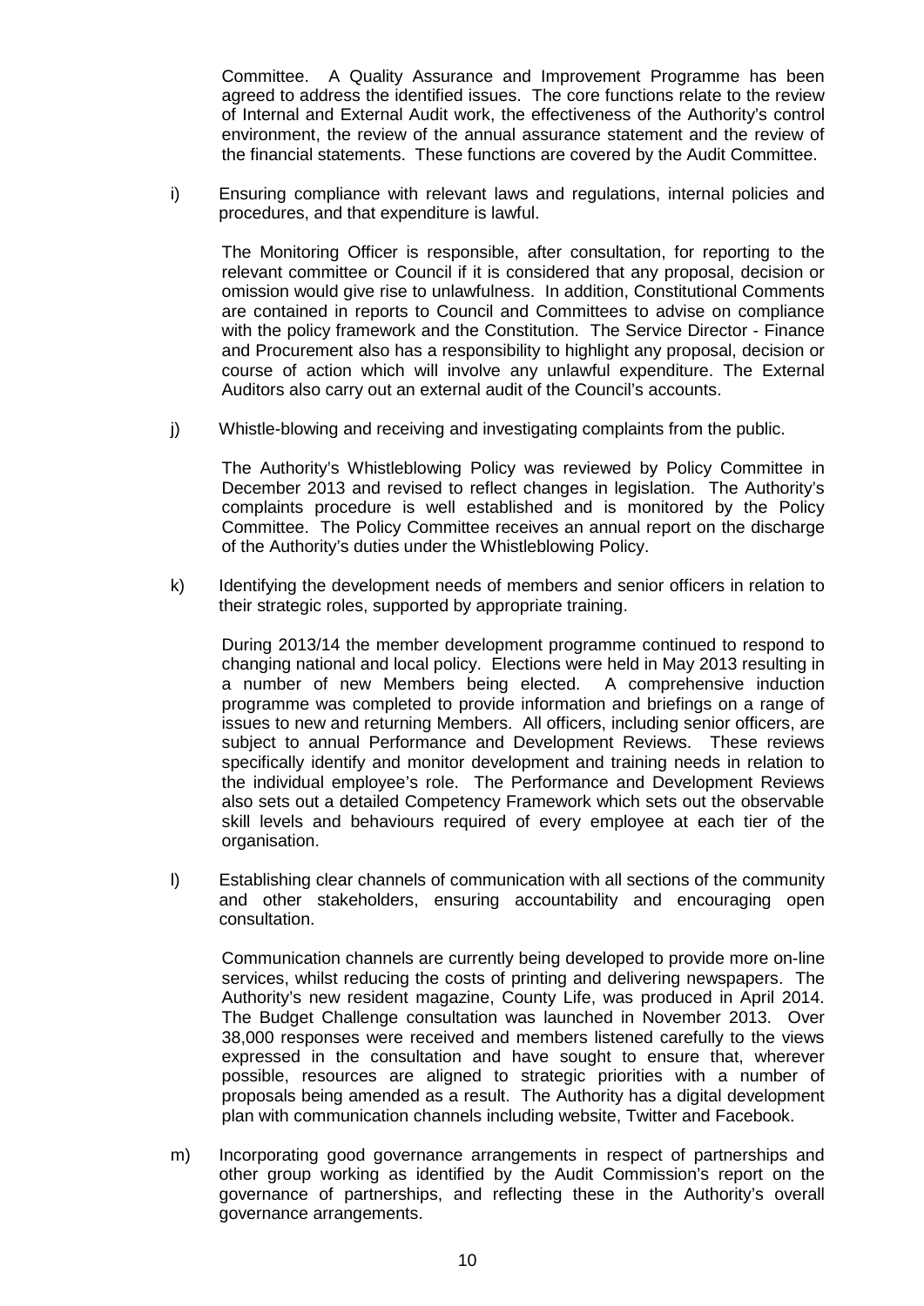Committee. A Quality Assurance and Improvement Programme has been agreed to address the identified issues. The core functions relate to the review of Internal and External Audit work, the effectiveness of the Authority's control environment, the review of the annual assurance statement and the review of the financial statements. These functions are covered by the Audit Committee.

i) Ensuring compliance with relevant laws and regulations, internal policies and procedures, and that expenditure is lawful.

   The Monitoring Officer is responsible, after consultation, for reporting to the relevant committee or Council if it is considered that any proposal, decision or omission would give rise to unlawfulness. In addition, Constitutional Comments are contained in reports to Council and Committees to advise on compliance with the policy framework and the Constitution. The Service Director - Finance and Procurement also has a responsibility to highlight any proposal, decision or course of action which will involve any unlawful expenditure. The External Auditors also carry out an external audit of the Council's accounts.

j) Whistle-blowing and receiving and investigating complaints from the public.

   The Authority's Whistleblowing Policy was reviewed by Policy Committee in December 2013 and revised to reflect changes in legislation. The Authority's complaints procedure is well established and is monitored by the Policy Committee. The Policy Committee receives an annual report on the discharge of the Authority's duties under the Whistleblowing Policy.

k) Identifying the development needs of members and senior officers in relation to their strategic roles, supported by appropriate training.

   During 2013/14 the member development programme continued to respond to changing national and local policy. Elections were held in May 2013 resulting in a number of new Members being elected. A comprehensive induction programme was completed to provide information and briefings on a range of issues to new and returning Members. All officers, including senior officers, are subject to annual Performance and Development Reviews. These reviews specifically identify and monitor development and training needs in relation to the individual employee's role. The Performance and Development Reviews also sets out a detailed Competency Framework which sets out the observable skill levels and behaviours required of every employee at each tier of the organisation.

l) Establishing clear channels of communication with all sections of the community and other stakeholders, ensuring accountability and encouraging open consultation.

   Communication channels are currently being developed to provide more on-line services, whilst reducing the costs of printing and delivering newspapers. The Authority's new resident magazine, County Life, was produced in April 2014. The Budget Challenge consultation was launched in November 2013. Over 38,000 responses were received and members listened carefully to the views expressed in the consultation and have sought to ensure that, wherever possible, resources are aligned to strategic priorities with a number of proposals being amended as a result. The Authority has a digital development plan with communication channels including website, Twitter and Facebook.

m) Incorporating good governance arrangements in respect of partnerships and other group working as identified by the Audit Commission's report on the governance of partnerships, and reflecting these in the Authority's overall governance arrangements.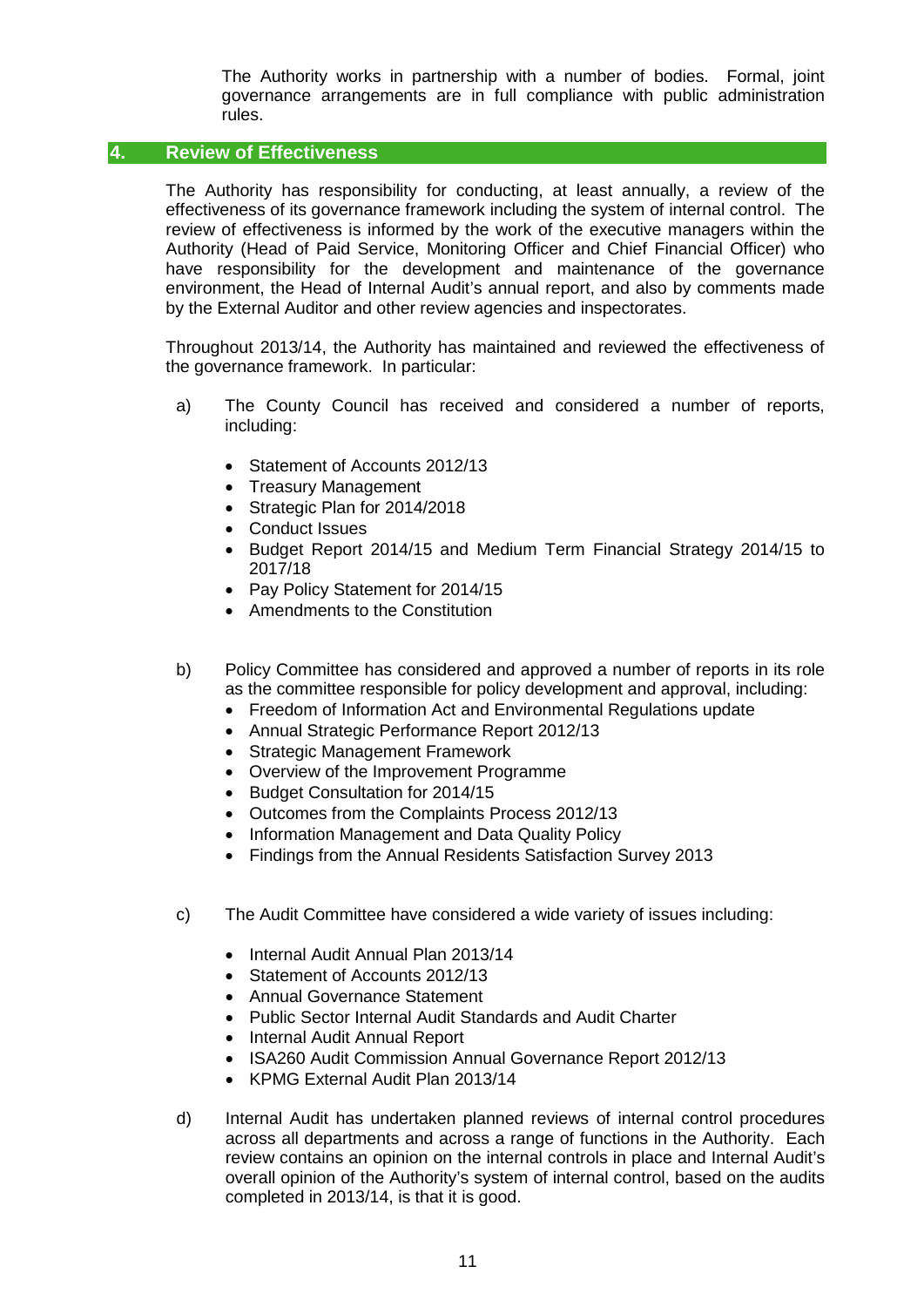The Authority works in partnership with a number of bodies. Formal, joint governance arrangements are in full compliance with public administration rules.

## 4. Review of Effectiveness

The Authority has responsibility for conducting, at least annually, a review of the effectiveness of its governance framework including the system of internal control. The review of effectiveness is informed by the work of the executive managers within the Authority (Head of Paid Service, Monitoring Officer and Chief Financial Officer) who have responsibility for the development and maintenance of the governance environment, the Head of Internal Audit's annual report, and also by comments made by the External Auditor and other review agencies and inspectorates.

Throughout 2013/14, the Authority has maintained and reviewed the effectiveness of the governance framework. In particular:

a) The County Council has received and considered a number of reports, including:

- Statement of Accounts 2012/13
- Treasury Management
- Strategic Plan for 2014/2018
- Conduct Issues
- Budget Report 2014/15 and Medium Term Financial Strategy 2014/15 to 2017/18
- Pay Policy Statement for 2014/15
- Amendments to the Constitution

b) Policy Committee has considered and approved a number of reports in its role as the committee responsible for policy development and approval, including:

- Freedom of Information Act and Environmental Regulations update
- Annual Strategic Performance Report 2012/13
- Strategic Management Framework
- Overview of the Improvement Programme
- Budget Consultation for 2014/15
- Outcomes from the Complaints Process 2012/13
- Information Management and Data Quality Policy
- Findings from the Annual Residents Satisfaction Survey 2013

c) The Audit Committee have considered a wide variety of issues including:

- Internal Audit Annual Plan 2013/14
- Statement of Accounts 2012/13
- Annual Governance Statement
- Public Sector Internal Audit Standards and Audit Charter
- Internal Audit Annual Report
- ISA260 Audit Commission Annual Governance Report 2012/13
- KPMG External Audit Plan 2013/14

d) Internal Audit has undertaken planned reviews of internal control procedures across all departments and across a range of functions in the Authority. Each review contains an opinion on the internal controls in place and Internal Audit's overall opinion of the Authority's system of internal control, based on the audits completed in 2013/14, is that it is good.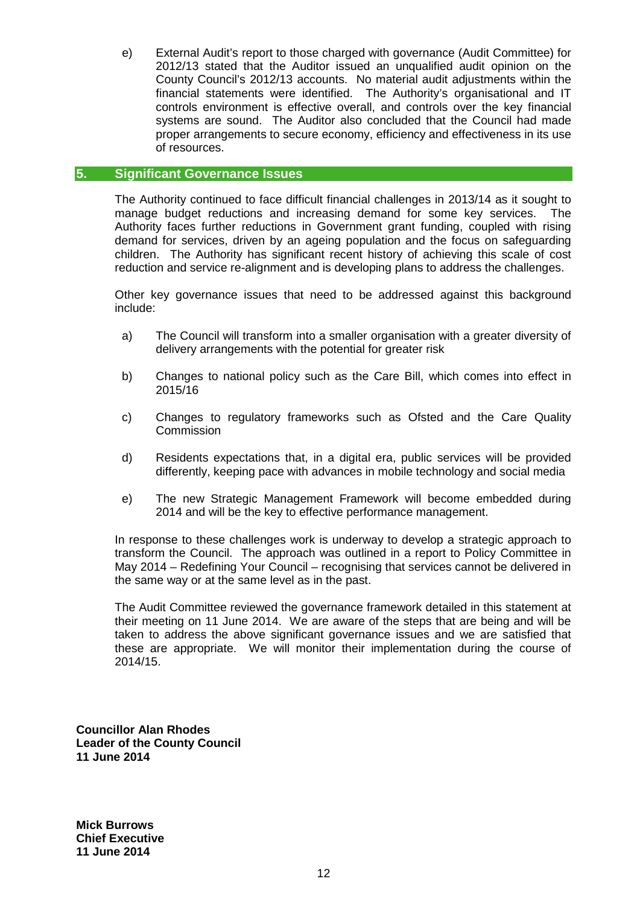e) External Audit's report to those charged with governance (Audit Committee) for 2012/13 stated that the Auditor issued an unqualified audit opinion on the County Council's 2012/13 accounts. No material audit adjustments within the financial statements were identified. The Authority's organisational and IT controls environment is effective overall, and controls over the key financial systems are sound. The Auditor also concluded that the Council had made proper arrangements to secure economy, efficiency and effectiveness in its use of resources.

## 5. Significant Governance Issues

The Authority continued to face difficult financial challenges in 2013/14 as it sought to manage budget reductions and increasing demand for some key services. The Authority faces further reductions in Government grant funding, coupled with rising demand for services, driven by an ageing population and the focus on safeguarding children. The Authority has significant recent history of achieving this scale of cost reduction and service re-alignment and is developing plans to address the challenges.

Other key governance issues that need to be addressed against this background include:

a) The Council will transform into a smaller organisation with a greater diversity of delivery arrangements with the potential for greater risk

b) Changes to national policy such as the Care Bill, which comes into effect in 2015/16

c) Changes to regulatory frameworks such as Ofsted and the Care Quality Commission

d) Residents expectations that, in a digital era, public services will be provided differently, keeping pace with advances in mobile technology and social media

e) The new Strategic Management Framework will become embedded during 2014 and will be the key to effective performance management.

In response to these challenges work is underway to develop a strategic approach to transform the Council. The approach was outlined in a report to Policy Committee in May 2014 – Redefining Your Council – recognising that services cannot be delivered in the same way or at the same level as in the past.

The Audit Committee reviewed the governance framework detailed in this statement at their meeting on 11 June 2014. We are aware of the steps that are being and will be taken to address the above significant governance issues and we are satisfied that these are appropriate. We will monitor their implementation during the course of 2014/15.

**Councillor Alan Rhodes**
**Leader of the County Council**
**11 June 2014**

**Mick Burrows**
**Chief Executive**
**11 June 2014**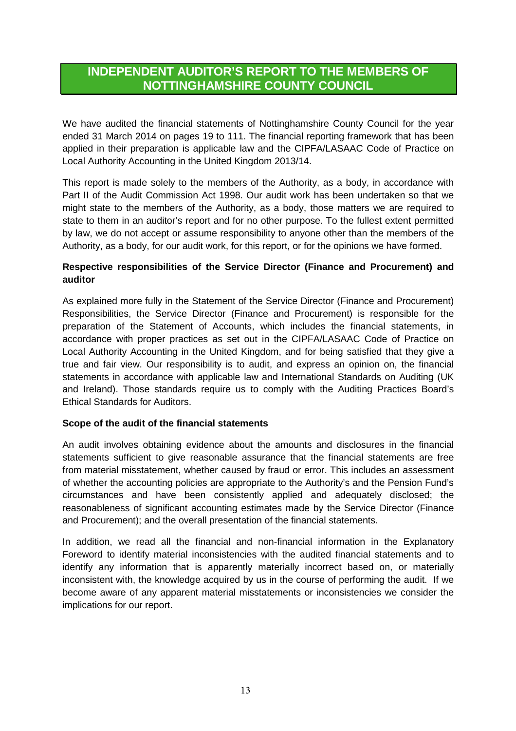# INDEPENDENT AUDITOR'S REPORT TO THE MEMBERS OF NOTTINGHAMSHIRE COUNTY COUNCIL

We have audited the financial statements of Nottinghamshire County Council for the year ended 31 March 2014 on pages 19 to 111. The financial reporting framework that has been applied in their preparation is applicable law and the CIPFA/LASAAC Code of Practice on Local Authority Accounting in the United Kingdom 2013/14.

This report is made solely to the members of the Authority, as a body, in accordance with Part II of the Audit Commission Act 1998. Our audit work has been undertaken so that we might state to the members of the Authority, as a body, those matters we are required to state to them in an auditor's report and for no other purpose. To the fullest extent permitted by law, we do not accept or assume responsibility to anyone other than the members of the Authority, as a body, for our audit work, for this report, or for the opinions we have formed.

**Respective responsibilities of the Service Director (Finance and Procurement) and auditor**

As explained more fully in the Statement of the Service Director (Finance and Procurement) Responsibilities, the Service Director (Finance and Procurement) is responsible for the preparation of the Statement of Accounts, which includes the financial statements, in accordance with proper practices as set out in the CIPFA/LASAAC Code of Practice on Local Authority Accounting in the United Kingdom, and for being satisfied that they give a true and fair view. Our responsibility is to audit, and express an opinion on, the financial statements in accordance with applicable law and International Standards on Auditing (UK and Ireland). Those standards require us to comply with the Auditing Practices Board's Ethical Standards for Auditors.

**Scope of the audit of the financial statements**

An audit involves obtaining evidence about the amounts and disclosures in the financial statements sufficient to give reasonable assurance that the financial statements are free from material misstatement, whether caused by fraud or error. This includes an assessment of whether the accounting policies are appropriate to the Authority's and the Pension Fund's circumstances and have been consistently applied and adequately disclosed; the reasonableness of significant accounting estimates made by the Service Director (Finance and Procurement); and the overall presentation of the financial statements.

In addition, we read all the financial and non-financial information in the Explanatory Foreword to identify material inconsistencies with the audited financial statements and to identify any information that is apparently materially incorrect based on, or materially inconsistent with, the knowledge acquired by us in the course of performing the audit. If we become aware of any apparent material misstatements or inconsistencies we consider the implications for our report.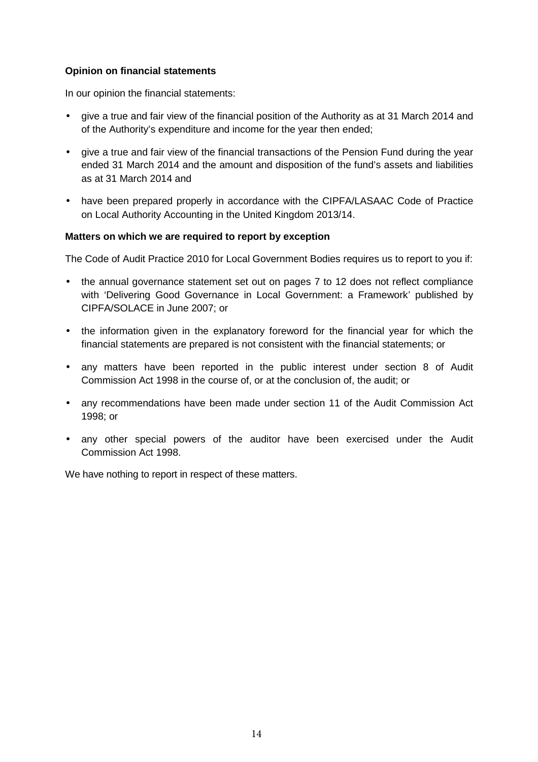**Opinion on financial statements**

In our opinion the financial statements:

- give a true and fair view of the financial position of the Authority as at 31 March 2014 and of the Authority's expenditure and income for the year then ended;
- give a true and fair view of the financial transactions of the Pension Fund during the year ended 31 March 2014 and the amount and disposition of the fund's assets and liabilities as at 31 March 2014 and
- have been prepared properly in accordance with the CIPFA/LASAAC Code of Practice on Local Authority Accounting in the United Kingdom 2013/14.

**Matters on which we are required to report by exception**

The Code of Audit Practice 2010 for Local Government Bodies requires us to report to you if:

- the annual governance statement set out on pages 7 to 12 does not reflect compliance with 'Delivering Good Governance in Local Government: a Framework' published by CIPFA/SOLACE in June 2007; or
- the information given in the explanatory foreword for the financial year for which the financial statements are prepared is not consistent with the financial statements; or
- any matters have been reported in the public interest under section 8 of Audit Commission Act 1998 in the course of, or at the conclusion of, the audit; or
- any recommendations have been made under section 11 of the Audit Commission Act 1998; or
- any other special powers of the auditor have been exercised under the Audit Commission Act 1998.

We have nothing to report in respect of these matters.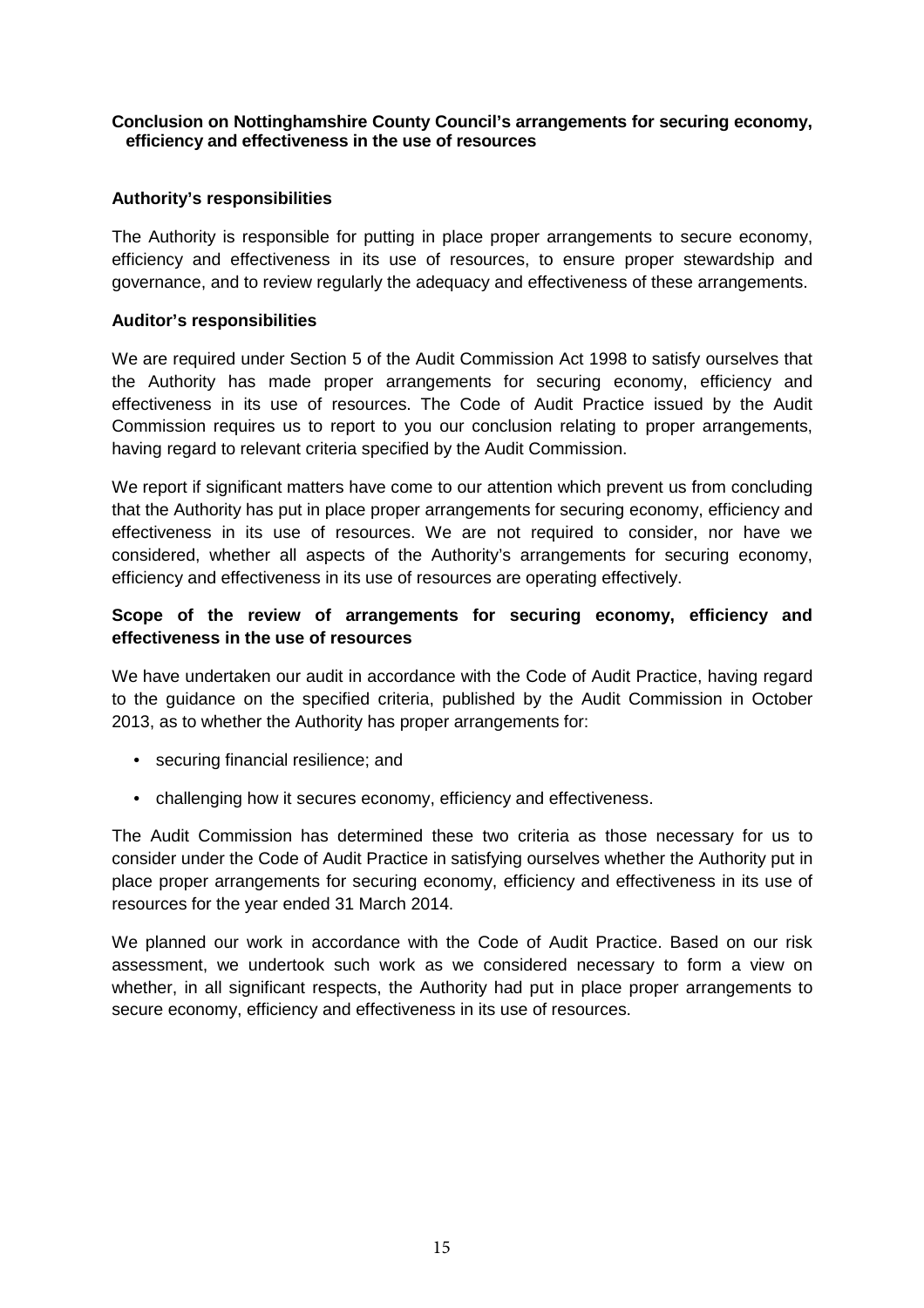## Conclusion on Nottinghamshire County Council's arrangements for securing economy, efficiency and effectiveness in the use of resources

### Authority's responsibilities

The Authority is responsible for putting in place proper arrangements to secure economy, efficiency and effectiveness in its use of resources, to ensure proper stewardship and governance, and to review regularly the adequacy and effectiveness of these arrangements.

### Auditor's responsibilities

We are required under Section 5 of the Audit Commission Act 1998 to satisfy ourselves that the Authority has made proper arrangements for securing economy, efficiency and effectiveness in its use of resources. The Code of Audit Practice issued by the Audit Commission requires us to report to you our conclusion relating to proper arrangements, having regard to relevant criteria specified by the Audit Commission.

We report if significant matters have come to our attention which prevent us from concluding that the Authority has put in place proper arrangements for securing economy, efficiency and effectiveness in its use of resources. We are not required to consider, nor have we considered, whether all aspects of the Authority's arrangements for securing economy, efficiency and effectiveness in its use of resources are operating effectively.

### Scope of the review of arrangements for securing economy, efficiency and effectiveness in the use of resources

We have undertaken our audit in accordance with the Code of Audit Practice, having regard to the guidance on the specified criteria, published by the Audit Commission in October 2013, as to whether the Authority has proper arrangements for:

- securing financial resilience; and
- challenging how it secures economy, efficiency and effectiveness.

The Audit Commission has determined these two criteria as those necessary for us to consider under the Code of Audit Practice in satisfying ourselves whether the Authority put in place proper arrangements for securing economy, efficiency and effectiveness in its use of resources for the year ended 31 March 2014.

We planned our work in accordance with the Code of Audit Practice. Based on our risk assessment, we undertook such work as we considered necessary to form a view on whether, in all significant respects, the Authority had put in place proper arrangements to secure economy, efficiency and effectiveness in its use of resources.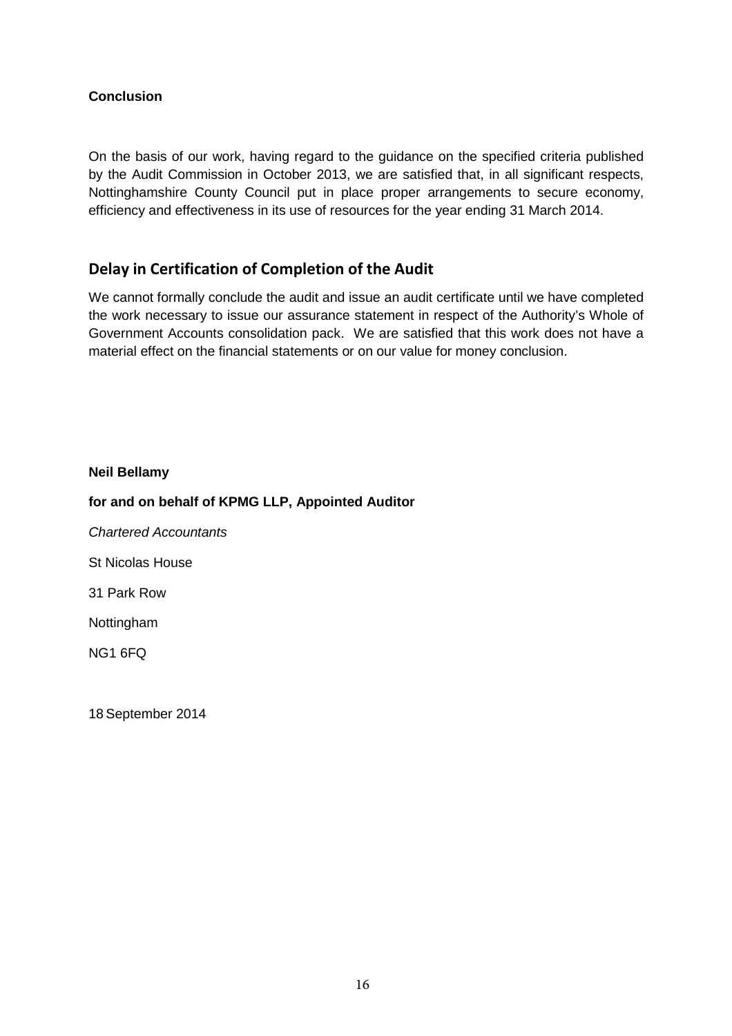**Conclusion**

On the basis of our work, having regard to the guidance on the specified criteria published by the Audit Commission in October 2013, we are satisfied that, in all significant respects, Nottinghamshire County Council put in place proper arrangements to secure economy, efficiency and effectiveness in its use of resources for the year ending 31 March 2014.

## Delay in Certification of Completion of the Audit

We cannot formally conclude the audit and issue an audit certificate until we have completed the work necessary to issue our assurance statement in respect of the Authority's Whole of Government Accounts consolidation pack. We are satisfied that this work does not have a material effect on the financial statements or on our value for money conclusion.

**Neil Bellamy**

**for and on behalf of KPMG LLP, Appointed Auditor**

*Chartered Accountants*

St Nicolas House

31 Park Row

Nottingham

NG1 6FQ

18 September 2014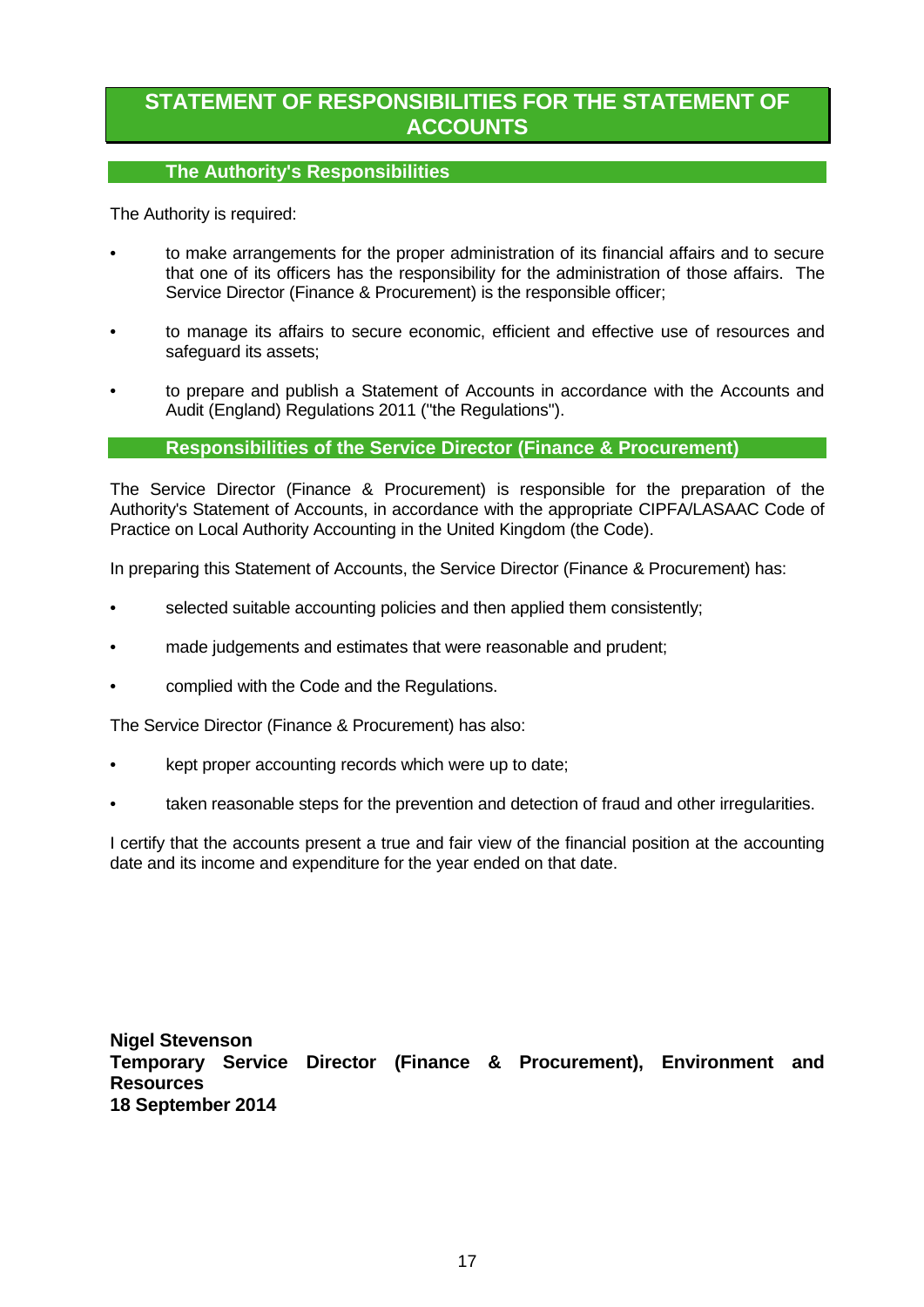# STATEMENT OF RESPONSIBILITIES FOR THE STATEMENT OF ACCOUNTS

## The Authority's Responsibilities

The Authority is required:

- to make arrangements for the proper administration of its financial affairs and to secure that one of its officers has the responsibility for the administration of those affairs. The Service Director (Finance & Procurement) is the responsible officer;
- to manage its affairs to secure economic, efficient and effective use of resources and safeguard its assets;
- to prepare and publish a Statement of Accounts in accordance with the Accounts and Audit (England) Regulations 2011 ("the Regulations").

## Responsibilities of the Service Director (Finance & Procurement)

The Service Director (Finance & Procurement) is responsible for the preparation of the Authority's Statement of Accounts, in accordance with the appropriate CIPFA/LASAAC Code of Practice on Local Authority Accounting in the United Kingdom (the Code).

In preparing this Statement of Accounts, the Service Director (Finance & Procurement) has:

- selected suitable accounting policies and then applied them consistently;
- made judgements and estimates that were reasonable and prudent;
- complied with the Code and the Regulations.

The Service Director (Finance & Procurement) has also:

- kept proper accounting records which were up to date;
- taken reasonable steps for the prevention and detection of fraud and other irregularities.

I certify that the accounts present a true and fair view of the financial position at the accounting date and its income and expenditure for the year ended on that date.

**Nigel Stevenson**
**Temporary Service Director (Finance & Procurement), Environment and Resources**
**18 September 2014**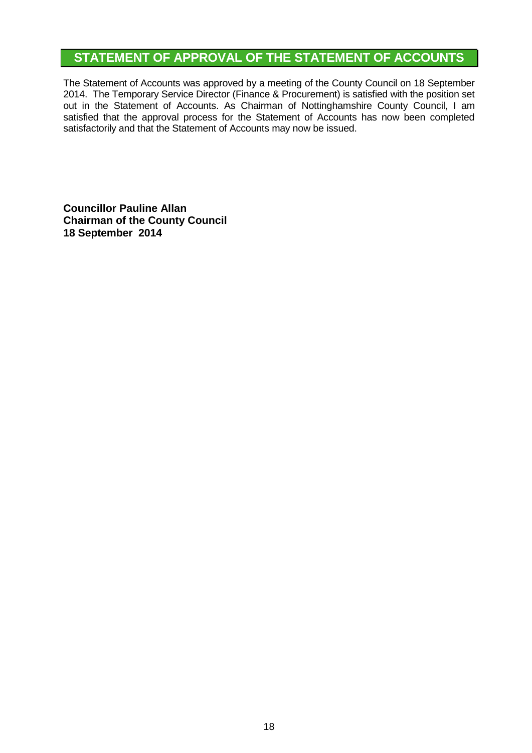# STATEMENT OF APPROVAL OF THE STATEMENT OF ACCOUNTS

The Statement of Accounts was approved by a meeting of the County Council on 18 September 2014. The Temporary Service Director (Finance & Procurement) is satisfied with the position set out in the Statement of Accounts. As Chairman of Nottinghamshire County Council, I am satisfied that the approval process for the Statement of Accounts has now been completed satisfactorily and that the Statement of Accounts may now be issued.

**Councillor Pauline Allan**
**Chairman of the County Council**
**18 September 2014**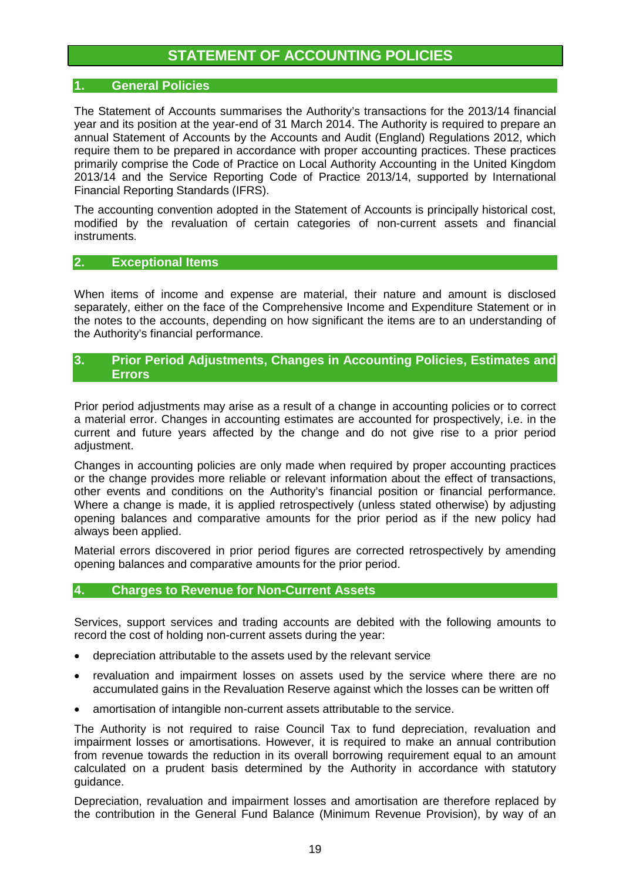# STATEMENT OF ACCOUNTING POLICIES

## 1. General Policies

The Statement of Accounts summarises the Authority's transactions for the 2013/14 financial year and its position at the year-end of 31 March 2014. The Authority is required to prepare an annual Statement of Accounts by the Accounts and Audit (England) Regulations 2012, which require them to be prepared in accordance with proper accounting practices. These practices primarily comprise the Code of Practice on Local Authority Accounting in the United Kingdom 2013/14 and the Service Reporting Code of Practice 2013/14, supported by International Financial Reporting Standards (IFRS).

The accounting convention adopted in the Statement of Accounts is principally historical cost, modified by the revaluation of certain categories of non-current assets and financial instruments.

## 2. Exceptional Items

When items of income and expense are material, their nature and amount is disclosed separately, either on the face of the Comprehensive Income and Expenditure Statement or in the notes to the accounts, depending on how significant the items are to an understanding of the Authority's financial performance.

## 3. Prior Period Adjustments, Changes in Accounting Policies, Estimates and Errors

Prior period adjustments may arise as a result of a change in accounting policies or to correct a material error. Changes in accounting estimates are accounted for prospectively, i.e. in the current and future years affected by the change and do not give rise to a prior period adjustment.

Changes in accounting policies are only made when required by proper accounting practices or the change provides more reliable or relevant information about the effect of transactions, other events and conditions on the Authority's financial position or financial performance. Where a change is made, it is applied retrospectively (unless stated otherwise) by adjusting opening balances and comparative amounts for the prior period as if the new policy had always been applied.

Material errors discovered in prior period figures are corrected retrospectively by amending opening balances and comparative amounts for the prior period.

## 4. Charges to Revenue for Non-Current Assets

Services, support services and trading accounts are debited with the following amounts to record the cost of holding non-current assets during the year:

- depreciation attributable to the assets used by the relevant service
- revaluation and impairment losses on assets used by the service where there are no accumulated gains in the Revaluation Reserve against which the losses can be written off
- amortisation of intangible non-current assets attributable to the service.

The Authority is not required to raise Council Tax to fund depreciation, revaluation and impairment losses or amortisations. However, it is required to make an annual contribution from revenue towards the reduction in its overall borrowing requirement equal to an amount calculated on a prudent basis determined by the Authority in accordance with statutory guidance.

Depreciation, revaluation and impairment losses and amortisation are therefore replaced by the contribution in the General Fund Balance (Minimum Revenue Provision), by way of an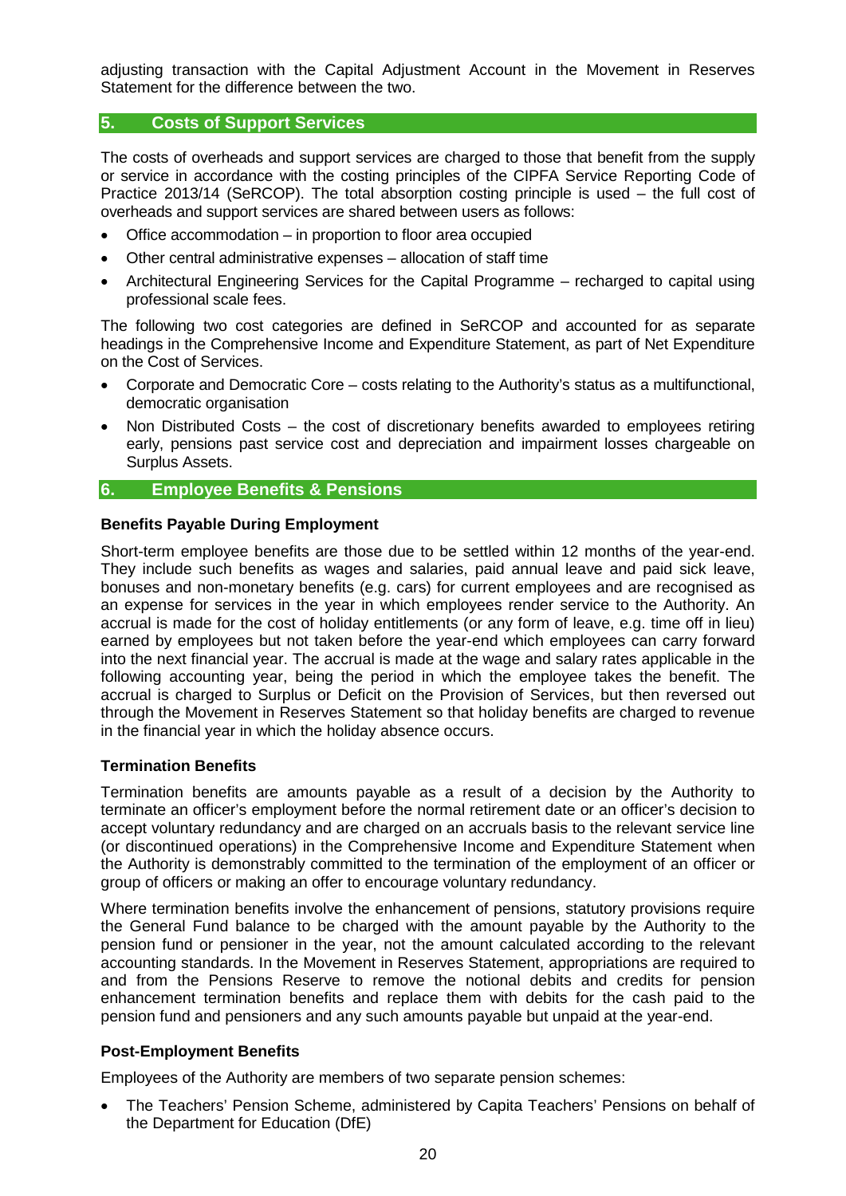adjusting transaction with the Capital Adjustment Account in the Movement in Reserves Statement for the difference between the two.

## 5. Costs of Support Services

The costs of overheads and support services are charged to those that benefit from the supply or service in accordance with the costing principles of the CIPFA Service Reporting Code of Practice 2013/14 (SeRCOP). The total absorption costing principle is used – the full cost of overheads and support services are shared between users as follows:

- Office accommodation – in proportion to floor area occupied
- Other central administrative expenses – allocation of staff time
- Architectural Engineering Services for the Capital Programme – recharged to capital using professional scale fees.

The following two cost categories are defined in SeRCOP and accounted for as separate headings in the Comprehensive Income and Expenditure Statement, as part of Net Expenditure on the Cost of Services.

- Corporate and Democratic Core – costs relating to the Authority's status as a multifunctional, democratic organisation
- Non Distributed Costs – the cost of discretionary benefits awarded to employees retiring early, pensions past service cost and depreciation and impairment losses chargeable on Surplus Assets.

## 6. Employee Benefits & Pensions

### Benefits Payable During Employment

Short-term employee benefits are those due to be settled within 12 months of the year-end. They include such benefits as wages and salaries, paid annual leave and paid sick leave, bonuses and non-monetary benefits (e.g. cars) for current employees and are recognised as an expense for services in the year in which employees render service to the Authority. An accrual is made for the cost of holiday entitlements (or any form of leave, e.g. time off in lieu) earned by employees but not taken before the year-end which employees can carry forward into the next financial year. The accrual is made at the wage and salary rates applicable in the following accounting year, being the period in which the employee takes the benefit. The accrual is charged to Surplus or Deficit on the Provision of Services, but then reversed out through the Movement in Reserves Statement so that holiday benefits are charged to revenue in the financial year in which the holiday absence occurs.

### Termination Benefits

Termination benefits are amounts payable as a result of a decision by the Authority to terminate an officer's employment before the normal retirement date or an officer's decision to accept voluntary redundancy and are charged on an accruals basis to the relevant service line (or discontinued operations) in the Comprehensive Income and Expenditure Statement when the Authority is demonstrably committed to the termination of the employment of an officer or group of officers or making an offer to encourage voluntary redundancy.

Where termination benefits involve the enhancement of pensions, statutory provisions require the General Fund balance to be charged with the amount payable by the Authority to the pension fund or pensioner in the year, not the amount calculated according to the relevant accounting standards. In the Movement in Reserves Statement, appropriations are required to and from the Pensions Reserve to remove the notional debits and credits for pension enhancement termination benefits and replace them with debits for the cash paid to the pension fund and pensioners and any such amounts payable but unpaid at the year-end.

### Post-Employment Benefits

Employees of the Authority are members of two separate pension schemes:

- The Teachers' Pension Scheme, administered by Capita Teachers' Pensions on behalf of the Department for Education (DfE)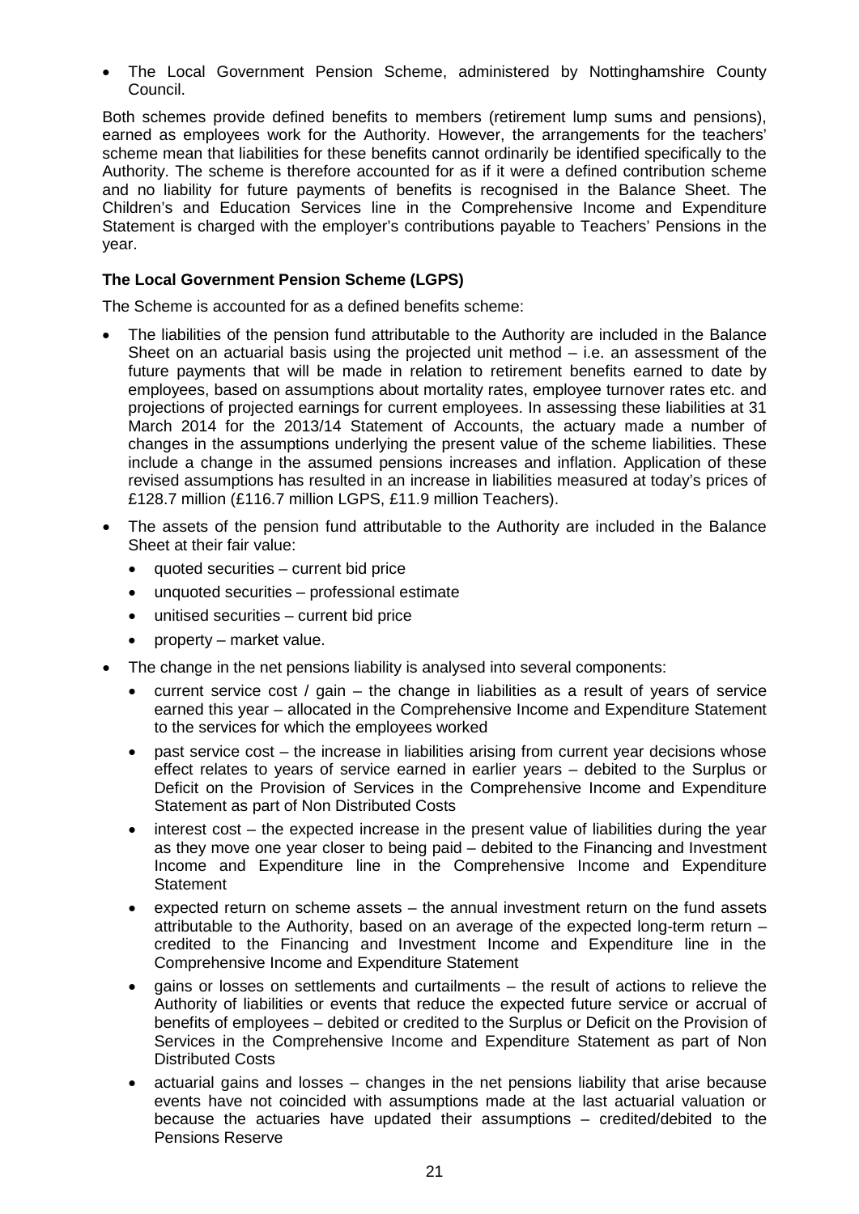- The Local Government Pension Scheme, administered by Nottinghamshire County Council.

Both schemes provide defined benefits to members (retirement lump sums and pensions), earned as employees work for the Authority. However, the arrangements for the teachers' scheme mean that liabilities for these benefits cannot ordinarily be identified specifically to the Authority. The scheme is therefore accounted for as if it were a defined contribution scheme and no liability for future payments of benefits is recognised in the Balance Sheet. The Children's and Education Services line in the Comprehensive Income and Expenditure Statement is charged with the employer's contributions payable to Teachers' Pensions in the year.

**The Local Government Pension Scheme (LGPS)**

The Scheme is accounted for as a defined benefits scheme:

- The liabilities of the pension fund attributable to the Authority are included in the Balance Sheet on an actuarial basis using the projected unit method – i.e. an assessment of the future payments that will be made in relation to retirement benefits earned to date by employees, based on assumptions about mortality rates, employee turnover rates etc. and projections of projected earnings for current employees. In assessing these liabilities at 31 March 2014 for the 2013/14 Statement of Accounts, the actuary made a number of changes in the assumptions underlying the present value of the scheme liabilities. These include a change in the assumed pensions increases and inflation. Application of these revised assumptions has resulted in an increase in liabilities measured at today's prices of £128.7 million (£116.7 million LGPS, £11.9 million Teachers).
- The assets of the pension fund attributable to the Authority are included in the Balance Sheet at their fair value:
  - quoted securities – current bid price
  - unquoted securities – professional estimate
  - unitised securities – current bid price
  - property – market value.
- The change in the net pensions liability is analysed into several components:
  - current service cost / gain – the change in liabilities as a result of years of service earned this year – allocated in the Comprehensive Income and Expenditure Statement to the services for which the employees worked
  - past service cost – the increase in liabilities arising from current year decisions whose effect relates to years of service earned in earlier years – debited to the Surplus or Deficit on the Provision of Services in the Comprehensive Income and Expenditure Statement as part of Non Distributed Costs
  - interest cost – the expected increase in the present value of liabilities during the year as they move one year closer to being paid – debited to the Financing and Investment Income and Expenditure line in the Comprehensive Income and Expenditure Statement
  - expected return on scheme assets – the annual investment return on the fund assets attributable to the Authority, based on an average of the expected long-term return – credited to the Financing and Investment Income and Expenditure line in the Comprehensive Income and Expenditure Statement
  - gains or losses on settlements and curtailments – the result of actions to relieve the Authority of liabilities or events that reduce the expected future service or accrual of benefits of employees – debited or credited to the Surplus or Deficit on the Provision of Services in the Comprehensive Income and Expenditure Statement as part of Non Distributed Costs
  - actuarial gains and losses – changes in the net pensions liability that arise because events have not coincided with assumptions made at the last actuarial valuation or because the actuaries have updated their assumptions – credited/debited to the Pensions Reserve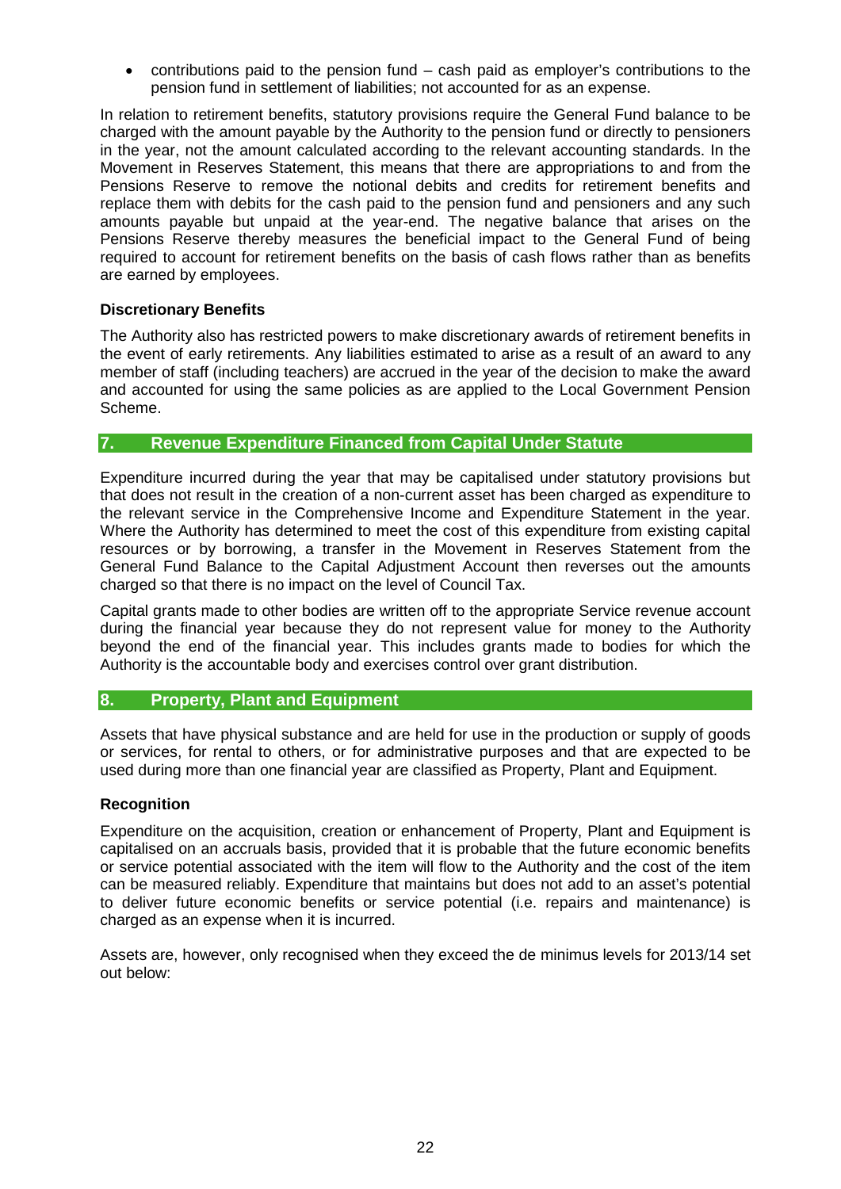- contributions paid to the pension fund – cash paid as employer's contributions to the pension fund in settlement of liabilities; not accounted for as an expense.

In relation to retirement benefits, statutory provisions require the General Fund balance to be charged with the amount payable by the Authority to the pension fund or directly to pensioners in the year, not the amount calculated according to the relevant accounting standards. In the Movement in Reserves Statement, this means that there are appropriations to and from the Pensions Reserve to remove the notional debits and credits for retirement benefits and replace them with debits for the cash paid to the pension fund and pensioners and any such amounts payable but unpaid at the year-end. The negative balance that arises on the Pensions Reserve thereby measures the beneficial impact to the General Fund of being required to account for retirement benefits on the basis of cash flows rather than as benefits are earned by employees.

**Discretionary Benefits**

The Authority also has restricted powers to make discretionary awards of retirement benefits in the event of early retirements. Any liabilities estimated to arise as a result of an award to any member of staff (including teachers) are accrued in the year of the decision to make the award and accounted for using the same policies as are applied to the Local Government Pension Scheme.

## 7. Revenue Expenditure Financed from Capital Under Statute

Expenditure incurred during the year that may be capitalised under statutory provisions but that does not result in the creation of a non-current asset has been charged as expenditure to the relevant service in the Comprehensive Income and Expenditure Statement in the year. Where the Authority has determined to meet the cost of this expenditure from existing capital resources or by borrowing, a transfer in the Movement in Reserves Statement from the General Fund Balance to the Capital Adjustment Account then reverses out the amounts charged so that there is no impact on the level of Council Tax.

Capital grants made to other bodies are written off to the appropriate Service revenue account during the financial year because they do not represent value for money to the Authority beyond the end of the financial year. This includes grants made to bodies for which the Authority is the accountable body and exercises control over grant distribution.

## 8. Property, Plant and Equipment

Assets that have physical substance and are held for use in the production or supply of goods or services, for rental to others, or for administrative purposes and that are expected to be used during more than one financial year are classified as Property, Plant and Equipment.

**Recognition**

Expenditure on the acquisition, creation or enhancement of Property, Plant and Equipment is capitalised on an accruals basis, provided that it is probable that the future economic benefits or service potential associated with the item will flow to the Authority and the cost of the item can be measured reliably. Expenditure that maintains but does not add to an asset's potential to deliver future economic benefits or service potential (i.e. repairs and maintenance) is charged as an expense when it is incurred.

Assets are, however, only recognised when they exceed the de minimus levels for 2013/14 set out below: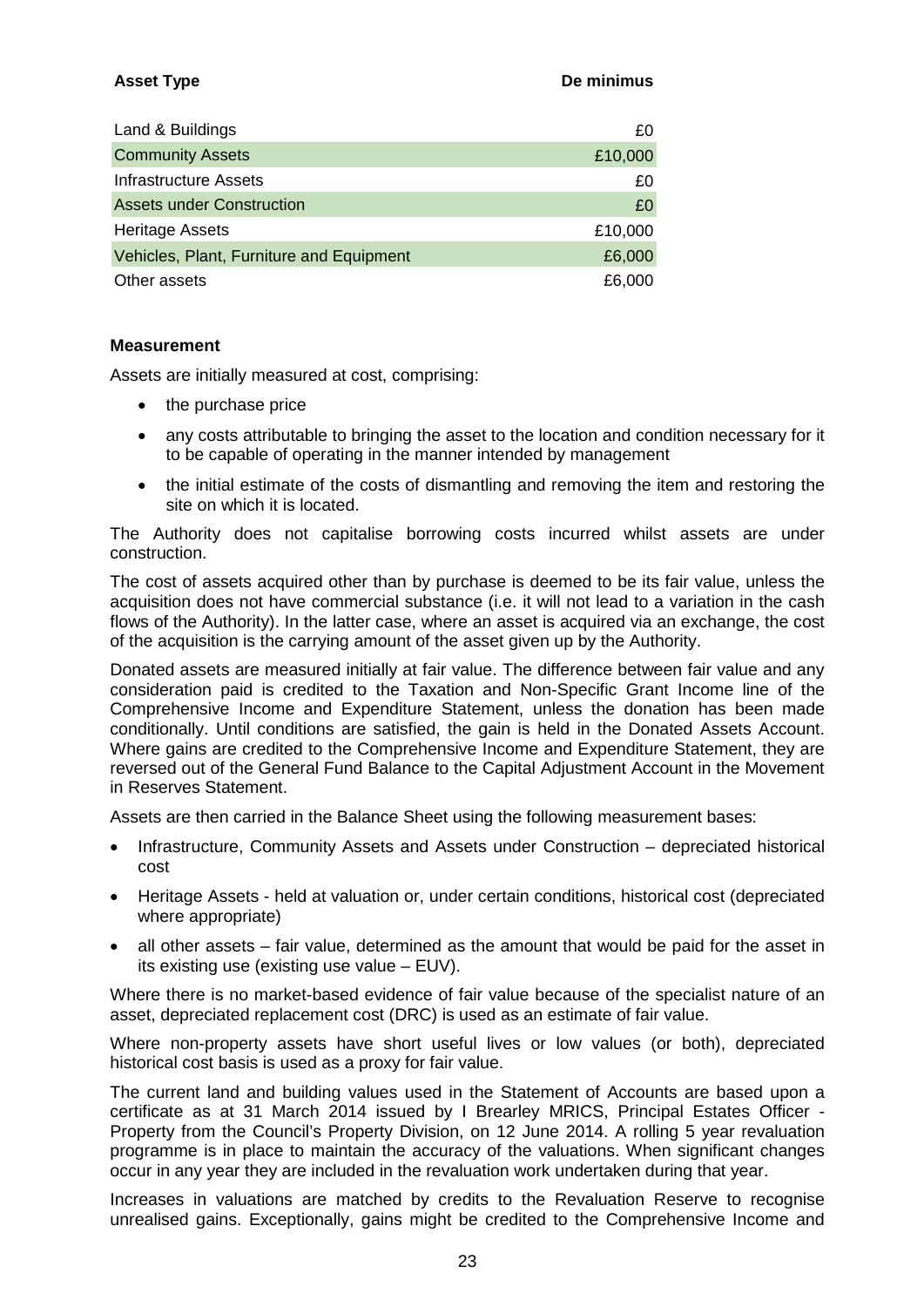| Asset Type | De minimus |
| --- | --- |
| Land & Buildings | £0 |
| Community Assets | £10,000 |
| Infrastructure Assets | £0 |
| Assets under Construction | £0 |
| Heritage Assets | £10,000 |
| Vehicles, Plant, Furniture and Equipment | £6,000 |
| Other assets | £6,000 |

**Measurement**

Assets are initially measured at cost, comprising:

- the purchase price
- any costs attributable to bringing the asset to the location and condition necessary for it to be capable of operating in the manner intended by management
- the initial estimate of the costs of dismantling and removing the item and restoring the site on which it is located.

The Authority does not capitalise borrowing costs incurred whilst assets are under construction.

The cost of assets acquired other than by purchase is deemed to be its fair value, unless the acquisition does not have commercial substance (i.e. it will not lead to a variation in the cash flows of the Authority). In the latter case, where an asset is acquired via an exchange, the cost of the acquisition is the carrying amount of the asset given up by the Authority.

Donated assets are measured initially at fair value. The difference between fair value and any consideration paid is credited to the Taxation and Non-Specific Grant Income line of the Comprehensive Income and Expenditure Statement, unless the donation has been made conditionally. Until conditions are satisfied, the gain is held in the Donated Assets Account. Where gains are credited to the Comprehensive Income and Expenditure Statement, they are reversed out of the General Fund Balance to the Capital Adjustment Account in the Movement in Reserves Statement.

Assets are then carried in the Balance Sheet using the following measurement bases:

- Infrastructure, Community Assets and Assets under Construction – depreciated historical cost
- Heritage Assets - held at valuation or, under certain conditions, historical cost (depreciated where appropriate)
- all other assets – fair value, determined as the amount that would be paid for the asset in its existing use (existing use value – EUV).

Where there is no market-based evidence of fair value because of the specialist nature of an asset, depreciated replacement cost (DRC) is used as an estimate of fair value.

Where non-property assets have short useful lives or low values (or both), depreciated historical cost basis is used as a proxy for fair value.

The current land and building values used in the Statement of Accounts are based upon a certificate as at 31 March 2014 issued by I Brearley MRICS, Principal Estates Officer - Property from the Council's Property Division, on 12 June 2014. A rolling 5 year revaluation programme is in place to maintain the accuracy of the valuations. When significant changes occur in any year they are included in the revaluation work undertaken during that year.

Increases in valuations are matched by credits to the Revaluation Reserve to recognise unrealised gains. Exceptionally, gains might be credited to the Comprehensive Income and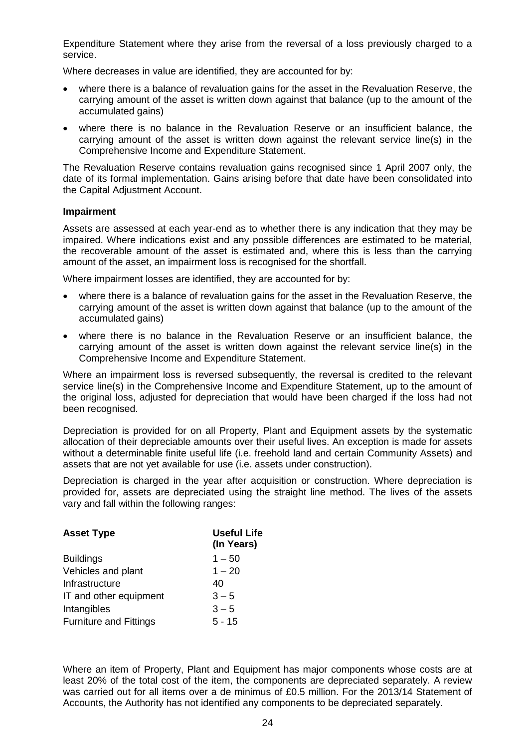Expenditure Statement where they arise from the reversal of a loss previously charged to a service.

Where decreases in value are identified, they are accounted for by:

- where there is a balance of revaluation gains for the asset in the Revaluation Reserve, the carrying amount of the asset is written down against that balance (up to the amount of the accumulated gains)
- where there is no balance in the Revaluation Reserve or an insufficient balance, the carrying amount of the asset is written down against the relevant service line(s) in the Comprehensive Income and Expenditure Statement.

The Revaluation Reserve contains revaluation gains recognised since 1 April 2007 only, the date of its formal implementation. Gains arising before that date have been consolidated into the Capital Adjustment Account.

**Impairment**

Assets are assessed at each year-end as to whether there is any indication that they may be impaired. Where indications exist and any possible differences are estimated to be material, the recoverable amount of the asset is estimated and, where this is less than the carrying amount of the asset, an impairment loss is recognised for the shortfall.

Where impairment losses are identified, they are accounted for by:

- where there is a balance of revaluation gains for the asset in the Revaluation Reserve, the carrying amount of the asset is written down against that balance (up to the amount of the accumulated gains)
- where there is no balance in the Revaluation Reserve or an insufficient balance, the carrying amount of the asset is written down against the relevant service line(s) in the Comprehensive Income and Expenditure Statement.

Where an impairment loss is reversed subsequently, the reversal is credited to the relevant service line(s) in the Comprehensive Income and Expenditure Statement, up to the amount of the original loss, adjusted for depreciation that would have been charged if the loss had not been recognised.

Depreciation is provided for on all Property, Plant and Equipment assets by the systematic allocation of their depreciable amounts over their useful lives. An exception is made for assets without a determinable finite useful life (i.e. freehold land and certain Community Assets) and assets that are not yet available for use (i.e. assets under construction).

Depreciation is charged in the year after acquisition or construction. Where depreciation is provided for, assets are depreciated using the straight line method. The lives of the assets vary and fall within the following ranges:

| **Asset Type** | **Useful Life (In Years)** |
|---|---|
| Buildings | 1 – 50 |
| Vehicles and plant | 1 – 20 |
| Infrastructure | 40 |
| IT and other equipment | 3 – 5 |
| Intangibles | 3 – 5 |
| Furniture and Fittings | 5 - 15 |

Where an item of Property, Plant and Equipment has major components whose costs are at least 20% of the total cost of the item, the components are depreciated separately. A review was carried out for all items over a de minimus of £0.5 million. For the 2013/14 Statement of Accounts, the Authority has not identified any components to be depreciated separately.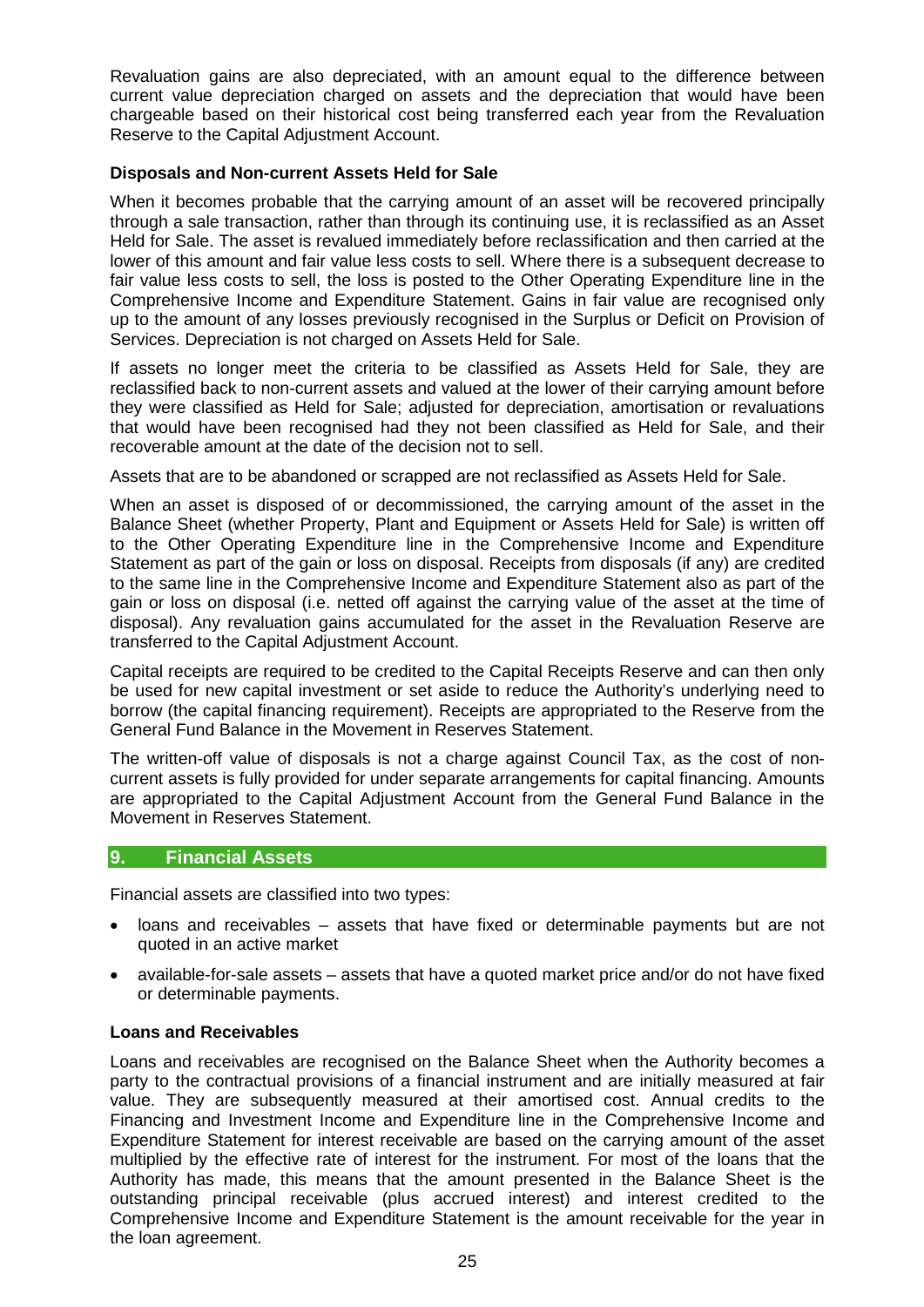Revaluation gains are also depreciated, with an amount equal to the difference between current value depreciation charged on assets and the depreciation that would have been chargeable based on their historical cost being transferred each year from the Revaluation Reserve to the Capital Adjustment Account.

**Disposals and Non-current Assets Held for Sale**

When it becomes probable that the carrying amount of an asset will be recovered principally through a sale transaction, rather than through its continuing use, it is reclassified as an Asset Held for Sale. The asset is revalued immediately before reclassification and then carried at the lower of this amount and fair value less costs to sell. Where there is a subsequent decrease to fair value less costs to sell, the loss is posted to the Other Operating Expenditure line in the Comprehensive Income and Expenditure Statement. Gains in fair value are recognised only up to the amount of any losses previously recognised in the Surplus or Deficit on Provision of Services. Depreciation is not charged on Assets Held for Sale.

If assets no longer meet the criteria to be classified as Assets Held for Sale, they are reclassified back to non-current assets and valued at the lower of their carrying amount before they were classified as Held for Sale; adjusted for depreciation, amortisation or revaluations that would have been recognised had they not been classified as Held for Sale, and their recoverable amount at the date of the decision not to sell.

Assets that are to be abandoned or scrapped are not reclassified as Assets Held for Sale.

When an asset is disposed of or decommissioned, the carrying amount of the asset in the Balance Sheet (whether Property, Plant and Equipment or Assets Held for Sale) is written off to the Other Operating Expenditure line in the Comprehensive Income and Expenditure Statement as part of the gain or loss on disposal. Receipts from disposals (if any) are credited to the same line in the Comprehensive Income and Expenditure Statement also as part of the gain or loss on disposal (i.e. netted off against the carrying value of the asset at the time of disposal). Any revaluation gains accumulated for the asset in the Revaluation Reserve are transferred to the Capital Adjustment Account.

Capital receipts are required to be credited to the Capital Receipts Reserve and can then only be used for new capital investment or set aside to reduce the Authority's underlying need to borrow (the capital financing requirement). Receipts are appropriated to the Reserve from the General Fund Balance in the Movement in Reserves Statement.

The written-off value of disposals is not a charge against Council Tax, as the cost of non-current assets is fully provided for under separate arrangements for capital financing. Amounts are appropriated to the Capital Adjustment Account from the General Fund Balance in the Movement in Reserves Statement.

## 9. Financial Assets

Financial assets are classified into two types:

- loans and receivables – assets that have fixed or determinable payments but are not quoted in an active market
- available-for-sale assets – assets that have a quoted market price and/or do not have fixed or determinable payments.

**Loans and Receivables**

Loans and receivables are recognised on the Balance Sheet when the Authority becomes a party to the contractual provisions of a financial instrument and are initially measured at fair value. They are subsequently measured at their amortised cost. Annual credits to the Financing and Investment Income and Expenditure line in the Comprehensive Income and Expenditure Statement for interest receivable are based on the carrying amount of the asset multiplied by the effective rate of interest for the instrument. For most of the loans that the Authority has, this means that the amount presented in the Balance Sheet is the outstanding principal receivable (plus accrued interest) and interest credited to the Comprehensive Income and Expenditure Statement is the amount receivable for the year in the loan agreement.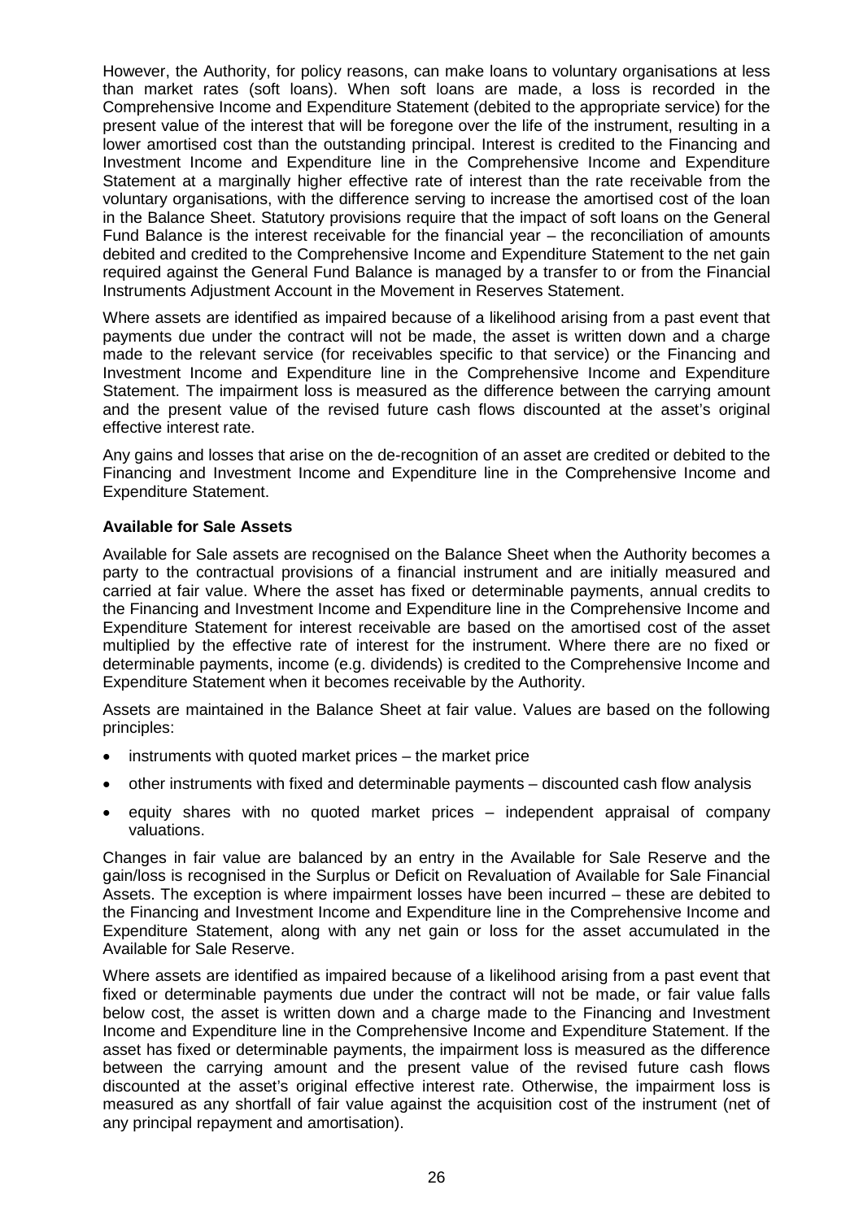However, the Authority, for policy reasons, can make loans to voluntary organisations at less than market rates (soft loans). When soft loans are made, a loss is recorded in the Comprehensive Income and Expenditure Statement (debited to the appropriate service) for the present value of the interest that will be foregone over the life of the instrument, resulting in a lower amortised cost than the outstanding principal. Interest is credited to the Financing and Investment Income and Expenditure line in the Comprehensive Income and Expenditure Statement at a marginally higher effective rate of interest than the rate receivable from the voluntary organisations, with the difference serving to increase the amortised cost of the loan in the Balance Sheet. Statutory provisions require that the impact of soft loans on the General Fund Balance is the interest receivable for the financial year – the reconciliation of amounts debited and credited to the Comprehensive Income and Expenditure Statement to the net gain required against the General Fund Balance is managed by a transfer to or from the Financial Instruments Adjustment Account in the Movement in Reserves Statement.

Where assets are identified as impaired because of a likelihood arising from a past event that payments due under the contract will not be made, the asset is written down and a charge made to the relevant service (for receivables specific to that service) or the Financing and Investment Income and Expenditure line in the Comprehensive Income and Expenditure Statement. The impairment loss is measured as the difference between the carrying amount and the present value of the revised future cash flows discounted at the asset's original effective interest rate.

Any gains and losses that arise on the de-recognition of an asset are credited or debited to the Financing and Investment Income and Expenditure line in the Comprehensive Income and Expenditure Statement.

**Available for Sale Assets**

Available for Sale assets are recognised on the Balance Sheet when the Authority becomes a party to the contractual provisions of a financial instrument and are initially measured and carried at fair value. Where the asset has fixed or determinable payments, annual credits to the Financing and Investment Income and Expenditure line in the Comprehensive Income and Expenditure Statement for interest receivable are based on the amortised cost of the asset multiplied by the effective rate of interest for the instrument. Where there are no fixed or determinable payments, income (e.g. dividends) is credited to the Comprehensive Income and Expenditure Statement when it becomes receivable by the Authority.

Assets are maintained in the Balance Sheet at fair value. Values are based on the following principles:

- instruments with quoted market prices – the market price
- other instruments with fixed and determinable payments – discounted cash flow analysis
- equity shares with no quoted market prices – independent appraisal of company valuations.

Changes in fair value are balanced by an entry in the Available for Sale Reserve and the gain/loss is recognised in the Surplus or Deficit on Revaluation of Available for Sale Financial Assets. The exception is where impairment losses have been incurred – these are debited to the Financing and Investment Income and Expenditure line in the Comprehensive Income and Expenditure Statement, along with any net gain or loss for the asset accumulated in the Available for Sale Reserve.

Where assets are identified as impaired because of a likelihood arising from a past event that fixed or determinable payments due under the contract will not be made, or fair value falls below cost, the asset is written down and a charge made to the Financing and Investment Income and Expenditure line in the Comprehensive Income and Expenditure Statement. If the asset has fixed or determinable payments, the impairment loss is measured as the difference between the carrying amount and the present value of the revised future cash flows discounted at the asset's original effective interest rate. Otherwise, the impairment loss is measured as any shortfall of fair value against the acquisition cost of the instrument (net of any principal repayment and amortisation).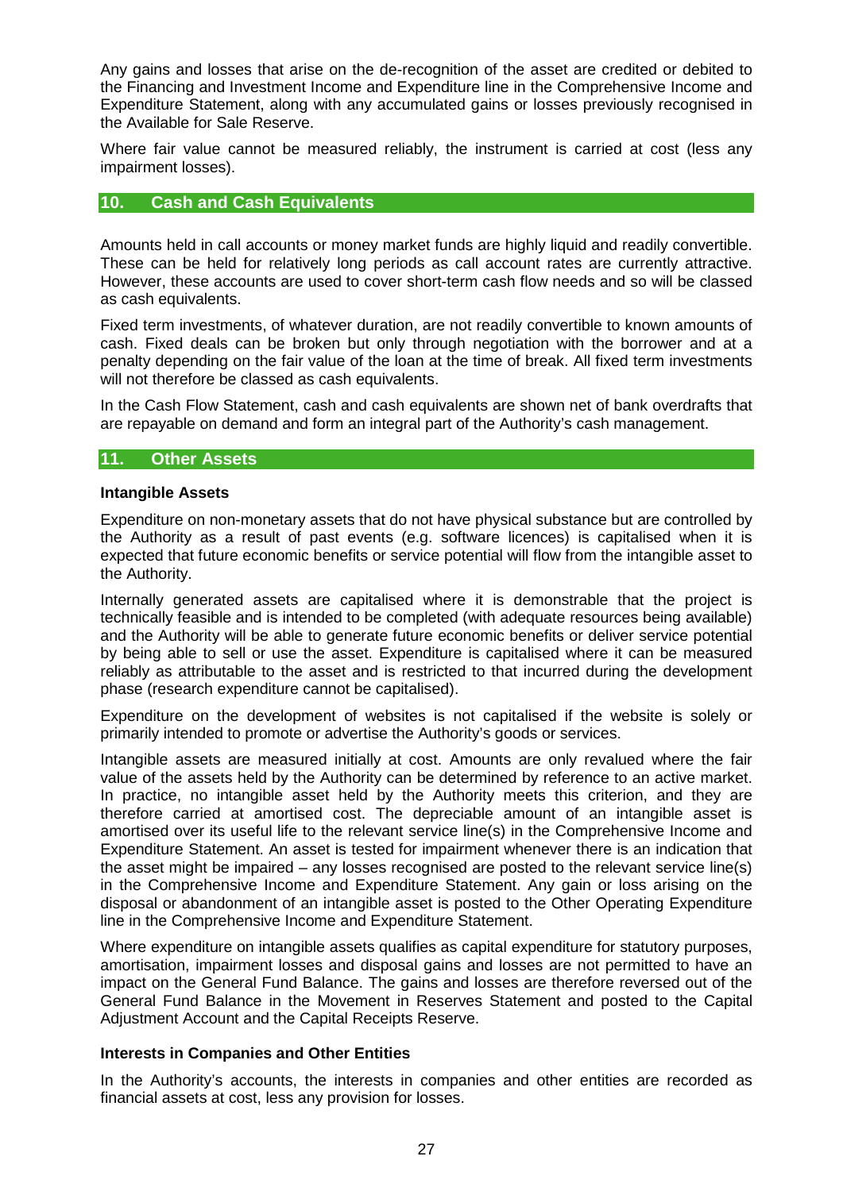Any gains and losses that arise on the de-recognition of the asset are credited or debited to the Financing and Investment Income and Expenditure line in the Comprehensive Income and Expenditure Statement, along with any accumulated gains or losses previously recognised in the Available for Sale Reserve.

Where fair value cannot be measured reliably, the instrument is carried at cost (less any impairment losses).

## 10. Cash and Cash Equivalents

Amounts held in call accounts or money market funds are highly liquid and readily convertible. These can be held for relatively long periods as call account rates are currently attractive. However, these accounts are used to cover short-term cash flow needs and so will be classed as cash equivalents.

Fixed term investments, of whatever duration, are not readily convertible to known amounts of cash. Fixed deals can be broken but only through negotiation with the borrower and at a penalty depending on the fair value of the loan at the time of break. All fixed term investments will not therefore be classed as cash equivalents.

In the Cash Flow Statement, cash and cash equivalents are shown net of bank overdrafts that are repayable on demand and form an integral part of the Authority's cash management.

## 11. Other Assets

**Intangible Assets**

Expenditure on non-monetary assets that do not have physical substance but are controlled by the Authority as a result of past events (e.g. software licences) is capitalised when it is expected that future economic benefits or service potential will flow from the intangible asset to the Authority.

Internally generated assets are capitalised where it is demonstrable that the project is technically feasible and is intended to be completed (with adequate resources being available) and the Authority will be able to generate future economic benefits or deliver service potential by being able to sell or use the asset. Expenditure is capitalised where it can be measured reliably as attributable to the asset and is restricted to that incurred during the development phase (research expenditure cannot be capitalised).

Expenditure on the development of websites is not capitalised if the website is solely or primarily intended to promote or advertise the Authority's goods or services.

Intangible assets are measured initially at cost. Amounts are only revalued where the fair value of the assets held by the Authority can be determined by reference to an active market. In practice, no intangible asset held by the Authority meets this criterion, and they are therefore carried at amortised cost. The depreciable amount of an intangible asset is amortised over its useful life to the relevant service line(s) in the Comprehensive Income and Expenditure Statement. An asset is tested for impairment whenever there is an indication that the asset might be impaired – any losses recognised are posted to the relevant service line(s) in the Comprehensive Income and Expenditure Statement. Any gain or loss arising on the disposal or abandonment of an intangible asset is posted to the Other Operating Expenditure line in the Comprehensive Income and Expenditure Statement.

Where expenditure on intangible assets qualifies as capital expenditure for statutory purposes, amortisation, impairment losses and disposal gains and losses are not permitted to have an impact on the General Fund Balance. The gains and losses are therefore reversed out of the General Fund Balance in the Movement in Reserves Statement and posted to the Capital Adjustment Account and the Capital Receipts Reserve.

**Interests in Companies and Other Entities**

In the Authority's accounts, the interests in companies and other entities are recorded as financial assets at cost, less any provision for losses.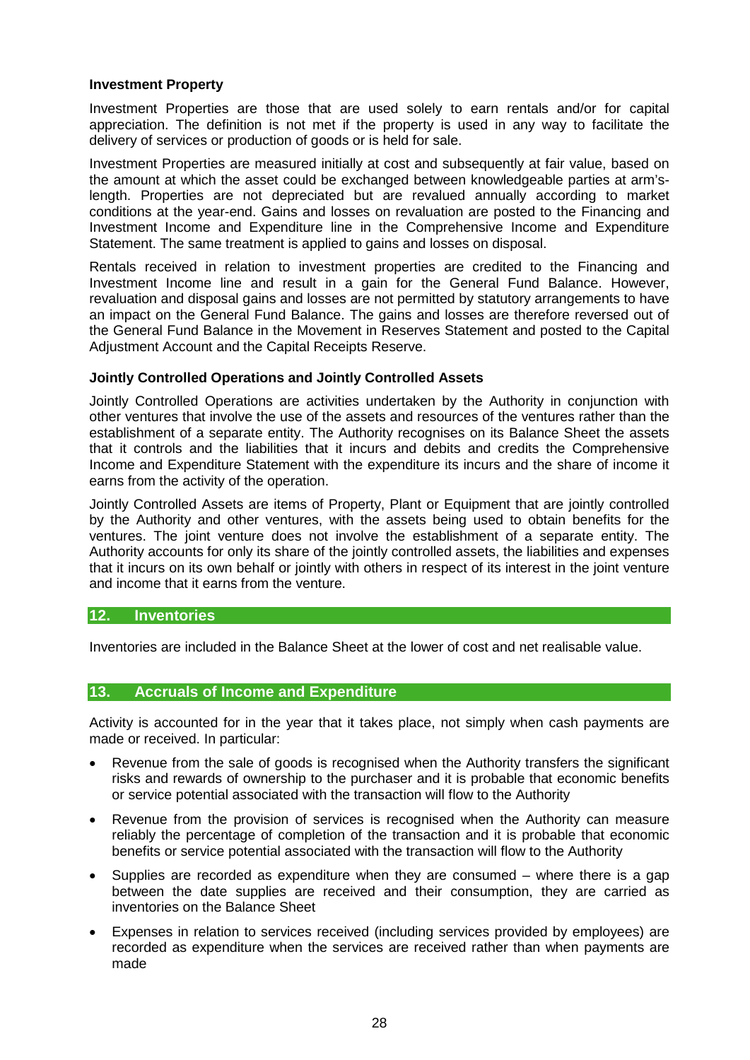**Investment Property**

Investment Properties are those that are used solely to earn rentals and/or for capital appreciation. The definition is not met if the property is used in any way to facilitate the delivery of services or production of goods or is held for sale.

Investment Properties are measured initially at cost and subsequently at fair value, based on the amount at which the asset could be exchanged between knowledgeable parties at arm's-length. Properties are not depreciated but are revalued annually according to market conditions at the year-end. Gains and losses on revaluation are posted to the Financing and Investment Income and Expenditure line in the Comprehensive Income and Expenditure Statement. The same treatment is applied to gains and losses on disposal.

Rentals received in relation to investment properties are credited to the Financing and Investment Income line and result in a gain for the General Fund Balance. However, revaluation and disposal gains and losses are not permitted by statutory arrangements to have an impact on the General Fund Balance. The gains and losses are therefore reversed out of the General Fund Balance in the Movement in Reserves Statement and posted to the Capital Adjustment Account and the Capital Receipts Reserve.

**Jointly Controlled Operations and Jointly Controlled Assets**

Jointly Controlled Operations are activities undertaken by the Authority in conjunction with other ventures that involve the use of the assets and resources of the ventures rather than the establishment of a separate entity. The Authority recognises on its Balance Sheet the assets that it controls and the liabilities that it incurs and debits and credits the Comprehensive Income and Expenditure Statement with the expenditure its incurs and the share of income it earns from the activity of the operation.

Jointly Controlled Assets are items of Property, Plant or Equipment that are jointly controlled by the Authority and other ventures, with the assets being used to obtain benefits for the ventures. The joint venture does not involve the establishment of a separate entity. The Authority accounts for only its share of the jointly controlled assets, the liabilities and expenses that it incurs on its own behalf or jointly with others in respect of its interest in the joint venture and income that it earns from the venture.

## 12. Inventories

Inventories are included in the Balance Sheet at the lower of cost and net realisable value.

## 13. Accruals of Income and Expenditure

Activity is accounted for in the year that it takes place, not simply when cash payments are made or received. In particular:

- Revenue from the sale of goods is recognised when the Authority transfers the significant risks and rewards of ownership to the purchaser and it is probable that economic benefits or service potential associated with the transaction will flow to the Authority
- Revenue from the provision of services is recognised when the Authority can measure reliably the percentage of completion of the transaction and it is probable that economic benefits or service potential associated with the transaction will flow to the Authority
- Supplies are recorded as expenditure when they are consumed – where there is a gap between the date supplies are received and their consumption, they are carried as inventories on the Balance Sheet
- Expenses in relation to services received (including services provided by employees) are recorded as expenditure when the services are received rather than when payments are made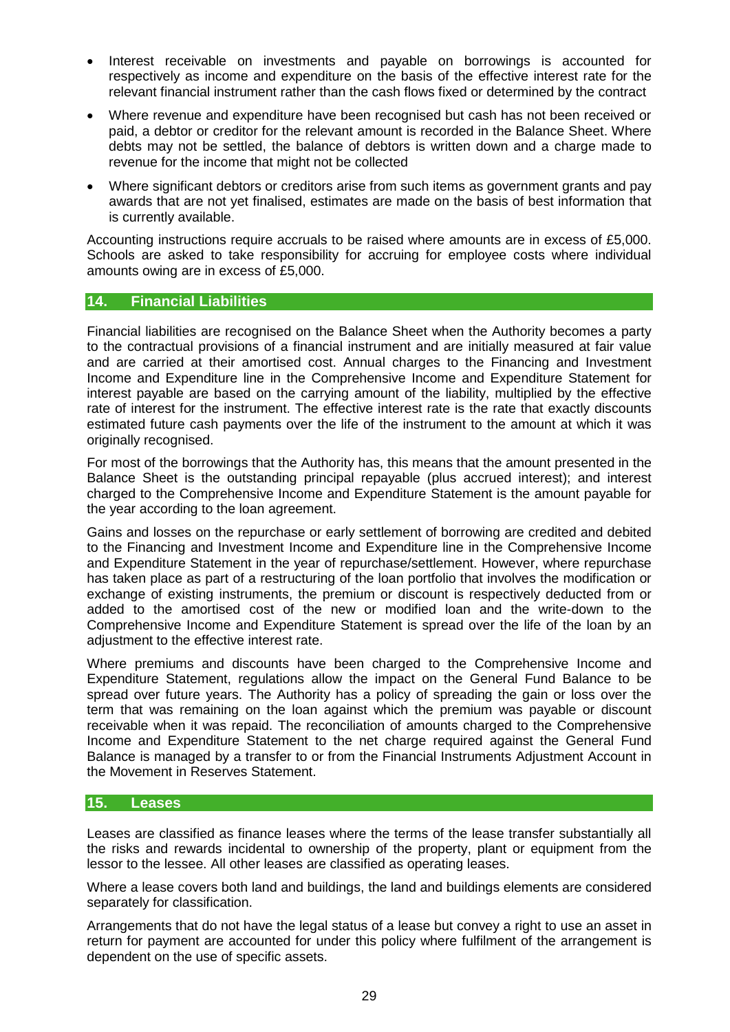- Interest receivable on investments and payable on borrowings is accounted for respectively as income and expenditure on the basis of the effective interest rate for the relevant financial instrument rather than the cash flows fixed or determined by the contract
- Where revenue and expenditure have been recognised but cash has not been received or paid, a debtor or creditor for the relevant amount is recorded in the Balance Sheet. Where debts may not be settled, the balance of debtors is written down and a charge made to revenue for the income that might not be collected
- Where significant debtors or creditors arise from such items as government grants and pay awards that are not yet finalised, estimates are made on the basis of best information that is currently available.

Accounting instructions require accruals to be raised where amounts are in excess of £5,000. Schools are asked to take responsibility for accruing for employee costs where individual amounts owing are in excess of £5,000.

## 14. Financial Liabilities

Financial liabilities are recognised on the Balance Sheet when the Authority becomes a party to the contractual provisions of a financial instrument and are initially measured at fair value and are carried at their amortised cost. Annual charges to the Financing and Investment Income and Expenditure line in the Comprehensive Income and Expenditure Statement for interest payable are based on the carrying amount of the liability, multiplied by the effective rate of interest for the instrument. The effective interest rate is the rate that exactly discounts estimated future cash payments over the life of the instrument to the amount at which it was originally recognised.

For most of the borrowings that the Authority has, this means that the amount presented in the Balance Sheet is the outstanding principal repayable (plus accrued interest); and interest charged to the Comprehensive Income and Expenditure Statement is the amount payable for the year according to the loan agreement.

Gains and losses on the repurchase or early settlement of borrowing are credited and debited to the Financing and Investment Income and Expenditure line in the Comprehensive Income and Expenditure Statement in the year of repurchase/settlement. However, where repurchase has taken place as part of a restructuring of the loan portfolio that involves the modification or exchange of existing instruments, the premium or discount is respectively deducted from or added to the amortised cost of the new or modified loan and the write-down to the Comprehensive Income and Expenditure Statement is spread over the life of the loan by an adjustment to the effective interest rate.

Where premiums and discounts have been charged to the Comprehensive Income and Expenditure Statement, regulations allow the impact on the General Fund Balance to be spread over future years. The Authority has a policy of spreading the gain or loss over the term that was remaining on the loan against which the premium was payable or discount receivable when it was repaid. The reconciliation of amounts charged to the Comprehensive Income and Expenditure Statement to the net charge required against the General Fund Balance is managed by a transfer to or from the Financial Instruments Adjustment Account in the Movement in Reserves Statement.

## 15. Leases

Leases are classified as finance leases where the terms of the lease transfer substantially all the risks and rewards incidental to ownership of the property, plant or equipment from the lessor to the lessee. All other leases are classified as operating leases.

Where a lease covers both land and buildings, the land and buildings elements are considered separately for classification.

Arrangements that do not have the legal status of a lease but convey a right to use an asset in return for payment are accounted for under this policy where fulfilment of the arrangement is dependent on the use of specific assets.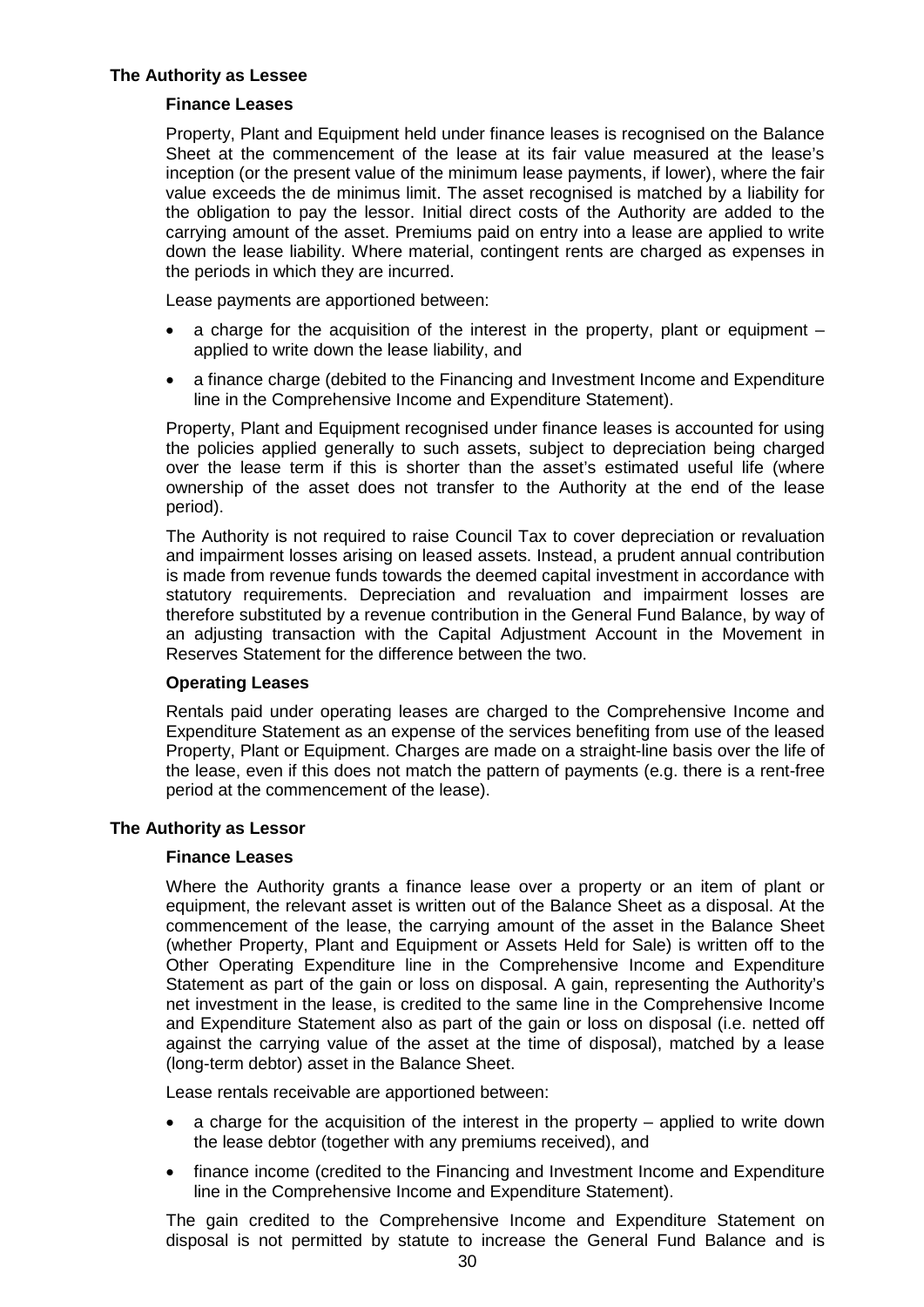### The Authority as Lessee

#### Finance Leases

Property, Plant and Equipment held under finance leases is recognised on the Balance Sheet at the commencement of the lease at its fair value measured at the lease's inception (or the present value of the minimum lease payments, if lower), where the fair value exceeds the de minimus limit. The asset recognised is matched by a liability for the obligation to pay the lessor. Initial direct costs of the Authority are added to the carrying amount of the asset. Premiums paid on entry into a lease are applied to write down the lease liability. Where material, contingent rents are charged as expenses in the periods in which they are incurred.

Lease payments are apportioned between:

- a charge for the acquisition of the interest in the property, plant or equipment – applied to write down the lease liability, and
- a finance charge (debited to the Financing and Investment Income and Expenditure line in the Comprehensive Income and Expenditure Statement).

Property, Plant and Equipment recognised under finance leases is accounted for using the policies applied generally to such assets, subject to depreciation being charged over the lease term if this is shorter than the asset's estimated useful life (where ownership of the asset does not transfer to the Authority at the end of the lease period).

The Authority is not required to raise Council Tax to cover depreciation or revaluation and impairment losses arising on leased assets. Instead, a prudent annual contribution is made from revenue funds towards the deemed capital investment in accordance with statutory requirements. Depreciation and revaluation and impairment losses are therefore substituted by a revenue contribution in the General Fund Balance, by way of an adjusting transaction with the Capital Adjustment Account in the Movement in Reserves Statement for the difference between the two.

#### Operating Leases

Rentals paid under operating leases are charged to the Comprehensive Income and Expenditure Statement as an expense of the services benefiting from use of the leased Property, Plant or Equipment. Charges are made on a straight-line basis over the life of the lease, even if this does not match the pattern of payments (e.g. there is a rent-free period at the commencement of the lease).

### The Authority as Lessor

#### Finance Leases

Where the Authority grants a finance lease over a property or an item of plant or equipment, the relevant asset is written out of the Balance Sheet as a disposal. At the commencement of the lease, the carrying amount of the asset in the Balance Sheet (whether Property, Plant and Equipment or Assets Held for Sale) is written off to the Other Operating Expenditure line in the Comprehensive Income and Expenditure Statement as part of the gain or loss on disposal. A gain, representing the Authority's net investment in the lease, is credited to the same line in the Comprehensive Income and Expenditure Statement also as part of the gain or loss on disposal (i.e. netted off against the carrying value of the asset at the time of disposal), matched by a lease (long-term debtor) asset in the Balance Sheet.

Lease rentals receivable are apportioned between:

- a charge for the acquisition of the interest in the property – applied to write down the lease debtor (together with any premiums received), and
- finance income (credited to the Financing and Investment Income and Expenditure line in the Comprehensive Income and Expenditure Statement).

The gain credited to the Comprehensive Income and Expenditure Statement on disposal is not permitted by statute to increase the General Fund Balance and is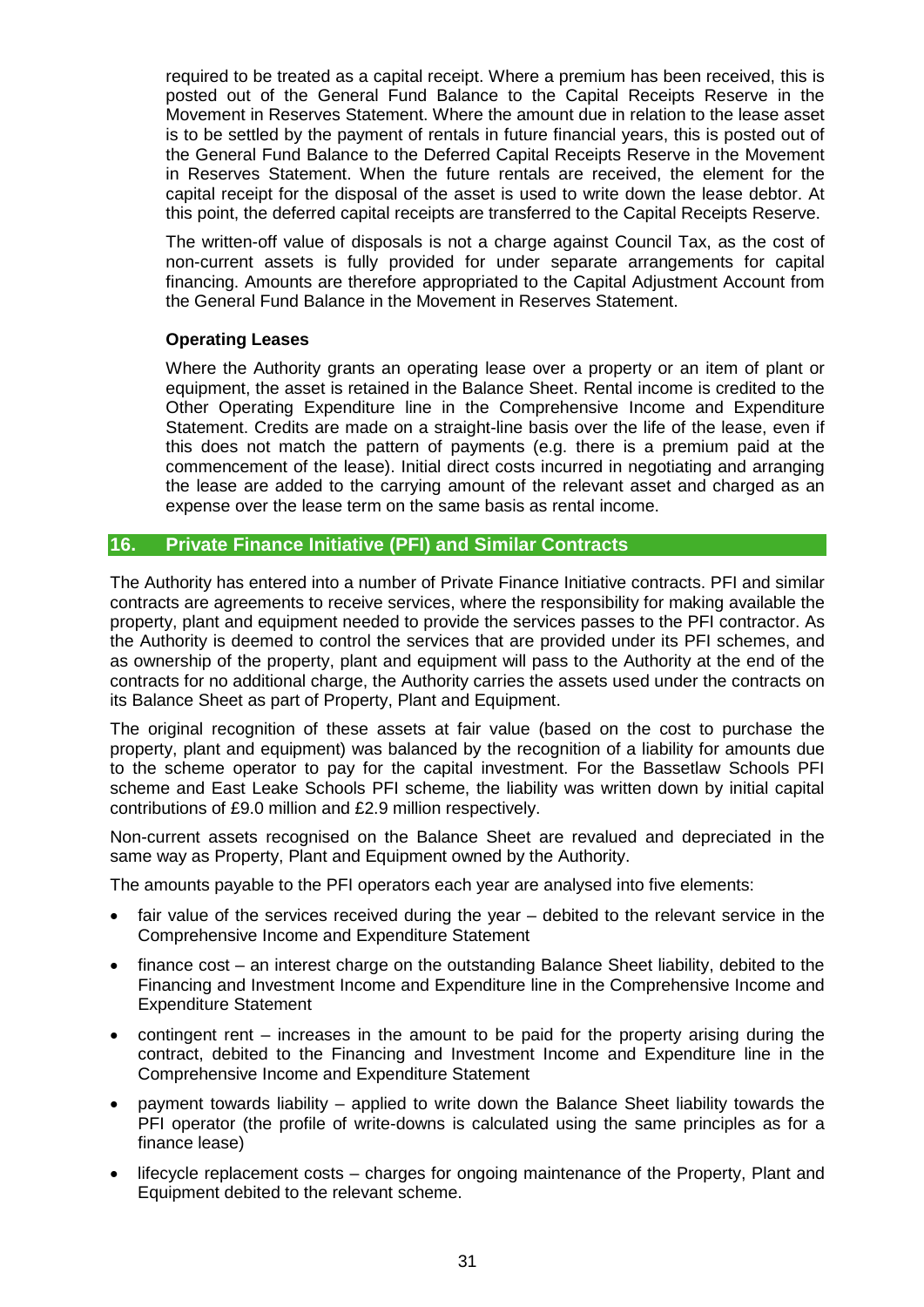required to be treated as a capital receipt. Where a premium has been received, this is posted out of the General Fund Balance to the Capital Receipts Reserve in the Movement in Reserves Statement. Where the amount due in relation to the lease asset is to be settled by the payment of rentals in future financial years, this is posted out of the General Fund Balance to the Deferred Capital Receipts Reserve in the Movement in Reserves Statement. When the future rentals are received, the element for the capital receipt for the disposal of the asset is used to write down the lease debtor. At this point, the deferred capital receipts are transferred to the Capital Receipts Reserve.

The written-off value of disposals is not a charge against Council Tax, as the cost of non-current assets is fully provided for under separate arrangements for capital financing. Amounts are therefore appropriated to the Capital Adjustment Account from the General Fund Balance in the Movement in Reserves Statement.

**Operating Leases**

Where the Authority grants an operating lease over a property or an item of plant or equipment, the asset is retained in the Balance Sheet. Rental income is credited to the Other Operating Expenditure line in the Comprehensive Income and Expenditure Statement. Credits are made on a straight-line basis over the life of the lease, even if this does not match the pattern of payments (e.g. there is a premium paid at the commencement of the lease). Initial direct costs incurred in negotiating and arranging the lease are added to the carrying amount of the relevant asset and charged as an expense over the lease term on the same basis as rental income.

## 16. Private Finance Initiative (PFI) and Similar Contracts

The Authority has entered into a number of Private Finance Initiative contracts. PFI and similar contracts are agreements to receive services, where the responsibility for making available the property, plant and equipment needed to provide the services passes to the PFI contractor. As the Authority is deemed to control the services that are provided under its PFI schemes, and as ownership of the property, plant and equipment will pass to the Authority at the end of the contracts for no additional charge, the Authority carries the assets used under the contracts on its Balance Sheet as part of Property, Plant and Equipment.

The original recognition of these assets at fair value (based on the cost to purchase the property, plant and equipment) was balanced by the recognition of a liability for amounts due to the scheme operator to pay for the capital investment. For the Bassetlaw Schools PFI scheme and East Leake Schools PFI scheme, the liability was written down by initial capital contributions of £9.0 million and £2.9 million respectively.

Non-current assets recognised on the Balance Sheet are revalued and depreciated in the same way as Property, Plant and Equipment owned by the Authority.

The amounts payable to the PFI operators each year are analysed into five elements:

- fair value of the services received during the year – debited to the relevant service in the Comprehensive Income and Expenditure Statement
- finance cost – an interest charge on the outstanding Balance Sheet liability, debited to the Financing and Investment Income and Expenditure line in the Comprehensive Income and Expenditure Statement
- contingent rent – increases in the amount to be paid for the property arising during the contract, debited to the Financing and Investment Income and Expenditure line in the Comprehensive Income and Expenditure Statement
- payment towards liability – applied to write down the Balance Sheet liability towards the PFI operator (the profile of write-downs is calculated using the same principles as for a finance lease)
- lifecycle replacement costs – charges for ongoing maintenance of the Property, Plant and Equipment debited to the relevant scheme.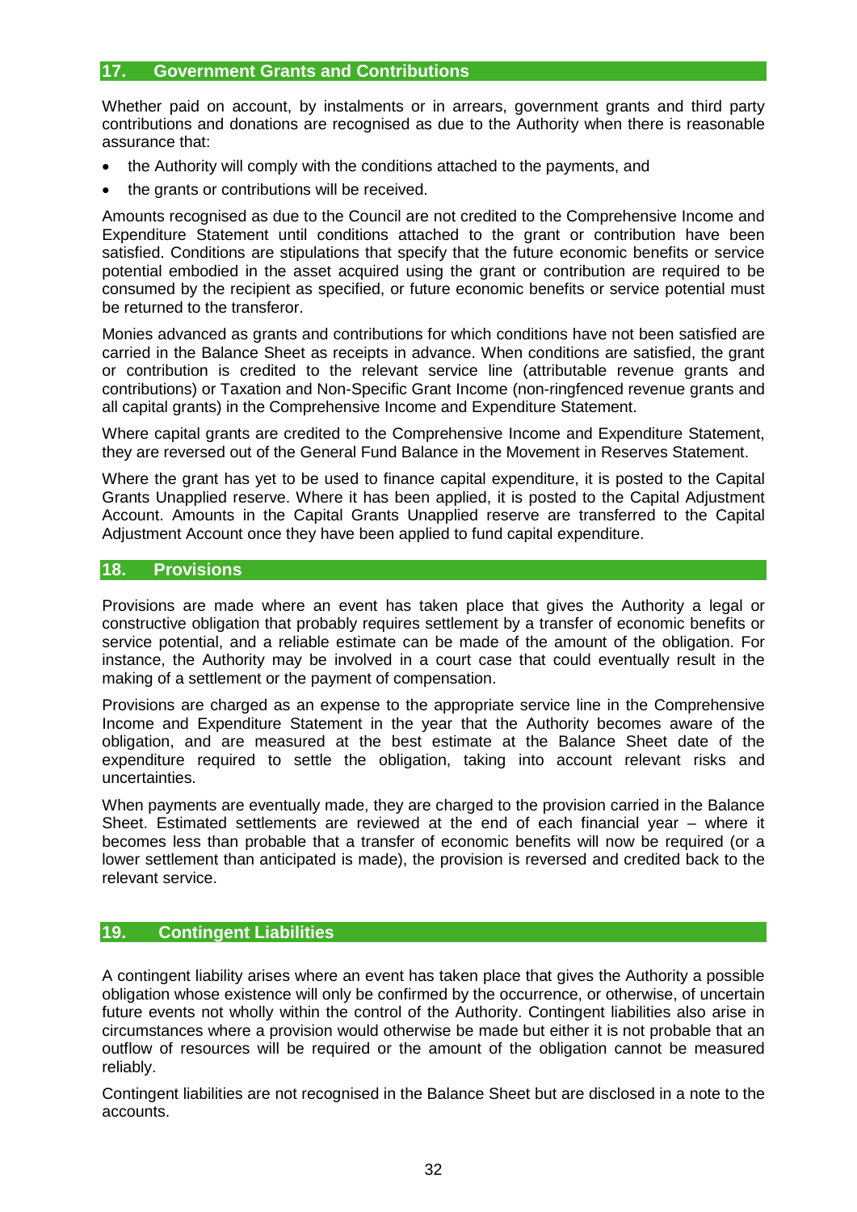## 17. Government Grants and Contributions

Whether paid on account, by instalments or in arrears, government grants and third party contributions and donations are recognised as due to the Authority when there is reasonable assurance that:

- the Authority will comply with the conditions attached to the payments, and
- the grants or contributions will be received.

Amounts recognised as due to the Council are not credited to the Comprehensive Income and Expenditure Statement until conditions attached to the grant or contribution have been satisfied. Conditions are stipulations that specify that the future economic benefits or service potential embodied in the asset acquired using the grant or contribution are required to be consumed by the recipient as specified, or future economic benefits or service potential must be returned to the transferor.

Monies advanced as grants and contributions for which conditions have not been satisfied are carried in the Balance Sheet as receipts in advance. When conditions are satisfied, the grant or contribution is credited to the relevant service line (attributable revenue grants and contributions) or Taxation and Non-Specific Grant Income (non-ringfenced revenue grants and all capital grants) in the Comprehensive Income and Expenditure Statement.

Where capital grants are credited to the Comprehensive Income and Expenditure Statement, they are reversed out of the General Fund Balance in the Movement in Reserves Statement.

Where the grant has yet to be used to finance capital expenditure, it is posted to the Capital Grants Unapplied reserve. Where it has been applied, it is posted to the Capital Adjustment Account. Amounts in the Capital Grants Unapplied reserve are transferred to the Capital Adjustment Account once they have been applied to fund capital expenditure.

## 18. Provisions

Provisions are made where an event has taken place that gives the Authority a legal or constructive obligation that probably requires settlement by a transfer of economic benefits or service potential, and a reliable estimate can be made of the amount of the obligation. For instance, the Authority may be involved in a court case that could eventually result in the making of a settlement or the payment of compensation.

Provisions are charged as an expense to the appropriate service line in the Comprehensive Income and Expenditure Statement in the year that the Authority becomes aware of the obligation, and are measured at the best estimate at the Balance Sheet date of the expenditure required to settle the obligation, taking into account relevant risks and uncertainties.

When payments are eventually made, they are charged to the provision carried in the Balance Sheet. Estimated settlements are reviewed at the end of each financial year – where it becomes less than probable that a transfer of economic benefits will now be required (or a lower settlement than anticipated is made), the provision is reversed and credited back to the relevant service.

## 19. Contingent Liabilities

A contingent liability arises where an event has taken place that gives the Authority a possible obligation whose existence will only be confirmed by the occurrence, or otherwise, of uncertain future events not wholly within the control of the Authority. Contingent liabilities also arise in circumstances where a provision would otherwise be made but either it is not probable that an outflow of resources will be required or the amount of the obligation cannot be measured reliably.

Contingent liabilities are not recognised in the Balance Sheet but are disclosed in a note to the accounts.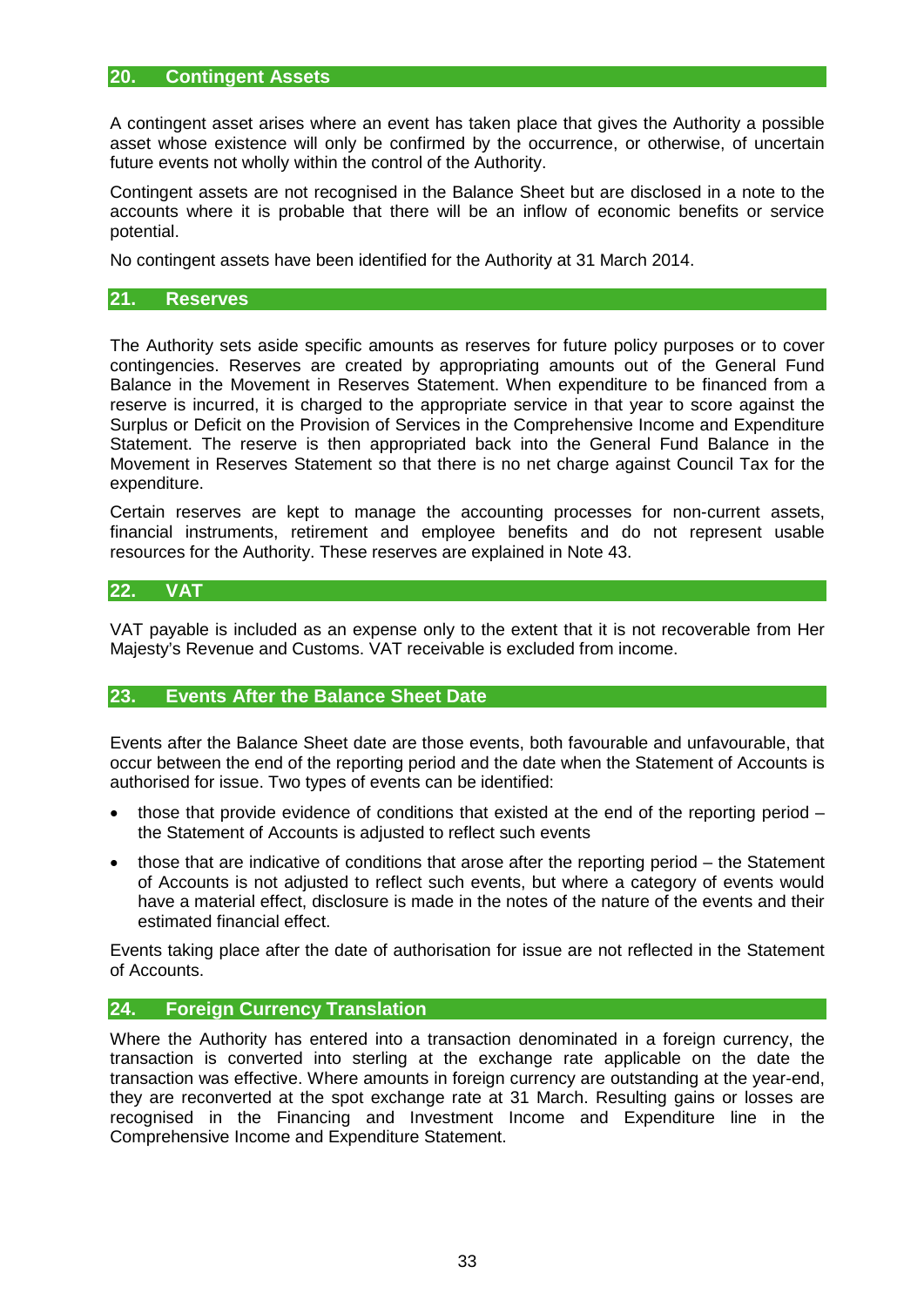## 20. Contingent Assets

A contingent asset arises where an event has taken place that gives the Authority a possible asset whose existence will only be confirmed by the occurrence, or otherwise, of uncertain future events not wholly within the control of the Authority.

Contingent assets are not recognised in the Balance Sheet but are disclosed in a note to the accounts where it is probable that there will be an inflow of economic benefits or service potential.

No contingent assets have been identified for the Authority at 31 March 2014.

## 21. Reserves

The Authority sets aside specific amounts as reserves for future policy purposes or to cover contingencies. Reserves are created by appropriating amounts out of the General Fund Balance in the Movement in Reserves Statement. When expenditure to be financed from a reserve is incurred, it is charged to the appropriate service in that year to score against the Surplus or Deficit on the Provision of Services in the Comprehensive Income and Expenditure Statement. The reserve is then appropriated back into the General Fund Balance in the Movement in Reserves Statement so that there is no net charge against Council Tax for the expenditure.

Certain reserves are kept to manage the accounting processes for non-current assets, financial instruments, retirement and employee benefits and do not represent usable resources for the Authority. These reserves are explained in Note 43.

## 22. VAT

VAT payable is included as an expense only to the extent that it is not recoverable from Her Majesty's Revenue and Customs. VAT receivable is excluded from income.

## 23. Events After the Balance Sheet Date

Events after the Balance Sheet date are those events, both favourable and unfavourable, that occur between the end of the reporting period and the date when the Statement of Accounts is authorised for issue. Two types of events can be identified:

- those that provide evidence of conditions that existed at the end of the reporting period – the Statement of Accounts is adjusted to reflect such events
- those that are indicative of conditions that arose after the reporting period – the Statement of Accounts is not adjusted to reflect such events, but where a category of events would have a material effect, disclosure is made in the notes of the nature of the events and their estimated financial effect.

Events taking place after the date of authorisation for issue are not reflected in the Statement of Accounts.

## 24. Foreign Currency Translation

Where the Authority has entered into a transaction denominated in a foreign currency, the transaction is converted into sterling at the exchange rate applicable on the date the transaction was effective. Where amounts in foreign currency are outstanding at the year-end, they are reconverted at the spot exchange rate at 31 March. Resulting gains or losses are recognised in the Financing and Investment Income and Expenditure line in the Comprehensive Income and Expenditure Statement.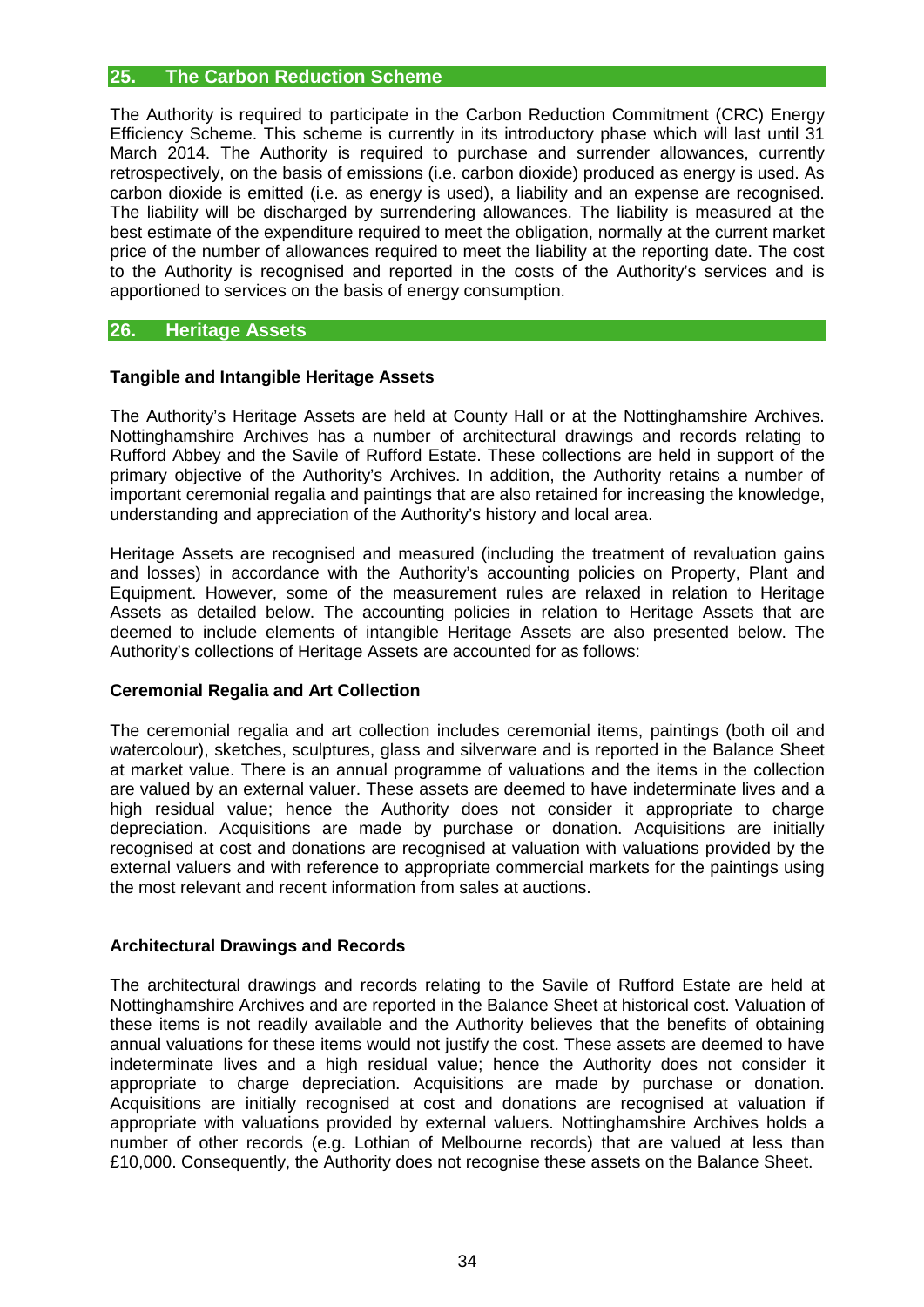## 25. The Carbon Reduction Scheme

The Authority is required to participate in the Carbon Reduction Commitment (CRC) Energy Efficiency Scheme. This scheme is currently in its introductory phase which will last until 31 March 2014. The Authority is required to purchase and surrender allowances, currently retrospectively, on the basis of emissions (i.e. carbon dioxide) produced as energy is used. As carbon dioxide is emitted (i.e. as energy is used), a liability and an expense are recognised. The liability will be discharged by surrendering allowances. The liability is measured at the best estimate of the expenditure required to meet the obligation, normally at the current market price of the number of allowances required to meet the liability at the reporting date. The cost to the Authority is recognised and reported in the costs of the Authority's services and is apportioned to services on the basis of energy consumption.

## 26. Heritage Assets

**Tangible and Intangible Heritage Assets**

The Authority's Heritage Assets are held at County Hall or at the Nottinghamshire Archives. Nottinghamshire Archives has a number of architectural drawings and records relating to Rufford Abbey and the Savile of Rufford Estate. These collections are held in support of the primary objective of the Authority's Archives. In addition, the Authority retains a number of important ceremonial regalia and paintings that are also retained for increasing the knowledge, understanding and appreciation of the Authority's history and local area.

Heritage Assets are recognised and measured (including the treatment of revaluation gains and losses) in accordance with the Authority's accounting policies on Property, Plant and Equipment. However, some of the measurement rules are relaxed in relation to Heritage Assets as detailed below. The accounting policies in relation to Heritage Assets that are deemed to include elements of intangible Heritage Assets are also presented below. The Authority's collections of Heritage Assets are accounted for as follows:

**Ceremonial Regalia and Art Collection**

The ceremonial regalia and art collection includes ceremonial items, paintings (both oil and watercolour), sketches, sculptures, glass and silverware and is reported in the Balance Sheet at market value. There is an annual programme of valuations and the items in the collection are valued by an external valuer. These assets are deemed to have indeterminate lives and a high residual value; hence the Authority does not consider it appropriate to charge depreciation. Acquisitions are made by purchase or donation. Acquisitions are initially recognised at cost and donations are recognised at valuation with valuations provided by the external valuers and with reference to appropriate commercial markets for the paintings using the most relevant and recent information from sales at auctions.

**Architectural Drawings and Records**

The architectural drawings and records relating to the Savile of Rufford Estate are held at Nottinghamshire Archives and are reported in the Balance Sheet at historical cost. Valuation of these items is not readily available and the Authority believes that the benefits of obtaining annual valuations for these items would not justify the cost. These assets are deemed to have indeterminate lives and a high residual value; hence the Authority does not consider it appropriate to charge depreciation. Acquisitions are made by purchase or donation. Acquisitions are initially recognised at cost and donations are recognised at valuation if appropriate with valuations provided by external valuers. Nottinghamshire Archives holds a number of other records (e.g. Lothian of Melbourne records) that are valued at less than £10,000. Consequently, the Authority does not recognise these assets on the Balance Sheet.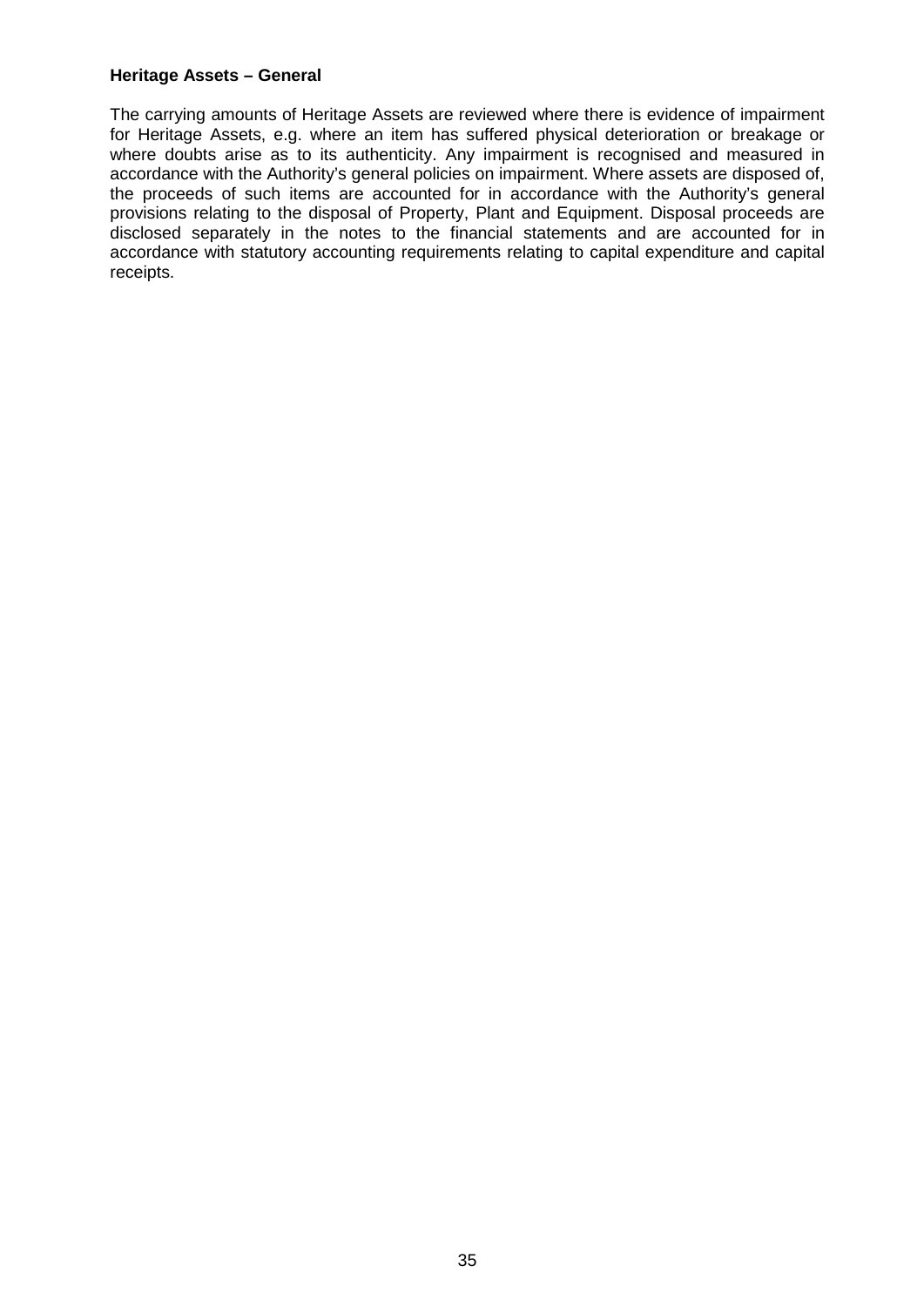**Heritage Assets – General**

The carrying amounts of Heritage Assets are reviewed where there is evidence of impairment for Heritage Assets, e.g. where an item has suffered physical deterioration or breakage or where doubts arise as to its authenticity. Any impairment is recognised and measured in accordance with the Authority's general policies on impairment. Where assets are disposed of, the proceeds of such items are accounted for in accordance with the Authority's general provisions relating to the disposal of Property, Plant and Equipment. Disposal proceeds are disclosed separately in the notes to the financial statements and are accounted for in accordance with statutory accounting requirements relating to capital expenditure and capital receipts.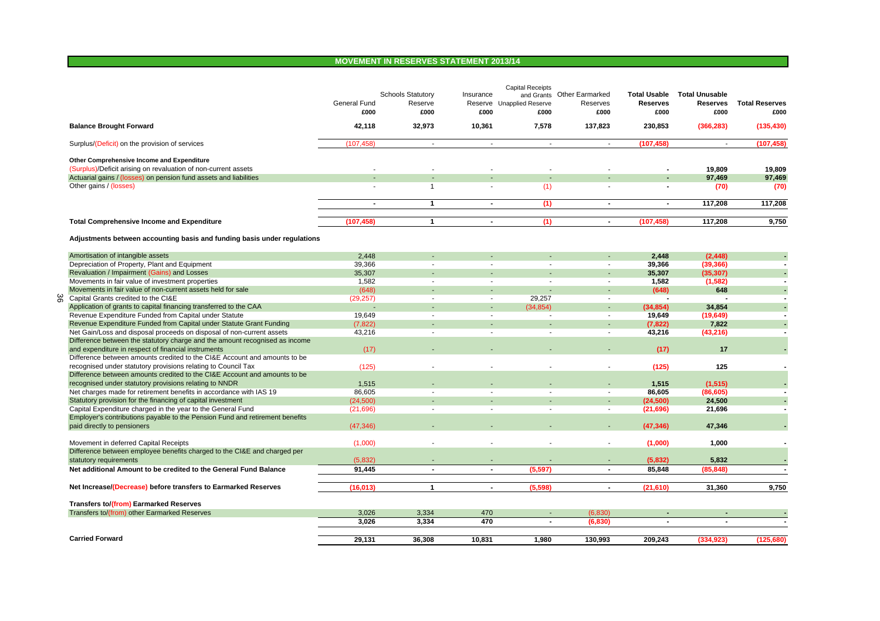## MOVEMENT IN RESERVES STATEMENT 2013/14

| | General Fund £000 | Schools Statutory Reserve £000 | Insurance Reserve £000 | Capital Receipts and Grants Unapplied Reserve £000 | Other Earmarked Reserves £000 | Total Usable Reserves £000 | Total Unusable Reserves £000 | Total Reserves £000 |
|---|---|---|---|---|---|---|---|---|
| **Balance Brought Forward** | **42,118** | **32,973** | **10,361** | **7,578** | **137,823** | **230,853** | **(366,283)** | **(135,430)** |
| Surplus/(Deficit) on the provision of services | (107,458) | - | - | - | - | **(107,458)** | - | **(107,458)** |
| **Other Comprehensive Income and Expenditure** | | | | | | | | |
| (Surplus)/Deficit arising on revaluation of non-current assets | - | - | - | - | - | **-** | **19,809** | **19,809** |
| Actuarial gains / (losses) on pension fund assets and liabilities | - | - | - | - | - | **-** | **97,469** | **97,469** |
| Other gains / (losses) | - | 1 | - | (1) | - | **-** | **(70)** | **(70)** |
| | **-** | **1** | **-** | **(1)** | **-** | **-** | **117,208** | **117,208** |
| **Total Comprehensive Income and Expenditure** | **(107,458)** | **1** | **-** | **(1)** | **-** | **(107,458)** | **117,208** | **9,750** |
| **Adjustments between accounting basis and funding basis under regulations** | | | | | | | | |
| Amortisation of intangible assets | 2,448 | - | - | - | - | **2,448** | **(2,448)** | **-** |
| Depreciation of Property, Plant and Equipment | 39,366 | - | - | - | - | **39,366** | **(39,366)** | **-** |
| Revaluation / Impairment (Gains) and Losses | 35,307 | - | - | - | - | **35,307** | **(35,307)** | **-** |
| Movements in fair value of investment properties | 1,582 | - | - | - | - | **1,582** | **(1,582)** | **-** |
| Movements in fair value of non-current assets held for sale | (648) | - | - | - | - | **(648)** | **648** | **-** |
| Capital Grants credited to the CI&E | (29,257) | - | - | 29,257 | - | **-** | **-** | **-** |
| Application of grants to capital financing transferred to the CAA | - | - | - | (34,854) | - | **(34,854)** | **34,854** | **-** |
| Revenue Expenditure Funded from Capital under Statute | 19,649 | - | - | - | - | **19,649** | **(19,649)** | **-** |
| Revenue Expenditure Funded from Capital under Statute Grant Funding | (7,822) | - | - | - | - | **(7,822)** | **7,822** | **-** |
| Net Gain/Loss and disposal proceeds on disposal of non-current assets | 43,216 | - | - | - | - | **43,216** | **(43,216)** | **-** |
| Difference between the statutory charge and the amount recognised as income and expenditure in respect of financial instruments | (17) | - | - | - | - | **(17)** | **17** | **-** |
| Difference between amounts credited to the CI&E Account and amounts to be recognised under statutory provisions relating to Council Tax | (125) | - | - | - | - | **(125)** | **125** | **-** |
| Difference between amounts credited to the CI&E Account and amounts to be recognised under statutory provisions relating to NNDR | 1,515 | - | - | - | - | **1,515** | **(1,515)** | **-** |
| Net charges made for retirement benefits in accordance with IAS 19 | 86,605 | - | - | - | - | **86,605** | **(86,605)** | **-** |
| Statutory provision for the financing of capital investment | (24,500) | - | - | - | - | **(24,500)** | **24,500** | **-** |
| Capital Expenditure charged in the year to the General Fund | (21,696) | - | - | - | - | **(21,696)** | **21,696** | **-** |
| Employer's contributions payable to the Pension Fund and retirement benefits paid directly to pensioners | (47,346) | - | - | - | - | **(47,346)** | **47,346** | **-** |
| Movement in deferred Capital Receipts | (1,000) | - | - | - | - | **(1,000)** | **1,000** | **-** |
| Difference between employee benefits charged to the CI&E and charged per statutory requirements | (5,832) | - | - | - | - | **(5,832)** | **5,832** | **-** |
| **Net additional Amount to be credited to the General Fund Balance** | **91,445** | **-** | **-** | **(5,597)** | **-** | **85,848** | **(85,848)** | **-** |
| **Net Increase/(Decrease) before transfers to Earmarked Reserves** | **(16,013)** | **1** | **-** | **(5,598)** | **-** | **(21,610)** | **31,360** | **9,750** |
| **Transfers to/(from) Earmarked Reserves** | | | | | | | | |
| Transfers to/(from) other Earmarked Reserves | 3,026 | 3,334 | 470 | - | (6,830) | **-** | **-** | **-** |
| | **3,026** | **3,334** | **470** | **-** | **(6,830)** | **-** | **-** | **-** |
| **Carried Forward** | **29,131** | **36,308** | **10,831** | **1,980** | **130,993** | **209,243** | **(334,923)** | **(125,680)** |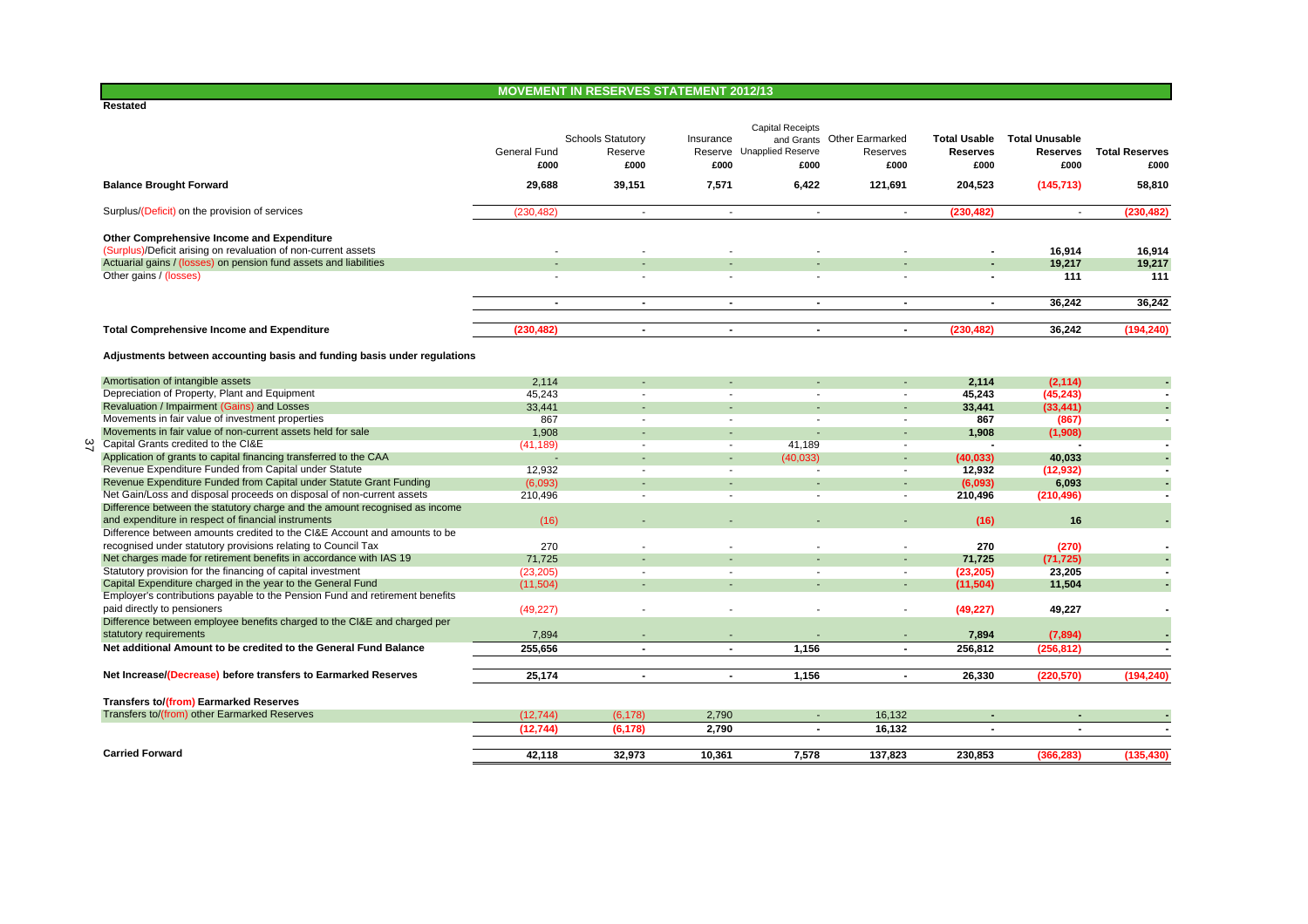# MOVEMENT IN RESERVES STATEMENT 2012/13

**Restated**

| | General Fund £000 | Schools Statutory Reserve £000 | Insurance Reserve £000 | Capital Receipts and Grants Unapplied Reserve £000 | Other Earmarked Reserves £000 | **Total Usable Reserves £000** | **Total Unusable Reserves £000** | **Total Reserves £000** |
|---|---|---|---|---|---|---|---|---|
| **Balance Brought Forward** | **29,688** | **39,151** | **7,571** | **6,422** | **121,691** | **204,523** | **(145,713)** | **58,810** |
| Surplus/(Deficit) on the provision of services | (230,482) | - | - | - | - | **(230,482)** | - | **(230,482)** |
| **Other Comprehensive Income and Expenditure** | | | | | | | | |
| (Surplus)/Deficit arising on revaluation of non-current assets | - | - | - | - | - | **-** | **16,914** | **16,914** |
| Actuarial gains / (losses) on pension fund assets and liabilities | - | - | - | - | - | **-** | **19,217** | **19,217** |
| Other gains / (losses) | - | - | - | - | - | **-** | **111** | **111** |
| | **-** | **-** | **-** | **-** | **-** | **-** | **36,242** | **36,242** |
| **Total Comprehensive Income and Expenditure** | **(230,482)** | **-** | **-** | **-** | **-** | **(230,482)** | **36,242** | **(194,240)** |
| **Adjustments between accounting basis and funding basis under regulations** | | | | | | | | |
| Amortisation of intangible assets | 2,114 | - | - | - | - | **2,114** | **(2,114)** | **-** |
| Depreciation of Property, Plant and Equipment | 45,243 | - | - | - | - | **45,243** | **(45,243)** | **-** |
| Revaluation / Impairment (Gains) and Losses | 33,441 | - | - | - | - | **33,441** | **(33,441)** | **-** |
| Movements in fair value of investment properties | 867 | - | - | - | - | **867** | **(867)** | **-** |
| Movements in fair value of non-current assets held for sale | 1,908 | - | - | - | - | **1,908** | **(1,908)** | |
| Capital Grants credited to the CI&E | (41,189) | - | - | 41,189 | - | **-** | **-** | **-** |
| Application of grants to capital financing transferred to the CAA | - | - | - | (40,033) | - | **(40,033)** | **40,033** | **-** |
| Revenue Expenditure Funded from Capital under Statute | 12,932 | - | - | - | - | **12,932** | **(12,932)** | **-** |
| Revenue Expenditure Funded from Capital under Statute Grant Funding | (6,093) | - | - | - | - | **(6,093)** | **6,093** | **-** |
| Net Gain/Loss and disposal proceeds on disposal of non-current assets | 210,496 | - | - | - | - | **210,496** | **(210,496)** | **-** |
| Difference between the statutory charge and the amount recognised as income and expenditure in respect of financial instruments | (16) | - | - | - | - | **(16)** | **16** | **-** |
| Difference between amounts credited to the CI&E Account and amounts to be recognised under statutory provisions relating to Council Tax | 270 | - | - | - | - | **270** | **(270)** | **-** |
| Net charges made for retirement benefits in accordance with IAS 19 | 71,725 | - | - | - | - | **71,725** | **(71,725)** | **-** |
| Statutory provision for the financing of capital investment | (23,205) | - | - | - | - | **(23,205)** | **23,205** | **-** |
| Capital Expenditure charged in the year to the General Fund | (11,504) | - | - | - | - | **(11,504)** | **11,504** | **-** |
| Employer's contributions payable to the Pension Fund and retirement benefits paid directly to pensioners | (49,227) | - | - | - | - | **(49,227)** | **49,227** | **-** |
| Difference between employee benefits charged to the CI&E and charged per statutory requirements | 7,894 | - | - | - | - | **7,894** | **(7,894)** | **-** |
| **Net additional Amount to be credited to the General Fund Balance** | **255,656** | **-** | **-** | **1,156** | **-** | **256,812** | **(256,812)** | **-** |
| **Net Increase/(Decrease) before transfers to Earmarked Reserves** | **25,174** | **-** | **-** | **1,156** | **-** | **26,330** | **(220,570)** | **(194,240)** |
| **Transfers to/(from) Earmarked Reserves** | | | | | | | | |
| Transfers to/(from) other Earmarked Reserves | (12,744) | (6,178) | 2,790 | - | 16,132 | **-** | **-** | **-** |
| | **(12,744)** | **(6,178)** | **2,790** | **-** | **16,132** | **-** | **-** | **-** |
| **Carried Forward** | **42,118** | **32,973** | **10,361** | **7,578** | **137,823** | **230,853** | **(366,283)** | **(135,430)** |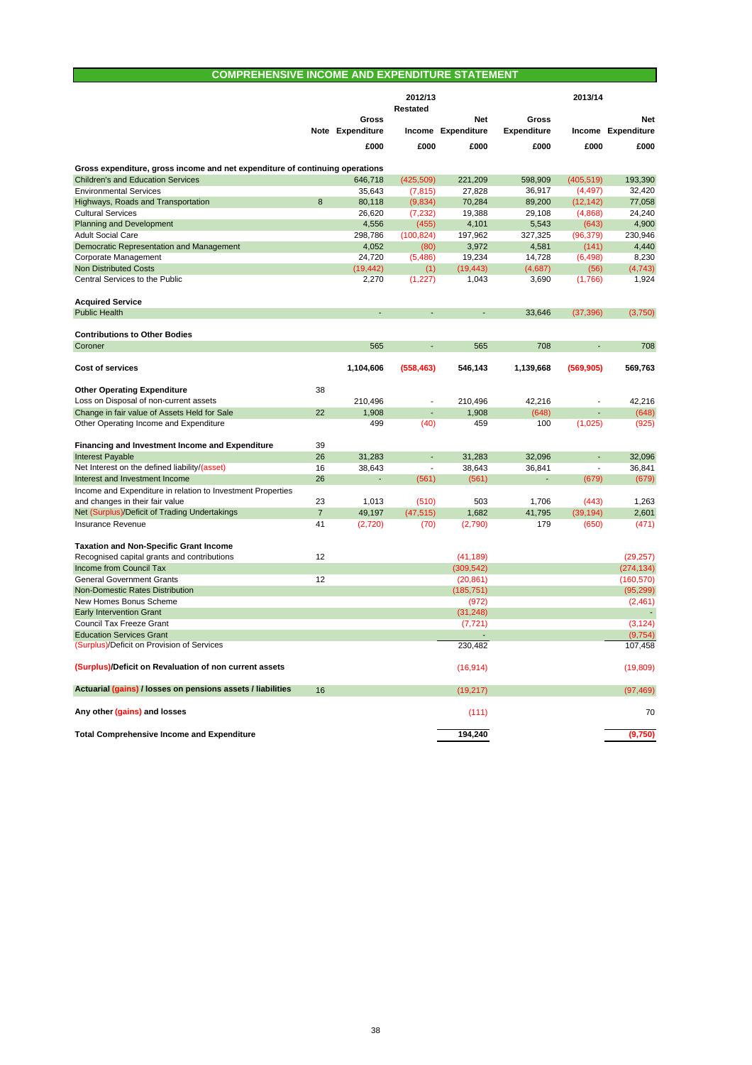## COMPREHENSIVE INCOME AND EXPENDITURE STATEMENT

| | Note | 2012/13 Restated Gross Expenditure | 2012/13 Restated Income | 2012/13 Restated Net Expenditure | 2013/14 Gross Expenditure | 2013/14 Income | 2013/14 Net Expenditure |
|---|---|---|---|---|---|---|---|
| | | £000 | £000 | £000 | £000 | £000 | £000 |
| **Gross expenditure, gross income and net expenditure of continuing operations** | | | | | | | |
| Children's and Education Services | | 646,718 | (425,509) | 221,209 | 598,909 | (405,519) | 193,390 |
| Environmental Services | | 35,643 | (7,815) | 27,828 | 36,917 | (4,497) | 32,420 |
| Highways, Roads and Transportation | 8 | 80,118 | (9,834) | 70,284 | 89,200 | (12,142) | 77,058 |
| Cultural Services | | 26,620 | (7,232) | 19,388 | 29,108 | (4,868) | 24,240 |
| Planning and Development | | 4,556 | (455) | 4,101 | 5,543 | (643) | 4,900 |
| Adult Social Care | | 298,786 | (100,824) | 197,962 | 327,325 | (96,379) | 230,946 |
| Democratic Representation and Management | | 4,052 | (80) | 3,972 | 4,581 | (141) | 4,440 |
| Corporate Management | | 24,720 | (5,486) | 19,234 | 14,728 | (6,498) | 8,230 |
| Non Distributed Costs | | (19,442) | (1) | (19,443) | (4,687) | (56) | (4,743) |
| Central Services to the Public | | 2,270 | (1,227) | 1,043 | 3,690 | (1,766) | 1,924 |
| **Acquired Service** | | | | | | | |
| Public Health | | - | - | - | 33,646 | (37,396) | (3,750) |
| **Contributions to Other Bodies** | | | | | | | |
| Coroner | | 565 | - | 565 | 708 | - | 708 |
| **Cost of services** | | **1,104,606** | **(558,463)** | **546,143** | **1,139,668** | **(569,905)** | **569,763** |
| **Other Operating Expenditure** | 38 | | | | | | |
| Loss on Disposal of non-current assets | | 210,496 | - | 210,496 | 42,216 | - | 42,216 |
| Change in fair value of Assets Held for Sale | 22 | 1,908 | - | 1,908 | (648) | - | (648) |
| Other Operating Income and Expenditure | | 499 | (40) | 459 | 100 | (1,025) | (925) |
| **Financing and Investment Income and Expenditure** | 39 | | | | | | |
| Interest Payable | 26 | 31,283 | - | 31,283 | 32,096 | - | 32,096 |
| Net Interest on the defined liability/(asset) | 16 | 38,643 | - | 38,643 | 36,841 | - | 36,841 |
| Interest and Investment Income | 26 | - | (561) | (561) | - | (679) | (679) |
| Income and Expenditure in relation to Investment Properties and changes in their fair value | 23 | 1,013 | (510) | 503 | 1,706 | (443) | 1,263 |
| Net (Surplus)/Deficit of Trading Undertakings | 7 | 49,197 | (47,515) | 1,682 | 41,795 | (39,194) | 2,601 |
| Insurance Revenue | 41 | (2,720) | (70) | (2,790) | 179 | (650) | (471) |
| **Taxation and Non-Specific Grant Income** | | | | | | | |
| Recognised capital grants and contributions | 12 | | | (41,189) | | | (29,257) |
| Income from Council Tax | | | | (309,542) | | | (274,134) |
| General Government Grants | 12 | | | (20,861) | | | (160,570) |
| Non-Domestic Rates Distribution | | | | (185,751) | | | (95,299) |
| New Homes Bonus Scheme | | | | (972) | | | (2,461) |
| Early Intervention Grant | | | | (31,248) | | | - |
| Council Tax Freeze Grant | | | | (7,721) | | | (3,124) |
| Education Services Grant | | | | - | | | (9,754) |
| (Surplus)/Deficit on Provision of Services | | | | 230,482 | | | 107,458 |
| **(Surplus)/Deficit on Revaluation of non current assets** | | | | (16,914) | | | (19,809) |
| **Actuarial (gains) / losses on pensions assets / liabilities** | 16 | | | (19,217) | | | (97,469) |
| **Any other (gains) and losses** | | | | (111) | | | 70 |
| **Total Comprehensive Income and Expenditure** | | | | **194,240** | | | **(9,750)** |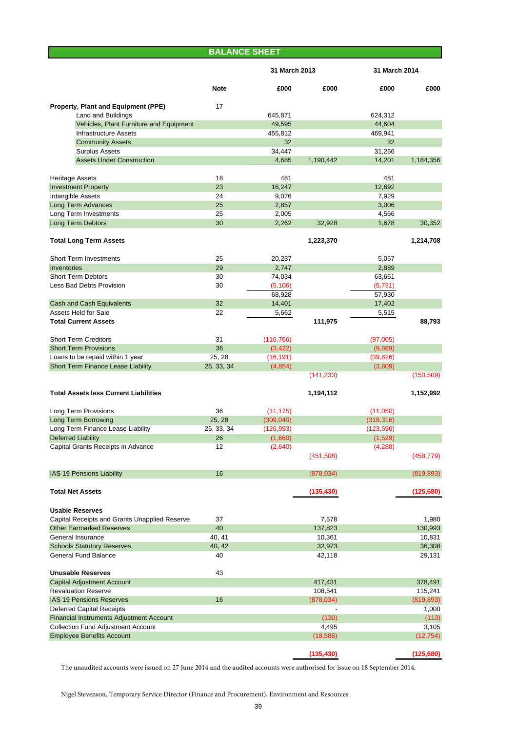## BALANCE SHEET

| | Note | 31 March 2013 £000 | 31 March 2013 £000 | 31 March 2014 £000 | 31 March 2014 £000 |
|---|---|---|---|---|---|
| **Property, Plant and Equipment (PPE)** | 17 | | | | |
| Land and Buildings | | 645,871 | | 624,312 | |
| Vehicles, Plant Furniture and Equipment | | 49,595 | | 44,604 | |
| Infrastructure Assets | | 455,812 | | 469,941 | |
| Community Assets | | 32 | | 32 | |
| Surplus Assets | | 34,447 | | 31,266 | |
| Assets Under Construction | | 4,685 | 1,190,442 | 14,201 | 1,184,356 |
| | | | | | |
| Heritage Assets | 18 | 481 | | 481 | |
| Investment Property | 23 | 16,247 | | 12,692 | |
| Intangible Assets | 24 | 9,076 | | 7,929 | |
| Long Term Advances | 25 | 2,857 | | 3,006 | |
| Long Term Investments | 25 | 2,005 | | 4,566 | |
| Long Term Debtors | 30 | 2,262 | 32,928 | 1,678 | 30,352 |
| | | | | | |
| **Total Long Term Assets** | | | **1,223,370** | | **1,214,708** |
| | | | | | |
| Short Term Investments | 25 | 20,237 | | 5,057 | |
| Inventories | 29 | 2,747 | | 2,889 | |
| Short Term Debtors | 30 | 74,034 | | 63,661 | |
| Less Bad Debts Provision | 30 | (5,106) | | (5,731) | |
| | | 68,928 | | 57,930 | |
| Cash and Cash Equivalents | 32 | 14,401 | | 17,402 | |
| Assets Held for Sale | 22 | 5,662 | | 5,515 | |
| **Total Current Assets** | | | **111,975** | | **88,793** |
| | | | | | |
| Short Term Creditors | 31 | (116,766) | | (97,005) | |
| Short Term Provisions | 36 | (3,422) | | (9,869) | |
| Loans to be repaid within 1 year | 25, 28 | (16,191) | | (39,826) | |
| Short Term Finance Lease Liability | 25, 33, 34 | (4,854) | | (3,809) | |
| | | | (141,233) | | (150,509) |
| | | | | | |
| **Total Assets less Current Liabilities** | | | **1,194,112** | | **1,152,992** |
| | | | | | |
| Long Term Provisions | 36 | (11,175) | | (11,050) | |
| Long Term Borrowing | 25, 28 | (309,040) | | (318,316) | |
| Long Term Finance Lease Liability | 25, 33, 34 | (126,993) | | (123,596) | |
| Deferred Liability | 26 | (1,660) | | (1,529) | |
| Capital Grants Receipts in Advance | 12 | (2,640) | | (4,288) | |
| | | | (451,508) | | (458,779) |
| | | | | | |
| IAS 19 Pensions Liability | 16 | | (878,034) | | (819,893) |
| | | | | | |
| **Total Net Assets** | | | **(135,430)** | | **(125,680)** |
| | | | | | |
| **Usable Reserves** | | | | | |
| Capital Receipts and Grants Unapplied Reserve | 37 | | 7,578 | | 1,980 |
| Other Earmarked Reserves | 40 | | 137,823 | | 130,993 |
| General Insurance | 40, 41 | | 10,361 | | 10,831 |
| Schools Statutory Reserves | 40, 42 | | 32,973 | | 36,308 |
| General Fund Balance | 40 | | 42,118 | | 29,131 |
| | | | | | |
| **Unusable Reserves** | 43 | | | | |
| Capital Adjustment Account | | | 417,431 | | 378,491 |
| Revaluation Reserve | | | 108,541 | | 115,241 |
| IAS 19 Pensions Reserves | 16 | | (878,034) | | (819,893) |
| Deferred Capital Receipts | | | - | | 1,000 |
| Financial Instruments Adjustment Account | | | (130) | | (113) |
| Collection Fund Adjustment Account | | | 4,495 | | 3,105 |
| Employee Benefits Account | | | (18,586) | | (12,754) |
| | | | | | |
| | | | **(135,430)** | | **(125,680)** |

The unaudited accounts were issued on 27 June 2014 and the audited accounts were authorised for issue on 18 September 2014.

Nigel Stevenson, Temporary Service Director (Finance and Procurement), Environment and Resources.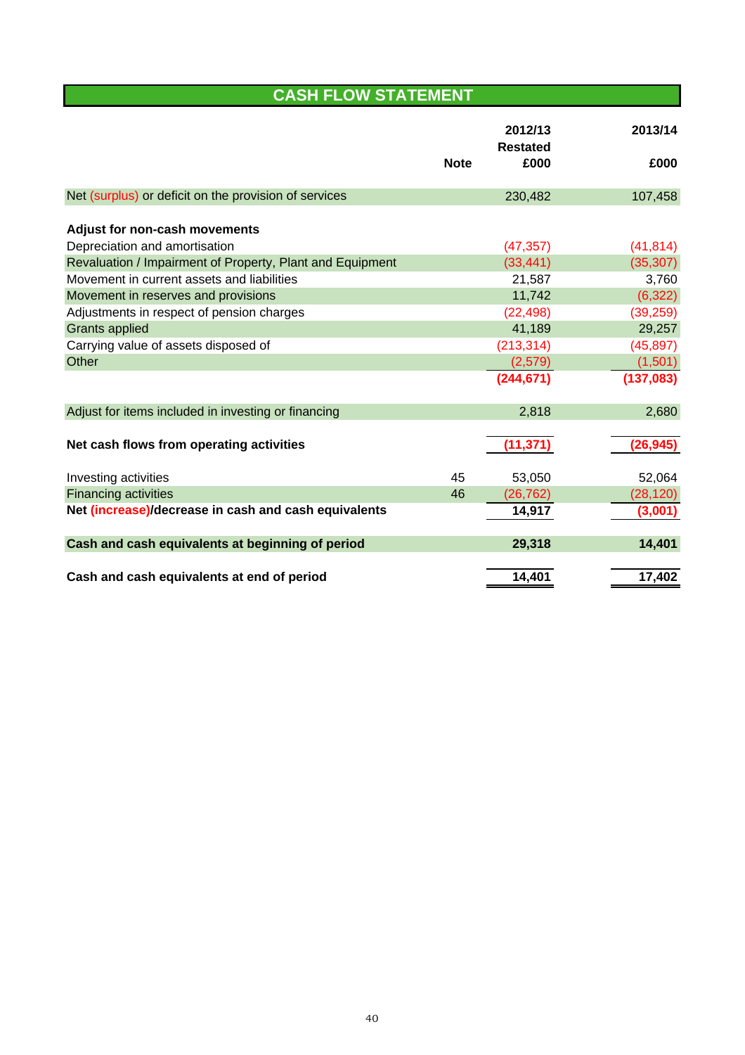# CASH FLOW STATEMENT

| | Note | 2012/13 Restated £000 | 2013/14 £000 |
|---|---|---|---|
| Net (surplus) or deficit on the provision of services | | 230,482 | 107,458 |
| **Adjust for non-cash movements** | | | |
| Depreciation and amortisation | | (47,357) | (41,814) |
| Revaluation / Impairment of Property, Plant and Equipment | | (33,441) | (35,307) |
| Movement in current assets and liabilities | | 21,587 | 3,760 |
| Movement in reserves and provisions | | 11,742 | (6,322) |
| Adjustments in respect of pension charges | | (22,498) | (39,259) |
| Grants applied | | 41,189 | 29,257 |
| Carrying value of assets disposed of | | (213,314) | (45,897) |
| Other | | (2,579) | (1,501) |
| | | **(244,671)** | **(137,083)** |
| Adjust for items included in investing or financing | | 2,818 | 2,680 |
| **Net cash flows from operating activities** | | **(11,371)** | **(26,945)** |
| Investing activities | 45 | 53,050 | 52,064 |
| Financing activities | 46 | (26,762) | (28,120) |
| **Net (increase)/decrease in cash and cash equivalents** | | **14,917** | **(3,001)** |
| **Cash and cash equivalents at beginning of period** | | **29,318** | **14,401** |
| **Cash and cash equivalents at end of period** | | **14,401** | **17,402** |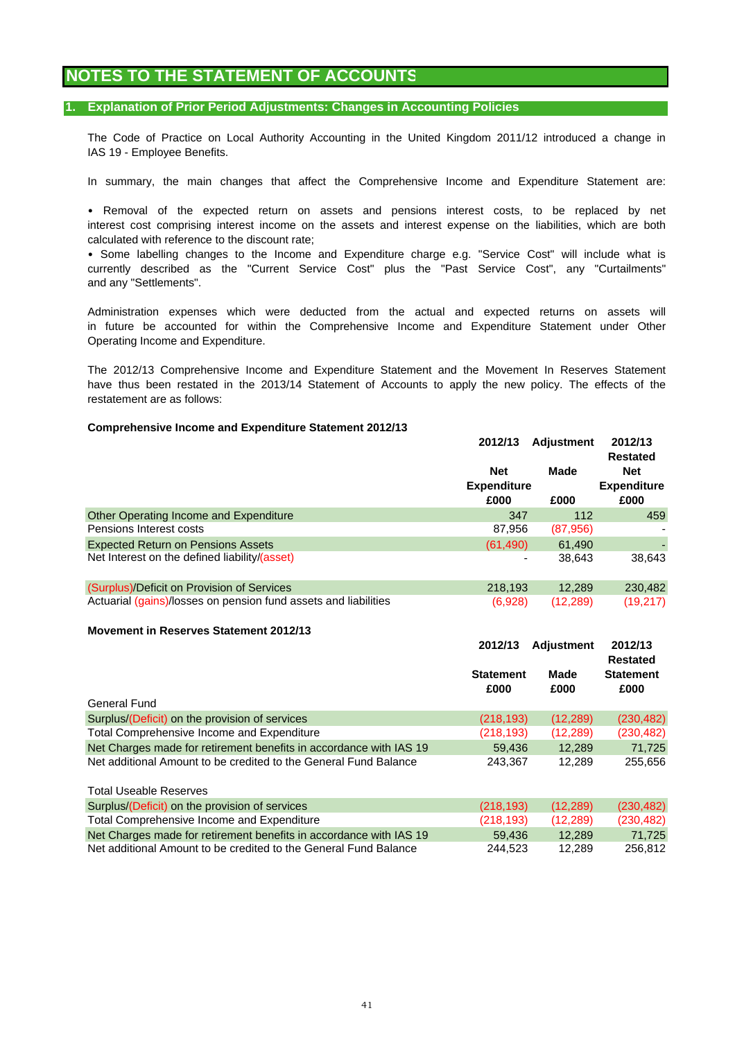# NOTES TO THE STATEMENT OF ACCOUNTS

## 1. Explanation of Prior Period Adjustments: Changes in Accounting Policies

The Code of Practice on Local Authority Accounting in the United Kingdom 2011/12 introduced a change in IAS 19 - Employee Benefits.

In summary, the main changes that affect the Comprehensive Income and Expenditure Statement are:

• Removal of the expected return on assets and pensions interest costs, to be replaced by net interest cost comprising interest income on the assets and interest expense on the liabilities, which are both calculated with reference to the discount rate;
• Some labelling changes to the Income and Expenditure charge e.g. "Service Cost" will include what is currently described as the "Current Service Cost" plus the "Past Service Cost", any "Curtailments" and any "Settlements".

Administration expenses which were deducted from the actual and expected returns on assets will in future be accounted for within the Comprehensive Income and Expenditure Statement under Other Operating Income and Expenditure.

The 2012/13 Comprehensive Income and Expenditure Statement and the Movement In Reserves Statement have thus been restated in the 2013/14 Statement of Accounts to apply the new policy. The effects of the restatement are as follows:

**Comprehensive Income and Expenditure Statement 2012/13**

| | 2012/13 Net Expenditure £000 | Adjustment Made £000 | 2012/13 Restated Net Expenditure £000 |
|---|---|---|---|
| Other Operating Income and Expenditure | 347 | 112 | 459 |
| Pensions Interest costs | 87,956 | (87,956) | - |
| Expected Return on Pensions Assets | (61,490) | 61,490 | - |
| Net Interest on the defined liability/(asset) | - | 38,643 | 38,643 |
| | | | |
| (Surplus)/Deficit on Provision of Services | 218,193 | 12,289 | 230,482 |
| Actuarial (gains)/losses on pension fund assets and liabilities | (6,928) | (12,289) | (19,217) |

**Movement in Reserves Statement 2012/13**

| | 2012/13 Statement £000 | Adjustment Made £000 | 2012/13 Restated Statement £000 |
|---|---|---|---|
| General Fund | | | |
| Surplus/(Deficit) on the provision of services | (218,193) | (12,289) | (230,482) |
| Total Comprehensive Income and Expenditure | (218,193) | (12,289) | (230,482) |
| Net Charges made for retirement benefits in accordance with IAS 19 | 59,436 | 12,289 | 71,725 |
| Net additional Amount to be credited to the General Fund Balance | 243,367 | 12,289 | 255,656 |
| | | | |
| Total Useable Reserves | | | |
| Surplus/(Deficit) on the provision of services | (218,193) | (12,289) | (230,482) |
| Total Comprehensive Income and Expenditure | (218,193) | (12,289) | (230,482) |
| Net Charges made for retirement benefits in accordance with IAS 19 | 59,436 | 12,289 | 71,725 |
| Net additional Amount to be credited to the General Fund Balance | 244,523 | 12,289 | 256,812 |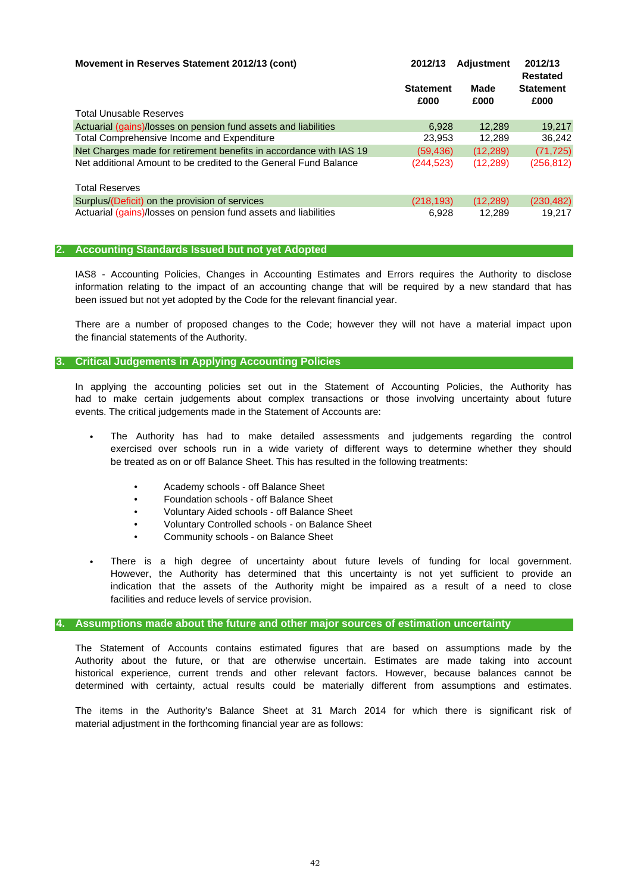| Movement in Reserves Statement 2012/13 (cont) | 2012/13 Statement £000 | Adjustment Made £000 | 2012/13 Restated Statement £000 |
|---|---|---|---|
| Total Unusable Reserves | | | |
| Actuarial (gains)/losses on pension fund assets and liabilities | 6,928 | 12,289 | 19,217 |
| Total Comprehensive Income and Expenditure | 23,953 | 12,289 | 36,242 |
| Net Charges made for retirement benefits in accordance with IAS 19 | (59,436) | (12,289) | (71,725) |
| Net additional Amount to be credited to the General Fund Balance | (244,523) | (12,289) | (256,812) |
| | | | |
| Total Reserves | | | |
| Surplus/(Deficit) on the provision of services | (218,193) | (12,289) | (230,482) |
| Actuarial (gains)/losses on pension fund assets and liabilities | 6,928 | 12,289 | 19,217 |

## 2. Accounting Standards Issued but not yet Adopted

IAS8 - Accounting Policies, Changes in Accounting Estimates and Errors requires the Authority to disclose information relating to the impact of an accounting change that will be required by a new standard that has been issued but not yet adopted by the Code for the relevant financial year.

There are a number of proposed changes to the Code; however they will not have a material impact upon the financial statements of the Authority.

## 3. Critical Judgements in Applying Accounting Policies

In applying the accounting policies set out in the Statement of Accounting Policies, the Authority has had to make certain judgements about complex transactions or those involving uncertainty about future events. The critical judgements made in the Statement of Accounts are:

- The Authority has had to make detailed assessments and judgements regarding the control exercised over schools run in a wide variety of different ways to determine whether they should be treated as on or off Balance Sheet. This has resulted in the following treatments:
    - Academy schools - off Balance Sheet
    - Foundation schools - off Balance Sheet
    - Voluntary Aided schools - off Balance Sheet
    - Voluntary Controlled schools - on Balance Sheet
    - Community schools - on Balance Sheet
- There is a high degree of uncertainty about future levels of funding for local government. However, the Authority has determined that this uncertainty is not yet sufficient to provide an indication that the assets of the Authority might be impaired as a result of a need to close facilities and reduce levels of service provision.

## 4. Assumptions made about the future and other major sources of estimation uncertainty

The Statement of Accounts contains estimated figures that are based on assumptions made by the Authority about the future, or that are otherwise uncertain. Estimates are made taking into account historical experience, current trends and other relevant factors. However, because balances cannot be determined with certainty, actual results could be materially different from assumptions and estimates.

The items in the Authority's Balance Sheet at 31 March 2014 for which there is significant risk of material adjustment in the forthcoming financial year are as follows: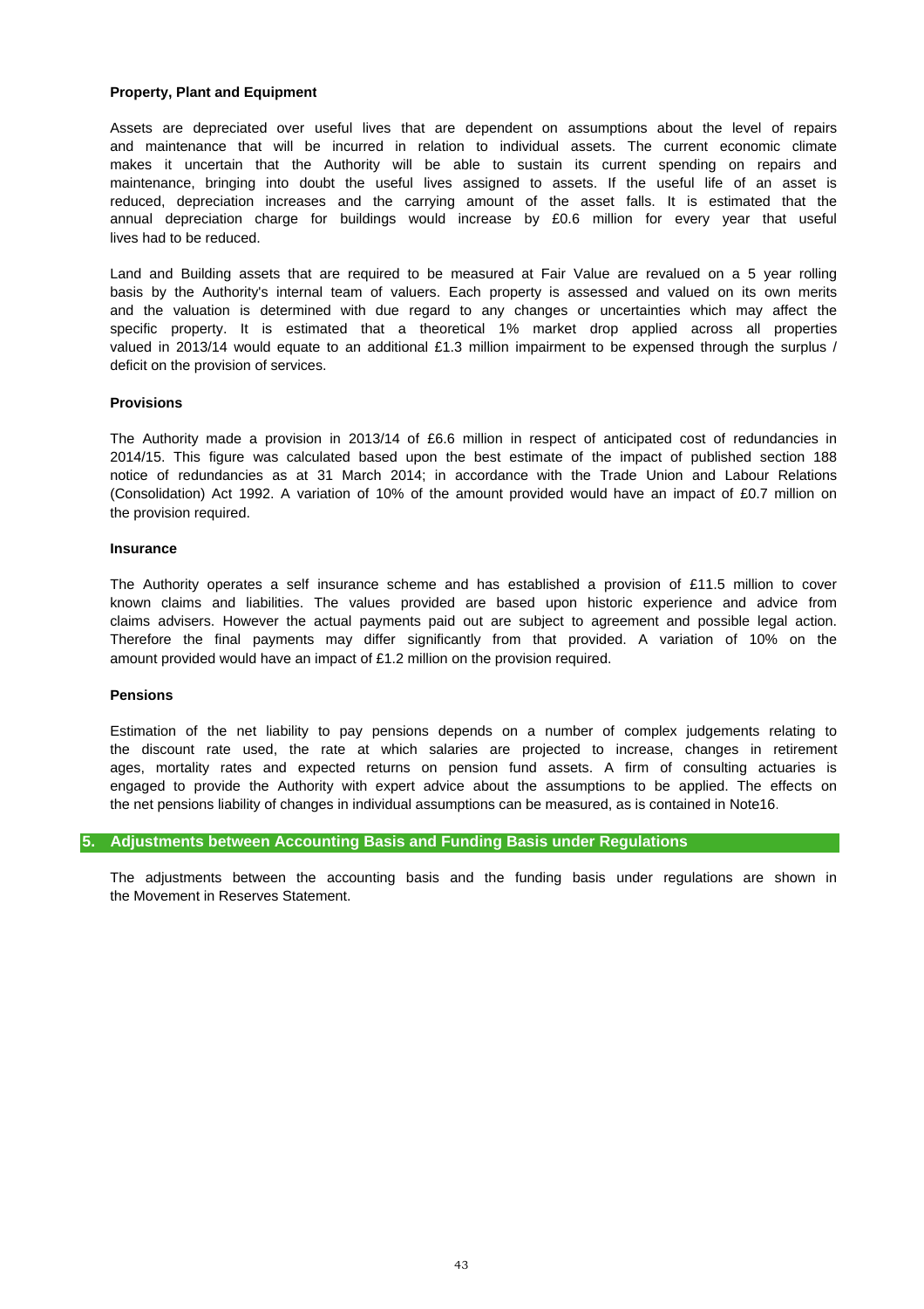**Property, Plant and Equipment**

Assets are depreciated over useful lives that are dependent on assumptions about the level of repairs and maintenance that will be incurred in relation to individual assets. The current economic climate makes it uncertain that the Authority will be able to sustain its current spending on repairs and maintenance, bringing into doubt the useful lives assigned to assets. If the useful life of an asset is reduced, depreciation increases and the carrying amount of the asset falls. It is estimated that the annual depreciation charge for buildings would increase by £0.6 million for every year that useful lives had to be reduced.

Land and Building assets that are required to be measured at Fair Value are revalued on a 5 year rolling basis by the Authority's internal team of valuers. Each property is assessed and valued on its own merits and the valuation is determined with due regard to any changes or uncertainties which may affect the specific property. It is estimated that a theoretical 1% market drop applied across all properties valued in 2013/14 would equate to an additional £1.3 million impairment to be expensed through the surplus / deficit on the provision of services.

**Provisions**

The Authority made a provision in 2013/14 of £6.6 million in respect of anticipated cost of redundancies in 2014/15. This figure was calculated based upon the best estimate of the impact of published section 188 notice of redundancies as at 31 March 2014; in accordance with the Trade Union and Labour Relations (Consolidation) Act 1992. A variation of 10% of the amount provided would have an impact of £0.7 million on the provision required.

**Insurance**

The Authority operates a self insurance scheme and has established a provision of £11.5 million to cover known claims and liabilities. The values provided are based upon historic experience and advice from claims advisers. However the actual payments paid out are subject to agreement and possible legal action. Therefore the final payments may differ significantly from that provided. A variation of 10% on the amount provided would have an impact of £1.2 million on the provision required.

**Pensions**

Estimation of the net liability to pay pensions depends on a number of complex judgements relating to the discount rate used, the rate at which salaries are projected to increase, changes in retirement ages, mortality rates and expected returns on pension fund assets. A firm of consulting actuaries is engaged to provide the Authority with expert advice about the assumptions to be applied. The effects on the net pensions liability of changes in individual assumptions can be measured, as is contained in Note16.

## 5. Adjustments between Accounting Basis and Funding Basis under Regulations

The adjustments between the accounting basis and the funding basis under regulations are shown in the Movement in Reserves Statement.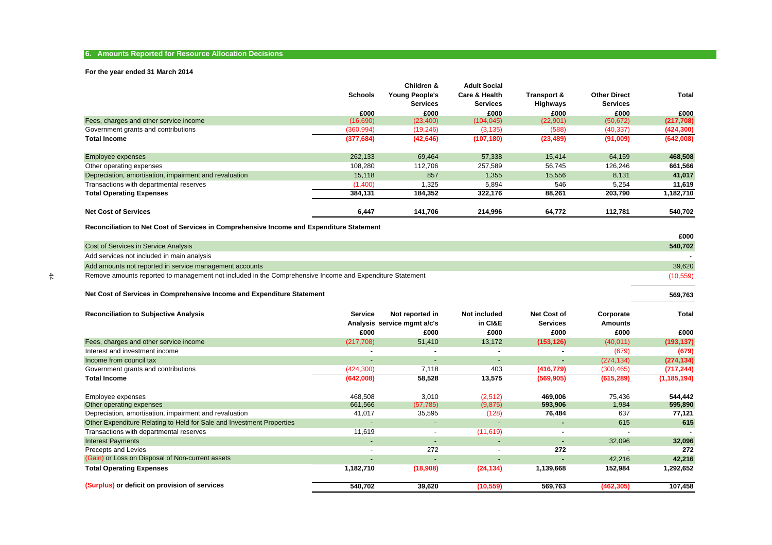## 6. Amounts Reported for Resource Allocation Decisions

**For the year ended 31 March 2014**

| | Schools | Children & Young People's Services | Adult Social Care & Health Services | Transport & Highways | Other Direct Services | Total |
|---|---|---|---|---|---|---|
| | £000 | £000 | £000 | £000 | £000 | £000 |
| Fees, charges and other service income | (16,690) | (23,400) | (104,045) | (22,901) | (50,672) | **(217,708)** |
| Government grants and contributions | (360,994) | (19,246) | (3,135) | (588) | (40,337) | **(424,300)** |
| **Total Income** | **(377,684)** | **(42,646)** | **(107,180)** | **(23,489)** | **(91,009)** | **(642,008)** |
| Employee expenses | 262,133 | 69,464 | 57,338 | 15,414 | 64,159 | **468,508** |
| Other operating expenses | 108,280 | 112,706 | 257,589 | 56,745 | 126,246 | **661,566** |
| Depreciation, amortisation, impairment and revaluation | 15,118 | 857 | 1,355 | 15,556 | 8,131 | **41,017** |
| Transactions with departmental reserves | (1,400) | 1,325 | 5,894 | 546 | 5,254 | **11,619** |
| **Total Operating Expenses** | **384,131** | **184,352** | **322,176** | **88,261** | **203,790** | **1,182,710** |
| **Net Cost of Services** | **6,447** | **141,706** | **214,996** | **64,772** | **112,781** | **540,702** |

**Reconciliation to Net Cost of Services in Comprehensive Income and Expenditure Statement**

| | £000 |
|---|---|
| Cost of Services in Service Analysis | **540,702** |
| Add services not included in main analysis | - |
| Add amounts not reported in service management accounts | 39,620 |
| Remove amounts reported to management not included in the Comprehensive Income and Expenditure Statement | (10,559) |
| **Net Cost of Services in Comprehensive Income and Expenditure Statement** | **569,763** |

| **Reconciliation to Subjective Analysis** | Service Analysis | Not reported in service mgmt a/c's | Not included in CI&E | Net Cost of Services | Corporate Amounts | Total |
|---|---|---|---|---|---|---|
| | £000 | £000 | £000 | £000 | £000 | £000 |
| Fees, charges and other service income | (217,708) | 51,410 | 13,172 | **(153,126)** | (40,011) | **(193,137)** |
| Interest and investment income | - | - | - | **-** | (679) | **(679)** |
| Income from council tax | - | - | - | **-** | (274,134) | **(274,134)** |
| Government grants and contributions | (424,300) | 7,118 | 403 | **(416,779)** | (300,465) | **(717,244)** |
| **Total Income** | **(642,008)** | **58,528** | **13,575** | **(569,905)** | **(615,289)** | **(1,185,194)** |
| Employee expenses | 468,508 | 3,010 | (2,512) | **469,006** | 75,436 | **544,442** |
| Other operating expenses | 661,566 | (57,785) | (9,875) | **593,906** | 1,984 | **595,890** |
| Depreciation, amortisation, impairment and revaluation | 41,017 | 35,595 | (128) | **76,484** | 637 | **77,121** |
| Other Expenditure Relating to Held for Sale and Investment Properties | - | - | - | **-** | 615 | **615** |
| Transactions with departmental reserves | 11,619 | - | (11,619) | **-** | - | **-** |
| Interest Payments | - | - | - | **-** | 32,096 | **32,096** |
| Precepts and Levies | - | 272 | - | **272** | - | **272** |
| (Gain) or Loss on Disposal of Non-current assets | - | - | - | **-** | 42,216 | **42,216** |
| **Total Operating Expenses** | **1,182,710** | **(18,908)** | **(24,134)** | **1,139,668** | **152,984** | **1,292,652** |
| **(Surplus) or deficit on provision of services** | **540,702** | **39,620** | **(10,559)** | **569,763** | **(462,305)** | **107,458** |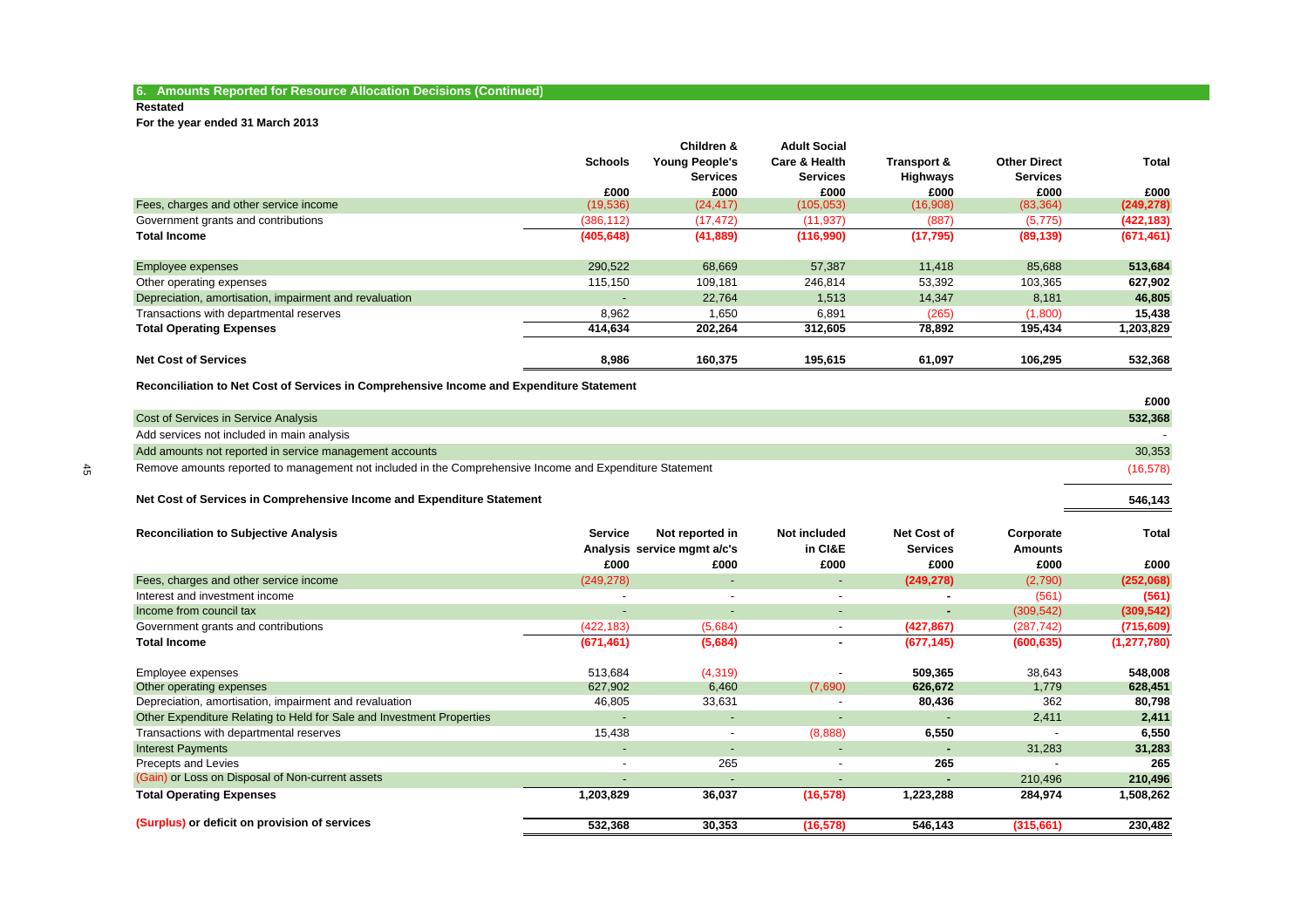## 6. Amounts Reported for Resource Allocation Decisions (Continued)

**Restated**

**For the year ended 31 March 2013**

| | Schools | Children & Young People's Services | Adult Social Care & Health Services | Transport & Highways | Other Direct Services | Total |
|---|---|---|---|---|---|---|
| | £000 | £000 | £000 | £000 | £000 | £000 |
| Fees, charges and other service income | (19,536) | (24,417) | (105,053) | (16,908) | (83,364) | **(249,278)** |
| Government grants and contributions | (386,112) | (17,472) | (11,937) | (887) | (5,775) | **(422,183)** |
| **Total Income** | **(405,648)** | **(41,889)** | **(116,990)** | **(17,795)** | **(89,139)** | **(671,461)** |
| Employee expenses | 290,522 | 68,669 | 57,387 | 11,418 | 85,688 | **513,684** |
| Other operating expenses | 115,150 | 109,181 | 246,814 | 53,392 | 103,365 | **627,902** |
| Depreciation, amortisation, impairment and revaluation | - | 22,764 | 1,513 | 14,347 | 8,181 | **46,805** |
| Transactions with departmental reserves | 8,962 | 1,650 | 6,891 | (265) | (1,800) | **15,438** |
| **Total Operating Expenses** | **414,634** | **202,264** | **312,605** | **78,892** | **195,434** | **1,203,829** |
| **Net Cost of Services** | **8,986** | **160,375** | **195,615** | **61,097** | **106,295** | **532,368** |

**Reconciliation to Net Cost of Services in Comprehensive Income and Expenditure Statement**

| | £000 |
|---|---|
| Cost of Services in Service Analysis | **532,368** |
| Add services not included in main analysis | - |
| Add amounts not reported in service management accounts | 30,353 |
| Remove amounts reported to management not included in the Comprehensive Income and Expenditure Statement | (16,578) |
| **Net Cost of Services in Comprehensive Income and Expenditure Statement** | **546,143** |

| **Reconciliation to Subjective Analysis** | Service Analysis | Not reported in service mgmt a/c's | Not included in CI&E | Net Cost of Services | Corporate Amounts | Total |
|---|---|---|---|---|---|---|
| | £000 | £000 | £000 | £000 | £000 | £000 |
| Fees, charges and other service income | (249,278) | - | - | **(249,278)** | (2,790) | **(252,068)** |
| Interest and investment income | - | - | - | **-** | (561) | **(561)** |
| Income from council tax | - | - | - | **-** | (309,542) | **(309,542)** |
| Government grants and contributions | (422,183) | (5,684) | - | **(427,867)** | (287,742) | **(715,609)** |
| **Total Income** | **(671,461)** | **(5,684)** | **-** | **(677,145)** | **(600,635)** | **(1,277,780)** |
| Employee expenses | 513,684 | (4,319) | - | **509,365** | 38,643 | **548,008** |
| Other operating expenses | 627,902 | 6,460 | (7,690) | **626,672** | 1,779 | **628,451** |
| Depreciation, amortisation, impairment and revaluation | 46,805 | 33,631 | - | **80,436** | 362 | **80,798** |
| Other Expenditure Relating to Held for Sale and Investment Properties | - | - | - | **-** | 2,411 | **2,411** |
| Transactions with departmental reserves | 15,438 | - | (8,888) | **6,550** | - | **6,550** |
| Interest Payments | - | - | - | **-** | 31,283 | **31,283** |
| Precepts and Levies | - | 265 | - | **265** | - | **265** |
| (Gain) or Loss on Disposal of Non-current assets | - | - | - | **-** | 210,496 | **210,496** |
| **Total Operating Expenses** | **1,203,829** | **36,037** | **(16,578)** | **1,223,288** | **284,974** | **1,508,262** |
| **(Surplus) or deficit on provision of services** | **532,368** | **30,353** | **(16,578)** | **546,143** | **(315,661)** | **230,482** |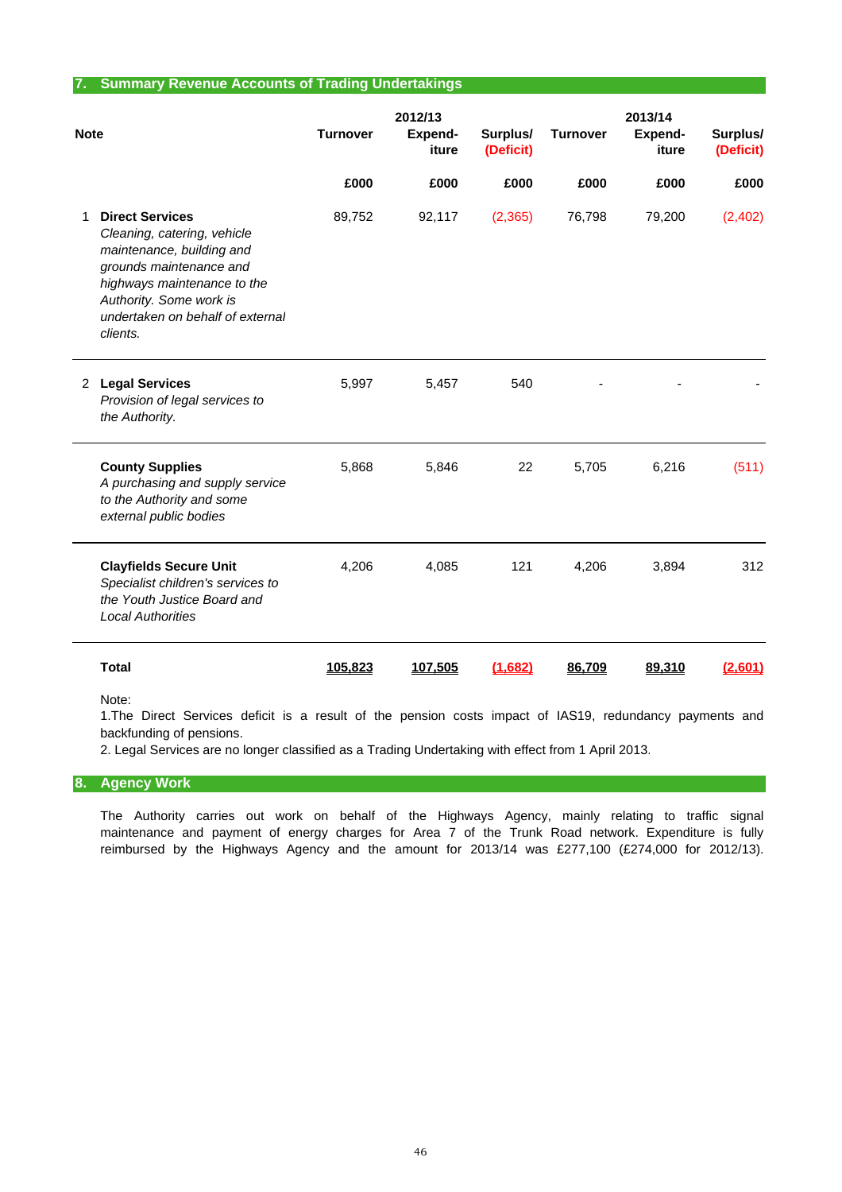## 7. Summary Revenue Accounts of Trading Undertakings

| Note | | 2012/13 Turnover | 2012/13 Expend-iture | 2012/13 Surplus/ (Deficit) | 2013/14 Turnover | 2013/14 Expend-iture | 2013/14 Surplus/ (Deficit) |
|---|---|---|---|---|---|---|---|
| | | £000 | £000 | £000 | £000 | £000 | £000 |
| 1 | **Direct Services** *Cleaning, catering, vehicle maintenance, building and grounds maintenance and highways maintenance to the Authority. Some work is undertaken on behalf of external clients.* | 89,752 | 92,117 | (2,365) | 76,798 | 79,200 | (2,402) |
| 2 | **Legal Services** *Provision of legal services to the Authority.* | 5,997 | 5,457 | 540 | - | - | - |
| | **County Supplies** *A purchasing and supply service to the Authority and some external public bodies* | 5,868 | 5,846 | 22 | 5,705 | 6,216 | (511) |
| | **Clayfields Secure Unit** *Specialist children's services to the Youth Justice Board and Local Authorities* | 4,206 | 4,085 | 121 | 4,206 | 3,894 | 312 |
| | **Total** | 105,823 | 107,505 | (1,682) | 86,709 | 89,310 | (2,601) |

Note:

1.The Direct Services deficit is a result of the pension costs impact of IAS19, redundancy payments and backfunding of pensions.

2. Legal Services are no longer classified as a Trading Undertaking with effect from 1 April 2013.

## 8. Agency Work

The Authority carries out work on behalf of the Highways Agency, mainly relating to traffic signal maintenance and payment of energy charges for Area 7 of the Trunk Road network. Expenditure is fully reimbursed by the Highways Agency and the amount for 2013/14 was £277,100 (£274,000 for 2012/13).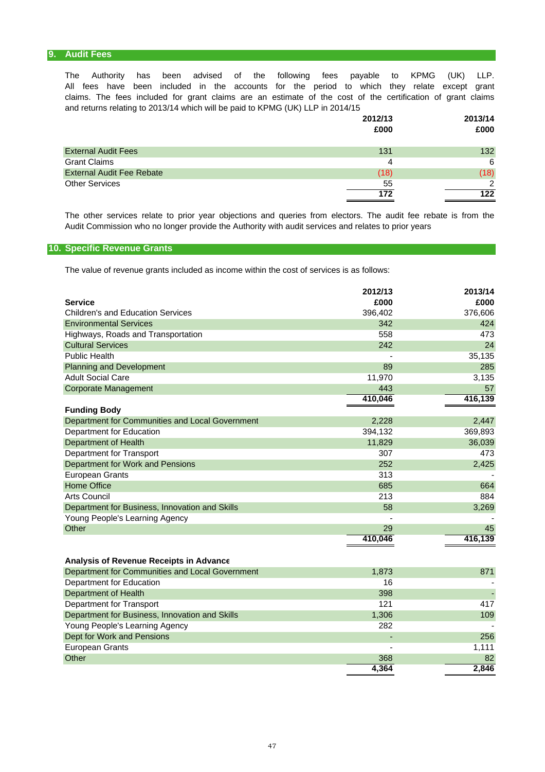## 9. Audit Fees

The Authority has been advised of the following fees payable to KPMG (UK) LLP. All fees have been included in the accounts for the period to which they relate except grant claims. The fees included for grant claims are an estimate of the cost of the certification of grant claims and returns relating to 2013/14 which will be paid to KPMG (UK) LLP in 2014/15

| | 2012/13 £000 | 2013/14 £000 |
|---|---|---|
| External Audit Fees | 131 | 132 |
| Grant Claims | 4 | 6 |
| External Audit Fee Rebate | (18) | (18) |
| Other Services | 55 | 2 |
| | 172 | 122 |

The other services relate to prior year objections and queries from electors. The audit fee rebate is from the Audit Commission who no longer provide the Authority with audit services and relates to prior years

## 10. Specific Revenue Grants

The value of revenue grants included as income within the cost of services is as follows:

| Service | 2012/13 £000 | 2013/14 £000 |
|---|---|---|
| Children's and Education Services | 396,402 | 376,606 |
| Environmental Services | 342 | 424 |
| Highways, Roads and Transportation | 558 | 473 |
| Cultural Services | 242 | 24 |
| Public Health | - | 35,135 |
| Planning and Development | 89 | 285 |
| Adult Social Care | 11,970 | 3,135 |
| Corporate Management | 443 | 57 |
| | 410,046 | 416,139 |
| **Funding Body** | | |
| Department for Communities and Local Government | 2,228 | 2,447 |
| Department for Education | 394,132 | 369,893 |
| Department of Health | 11,829 | 36,039 |
| Department for Transport | 307 | 473 |
| Department for Work and Pensions | 252 | 2,425 |
| European Grants | 313 | - |
| Home Office | 685 | 664 |
| Arts Council | 213 | 884 |
| Department for Business, Innovation and Skills | 58 | 3,269 |
| Young People's Learning Agency | - | - |
| Other | 29 | 45 |
| | 410,046 | 416,139 |

| Analysis of Revenue Receipts in Advance | 2012/13 £000 | 2013/14 £000 |
|---|---|---|
| Department for Communities and Local Government | 1,873 | 871 |
| Department for Education | 16 | - |
| Department of Health | 398 | - |
| Department for Transport | 121 | 417 |
| Department for Business, Innovation and Skills | 1,306 | 109 |
| Young People's Learning Agency | 282 | - |
| Dept for Work and Pensions | - | 256 |
| European Grants | - | 1,111 |
| Other | 368 | 82 |
| | 4,364 | 2,846 |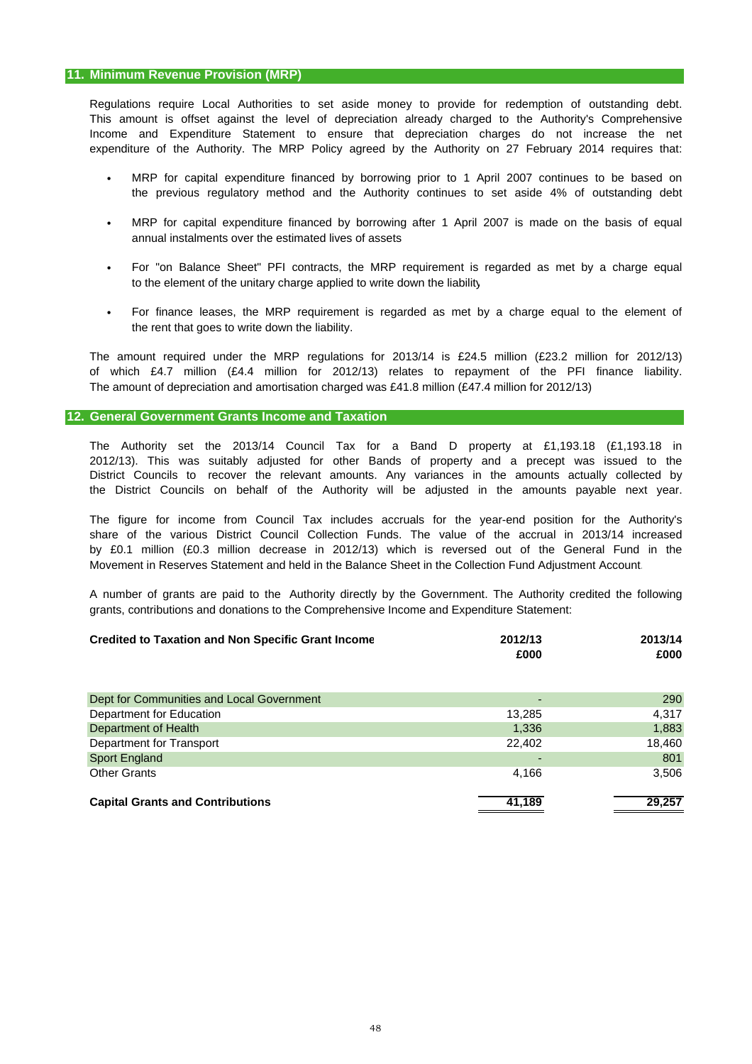## 11. Minimum Revenue Provision (MRP)

Regulations require Local Authorities to set aside money to provide for redemption of outstanding debt. This amount is offset against the level of depreciation already charged to the Authority's Comprehensive Income and Expenditure Statement to ensure that depreciation charges do not increase the net expenditure of the Authority. The MRP Policy agreed by the Authority on 27 February 2014 requires that:

- MRP for capital expenditure financed by borrowing prior to 1 April 2007 continues to be based on the previous regulatory method and the Authority continues to set aside 4% of outstanding debt
- MRP for capital expenditure financed by borrowing after 1 April 2007 is made on the basis of equal annual instalments over the estimated lives of assets
- For "on Balance Sheet" PFI contracts, the MRP requirement is regarded as met by a charge equal to the element of the unitary charge applied to write down the liability
- For finance leases, the MRP requirement is regarded as met by a charge equal to the element of the rent that goes to write down the liability.

The amount required under the MRP regulations for 2013/14 is £24.5 million (£23.2 million for 2012/13) of which £4.7 million (£4.4 million for 2012/13) relates to repayment of the PFI finance liability. The amount of depreciation and amortisation charged was £41.8 million (£47.4 million for 2012/13)

## 12. General Government Grants Income and Taxation

The Authority set the 2013/14 Council Tax for a Band D property at £1,193.18 (£1,193.18 in 2012/13). This was suitably adjusted for other Bands of property and a precept was issued to the District Councils to recover the relevant amounts. Any variances in the amounts actually collected by the District Councils on behalf of the Authority will be adjusted in the amounts payable next year.

The figure for income from Council Tax includes accruals for the year-end position for the Authority's share of the various District Council Collection Funds. The value of the accrual in 2013/14 increased by £0.1 million (£0.3 million decrease in 2012/13) which is reversed out of the General Fund in the Movement in Reserves Statement and held in the Balance Sheet in the Collection Fund Adjustment Account.

A number of grants are paid to the Authority directly by the Government. The Authority credited the following grants, contributions and donations to the Comprehensive Income and Expenditure Statement:

| **Credited to Taxation and Non Specific Grant Income** | **2012/13** | **2013/14** |
|---|---|---|
| | **£000** | **£000** |
| Dept for Communities and Local Government | - | 290 |
| Department for Education | 13,285 | 4,317 |
| Department of Health | 1,336 | 1,883 |
| Department for Transport | 22,402 | 18,460 |
| Sport England | - | 801 |
| Other Grants | 4,166 | 3,506 |
| **Capital Grants and Contributions** | **41,189** | **29,257** |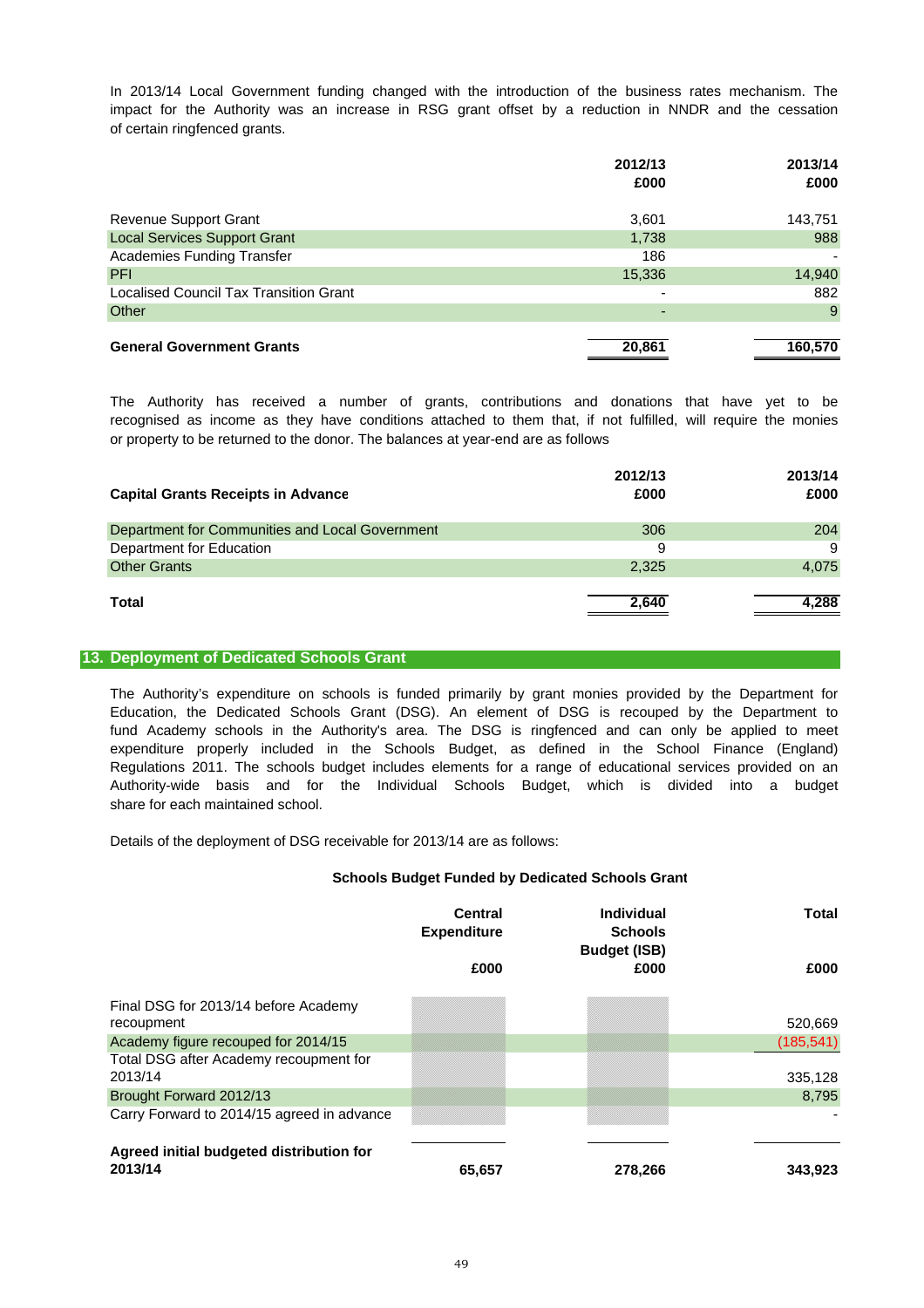In 2013/14 Local Government funding changed with the introduction of the business rates mechanism. The impact for the Authority was an increase in RSG grant offset by a reduction in NNDR and the cessation of certain ringfenced grants.

| | 2012/13 £000 | 2013/14 £000 |
|---|---|---|
| Revenue Support Grant | 3,601 | 143,751 |
| Local Services Support Grant | 1,738 | 988 |
| Academies Funding Transfer | 186 | - |
| PFI | 15,336 | 14,940 |
| Localised Council Tax Transition Grant | - | 882 |
| Other | - | 9 |
| **General Government Grants** | **20,861** | **160,570** |

The Authority has received a number of grants, contributions and donations that have yet to be recognised as income as they have conditions attached to them that, if not fulfilled, will require the monies or property to be returned to the donor. The balances at year-end are as follows

| Capital Grants Receipts in Advance | 2012/13 £000 | 2013/14 £000 |
|---|---|---|
| Department for Communities and Local Government | 306 | 204 |
| Department for Education | 9 | 9 |
| Other Grants | 2,325 | 4,075 |
| **Total** | **2,640** | **4,288** |

## 13. Deployment of Dedicated Schools Grant

The Authority's expenditure on schools is funded primarily by grant monies provided by the Department for Education, the Dedicated Schools Grant (DSG). An element of DSG is recouped by the Department to fund Academy schools in the Authority's area. The DSG is ringfenced and can only be applied to meet expenditure properly included in the Schools Budget, as defined in the School Finance (England) Regulations 2011. The schools budget includes elements for a range of educational services provided on an Authority-wide basis and for the Individual Schools Budget, which is divided into a budget share for each maintained school.

Details of the deployment of DSG receivable for 2013/14 are as follows:

**Schools Budget Funded by Dedicated Schools Grant**

| | Central Expenditure £000 | Individual Schools Budget (ISB) £000 | Total £000 |
|---|---|---|---|
| Final DSG for 2013/14 before Academy recoupment | | | 520,669 |
| Academy figure recouped for 2014/15 | | | (185,541) |
| Total DSG after Academy recoupment for 2013/14 | | | 335,128 |
| Brought Forward 2012/13 | | | 8,795 |
| Carry Forward to 2014/15 agreed in advance | | | - |
| **Agreed initial budgeted distribution for 2013/14** | **65,657** | **278,266** | **343,923** |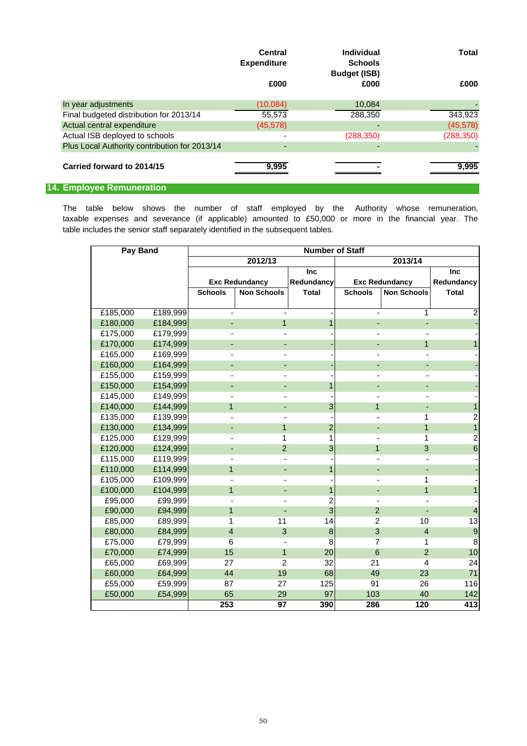| | Central Expenditure | Individual Schools Budget (ISB) | Total |
|---|---|---|---|
| | £000 | £000 | £000 |
| In year adjustments | (10,084) | 10,084 | - |
| Final budgeted distribution for 2013/14 | 55,573 | 288,350 | 343,923 |
| Actual central expenditure | (45,578) | - | (45,578) |
| Actual ISB deployed to schools | - | (288,350) | (288,350) |
| Plus Local Authority contribution for 2013/14 | - | - | - |
| **Carried forward to 2014/15** | **9,995** | **-** | **9,995** |

## 14. Employee Remuneration

The table below shows the number of staff employed by the Authority whose remuneration, taxable expenses and severance (if applicable) amounted to £50,000 or more in the financial year. The table includes the senior staff separately identified in the subsequent tables.

| Pay Band | | Number of Staff | | | | | |
|---|---|---|---|---|---|---|---|
| | | 2012/13 | | | 2013/14 | | |
| | | Exc Redundancy | | Inc Redundancy | Exc Redundancy | | Inc Redundancy |
| | | Schools | Non Schools | Total | Schools | Non Schools | Total |
| £185,000 | £189,999 | - | - | - | - | 1 | 2 |
| £180,000 | £184,999 | - | 1 | 1 | - | - | - |
| £175,000 | £179,999 | - | - | - | - | - | - |
| £170,000 | £174,999 | - | - | - | - | 1 | 1 |
| £165,000 | £169,999 | - | - | - | - | - | - |
| £160,000 | £164,999 | - | - | - | - | - | - |
| £155,000 | £159,999 | - | - | - | - | - | - |
| £150,000 | £154,999 | - | - | 1 | - | - | - |
| £145,000 | £149,999 | - | - | - | - | - | - |
| £140,000 | £144,999 | 1 | - | 3 | 1 | - | 1 |
| £135,000 | £139,999 | - | - | - | - | 1 | 2 |
| £130,000 | £134,999 | - | 1 | 2 | - | 1 | 1 |
| £125,000 | £129,999 | - | 1 | 1 | - | 1 | 2 |
| £120,000 | £124,999 | - | 2 | 3 | 1 | 3 | 6 |
| £115,000 | £119,999 | - | - | - | - | - | - |
| £110,000 | £114,999 | 1 | - | 1 | - | - | - |
| £105,000 | £109,999 | - | - | - | - | 1 | - |
| £100,000 | £104,999 | 1 | - | 1 | - | 1 | 1 |
| £95,000 | £99,999 | - | - | 2 | - | - | - |
| £90,000 | £94,999 | 1 | - | 3 | 2 | - | 4 |
| £85,000 | £89,999 | 1 | 11 | 14 | 2 | 10 | 13 |
| £80,000 | £84,999 | 4 | 3 | 8 | 3 | 4 | 9 |
| £75,000 | £79,999 | 6 | - | 8 | 7 | 1 | 8 |
| £70,000 | £74,999 | 15 | 1 | 20 | 6 | 2 | 10 |
| £65,000 | £69,999 | 27 | 2 | 32 | 21 | 4 | 24 |
| £60,000 | £64,999 | 44 | 19 | 68 | 49 | 23 | 71 |
| £55,000 | £59,999 | 87 | 27 | 125 | 91 | 26 | 116 |
| £50,000 | £54,999 | 65 | 29 | 97 | 103 | 40 | 142 |
| | | **253** | **97** | **390** | **286** | **120** | **413** |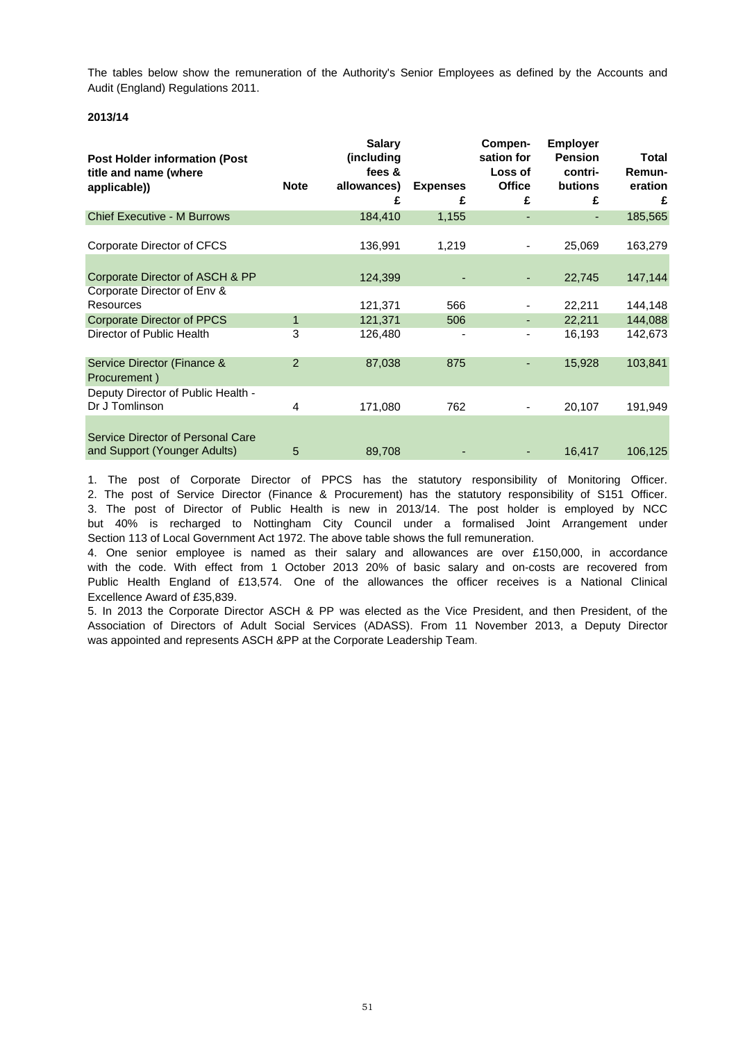The tables below show the remuneration of the Authority's Senior Employees as defined by the Accounts and Audit (England) Regulations 2011.

**2013/14**

| Post Holder information (Post title and name (where applicable)) | Note | Salary (including fees & allowances) £ | Expenses £ | Compen-sation for Loss of Office £ | Employer Pension contri-butions £ | Total Remun-eration £ |
|---|---|---|---|---|---|---|
| Chief Executive - M Burrows | | 184,410 | 1,155 | - | - | 185,565 |
| Corporate Director of CFCS | | 136,991 | 1,219 | - | 25,069 | 163,279 |
| Corporate Director of ASCH & PP | | 124,399 | - | - | 22,745 | 147,144 |
| Corporate Director of Env & Resources | | 121,371 | 566 | - | 22,211 | 144,148 |
| Corporate Director of PPCS | 1 | 121,371 | 506 | - | 22,211 | 144,088 |
| Director of Public Health | 3 | 126,480 | - | - | 16,193 | 142,673 |
| Service Director (Finance & Procurement ) | 2 | 87,038 | 875 | - | 15,928 | 103,841 |
| Deputy Director of Public Health - Dr J Tomlinson | 4 | 171,080 | 762 | - | 20,107 | 191,949 |
| Service Director of Personal Care and Support (Younger Adults) | 5 | 89,708 | - | - | 16,417 | 106,125 |

1. The post of Corporate Director of PPCS has the statutory responsibility of Monitoring Officer.
2. The post of Service Director (Finance & Procurement) has the statutory responsibility of S151 Officer.
3. The post of Director of Public Health is new in 2013/14. The post holder is employed by NCC but 40% is recharged to Nottingham City Council under a formalised Joint Arrangement under Section 113 of Local Government Act 1972. The above table shows the full remuneration.
4. One senior employee is named as their salary and allowances are over £150,000, in accordance with the code. With effect from 1 October 2013 20% of basic salary and on-costs are recovered from Public Health England of £13,574. One of the allowances the officer receives is a National Clinical Excellence Award of £35,839.
5. In 2013 the Corporate Director ASCH & PP was elected as the Vice President, and then President, of the Association of Directors of Adult Social Services (ADASS). From 11 November 2013, a Deputy Director was appointed and represents ASCH &PP at the Corporate Leadership Team.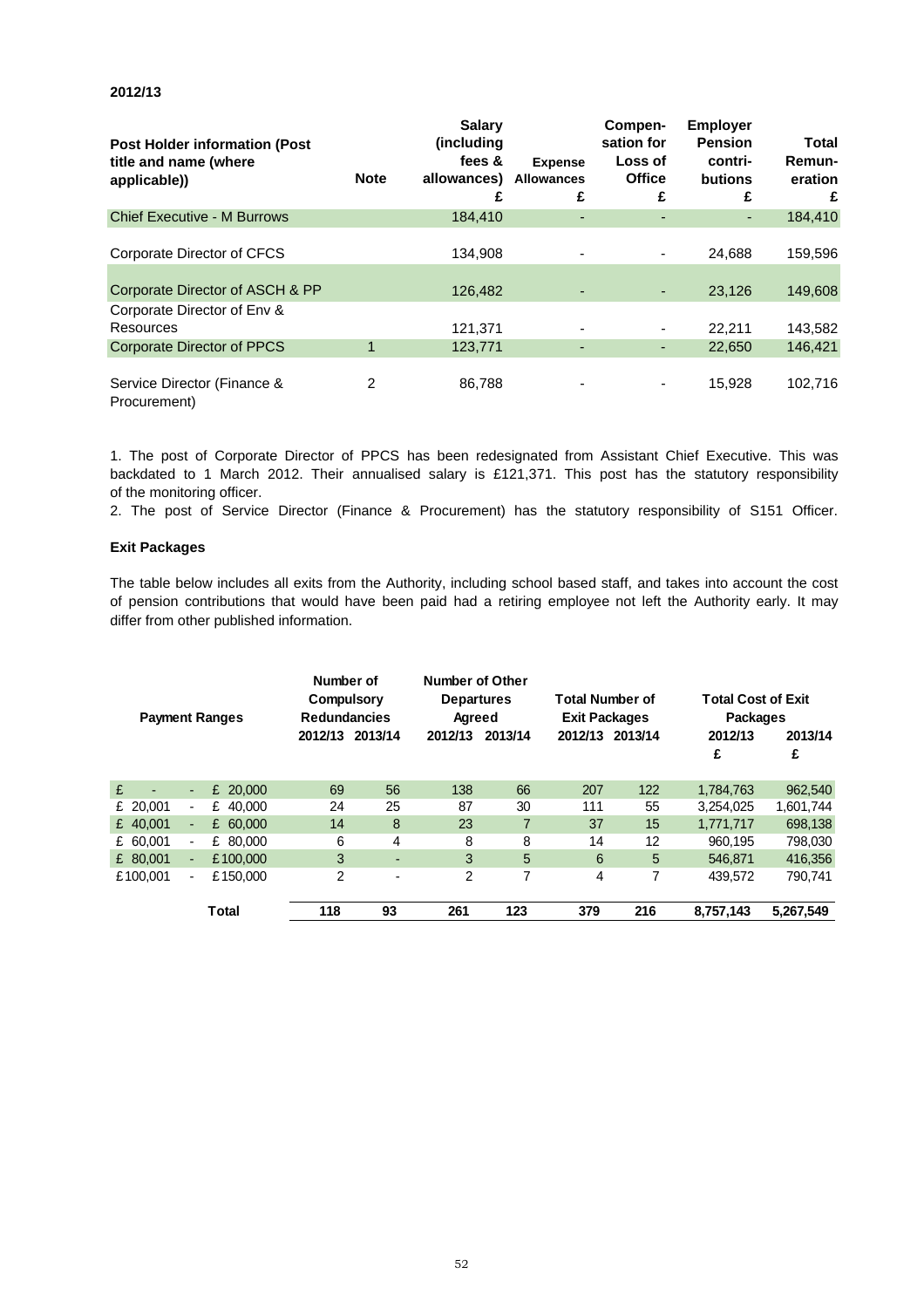**2012/13**

| Post Holder information (Post title and name (where applicable)) | Note | Salary (including fees & allowances) £ | Expense Allowances £ | Compen-sation for Loss of Office £ | Employer Pension contri-butions £ | Total Remun-eration £ |
|---|---|---|---|---|---|---|
| Chief Executive - M Burrows | | 184,410 | - | - | - | 184,410 |
| Corporate Director of CFCS | | 134,908 | - | - | 24,688 | 159,596 |
| Corporate Director of ASCH & PP | | 126,482 | - | - | 23,126 | 149,608 |
| Corporate Director of Env & Resources | | 121,371 | - | - | 22,211 | 143,582 |
| Corporate Director of PPCS | 1 | 123,771 | - | - | 22,650 | 146,421 |
| Service Director (Finance & Procurement) | 2 | 86,788 | - | - | 15,928 | 102,716 |

1. The post of Corporate Director of PPCS has been redesignated from Assistant Chief Executive. This was backdated to 1 March 2012. Their annualised salary is £121,371. This post has the statutory responsibility of the monitoring officer.
2. The post of Service Director (Finance & Procurement) has the statutory responsibility of S151 Officer.

**Exit Packages**

The table below includes all exits from the Authority, including school based staff, and takes into account the cost of pension contributions that would have been paid had a retiring employee not left the Authority early. It may differ from other published information.

| Payment Ranges | Number of Compulsory Redundancies | | Number of Other Departures Agreed | | Total Number of Exit Packages | | Total Cost of Exit Packages | |
|---|---|---|---|---|---|---|---|---|
| | 2012/13 | 2013/14 | 2012/13 | 2013/14 | 2012/13 | 2013/14 | 2012/13 £ | 2013/14 £ |
| £ - - £ 20,000 | 69 | 56 | 138 | 66 | 207 | 122 | 1,784,763 | 962,540 |
| £ 20,001 - £ 40,000 | 24 | 25 | 87 | 30 | 111 | 55 | 3,254,025 | 1,601,744 |
| £ 40,001 - £ 60,000 | 14 | 8 | 23 | 7 | 37 | 15 | 1,771,717 | 698,138 |
| £ 60,001 - £ 80,000 | 6 | 4 | 8 | 8 | 14 | 12 | 960,195 | 798,030 |
| £ 80,001 - £100,000 | 3 | - | 3 | 5 | 6 | 5 | 546,871 | 416,356 |
| £100,001 - £150,000 | 2 | - | 2 | 7 | 4 | 7 | 439,572 | 790,741 |
| **Total** | **118** | **93** | **261** | **123** | **379** | **216** | **8,757,143** | **5,267,549** |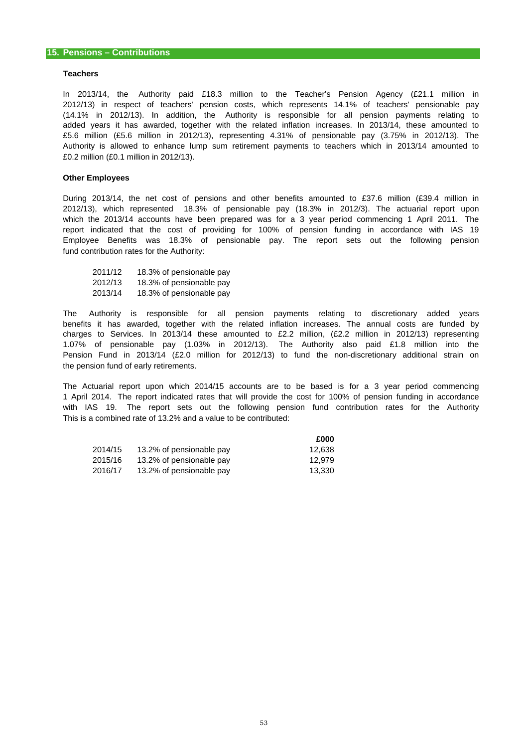## 15. Pensions – Contributions

### Teachers

In 2013/14, the Authority paid £18.3 million to the Teacher's Pension Agency (£21.1 million in 2012/13) in respect of teachers' pension costs, which represents 14.1% of teachers' pensionable pay (14.1% in 2012/13). In addition, the Authority is responsible for all pension payments relating to added years it has awarded, together with the related inflation increases. In 2013/14, these amounted to £5.6 million (£5.6 million in 2012/13), representing 4.31% of pensionable pay (3.75% in 2012/13). The Authority is allowed to enhance lump sum retirement payments to teachers which in 2013/14 amounted to £0.2 million (£0.1 million in 2012/13).

### Other Employees

During 2013/14, the net cost of pensions and other benefits amounted to £37.6 million (£39.4 million in 2012/13), which represented 18.3% of pensionable pay (18.3% in 2012/3). The actuarial report upon which the 2013/14 accounts have been prepared was for a 3 year period commencing 1 April 2011. The report indicated that the cost of providing for 100% of pension funding in accordance with IAS 19 Employee Benefits was 18.3% of pensionable pay. The report sets out the following pension fund contribution rates for the Authority:

| | |
|---|---|
| 2011/12 | 18.3% of pensionable pay |
| 2012/13 | 18.3% of pensionable pay |
| 2013/14 | 18.3% of pensionable pay |

The Authority is responsible for all pension payments relating to discretionary added years benefits it has awarded, together with the related inflation increases. The annual costs are funded by charges to Services. In 2013/14 these amounted to £2.2 million, (£2.2 million in 2012/13) representing 1.07% of pensionable pay (1.03% in 2012/13). The Authority also paid £1.8 million into the Pension Fund in 2013/14 (£2.0 million for 2012/13) to fund the non-discretionary additional strain on the pension fund of early retirements.

The Actuarial report upon which 2014/15 accounts are to be based is for a 3 year period commencing 1 April 2014. The report indicated rates that will provide the cost for 100% of pension funding in accordance with IAS 19. The report sets out the following pension fund contribution rates for the Authority This is a combined rate of 13.2% and a value to be contributed:

| | | £000 |
|---|---|---|
| 2014/15 | 13.2% of pensionable pay | 12,638 |
| 2015/16 | 13.2% of pensionable pay | 12,979 |
| 2016/17 | 13.2% of pensionable pay | 13,330 |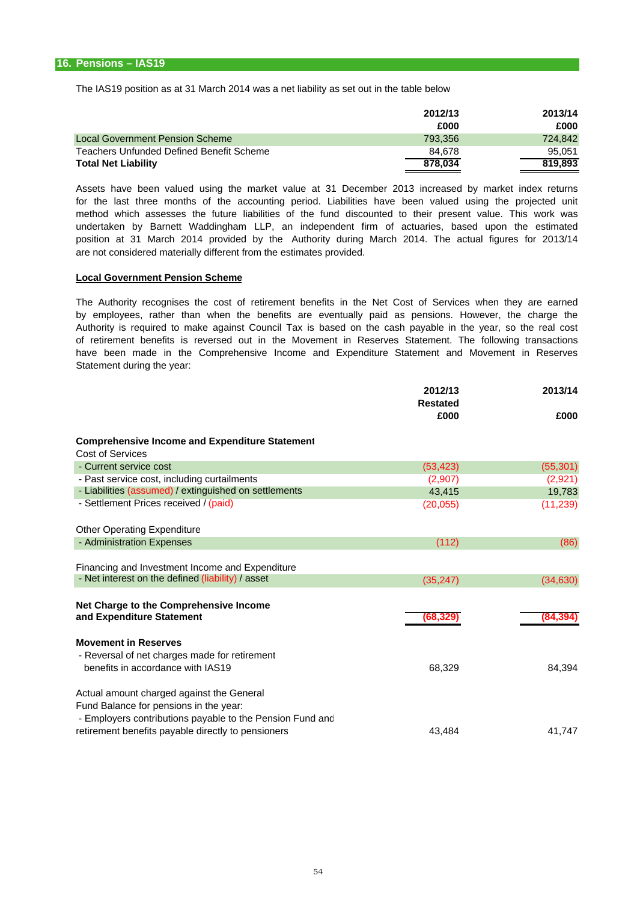## 16. Pensions – IAS19

The IAS19 position as at 31 March 2014 was a net liability as set out in the table below

| | 2012/13 £000 | 2013/14 £000 |
|---|---|---|
| Local Government Pension Scheme | 793,356 | 724,842 |
| Teachers Unfunded Defined Benefit Scheme | 84,678 | 95,051 |
| **Total Net Liability** | **878,034** | **819,893** |

Assets have been valued using the market value at 31 December 2013 increased by market index returns for the last three months of the accounting period. Liabilities have been valued using the projected unit method which assesses the future liabilities of the fund discounted to their present value. This work was undertaken by Barnett Waddingham LLP, an independent firm of actuaries, based upon the estimated position at 31 March 2014 provided by the Authority during March 2014. The actual figures for 2013/14 are not considered materially different from the estimates provided.

### Local Government Pension Scheme

The Authority recognises the cost of retirement benefits in the Net Cost of Services when they are earned by employees, rather than when the benefits are eventually paid as pensions. However, the charge the Authority is required to make against Council Tax is based on the cash payable in the year, so the real cost of retirement benefits is reversed out in the Movement in Reserves Statement. The following transactions have been made in the Comprehensive Income and Expenditure Statement and Movement in Reserves Statement during the year:

| | 2012/13 Restated £000 | 2013/14 £000 |
|---|---|---|
| **Comprehensive Income and Expenditure Statement** | | |
| Cost of Services | | |
| - Current service cost | (53,423) | (55,301) |
| - Past service cost, including curtailments | (2,907) | (2,921) |
| - Liabilities (assumed) / extinguished on settlements | 43,415 | 19,783 |
| - Settlement Prices received / (paid) | (20,055) | (11,239) |
| Other Operating Expenditure | | |
| - Administration Expenses | (112) | (86) |
| Financing and Investment Income and Expenditure | | |
| - Net interest on the defined (liability) / asset | (35,247) | (34,630) |
| **Net Charge to the Comprehensive Income and Expenditure Statement** | **(68,329)** | **(84,394)** |
| **Movement in Reserves** | | |
| - Reversal of net charges made for retirement benefits in accordance with IAS19 | 68,329 | 84,394 |
| Actual amount charged against the General Fund Balance for pensions in the year: | | |
| - Employers contributions payable to the Pension Fund and retirement benefits payable directly to pensioners | 43,484 | 41,747 |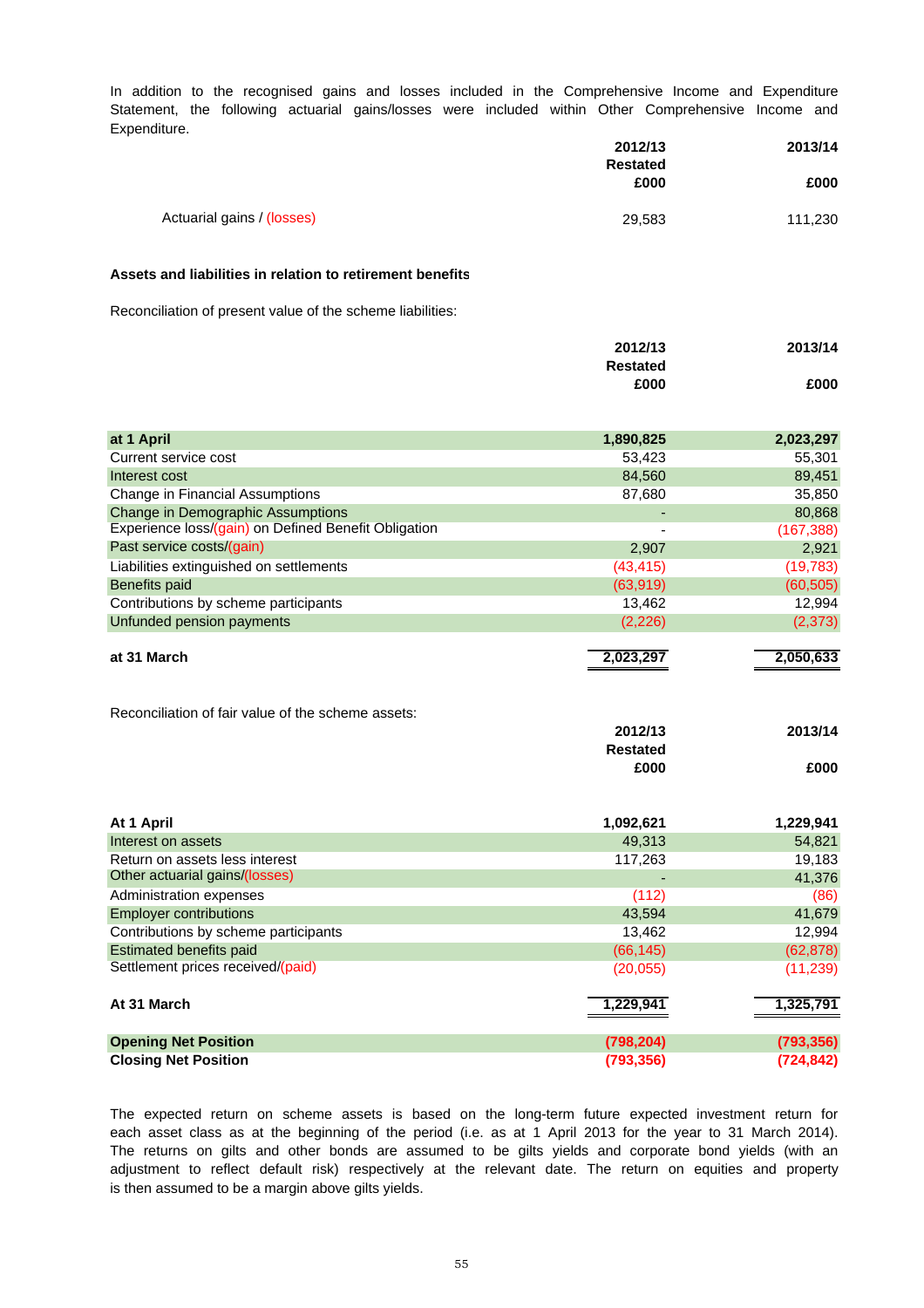In addition to the recognised gains and losses included in the Comprehensive Income and Expenditure Statement, the following actuarial gains/losses were included within Other Comprehensive Income and Expenditure.

| | 2012/13 Restated £000 | 2013/14 £000 |
|---|---|---|
| Actuarial gains / (losses) | 29,583 | 111,230 |

**Assets and liabilities in relation to retirement benefits**

Reconciliation of present value of the scheme liabilities:

| | 2012/13 Restated £000 | 2013/14 £000 |
|---|---|---|
| **at 1 April** | **1,890,825** | **2,023,297** |
| Current service cost | 53,423 | 55,301 |
| Interest cost | 84,560 | 89,451 |
| Change in Financial Assumptions | 87,680 | 35,850 |
| Change in Demographic Assumptions | - | 80,868 |
| Experience loss/(gain) on Defined Benefit Obligation | - | (167,388) |
| Past service costs/(gain) | 2,907 | 2,921 |
| Liabilities extinguished on settlements | (43,415) | (19,783) |
| Benefits paid | (63,919) | (60,505) |
| Contributions by scheme participants | 13,462 | 12,994 |
| Unfunded pension payments | (2,226) | (2,373) |
| **at 31 March** | **2,023,297** | **2,050,633** |

Reconciliation of fair value of the scheme assets:

| | 2012/13 Restated £000 | 2013/14 £000 |
|---|---|---|
| **At 1 April** | **1,092,621** | **1,229,941** |
| Interest on assets | 49,313 | 54,821 |
| Return on assets less interest | 117,263 | 19,183 |
| Other actuarial gains/(losses) | - | 41,376 |
| Administration expenses | (112) | (86) |
| Employer contributions | 43,594 | 41,679 |
| Contributions by scheme participants | 13,462 | 12,994 |
| Estimated benefits paid | (66,145) | (62,878) |
| Settlement prices received/(paid) | (20,055) | (11,239) |
| **At 31 March** | **1,229,941** | **1,325,791** |
| **Opening Net Position** | **(798,204)** | **(793,356)** |
| **Closing Net Position** | **(793,356)** | **(724,842)** |

The expected return on scheme assets is based on the long-term future expected investment return for each asset class as at the beginning of the period (i.e. as at 1 April 2013 for the year to 31 March 2014). The returns on gilts and other bonds are assumed to be gilts yields and corporate bond yields (with an adjustment to reflect default risk) respectively at the relevant date. The return on equities and property is then assumed to be a margin above gilts yields.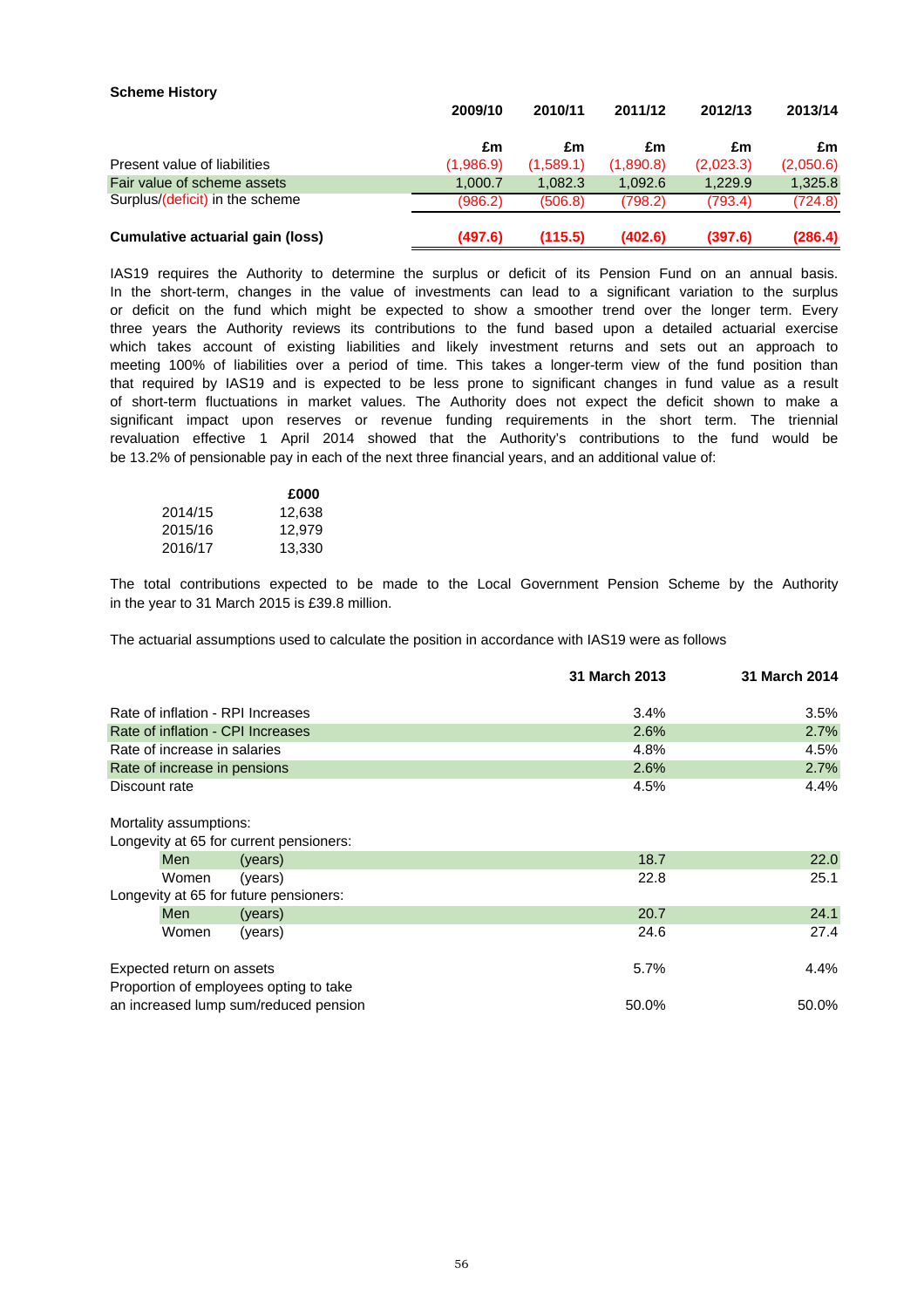**Scheme History**

| | 2009/10 | 2010/11 | 2011/12 | 2012/13 | 2013/14 |
|---|---|---|---|---|---|
| | £m | £m | £m | £m | £m |
| Present value of liabilities | (1,986.9) | (1,589.1) | (1,890.8) | (2,023.3) | (2,050.6) |
| Fair value of scheme assets | 1,000.7 | 1,082.3 | 1,092.6 | 1,229.9 | 1,325.8 |
| Surplus/(deficit) in the scheme | (986.2) | (506.8) | (798.2) | (793.4) | (724.8) |
| **Cumulative actuarial gain (loss)** | **(497.6)** | **(115.5)** | **(402.6)** | **(397.6)** | **(286.4)** |

IAS19 requires the Authority to determine the surplus or deficit of its Pension Fund on an annual basis. In the short-term, changes in the value of investments can lead to a significant variation to the surplus or deficit on the fund which might be expected to show a smoother trend over the longer term. Every three years the Authority reviews its contributions to the fund based upon a detailed actuarial exercise which takes account of existing liabilities and likely investment returns and sets out an approach to meeting 100% of liabilities over a period of time. This takes a longer-term view of the fund position than that required by IAS19 and is expected to be less prone to significant changes in fund value as a result of short-term fluctuations in market values. The Authority does not expect the deficit shown to make a significant impact upon reserves or revenue funding requirements in the short term. The triennial revaluation effective 1 April 2014 showed that the Authority's contributions to the fund would be be 13.2% of pensionable pay in each of the next three financial years, and an additional value of:

| | £000 |
|---|---|
| 2014/15 | 12,638 |
| 2015/16 | 12,979 |
| 2016/17 | 13,330 |

The total contributions expected to be made to the Local Government Pension Scheme by the Authority in the year to 31 March 2015 is £39.8 million.

The actuarial assumptions used to calculate the position in accordance with IAS19 were as follows

| | 31 March 2013 | 31 March 2014 |
|---|---|---|
| Rate of inflation - RPI Increases | 3.4% | 3.5% |
| Rate of inflation - CPI Increases | 2.6% | 2.7% |
| Rate of increase in salaries | 4.8% | 4.5% |
| Rate of increase in pensions | 2.6% | 2.7% |
| Discount rate | 4.5% | 4.4% |
| Mortality assumptions: | | |
| Longevity at 65 for current pensioners: | | |
| Men (years) | 18.7 | 22.0 |
| Women (years) | 22.8 | 25.1 |
| Longevity at 65 for future pensioners: | | |
| Men (years) | 20.7 | 24.1 |
| Women (years) | 24.6 | 27.4 |
| Expected return on assets | 5.7% | 4.4% |
| Proportion of employees opting to take an increased lump sum/reduced pension | 50.0% | 50.0% |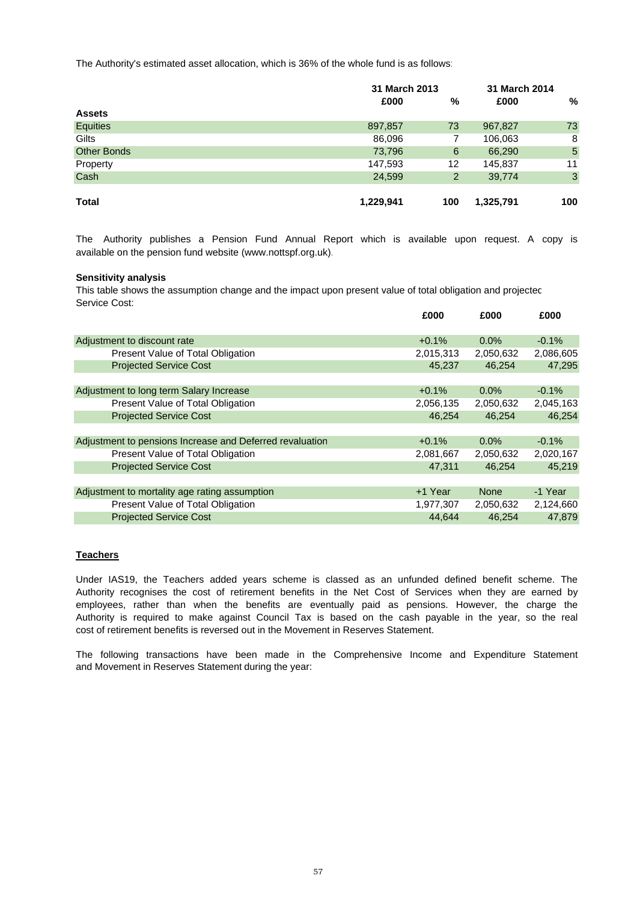The Authority's estimated asset allocation, which is 36% of the whole fund is as follows:

| | 31 March 2013 | | 31 March 2014 | |
|---|---|---|---|---|
| | £000 | % | £000 | % |
| **Assets** | | | | |
| Equities | 897,857 | 73 | 967,827 | 73 |
| Gilts | 86,096 | 7 | 106,063 | 8 |
| Other Bonds | 73,796 | 6 | 66,290 | 5 |
| Property | 147,593 | 12 | 145,837 | 11 |
| Cash | 24,599 | 2 | 39,774 | 3 |
| **Total** | **1,229,941** | **100** | **1,325,791** | **100** |

The Authority publishes a Pension Fund Annual Report which is available upon request. A copy is available on the pension fund website (www.nottspf.org.uk).

**Sensitivity analysis**

This table shows the assumption change and the impact upon present value of total obligation and projected Service Cost:

| | £000 | £000 | £000 |
|---|---|---|---|
| Adjustment to discount rate | +0.1% | 0.0% | -0.1% |
| Present Value of Total Obligation | 2,015,313 | 2,050,632 | 2,086,605 |
| Projected Service Cost | 45,237 | 46,254 | 47,295 |
| | | | |
| Adjustment to long term Salary Increase | +0.1% | 0.0% | -0.1% |
| Present Value of Total Obligation | 2,056,135 | 2,050,632 | 2,045,163 |
| Projected Service Cost | 46,254 | 46,254 | 46,254 |
| | | | |
| Adjustment to pensions Increase and Deferred revaluation | +0.1% | 0.0% | -0.1% |
| Present Value of Total Obligation | 2,081,667 | 2,050,632 | 2,020,167 |
| Projected Service Cost | 47,311 | 46,254 | 45,219 |
| | | | |
| Adjustment to mortality age rating assumption | +1 Year | None | -1 Year |
| Present Value of Total Obligation | 1,977,307 | 2,050,632 | 2,124,660 |
| Projected Service Cost | 44,644 | 46,254 | 47,879 |

**Teachers**

Under IAS19, the Teachers added years scheme is classed as an unfunded defined benefit scheme. The Authority recognises the cost of retirement benefits in the Net Cost of Services when they are earned by employees, rather than when the benefits are eventually paid as pensions. However, the charge the Authority is required to make against Council Tax is based on the cash payable in the year, so the real cost of retirement benefits is reversed out in the Movement in Reserves Statement.

The following transactions have been made in the Comprehensive Income and Expenditure Statement and Movement in Reserves Statement during the year: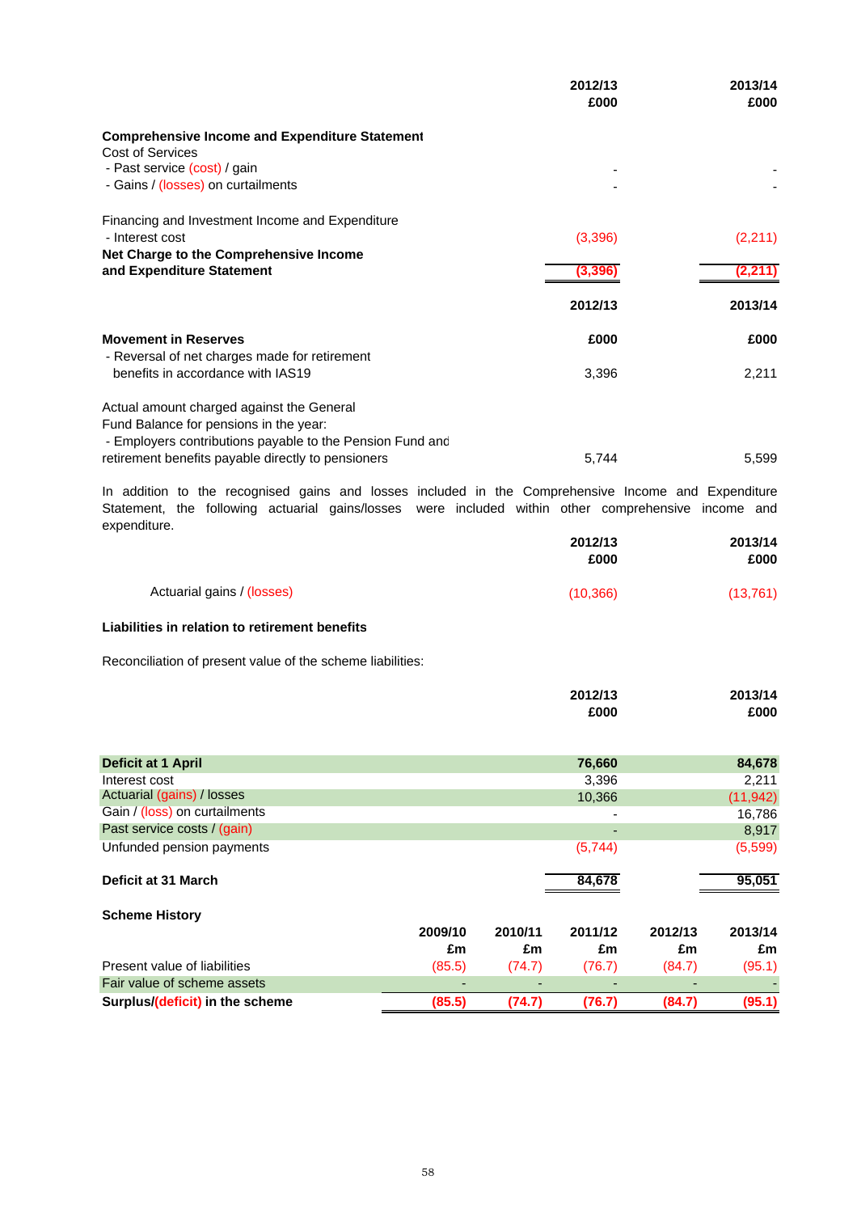| | 2012/13 £000 | 2013/14 £000 |
|---|---|---|
| **Comprehensive Income and Expenditure Statement** | | |
| Cost of Services | | |
| - Past service (cost) / gain | - | - |
| - Gains / (losses) on curtailments | - | - |
| Financing and Investment Income and Expenditure | | |
| - Interest cost | (3,396) | (2,211) |
| **Net Charge to the Comprehensive Income and Expenditure Statement** | **(3,396)** | **(2,211)** |

| | 2012/13 | 2013/14 |
|---|---|---|
| **Movement in Reserves** | **£000** | **£000** |
| - Reversal of net charges made for retirement benefits in accordance with IAS19 | 3,396 | 2,211 |
| Actual amount charged against the General Fund Balance for pensions in the year: | | |
| - Employers contributions payable to the Pension Fund and retirement benefits payable directly to pensioners | 5,744 | 5,599 |

In addition to the recognised gains and losses included in the Comprehensive Income and Expenditure Statement, the following actuarial gains/losses were included within other comprehensive income and expenditure.

| | 2012/13 £000 | 2013/14 £000 |
|---|---|---|
| Actuarial gains / (losses) | (10,366) | (13,761) |

**Liabilities in relation to retirement benefits**

Reconciliation of present value of the scheme liabilities:

| | 2012/13 £000 | 2013/14 £000 |
|---|---|---|
| **Deficit at 1 April** | **76,660** | **84,678** |
| Interest cost | 3,396 | 2,211 |
| Actuarial (gains) / losses | 10,366 | (11,942) |
| Gain / (loss) on curtailments | - | 16,786 |
| Past service costs / (gain) | - | 8,917 |
| Unfunded pension payments | (5,744) | (5,599) |
| **Deficit at 31 March** | **84,678** | **95,051** |

**Scheme History**

| | 2009/10 £m | 2010/11 £m | 2011/12 £m | 2012/13 £m | 2013/14 £m |
|---|---|---|---|---|---|
| Present value of liabilities | (85.5) | (74.7) | (76.7) | (84.7) | (95.1) |
| Fair value of scheme assets | - | - | - | - | - |
| **Surplus/(deficit) in the scheme** | **(85.5)** | **(74.7)** | **(76.7)** | **(84.7)** | **(95.1)** |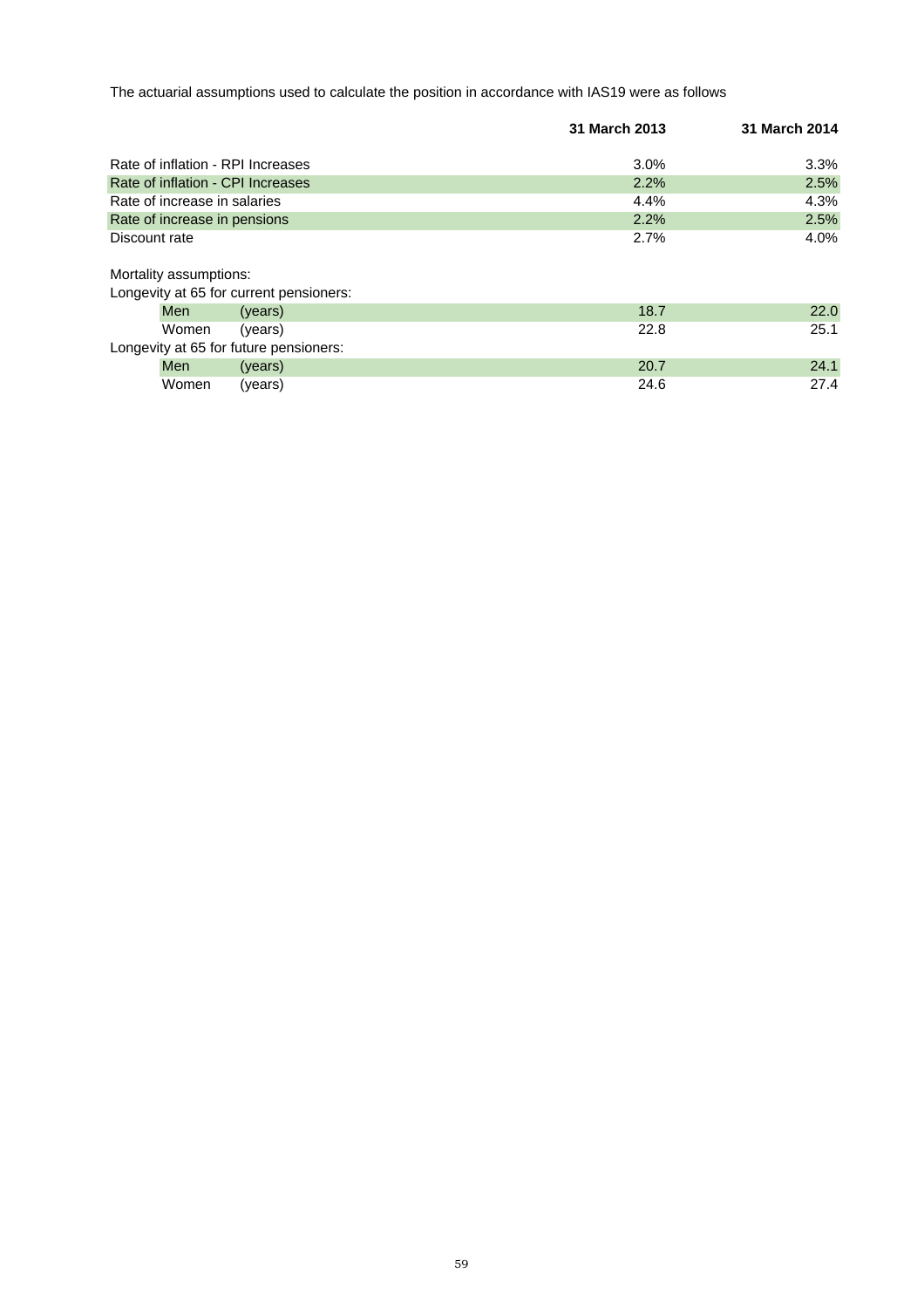The actuarial assumptions used to calculate the position in accordance with IAS19 were as follows

| | | 31 March 2013 | 31 March 2014 |
|---|---|---|---|
| Rate of inflation - RPI Increases | | 3.0% | 3.3% |
| Rate of inflation - CPI Increases | | 2.2% | 2.5% |
| Rate of increase in salaries | | 4.4% | 4.3% |
| Rate of increase in pensions | | 2.2% | 2.5% |
| Discount rate | | 2.7% | 4.0% |
| | | | |
| Mortality assumptions: | | | |
| Longevity at 65 for current pensioners: | | | |
| Men | (years) | 18.7 | 22.0 |
| Women | (years) | 22.8 | 25.1 |
| Longevity at 65 for future pensioners: | | | |
| Men | (years) | 20.7 | 24.1 |
| Women | (years) | 24.6 | 27.4 |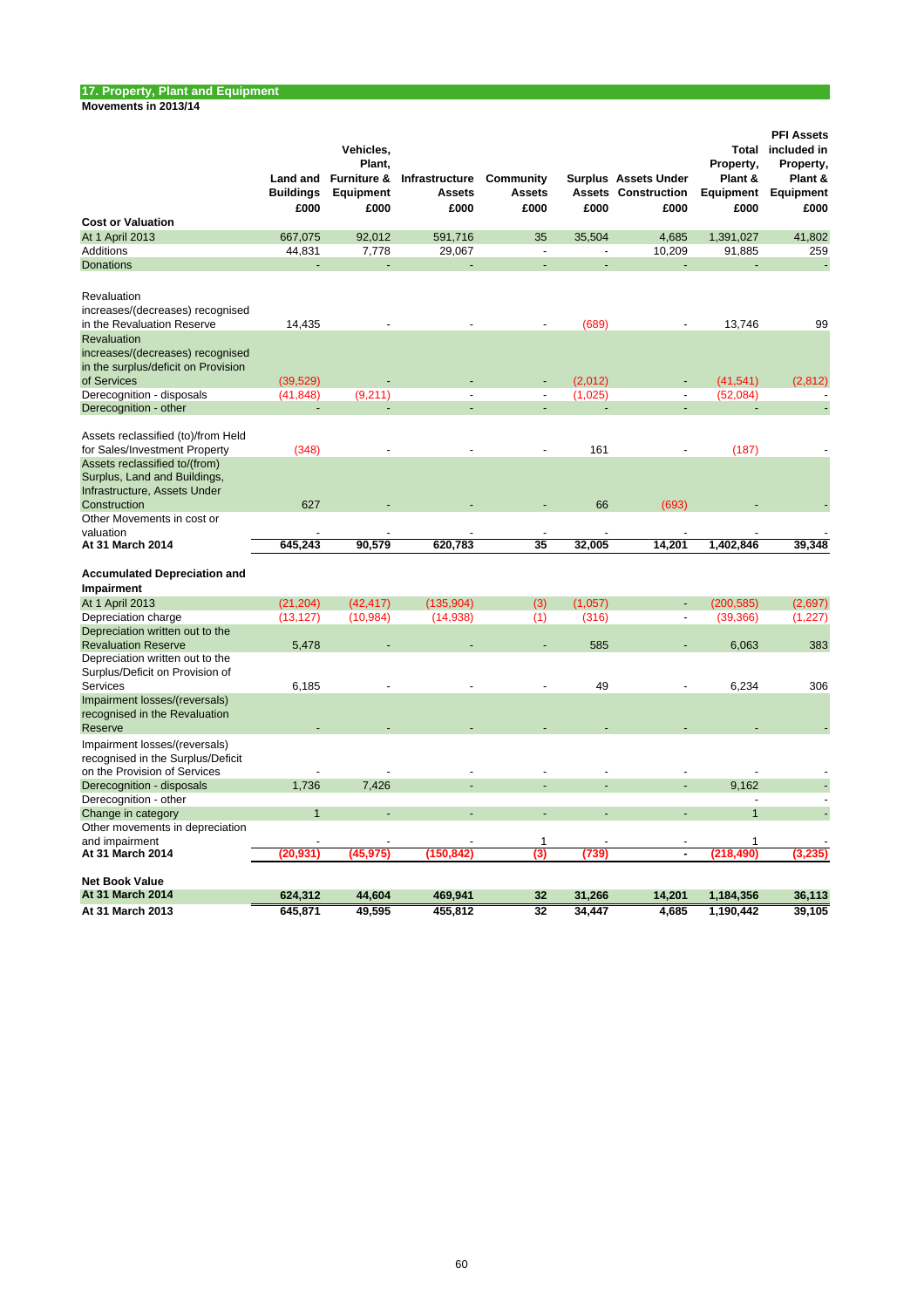## 17. Property, Plant and Equipment

**Movements in 2013/14**

| | Land and Buildings £000 | Vehicles, Plant, Furniture & Equipment £000 | Infrastructure Assets £000 | Community Assets £000 | Surplus Assets £000 | Assets Under Construction £000 | Total Property, Plant & Equipment £000 | PFI Assets included in Property, Plant & Equipment £000 |
|---|---|---|---|---|---|---|---|---|
| **Cost or Valuation** | | | | | | | | |
| At 1 April 2013 | 667,075 | 92,012 | 591,716 | 35 | 35,504 | 4,685 | 1,391,027 | 41,802 |
| Additions | 44,831 | 7,778 | 29,067 | - | - | 10,209 | 91,885 | 259 |
| Donations | - | - | - | - | - | - | - | - |
| Revaluation increases/(decreases) recognised in the Revaluation Reserve | 14,435 | - | - | - | (689) | - | 13,746 | 99 |
| Revaluation increases/(decreases) recognised in the surplus/deficit on Provision of Services | (39,529) | - | - | - | (2,012) | - | (41,541) | (2,812) |
| Derecognition - disposals | (41,848) | (9,211) | - | - | (1,025) | - | (52,084) | - |
| Derecognition - other | - | - | - | - | - | - | - | - |
| Assets reclassified (to)/from Held for Sales/Investment Property | (348) | - | - | - | 161 | - | (187) | - |
| Assets reclassified to/(from) Surplus, Land and Buildings, Infrastructure, Assets Under Construction | 627 | - | - | - | 66 | (693) | - | - |
| Other Movements in cost or valuation | - | - | - | - | - | - | - | - |
| **At 31 March 2014** | **645,243** | **90,579** | **620,783** | **35** | **32,005** | **14,201** | **1,402,846** | **39,348** |
| **Accumulated Depreciation and Impairment** | | | | | | | | |
| At 1 April 2013 | (21,204) | (42,417) | (135,904) | (3) | (1,057) | - | (200,585) | (2,697) |
| Depreciation charge | (13,127) | (10,984) | (14,938) | (1) | (316) | - | (39,366) | (1,227) |
| Depreciation written out to the Revaluation Reserve | 5,478 | - | - | - | 585 | - | 6,063 | 383 |
| Depreciation written out to the Surplus/Deficit on Provision of Services | 6,185 | - | - | - | 49 | - | 6,234 | 306 |
| Impairment losses/(reversals) recognised in the Revaluation Reserve | - | - | - | - | - | - | - | - |
| Impairment losses/(reversals) recognised in the Surplus/Deficit on the Provision of Services | - | - | - | - | - | - | - | - |
| Derecognition - disposals | 1,736 | 7,426 | - | - | - | - | 9,162 | - |
| Derecognition - other | | | | | | | - | - |
| Change in category | 1 | - | - | - | - | - | 1 | - |
| Other movements in depreciation and impairment | - | - | - | 1 | - | - | 1 | - |
| **At 31 March 2014** | **(20,931)** | **(45,975)** | **(150,842)** | **(3)** | **(739)** | **-** | **(218,490)** | **(3,235)** |
| **Net Book Value** | | | | | | | | |
| **At 31 March 2014** | **624,312** | **44,604** | **469,941** | **32** | **31,266** | **14,201** | **1,184,356** | **36,113** |
| **At 31 March 2013** | **645,871** | **49,595** | **455,812** | **32** | **34,447** | **4,685** | **1,190,442** | **39,105** |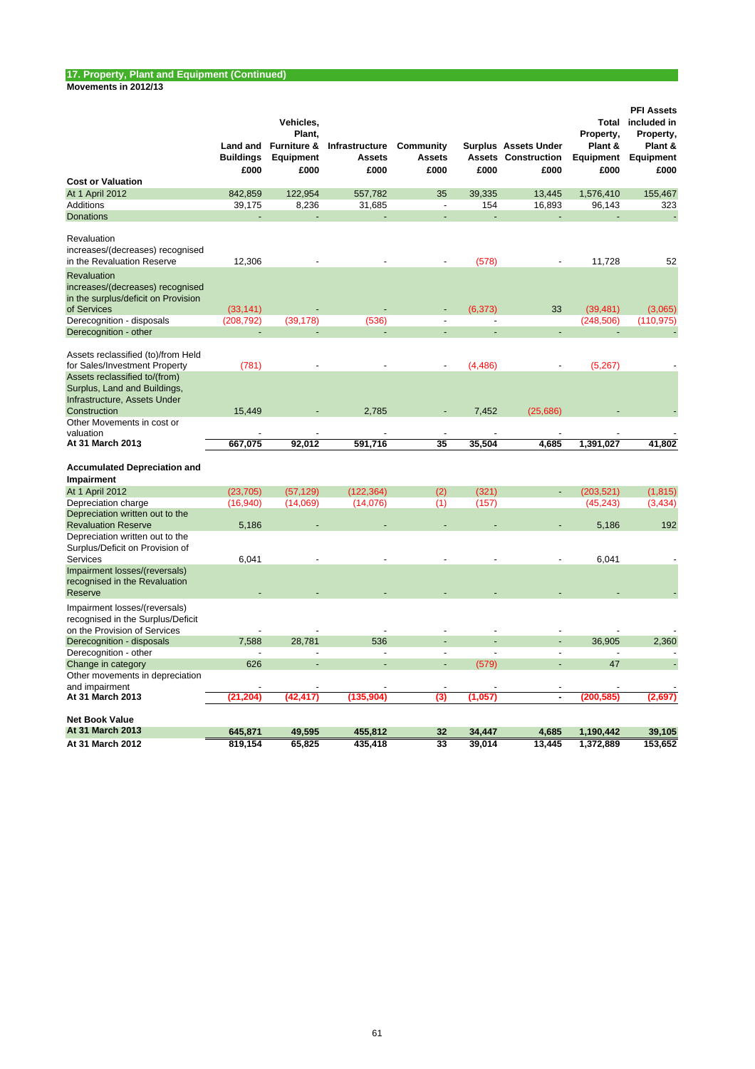## 17. Property, Plant and Equipment (Continued)

**Movements in 2012/13**

| | Land and Buildings £000 | Vehicles, Plant, Furniture & Equipment £000 | Infrastructure Assets £000 | Community Assets £000 | Surplus Assets £000 | Assets Under Construction £000 | Total Property, Plant & Equipment £000 | PFI Assets included in Property, Plant & Equipment £000 |
|---|---|---|---|---|---|---|---|---|
| **Cost or Valuation** | | | | | | | | |
| At 1 April 2012 | 842,859 | 122,954 | 557,782 | 35 | 39,335 | 13,445 | 1,576,410 | 155,467 |
| Additions | 39,175 | 8,236 | 31,685 | - | 154 | 16,893 | 96,143 | 323 |
| Donations | - | - | - | - | - | - | - | - |
| Revaluation increases/(decreases) recognised in the Revaluation Reserve | 12,306 | - | - | - | (578) | - | 11,728 | 52 |
| Revaluation increases/(decreases) recognised in the surplus/deficit on Provision of Services | (33,141) | - | - | - | (6,373) | 33 | (39,481) | (3,065) |
| Derecognition - disposals | (208,792) | (39,178) | (536) | - | - | | (248,506) | (110,975) |
| Derecognition - other | - | - | - | - | - | - | - | - |
| Assets reclassified (to)/from Held for Sales/Investment Property | (781) | - | - | - | (4,486) | - | (5,267) | - |
| Assets reclassified to/(from) Surplus, Land and Buildings, Infrastructure, Assets Under Construction | 15,449 | - | 2,785 | - | 7,452 | (25,686) | - | - |
| Other Movements in cost or valuation | - | - | - | - | - | - | - | - |
| **At 31 March 2013** | **667,075** | **92,012** | **591,716** | **35** | **35,504** | **4,685** | **1,391,027** | **41,802** |
| **Accumulated Depreciation and Impairment** | | | | | | | | |
| At 1 April 2012 | (23,705) | (57,129) | (122,364) | (2) | (321) | - | (203,521) | (1,815) |
| Depreciation charge | (16,940) | (14,069) | (14,076) | (1) | (157) | | (45,243) | (3,434) |
| Depreciation written out to the Revaluation Reserve | 5,186 | - | - | - | - | - | 5,186 | 192 |
| Depreciation written out to the Surplus/Deficit on Provision of Services | 6,041 | - | - | - | - | - | 6,041 | - |
| Impairment losses/(reversals) recognised in the Revaluation Reserve | - | - | - | - | - | - | - | - |
| Impairment losses/(reversals) recognised in the Surplus/Deficit on the Provision of Services | - | - | - | - | - | - | - | - |
| Derecognition - disposals | 7,588 | 28,781 | 536 | - | - | - | 36,905 | 2,360 |
| Derecognition - other | - | - | - | - | - | - | - | - |
| Change in category | 626 | - | - | - | (579) | - | 47 | - |
| Other movements in depreciation and impairment | - | - | - | - | - | - | - | - |
| **At 31 March 2013** | **(21,204)** | **(42,417)** | **(135,904)** | **(3)** | **(1,057)** | **-** | **(200,585)** | **(2,697)** |
| **Net Book Value** | | | | | | | | |
| **At 31 March 2013** | **645,871** | **49,595** | **455,812** | **32** | **34,447** | **4,685** | **1,190,442** | **39,105** |
| **At 31 March 2012** | **819,154** | **65,825** | **435,418** | **33** | **39,014** | **13,445** | **1,372,889** | **153,652** |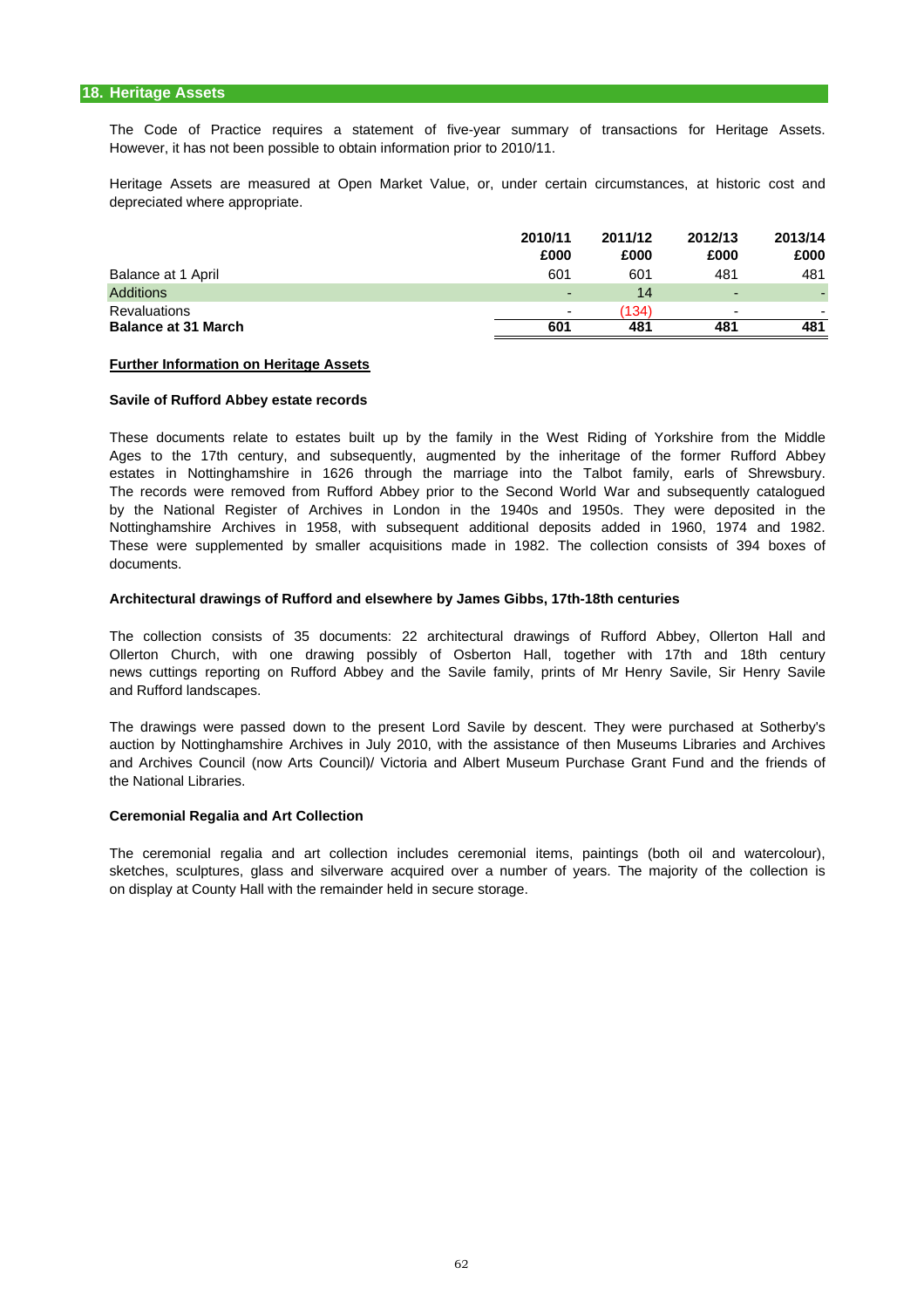## 18. Heritage Assets

The Code of Practice requires a statement of five-year summary of transactions for Heritage Assets. However, it has not been possible to obtain information prior to 2010/11.

Heritage Assets are measured at Open Market Value, or, under certain circumstances, at historic cost and depreciated where appropriate.

| | 2010/11 £000 | 2011/12 £000 | 2012/13 £000 | 2013/14 £000 |
|---|---|---|---|---|
| Balance at 1 April | 601 | 601 | 481 | 481 |
| Additions | - | 14 | - | - |
| Revaluations | - | (134) | - | - |
| **Balance at 31 March** | **601** | **481** | **481** | **481** |

**Further Information on Heritage Assets**

**Savile of Rufford Abbey estate records**

These documents relate to estates built up by the family in the West Riding of Yorkshire from the Middle Ages to the 17th century, and subsequently, augmented by the inheritage of the former Rufford Abbey estates in Nottinghamshire in 1626 through the marriage into the Talbot family, earls of Shrewsbury. The records were removed from Rufford Abbey prior to the Second World War and subsequently catalogued by the National Register of Archives in London in the 1940s and 1950s. They were deposited in the Nottinghamshire Archives in 1958, with subsequent additional deposits added in 1960, 1974 and 1982. These were supplemented by smaller acquisitions made in 1982. The collection consists of 394 boxes of documents.

**Architectural drawings of Rufford and elsewhere by James Gibbs, 17th-18th centuries**

The collection consists of 35 documents: 22 architectural drawings of Rufford Abbey, Ollerton Hall and Ollerton Church, with one drawing possibly of Osberton Hall, together with 17th and 18th century news cuttings reporting on Rufford Abbey and the Savile family, prints of Mr Henry Savile, Sir Henry Savile and Rufford landscapes.

The drawings were passed down to the present Lord Savile by descent. They were purchased at Sotherby's auction by Nottinghamshire Archives in July 2010, with the assistance of then Museums Libraries and Archives and Archives Council (now Arts Council)/ Victoria and Albert Museum Purchase Grant Fund and the friends of the National Libraries.

**Ceremonial Regalia and Art Collection**

The ceremonial regalia and art collection includes ceremonial items, paintings (both oil and watercolour), sketches, sculptures, glass and silverware acquired over a number of years. The majority of the collection is on display at County Hall with the remainder held in secure storage.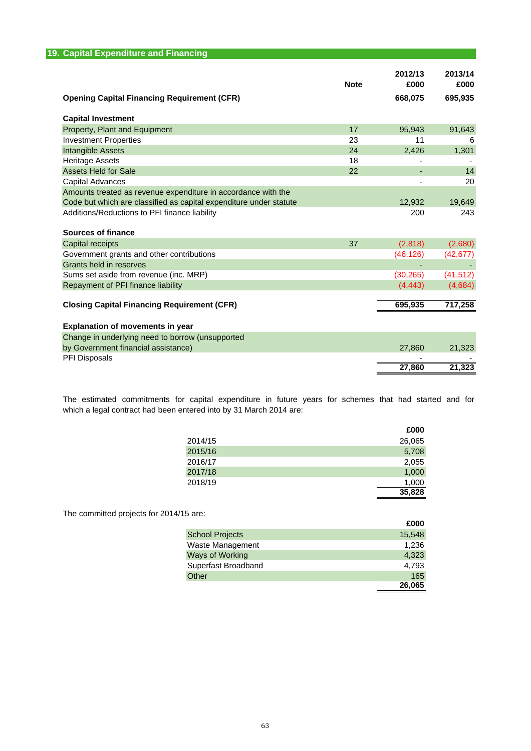## 19. Capital Expenditure and Financing

| | Note | 2012/13 £000 | 2013/14 £000 |
|---|---|---|---|
| **Opening Capital Financing Requirement (CFR)** | | **668,075** | **695,935** |
| | | | |
| **Capital Investment** | | | |
| Property, Plant and Equipment | 17 | 95,943 | 91,643 |
| Investment Properties | 23 | 11 | 6 |
| Intangible Assets | 24 | 2,426 | 1,301 |
| Heritage Assets | 18 | - | - |
| Assets Held for Sale | 22 | - | 14 |
| Capital Advances | | - | 20 |
| Amounts treated as revenue expenditure in accordance with the Code but which are classified as capital expenditure under statute | | 12,932 | 19,649 |
| Additions/Reductions to PFI finance liability | | 200 | 243 |
| | | | |
| **Sources of finance** | | | |
| Capital receipts | 37 | (2,818) | (2,680) |
| Government grants and other contributions | | (46,126) | (42,677) |
| Grants held in reserves | | - | - |
| Sums set aside from revenue (inc. MRP) | | (30,265) | (41,512) |
| Repayment of PFI finance liability | | (4,443) | (4,684) |
| | | | |
| **Closing Capital Financing Requirement (CFR)** | | **695,935** | **717,258** |
| | | | |
| **Explanation of movements in year** | | | |
| Change in underlying need to borrow (unsupported by Government financial assistance) | | 27,860 | 21,323 |
| PFI Disposals | | - | - |
| | | **27,860** | **21,323** |

The estimated commitments for capital expenditure in future years for schemes that had started and for which a legal contract had been entered into by 31 March 2014 are:

| | £000 |
|---|---|
| 2014/15 | 26,065 |
| 2015/16 | 5,708 |
| 2016/17 | 2,055 |
| 2017/18 | 1,000 |
| 2018/19 | 1,000 |
| | **35,828** |

The committed projects for 2014/15 are:

| | £000 |
|---|---|
| School Projects | 15,548 |
| Waste Management | 1,236 |
| Ways of Working | 4,323 |
| Superfast Broadband | 4,793 |
| Other | 165 |
| | **26,065** |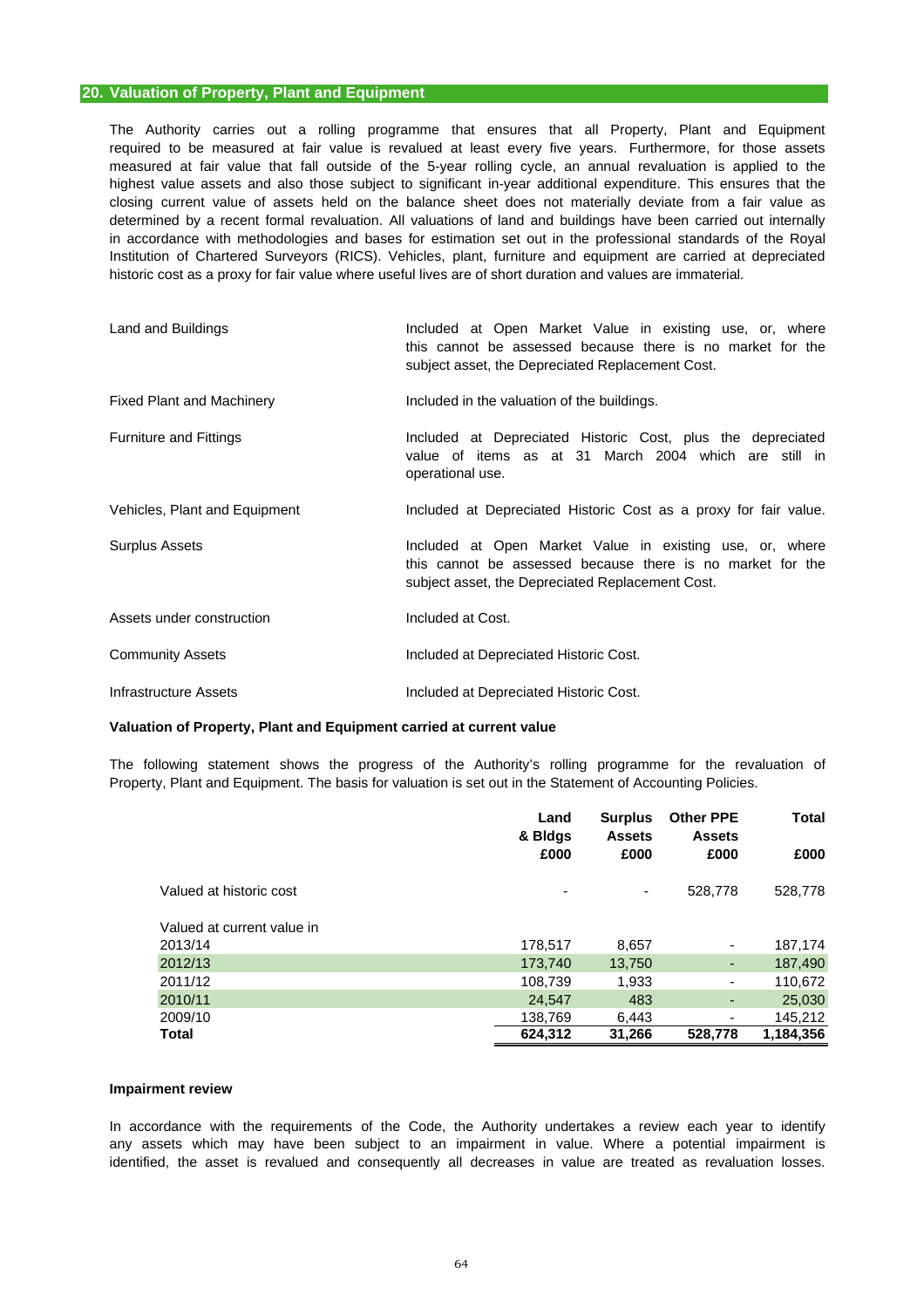## 20. Valuation of Property, Plant and Equipment

The Authority carries out a rolling programme that ensures that all Property, Plant and Equipment required to be measured at fair value is revalued at least every five years. Furthermore, for those assets measured at fair value that fall outside of the 5-year rolling cycle, an annual revaluation is applied to the highest value assets and also those subject to significant in-year additional expenditure. This ensures that the closing current value of assets held on the balance sheet does not materially deviate from a fair value as determined by a recent formal revaluation. All valuations of land and buildings have been carried out internally in accordance with methodologies and bases for estimation set out in the professional standards of the Royal Institution of Chartered Surveyors (RICS). Vehicles, plant, furniture and equipment are carried at depreciated historic cost as a proxy for fair value where useful lives are of short duration and values are immaterial.

| | |
|---|---|
| Land and Buildings | Included at Open Market Value in existing use, or, where this cannot be assessed because there is no market for the subject asset, the Depreciated Replacement Cost. |
| Fixed Plant and Machinery | Included in the valuation of the buildings. |
| Furniture and Fittings | Included at Depreciated Historic Cost, plus the depreciated value of items as at 31 March 2004 which are still in operational use. |
| Vehicles, Plant and Equipment | Included at Depreciated Historic Cost as a proxy for fair value. |
| Surplus Assets | Included at Open Market Value in existing use, or, where this cannot be assessed because there is no market for the subject asset, the Depreciated Replacement Cost. |
| Assets under construction | Included at Cost. |
| Community Assets | Included at Depreciated Historic Cost. |
| Infrastructure Assets | Included at Depreciated Historic Cost. |

**Valuation of Property, Plant and Equipment carried at current value**

The following statement shows the progress of the Authority's rolling programme for the revaluation of Property, Plant and Equipment. The basis for valuation is set out in the Statement of Accounting Policies.

| | Land & Bldgs £000 | Surplus Assets £000 | Other PPE Assets £000 | Total £000 |
|---|---|---|---|---|
| Valued at historic cost | - | - | 528,778 | 528,778 |
| Valued at current value in | | | | |
| 2013/14 | 178,517 | 8,657 | - | 187,174 |
| 2012/13 | 173,740 | 13,750 | - | 187,490 |
| 2011/12 | 108,739 | 1,933 | - | 110,672 |
| 2010/11 | 24,547 | 483 | - | 25,030 |
| 2009/10 | 138,769 | 6,443 | - | 145,212 |
| **Total** | **624,312** | **31,266** | **528,778** | **1,184,356** |

**Impairment review**

In accordance with the requirements of the Code, the Authority undertakes a review each year to identify any assets which may have been subject to an impairment in value. Where a potential impairment is identified, the asset is revalued and consequently all decreases in value are treated as revaluation losses.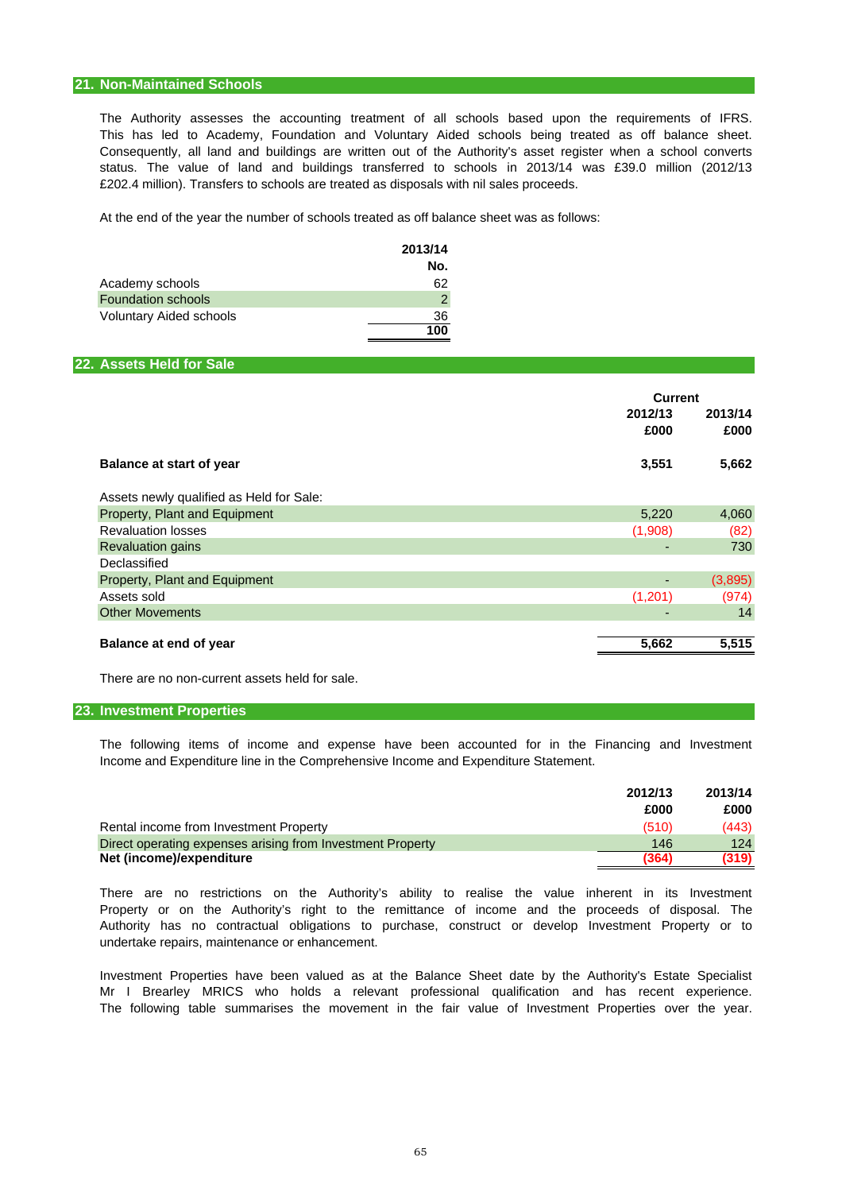## 21. Non-Maintained Schools

The Authority assesses the accounting treatment of all schools based upon the requirements of IFRS. This has led to Academy, Foundation and Voluntary Aided schools being treated as off balance sheet. Consequently, all land and buildings are written out of the Authority's asset register when a school converts status. The value of land and buildings transferred to schools in 2013/14 was £39.0 million (2012/13 £202.4 million). Transfers to schools are treated as disposals with nil sales proceeds.

At the end of the year the number of schools treated as off balance sheet was as follows:

| | 2013/14 |
|---|---|
| | No. |
| Academy schools | 62 |
| Foundation schools | 2 |
| Voluntary Aided schools | 36 |
| | **100** |

## 22. Assets Held for Sale

| | Current | |
|---|---|---|
| | 2012/13 | 2013/14 |
| | £000 | £000 |
| **Balance at start of year** | **3,551** | **5,662** |
| Assets newly qualified as Held for Sale: | | |
| Property, Plant and Equipment | 5,220 | 4,060 |
| Revaluation losses | (1,908) | (82) |
| Revaluation gains | - | 730 |
| Declassified | | |
| Property, Plant and Equipment | - | (3,895) |
| Assets sold | (1,201) | (974) |
| Other Movements | - | 14 |
| **Balance at end of year** | **5,662** | **5,515** |

There are no non-current assets held for sale.

## 23. Investment Properties

The following items of income and expense have been accounted for in the Financing and Investment Income and Expenditure line in the Comprehensive Income and Expenditure Statement.

| | 2012/13 | 2013/14 |
|---|---|---|
| | £000 | £000 |
| Rental income from Investment Property | (510) | (443) |
| Direct operating expenses arising from Investment Property | 146 | 124 |
| **Net (income)/expenditure** | **(364)** | **(319)** |

There are no restrictions on the Authority's ability to realise the value inherent in its Investment Property or on the Authority's right to the remittance of income and the proceeds of disposal. The Authority has no contractual obligations to purchase, construct or develop Investment Property or to undertake repairs, maintenance or enhancement.

Investment Properties have been valued as at the Balance Sheet date by the Authority's Estate Specialist Mr I Brearley MRICS who holds a relevant professional qualification and has recent experience. The following table summarises the movement in the fair value of Investment Properties over the year.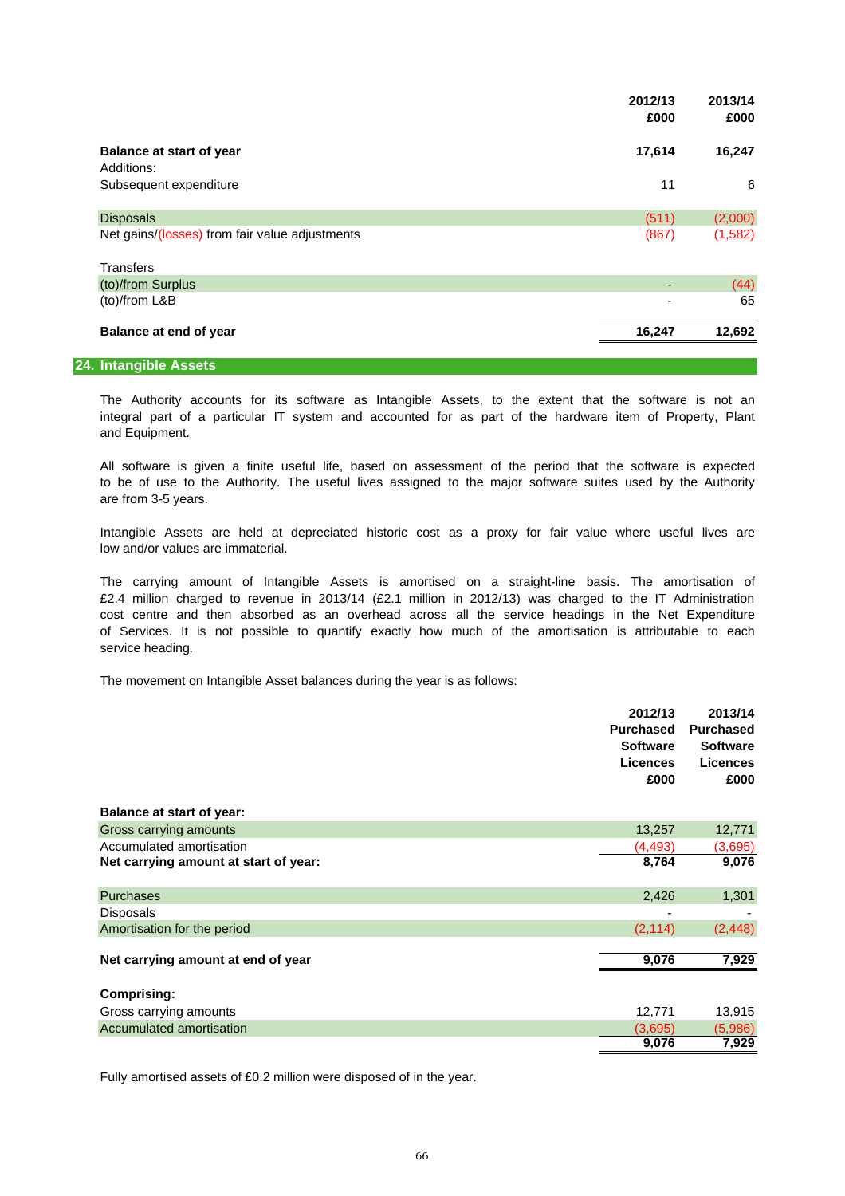| | 2012/13 £000 | 2013/14 £000 |
|---|---|---|
| **Balance at start of year** | **17,614** | **16,247** |
| Additions: | | |
| Subsequent expenditure | 11 | 6 |
| | | |
| Disposals | (511) | (2,000) |
| Net gains/(losses) from fair value adjustments | (867) | (1,582) |
| | | |
| Transfers | | |
| (to)/from Surplus | - | (44) |
| (to)/from L&B | - | 65 |
| | | |
| **Balance at end of year** | **16,247** | **12,692** |

## 24. Intangible Assets

The Authority accounts for its software as Intangible Assets, to the extent that the software is not an integral part of a particular IT system and accounted for as part of the hardware item of Property, Plant and Equipment.

All software is given a finite useful life, based on assessment of the period that the software is expected to be of use to the Authority. The useful lives assigned to the major software suites used by the Authority are from 3-5 years.

Intangible Assets are held at depreciated historic cost as a proxy for fair value where useful lives are low and/or values are immaterial.

The carrying amount of Intangible Assets is amortised on a straight-line basis. The amortisation of £2.4 million charged to revenue in 2013/14 (£2.1 million in 2012/13) was charged to the IT Administration cost centre and then absorbed as an overhead across all the service headings in the Net Expenditure of Services. It is not possible to quantify exactly how much of the amortisation is attributable to each service heading.

The movement on Intangible Asset balances during the year is as follows:

| | 2012/13 Purchased Software Licences £000 | 2013/14 Purchased Software Licences £000 |
|---|---|---|
| **Balance at start of year:** | | |
| Gross carrying amounts | 13,257 | 12,771 |
| Accumulated amortisation | (4,493) | (3,695) |
| **Net carrying amount at start of year:** | **8,764** | **9,076** |
| | | |
| Purchases | 2,426 | 1,301 |
| Disposals | - | - |
| Amortisation for the period | (2,114) | (2,448) |
| | | |
| **Net carrying amount at end of year** | **9,076** | **7,929** |
| | | |
| **Comprising:** | | |
| Gross carrying amounts | 12,771 | 13,915 |
| Accumulated amortisation | (3,695) | (5,986) |
| | **9,076** | **7,929** |

Fully amortised assets of £0.2 million were disposed of in the year.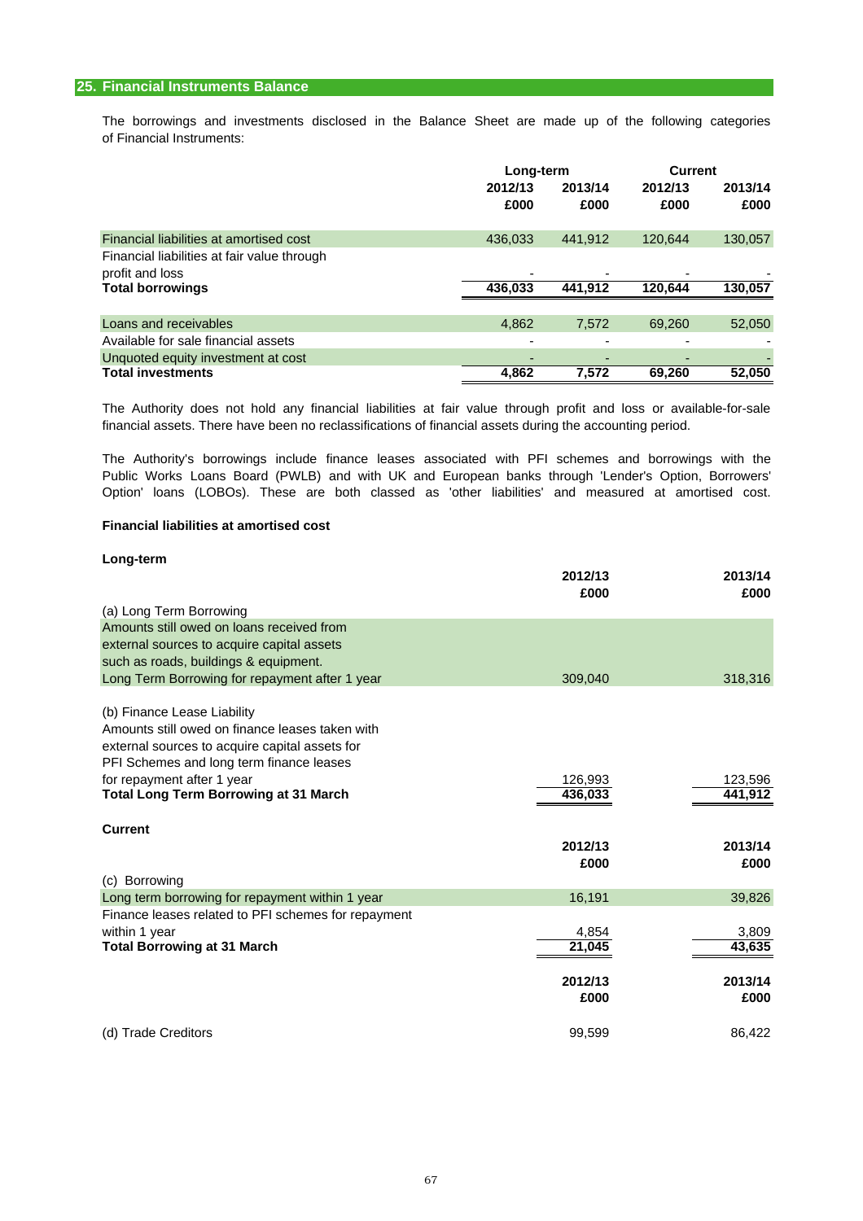## 25. Financial Instruments Balance

The borrowings and investments disclosed in the Balance Sheet are made up of the following categories of Financial Instruments:

| | Long-term | | Current | |
|---|---|---|---|---|
| | 2012/13 £000 | 2013/14 £000 | 2012/13 £000 | 2013/14 £000 |
| Financial liabilities at amortised cost | 436,033 | 441,912 | 120,644 | 130,057 |
| Financial liabilities at fair value through profit and loss | - | - | - | - |
| **Total borrowings** | **436,033** | **441,912** | **120,644** | **130,057** |
| Loans and receivables | 4,862 | 7,572 | 69,260 | 52,050 |
| Available for sale financial assets | - | - | - | - |
| Unquoted equity investment at cost | - | - | - | - |
| **Total investments** | **4,862** | **7,572** | **69,260** | **52,050** |

The Authority does not hold any financial liabilities at fair value through profit and loss or available-for-sale financial assets. There have been no reclassifications of financial assets during the accounting period.

The Authority's borrowings include finance leases associated with PFI schemes and borrowings with the Public Works Loans Board (PWLB) and with UK and European banks through 'Lender's Option, Borrowers' Option' loans (LOBOs). These are both classed as 'other liabilities' and measured at amortised cost.

**Financial liabilities at amortised cost**

**Long-term**

| | 2012/13 £000 | 2013/14 £000 |
|---|---|---|
| (a) Long Term Borrowing | | |
| Amounts still owed on loans received from external sources to acquire capital assets such as roads, buildings & equipment. | | |
| Long Term Borrowing for repayment after 1 year | 309,040 | 318,316 |
| (b) Finance Lease Liability | | |
| Amounts still owed on finance leases taken with external sources to acquire capital assets for PFI Schemes and long term finance leases for repayment after 1 year | 126,993 | 123,596 |
| **Total Long Term Borrowing at 31 March** | **436,033** | **441,912** |

**Current**

| | 2012/13 £000 | 2013/14 £000 |
|---|---|---|
| (c) Borrowing | | |
| Long term borrowing for repayment within 1 year | 16,191 | 39,826 |
| Finance leases related to PFI schemes for repayment within 1 year | 4,854 | 3,809 |
| **Total Borrowing at 31 March** | **21,045** | **43,635** |

| | 2012/13 £000 | 2013/14 £000 |
|---|---|---|
| (d) Trade Creditors | 99,599 | 86,422 |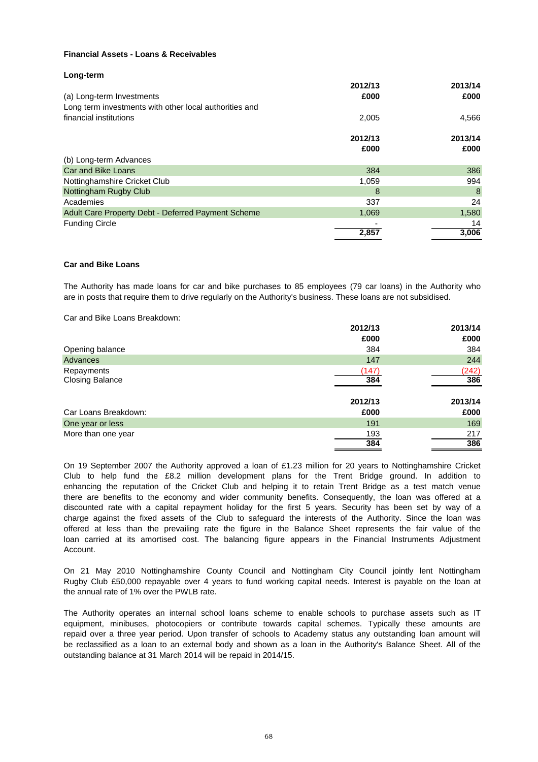**Financial Assets - Loans & Receivables**

**Long-term**

| (a) Long-term Investments | 2012/13<br>£000 | 2013/14<br>£000 |
|---|---|---|
| Long term investments with other local authorities and financial institutions | 2,005 | 4,566 |

| | 2012/13<br>£000 | 2013/14<br>£000 |
|---|---|---|
| (b) Long-term Advances | | |
| Car and Bike Loans | 384 | 386 |
| Nottinghamshire Cricket Club | 1,059 | 994 |
| Nottingham Rugby Club | 8 | 8 |
| Academies | 337 | 24 |
| Adult Care Property Debt - Deferred Payment Scheme | 1,069 | 1,580 |
| Funding Circle | - | 14 |
| | **2,857** | **3,006** |

**Car and Bike Loans**

The Authority has made loans for car and bike purchases to 85 employees (79 car loans) in the Authority who are in posts that require them to drive regularly on the Authority's business. These loans are not subsidised.

Car and Bike Loans Breakdown:

| | 2012/13<br>£000 | 2013/14<br>£000 |
|---|---|---|
| Opening balance | 384 | 384 |
| Advances | 147 | 244 |
| Repayments | (147) | (242) |
| Closing Balance | **384** | **386** |

| Car Loans Breakdown: | 2012/13<br>£000 | 2013/14<br>£000 |
|---|---|---|
| One year or less | 191 | 169 |
| More than one year | 193 | 217 |
| | **384** | **386** |

On 19 September 2007 the Authority approved a loan of £1.23 million for 20 years to Nottinghamshire Cricket Club to help fund the £8.2 million development plans for the Trent Bridge ground. In addition to enhancing the reputation of the Cricket Club and helping it to retain Trent Bridge as a test match venue there are benefits to the economy and wider community benefits. Consequently, the loan was offered at a discounted rate with a capital repayment holiday for the first 5 years. Security has been set by way of a charge against the fixed assets of the Club to safeguard the interests of the Authority. Since the loan was offered at less than the prevailing rate the figure in the Balance Sheet represents the fair value of the loan carried at its amortised cost. The balancing figure appears in the Financial Instruments Adjustment Account.

On 21 May 2010 Nottinghamshire County Council and Nottingham City Council jointly lent Nottingham Rugby Club £50,000 repayable over 4 years to fund working capital needs. Interest is payable on the loan at the annual rate of 1% over the PWLB rate.

The Authority operates an internal school loans scheme to enable schools to purchase assets such as IT equipment, minibuses, photocopiers or contribute towards capital schemes. Typically these amounts are repaid over a three year period. Upon transfer of schools to Academy status any outstanding loan amount will be reclassified as a loan to an external body and shown as a loan in the Authority's Balance Sheet. All of the outstanding balance at 31 March 2014 will be repaid in 2014/15.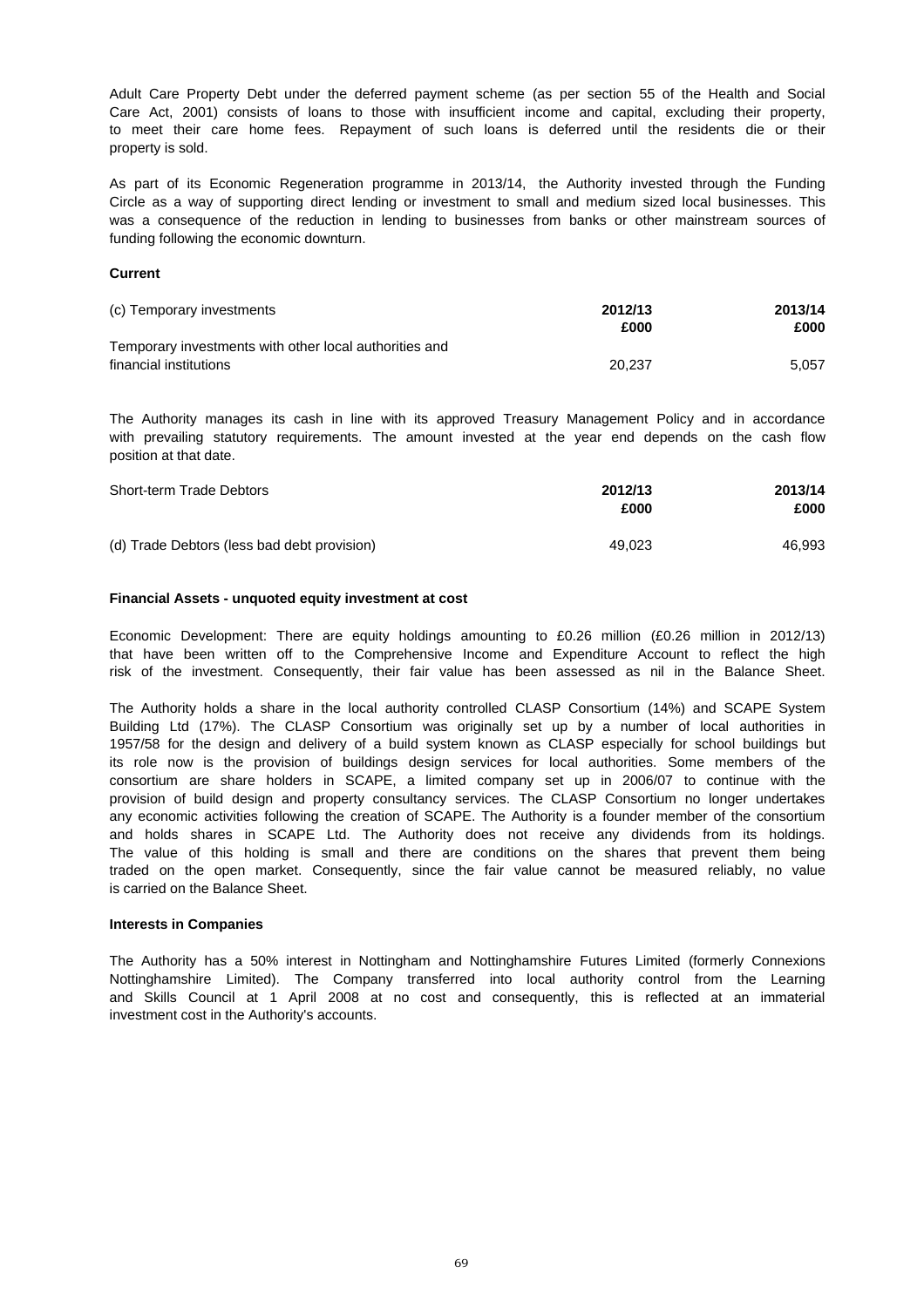Adult Care Property Debt under the deferred payment scheme (as per section 55 of the Health and Social Care Act, 2001) consists of loans to those with insufficient income and capital, excluding their property, to meet their care home fees. Repayment of such loans is deferred until the residents die or their property is sold.

As part of its Economic Regeneration programme in 2013/14, the Authority invested through the Funding Circle as a way of supporting direct lending or investment to small and medium sized local businesses. This was a consequence of the reduction in lending to businesses from banks or other mainstream sources of funding following the economic downturn.

**Current**

| (c) Temporary investments | 2012/13<br>£000 | 2013/14<br>£000 |
|---|---|---|
| Temporary investments with other local authorities and financial institutions | 20,237 | 5,057 |

The Authority manages its cash in line with its approved Treasury Management Policy and in accordance with prevailing statutory requirements. The amount invested at the year end depends on the cash flow position at that date.

| Short-term Trade Debtors | 2012/13<br>£000 | 2013/14<br>£000 |
|---|---|---|
| (d) Trade Debtors (less bad debt provision) | 49,023 | 46,993 |

**Financial Assets - unquoted equity investment at cost**

Economic Development: There are equity holdings amounting to £0.26 million (£0.26 million in 2012/13) that have been written off to the Comprehensive Income and Expenditure Account to reflect the high risk of the investment. Consequently, their fair value has been assessed as nil in the Balance Sheet.

The Authority holds a share in the local authority controlled CLASP Consortium (14%) and SCAPE System Building Ltd (17%). The CLASP Consortium was originally set up by a number of local authorities in 1957/58 for the design and delivery of a build system known as CLASP especially for school buildings but its role now is the provision of buildings design services for local authorities. Some members of the consortium are share holders in SCAPE, a limited company set up in 2006/07 to continue with the provision of build design and property consultancy services. The CLASP Consortium no longer undertakes any economic activities following the creation of SCAPE. The Authority is a founder member of the consortium and holds shares in SCAPE Ltd. The Authority does not receive any dividends from its holdings. The value of this holding is small and there are conditions on the shares that prevent them being traded on the open market. Consequently, since the fair value cannot be measured reliably, no value is carried on the Balance Sheet.

**Interests in Companies**

The Authority has a 50% interest in Nottingham and Nottinghamshire Futures Limited (formerly Connexions Nottinghamshire Limited). The Company transferred into local authority control from the Learning and Skills Council at 1 April 2008 at no cost and consequently, this is reflected at an immaterial investment cost in the Authority's accounts.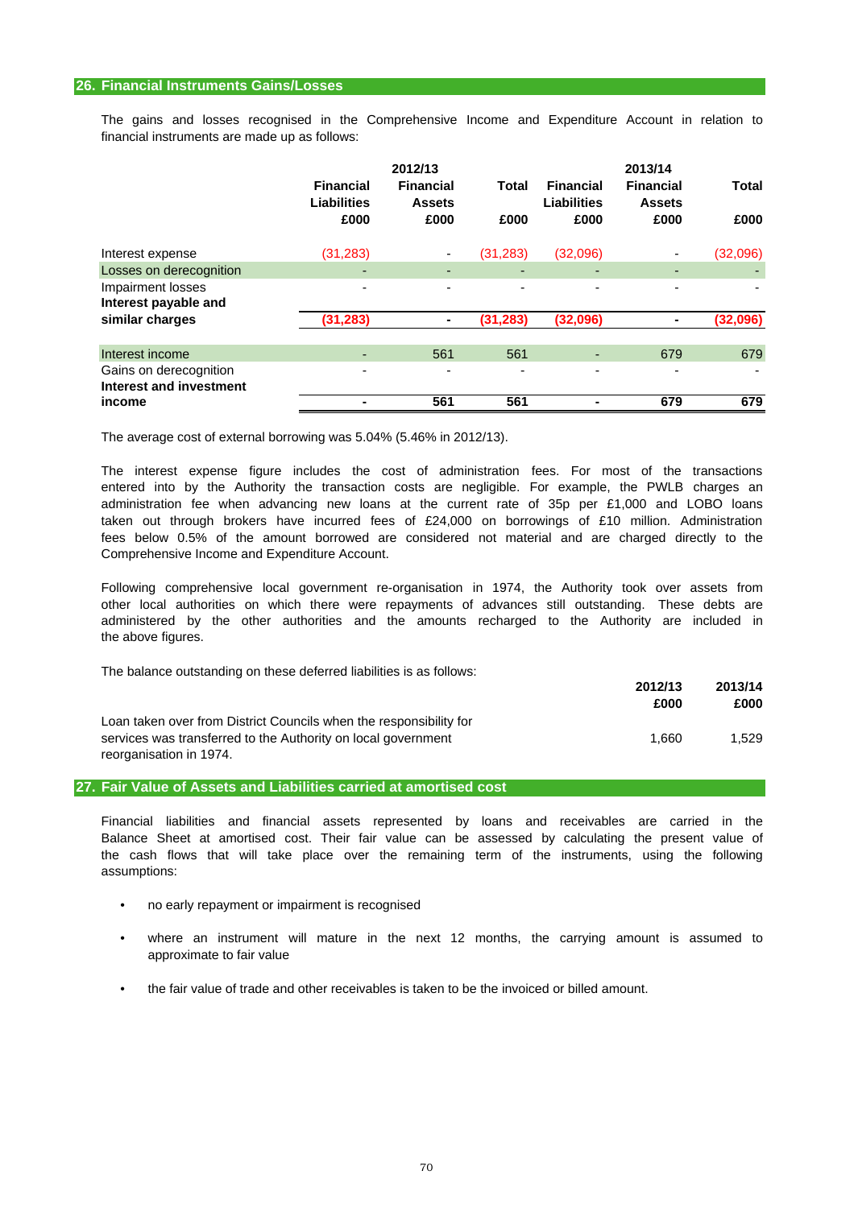## 26. Financial Instruments Gains/Losses

The gains and losses recognised in the Comprehensive Income and Expenditure Account in relation to financial instruments are made up as follows:

| | 2012/13 Financial Liabilities £000 | 2012/13 Financial Assets £000 | Total £000 | 2013/14 Financial Liabilities £000 | 2013/14 Financial Assets £000 | Total £000 |
|---|---|---|---|---|---|---|
| Interest expense | (31,283) | - | (31,283) | (32,096) | - | (32,096) |
| Losses on derecognition | - | - | - | - | - | - |
| Impairment losses | - | - | - | - | - | - |
| **Interest payable and similar charges** | **(31,283)** | **-** | **(31,283)** | **(32,096)** | **-** | **(32,096)** |
| Interest income | - | 561 | 561 | - | 679 | 679 |
| Gains on derecognition | - | - | - | - | - | - |
| **Interest and investment income** | **-** | **561** | **561** | **-** | **679** | **679** |

The average cost of external borrowing was 5.04% (5.46% in 2012/13).

The interest expense figure includes the cost of administration fees. For most of the transactions entered into by the Authority the transaction costs are negligible. For example, the PWLB charges an administration fee when advancing new loans at the current rate of 35p per £1,000 and LOBO loans taken out through brokers have incurred fees of £24,000 on borrowings of £10 million. Administration fees below 0.5% of the amount borrowed are considered not material and are charged directly to the Comprehensive Income and Expenditure Account.

Following comprehensive local government re-organisation in 1974, the Authority took over assets from other local authorities on which there were repayments of advances still outstanding. These debts are administered by the other authorities and the amounts recharged to the Authority are included in the above figures.

The balance outstanding on these deferred liabilities is as follows:

| | 2012/13 £000 | 2013/14 £000 |
|---|---|---|
| Loan taken over from District Councils when the responsibility for services was transferred to the Authority on local government reorganisation in 1974. | 1,660 | 1,529 |

## 27. Fair Value of Assets and Liabilities carried at amortised cost

Financial liabilities and financial assets represented by loans and receivables are carried in the Balance Sheet at amortised cost. Their fair value can be assessed by calculating the present value of the cash flows that will take place over the remaining term of the instruments, using the following assumptions:

- no early repayment or impairment is recognised
- where an instrument will mature in the next 12 months, the carrying amount is assumed to approximate to fair value
- the fair value of trade and other receivables is taken to be the invoiced or billed amount.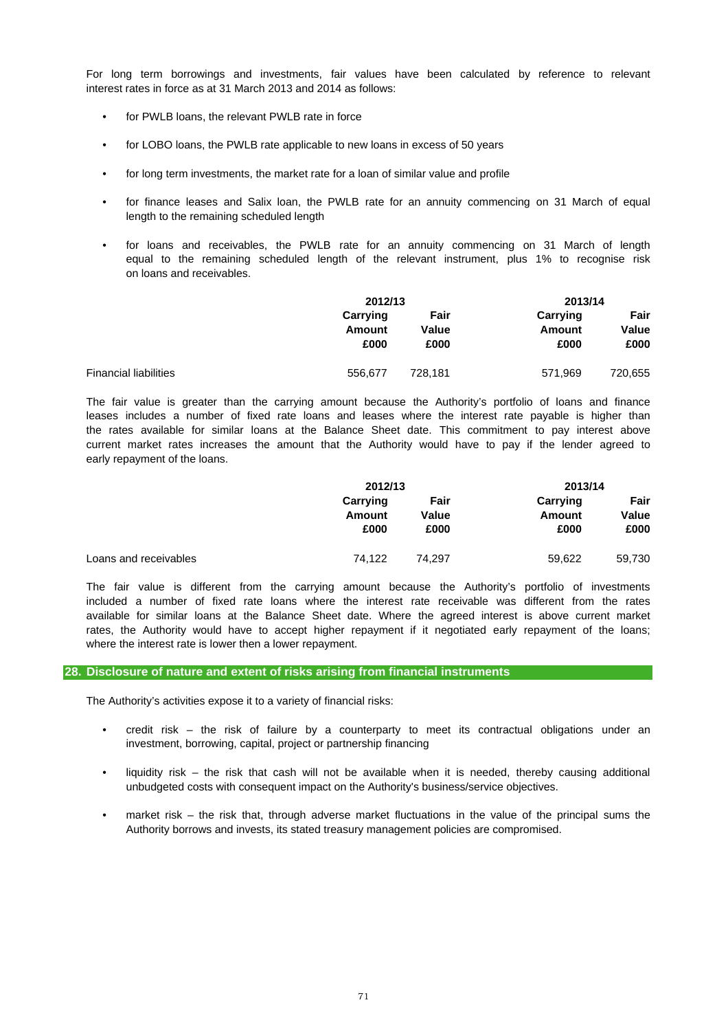For long term borrowings and investments, fair values have been calculated by reference to relevant interest rates in force as at 31 March 2013 and 2014 as follows:

- for PWLB loans, the relevant PWLB rate in force
- for LOBO loans, the PWLB rate applicable to new loans in excess of 50 years
- for long term investments, the market rate for a loan of similar value and profile
- for finance leases and Salix loan, the PWLB rate for an annuity commencing on 31 March of equal length to the remaining scheduled length
- for loans and receivables, the PWLB rate for an annuity commencing on 31 March of length equal to the remaining scheduled length of the relevant instrument, plus 1% to recognise risk on loans and receivables.

| | 2012/13 | | 2013/14 | |
|---|---|---|---|---|
| | Carrying Amount £000 | Fair Value £000 | Carrying Amount £000 | Fair Value £000 |
| Financial liabilities | 556,677 | 728,181 | 571,969 | 720,655 |

The fair value is greater than the carrying amount because the Authority's portfolio of loans and finance leases includes a number of fixed rate loans and leases where the interest rate payable is higher than the rates available for similar loans at the Balance Sheet date. This commitment to pay interest above current market rates increases the amount that the Authority would have to pay if the lender agreed to early repayment of the loans.

| | 2012/13 | | 2013/14 | |
|---|---|---|---|---|
| | Carrying Amount £000 | Fair Value £000 | Carrying Amount £000 | Fair Value £000 |
| Loans and receivables | 74,122 | 74,297 | 59,622 | 59,730 |

The fair value is different from the carrying amount because the Authority's portfolio of investments included a number of fixed rate loans where the interest rate receivable was different from the rates available for similar loans at the Balance Sheet date. Where the agreed interest is above current market rates, the Authority would have to accept higher repayment if it negotiated early repayment of the loans; where the interest rate is lower then a lower repayment.

## 28. Disclosure of nature and extent of risks arising from financial instruments

The Authority's activities expose it to a variety of financial risks:

- credit risk – the risk of failure by a counterparty to meet its contractual obligations under an investment, borrowing, capital, project or partnership financing
- liquidity risk – the risk that cash will not be available when it is needed, thereby causing additional unbudgeted costs with consequent impact on the Authority's business/service objectives.
- market risk – the risk that, through adverse market fluctuations in the value of the principal sums the Authority borrows and invests, its stated treasury management policies are compromised.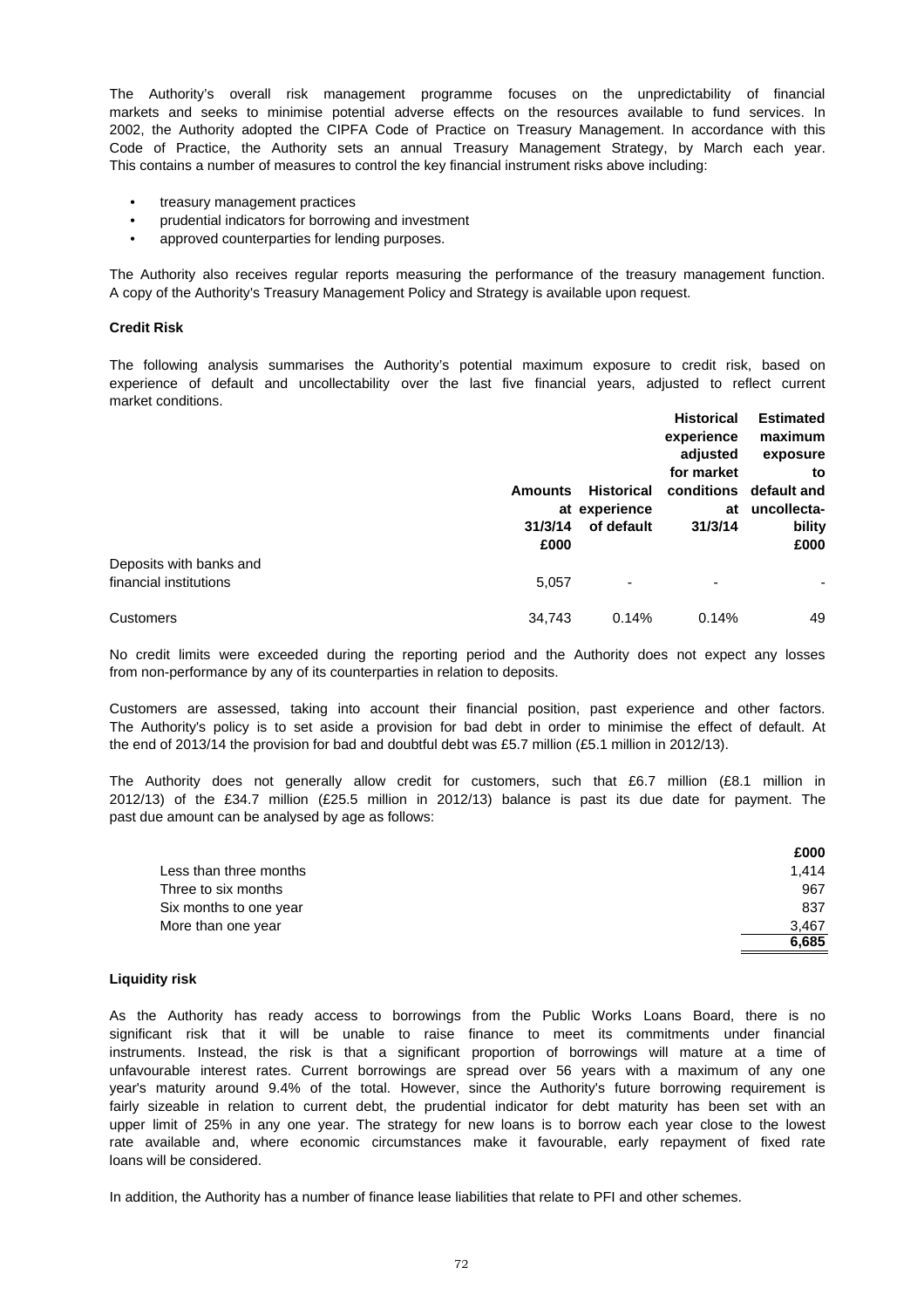The Authority's overall risk management programme focuses on the unpredictability of financial markets and seeks to minimise potential adverse effects on the resources available to fund services. In 2002, the Authority adopted the CIPFA Code of Practice on Treasury Management. In accordance with this Code of Practice, the Authority sets an annual Treasury Management Strategy, by March each year. This contains a number of measures to control the key financial instrument risks above including:

- treasury management practices
- prudential indicators for borrowing and investment
- approved counterparties for lending purposes.

The Authority also receives regular reports measuring the performance of the treasury management function. A copy of the Authority's Treasury Management Policy and Strategy is available upon request.

**Credit Risk**

The following analysis summarises the Authority's potential maximum exposure to credit risk, based on experience of default and uncollectability over the last five financial years, adjusted to reflect current market conditions.

| | Amounts at 31/3/14 £000 | Historical experience of default | Historical experience adjusted for market conditions at 31/3/14 | Estimated maximum exposure to default and uncollecta-bility £000 |
|---|---|---|---|---|
| Deposits with banks and financial institutions | 5,057 | - | - | - |
| Customers | 34,743 | 0.14% | 0.14% | 49 |

No credit limits were exceeded during the reporting period and the Authority does not expect any losses from non-performance by any of its counterparties in relation to deposits.

Customers are assessed, taking into account their financial position, past experience and other factors. The Authority's policy is to set aside a provision for bad debt in order to minimise the effect of default. At the end of 2013/14 the provision for bad and doubtful debt was £5.7 million (£5.1 million in 2012/13).

The Authority does not generally allow credit for customers, such that £6.7 million (£8.1 million in 2012/13) of the £34.7 million (£25.5 million in 2012/13) balance is past its due date for payment. The past due amount can be analysed by age as follows:

| | £000 |
|---|---|
| Less than three months | 1,414 |
| Three to six months | 967 |
| Six months to one year | 837 |
| More than one year | 3,467 |
| | **6,685** |

**Liquidity risk**

As the Authority has ready access to borrowings from the Public Works Loans Board, there is no significant risk that it will be unable to raise finance to meet its commitments under financial instruments. Instead, the risk is that a significant proportion of borrowings will mature at a time of unfavourable interest rates. Current borrowings are spread over 56 years with a maximum of any one year's maturity around 9.4% of the total. However, since the Authority's future borrowing requirement is fairly sizeable in relation to current debt, the prudential indicator for debt maturity has been set with an upper limit of 25% in any one year. The strategy for new loans is to borrow each year close to the lowest rate available and, where economic circumstances make it favourable, early repayment of fixed rate loans will be considered.

In addition, the Authority has a number of finance lease liabilities that relate to PFI and other schemes.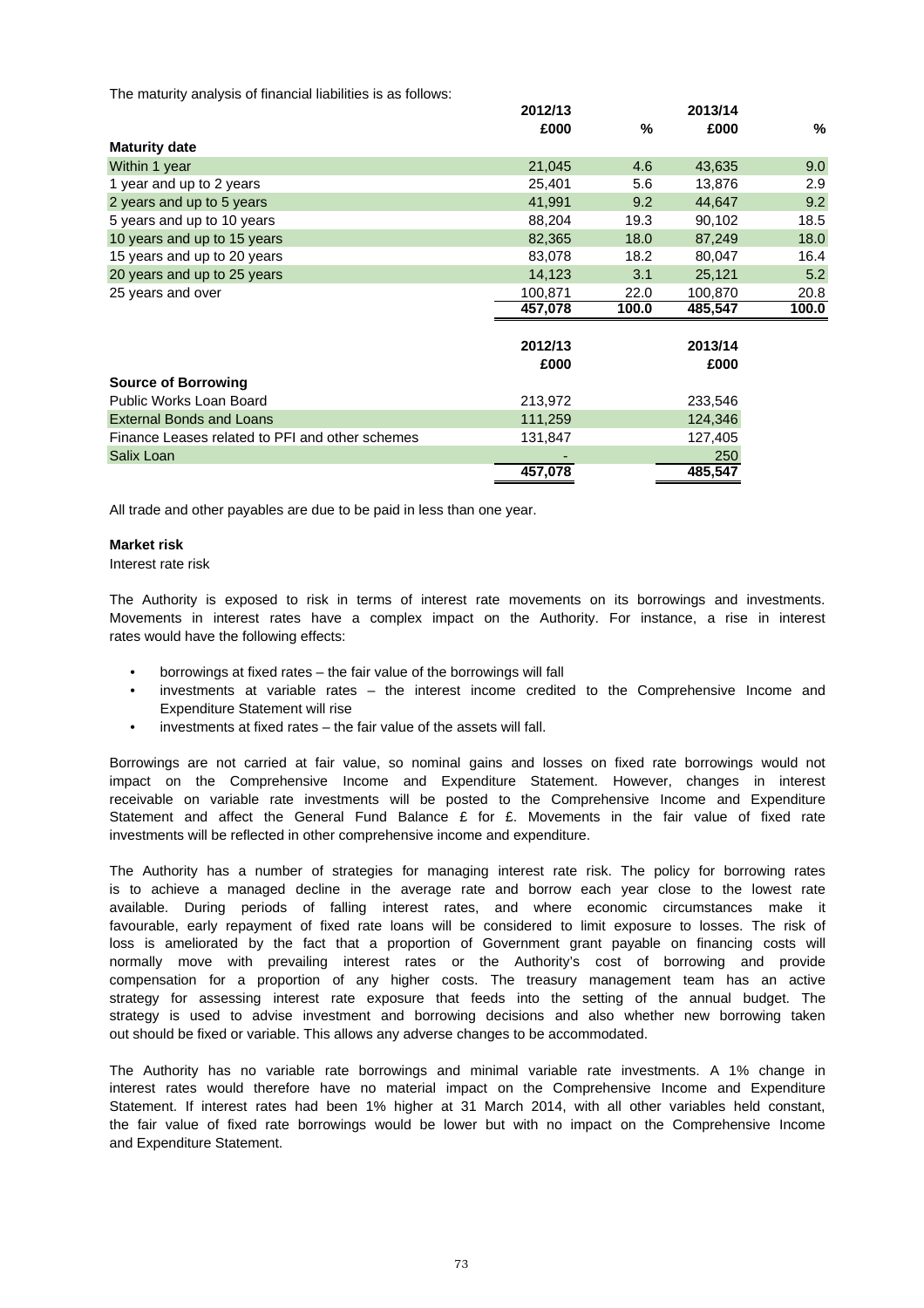The maturity analysis of financial liabilities is as follows:

| | 2012/13 | | 2013/14 | |
|---|---|---|---|---|
| | £000 | % | £000 | % |
| **Maturity date** | | | | |
| Within 1 year | 21,045 | 4.6 | 43,635 | 9.0 |
| 1 year and up to 2 years | 25,401 | 5.6 | 13,876 | 2.9 |
| 2 years and up to 5 years | 41,991 | 9.2 | 44,647 | 9.2 |
| 5 years and up to 10 years | 88,204 | 19.3 | 90,102 | 18.5 |
| 10 years and up to 15 years | 82,365 | 18.0 | 87,249 | 18.0 |
| 15 years and up to 20 years | 83,078 | 18.2 | 80,047 | 16.4 |
| 20 years and up to 25 years | 14,123 | 3.1 | 25,121 | 5.2 |
| 25 years and over | 100,871 | 22.0 | 100,870 | 20.8 |
| | **457,078** | **100.0** | **485,547** | **100.0** |

| | 2012/13 | 2013/14 |
|---|---|---|
| | £000 | £000 |
| **Source of Borrowing** | | |
| Public Works Loan Board | 213,972 | 233,546 |
| External Bonds and Loans | 111,259 | 124,346 |
| Finance Leases related to PFI and other schemes | 131,847 | 127,405 |
| Salix Loan | - | 250 |
| | **457,078** | **485,547** |

All trade and other payables are due to be paid in less than one year.

**Market risk**

Interest rate risk

The Authority is exposed to risk in terms of interest rate movements on its borrowings and investments. Movements in interest rates have a complex impact on the Authority. For instance, a rise in interest rates would have the following effects:

- borrowings at fixed rates – the fair value of the borrowings will fall
- investments at variable rates – the interest income credited to the Comprehensive Income and Expenditure Statement will rise
- investments at fixed rates – the fair value of the assets will fall.

Borrowings are not carried at fair value, so nominal gains and losses on fixed rate borrowings would not impact on the Comprehensive Income and Expenditure Statement. However, changes in interest receivable on variable rate investments will be posted to the Comprehensive Income and Expenditure Statement and affect the General Fund Balance £ for £. Movements in the fair value of fixed rate investments will be reflected in other comprehensive income and expenditure.

The Authority has a number of strategies for managing interest rate risk. The policy for borrowing rates is to achieve a managed decline in the average rate and borrow each year close to the lowest rate available. During periods of falling interest rates, and where economic circumstances make it favourable, early repayment of fixed rate loans will be considered to limit exposure to losses. The risk of loss is ameliorated by the fact that a proportion of Government grant payable on financing costs will normally move with prevailing interest rates or the Authority's cost of borrowing and provide compensation for a proportion of any higher costs. The treasury management team has an active strategy for assessing interest rate exposure that feeds into the setting of the annual budget. The strategy is used to advise investment and borrowing decisions and also whether new borrowing taken out should be fixed or variable. This allows any adverse changes to be accommodated.

The Authority has no variable rate borrowings and minimal variable rate investments. A 1% change in interest rates would therefore have no material impact on the Comprehensive Income and Expenditure Statement. If interest rates had been 1% higher at 31 March 2014, with all other variables held constant, the fair value of fixed rate borrowings would be lower but with no impact on the Comprehensive Income and Expenditure Statement.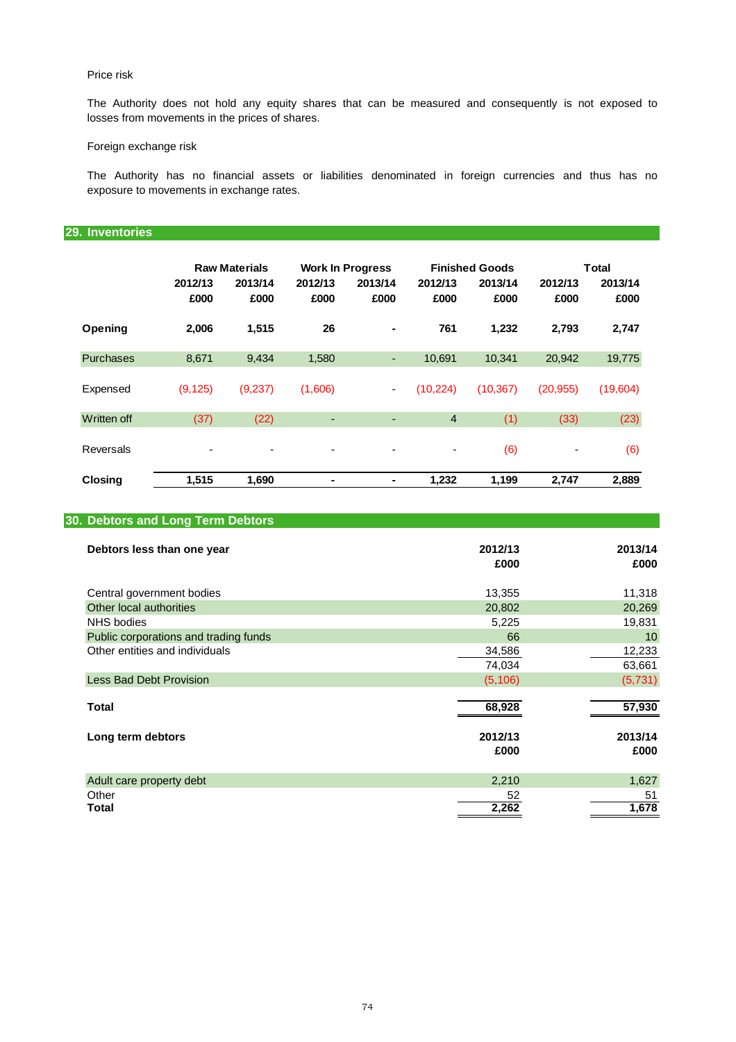Price risk

The Authority does not hold any equity shares that can be measured and consequently is not exposed to losses from movements in the prices of shares.

Foreign exchange risk

The Authority has no financial assets or liabilities denominated in foreign currencies and thus has no exposure to movements in exchange rates.

## 29. Inventories

| | Raw Materials | | Work In Progress | | Finished Goods | | Total | |
|---|---|---|---|---|---|---|---|---|
| | 2012/13 £000 | 2013/14 £000 | 2012/13 £000 | 2013/14 £000 | 2012/13 £000 | 2013/14 £000 | 2012/13 £000 | 2013/14 £000 |
| **Opening** | **2,006** | **1,515** | **26** | **-** | **761** | **1,232** | **2,793** | **2,747** |
| Purchases | 8,671 | 9,434 | 1,580 | - | 10,691 | 10,341 | 20,942 | 19,775 |
| Expensed | (9,125) | (9,237) | (1,606) | - | (10,224) | (10,367) | (20,955) | (19,604) |
| Written off | (37) | (22) | - | - | 4 | (1) | (33) | (23) |
| Reversals | - | - | - | - | - | (6) | - | (6) |
| **Closing** | **1,515** | **1,690** | **-** | **-** | **1,232** | **1,199** | **2,747** | **2,889** |

## 30. Debtors and Long Term Debtors

| **Debtors less than one year** | **2012/13 £000** | **2013/14 £000** |
|---|---|---|
| Central government bodies | 13,355 | 11,318 |
| Other local authorities | 20,802 | 20,269 |
| NHS bodies | 5,225 | 19,831 |
| Public corporations and trading funds | 66 | 10 |
| Other entities and individuals | 34,586 | 12,233 |
| | 74,034 | 63,661 |
| Less Bad Debt Provision | (5,106) | (5,731) |
| **Total** | **68,928** | **57,930** |

| **Long term debtors** | **2012/13 £000** | **2013/14 £000** |
|---|---|---|
| Adult care property debt | 2,210 | 1,627 |
| Other | 52 | 51 |
| **Total** | **2,262** | **1,678** |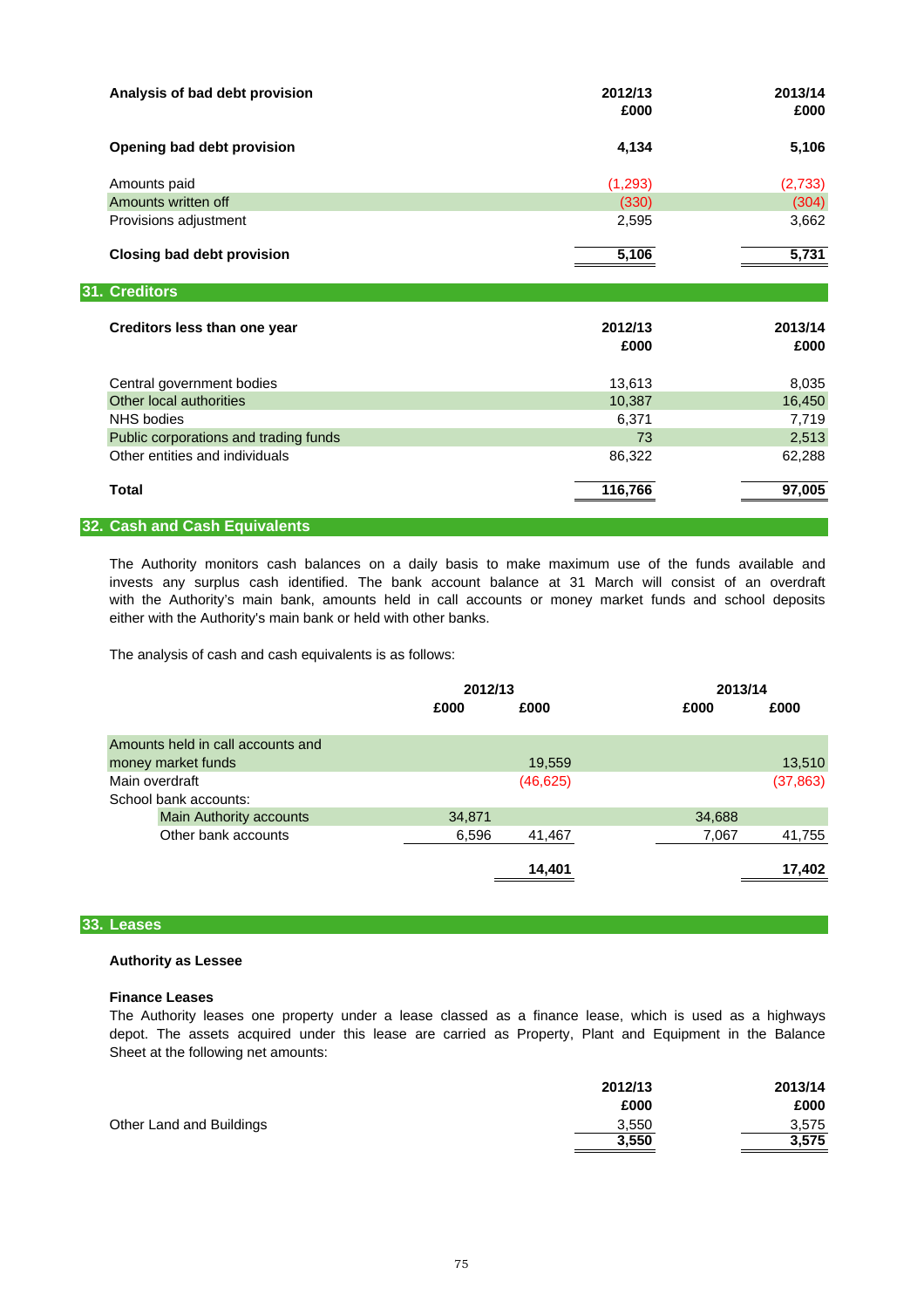| Analysis of bad debt provision | 2012/13<br>£000 | 2013/14<br>£000 |
|---|---|---|
| **Opening bad debt provision** | **4,134** | **5,106** |
| Amounts paid | (1,293) | (2,733) |
| Amounts written off | (330) | (304) |
| Provisions adjustment | 2,595 | 3,662 |
| **Closing bad debt provision** | **5,106** | **5,731** |

## 31. Creditors

| Creditors less than one year | 2012/13<br>£000 | 2013/14<br>£000 |
|---|---|---|
| Central government bodies | 13,613 | 8,035 |
| Other local authorities | 10,387 | 16,450 |
| NHS bodies | 6,371 | 7,719 |
| Public corporations and trading funds | 73 | 2,513 |
| Other entities and individuals | 86,322 | 62,288 |
| **Total** | **116,766** | **97,005** |

## 32. Cash and Cash Equivalents

The Authority monitors cash balances on a daily basis to make maximum use of the funds available and invests any surplus cash identified. The bank account balance at 31 March will consist of an overdraft with the Authority's main bank, amounts held in call accounts or money market funds and school deposits either with the Authority's main bank or held with other banks.

The analysis of cash and cash equivalents is as follows:

| | 2012/13 | | 2013/14 | |
|---|---|---|---|---|
| | £000 | £000 | £000 | £000 |
| Amounts held in call accounts and money market funds | | 19,559 | | 13,510 |
| Main overdraft | | (46,625) | | (37,863) |
| School bank accounts: | | | | |
| Main Authority accounts | 34,871 | | 34,688 | |
| Other bank accounts | 6,596 | 41,467 | 7,067 | 41,755 |
| | | **14,401** | | **17,402** |

## 33. Leases

**Authority as Lessee**

**Finance Leases**

The Authority leases one property under a lease classed as a finance lease, which is used as a highways depot. The assets acquired under this lease are carried as Property, Plant and Equipment in the Balance Sheet at the following net amounts:

| | 2012/13<br>£000 | 2013/14<br>£000 |
|---|---|---|
| Other Land and Buildings | 3,550 | 3,575 |
| | **3,550** | **3,575** |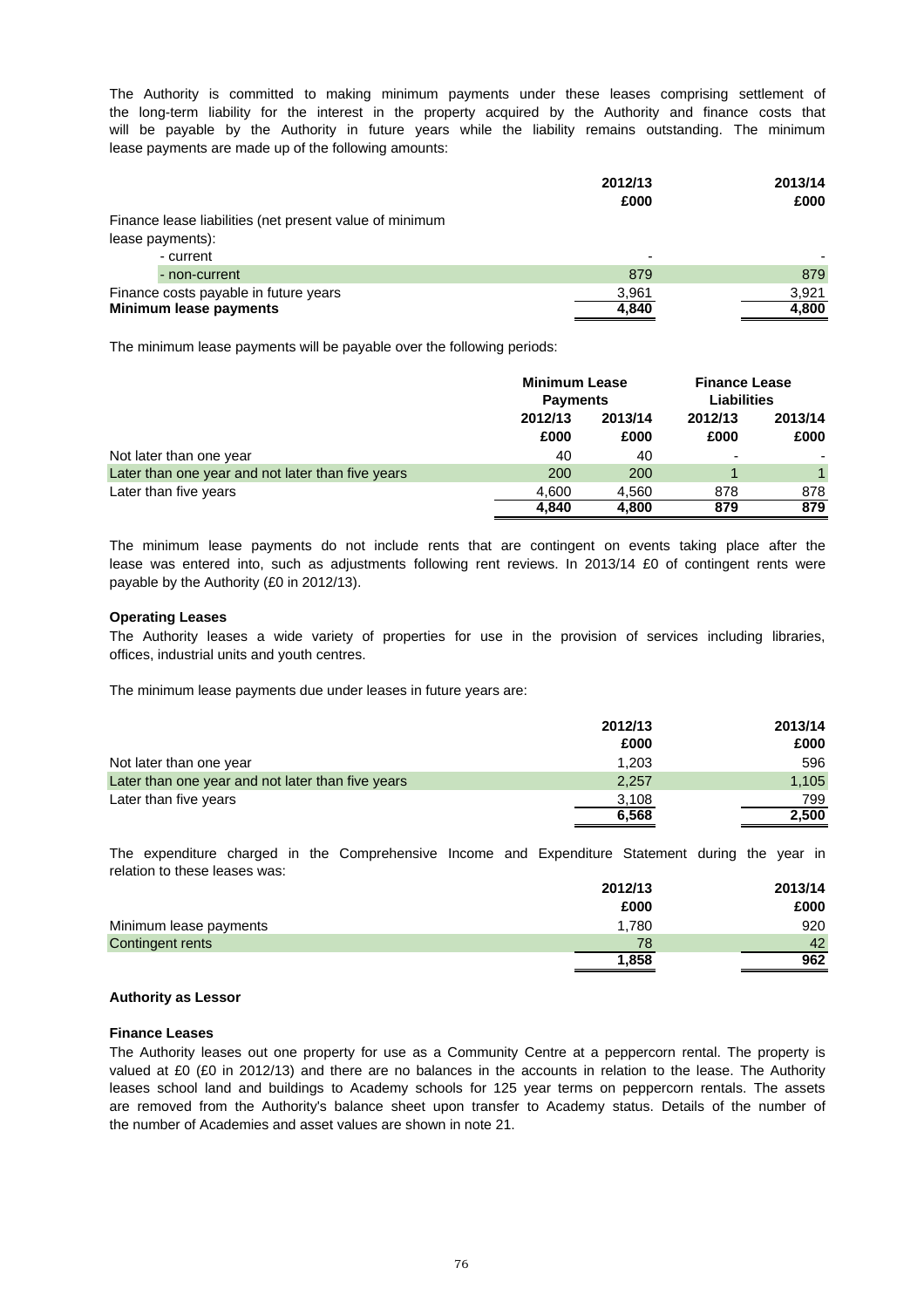The Authority is committed to making minimum payments under these leases comprising settlement of the long-term liability for the interest in the property acquired by the Authority and finance costs that will be payable by the Authority in future years while the liability remains outstanding. The minimum lease payments are made up of the following amounts:

| | 2012/13 | 2013/14 |
|---|---|---|
| | £000 | £000 |
| Finance lease liabilities (net present value of minimum lease payments): | | |
| - current | - | - |
| - non-current | 879 | 879 |
| Finance costs payable in future years | 3,961 | 3,921 |
| **Minimum lease payments** | **4,840** | **4,800** |

The minimum lease payments will be payable over the following periods:

| | Minimum Lease Payments | | Finance Lease Liabilities | |
|---|---|---|---|---|
| | 2012/13 | 2013/14 | 2012/13 | 2013/14 |
| | £000 | £000 | £000 | £000 |
| Not later than one year | 40 | 40 | - | - |
| Later than one year and not later than five years | 200 | 200 | 1 | 1 |
| Later than five years | 4,600 | 4,560 | 878 | 878 |
| | **4,840** | **4,800** | **879** | **879** |

The minimum lease payments do not include rents that are contingent on events taking place after the lease was entered into, such as adjustments following rent reviews. In 2013/14 £0 of contingent rents were payable by the Authority (£0 in 2012/13).

**Operating Leases**

The Authority leases a wide variety of properties for use in the provision of services including libraries, offices, industrial units and youth centres.

The minimum lease payments due under leases in future years are:

| | 2012/13 | 2013/14 |
|---|---|---|
| | £000 | £000 |
| Not later than one year | 1,203 | 596 |
| Later than one year and not later than five years | 2,257 | 1,105 |
| Later than five years | 3,108 | 799 |
| | **6,568** | **2,500** |

The expenditure charged in the Comprehensive Income and Expenditure Statement during the year in relation to these leases was:

| | 2012/13 | 2013/14 |
|---|---|---|
| | £000 | £000 |
| Minimum lease payments | 1,780 | 920 |
| Contingent rents | 78 | 42 |
| | **1,858** | **962** |

**Authority as Lessor**

**Finance Leases**

The Authority leases out one property for use as a Community Centre at a peppercorn rental. The property is valued at £0 (£0 in 2012/13) and there are no balances in the accounts in relation to the lease. The Authority leases school land and buildings to Academy schools for 125 year terms on peppercorn rentals. The assets are removed from the Authority's balance sheet upon transfer to Academy status. Details of the number of the number of Academies and asset values are shown in note 21.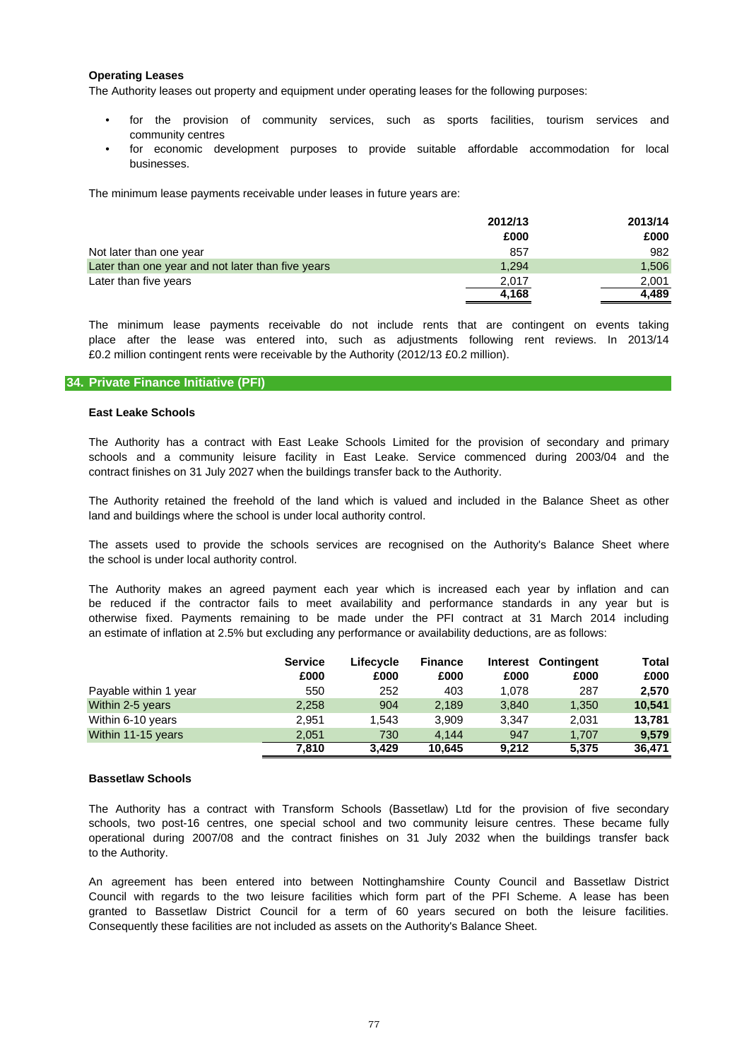**Operating Leases**

The Authority leases out property and equipment under operating leases for the following purposes:

- for the provision of community services, such as sports facilities, tourism services and community centres
- for economic development purposes to provide suitable affordable accommodation for local businesses.

The minimum lease payments receivable under leases in future years are:

| | 2012/13 | 2013/14 |
|---|---|---|
| | £000 | £000 |
| Not later than one year | 857 | 982 |
| Later than one year and not later than five years | 1,294 | 1,506 |
| Later than five years | 2,017 | 2,001 |
| | 4,168 | 4,489 |

The minimum lease payments receivable do not include rents that are contingent on events taking place after the lease was entered into, such as adjustments following rent reviews. In 2013/14 £0.2 million contingent rents were receivable by the Authority (2012/13 £0.2 million).

## 34. Private Finance Initiative (PFI)

**East Leake Schools**

The Authority has a contract with East Leake Schools Limited for the provision of secondary and primary schools and a community leisure facility in East Leake. Service commenced during 2003/04 and the contract finishes on 31 July 2027 when the buildings transfer back to the Authority.

The Authority retained the freehold of the land which is valued and included in the Balance Sheet as other land and buildings where the school is under local authority control.

The assets used to provide the schools services are recognised on the Authority's Balance Sheet where the school is under local authority control.

The Authority makes an agreed payment each year which is increased each year by inflation and can be reduced if the contractor fails to meet availability and performance standards in any year but is otherwise fixed. Payments remaining to be made under the PFI contract at 31 March 2014 including an estimate of inflation at 2.5% but excluding any performance or availability deductions, are as follows:

| | Service | Lifecycle | Finance | Interest | Contingent | Total |
|---|---|---|---|---|---|---|
| | £000 | £000 | £000 | £000 | £000 | £000 |
| Payable within 1 year | 550 | 252 | 403 | 1,078 | 287 | **2,570** |
| Within 2-5 years | 2,258 | 904 | 2,189 | 3,840 | 1,350 | **10,541** |
| Within 6-10 years | 2,951 | 1,543 | 3,909 | 3,347 | 2,031 | **13,781** |
| Within 11-15 years | 2,051 | 730 | 4,144 | 947 | 1,707 | **9,579** |
| | **7,810** | **3,429** | **10,645** | **9,212** | **5,375** | **36,471** |

**Bassetlaw Schools**

The Authority has a contract with Transform Schools (Bassetlaw) Ltd for the provision of five secondary schools, two post-16 centres, one special school and two community leisure centres. These became fully operational during 2007/08 and the contract finishes on 31 July 2032 when the buildings transfer back to the Authority.

An agreement has been entered into between Nottinghamshire County Council and Bassetlaw District Council with regards to the two leisure facilities which form part of the PFI Scheme. A lease has been granted to Bassetlaw District Council for a term of 60 years secured on both the leisure facilities. Consequently these facilities are not included as assets on the Authority's Balance Sheet.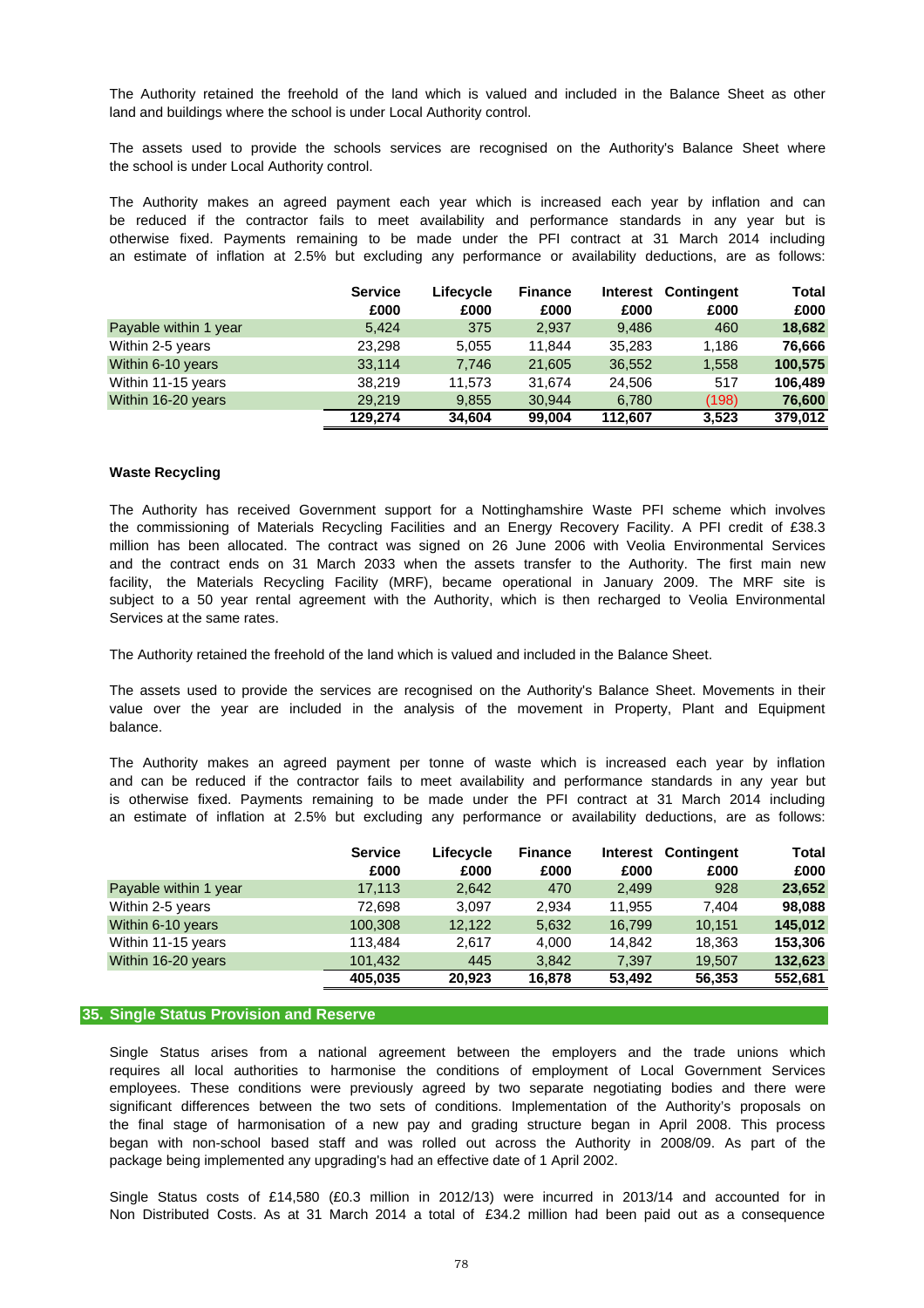The Authority retained the freehold of the land which is valued and included in the Balance Sheet as other land and buildings where the school is under Local Authority control.

The assets used to provide the schools services are recognised on the Authority's Balance Sheet where the school is under Local Authority control.

The Authority makes an agreed payment each year which is increased each year by inflation and can be reduced if the contractor fails to meet availability and performance standards in any year but is otherwise fixed. Payments remaining to be made under the PFI contract at 31 March 2014 including an estimate of inflation at 2.5% but excluding any performance or availability deductions, are as follows:

| | Service £000 | Lifecycle £000 | Finance £000 | Interest £000 | Contingent £000 | Total £000 |
|---|---|---|---|---|---|---|
| Payable within 1 year | 5,424 | 375 | 2,937 | 9,486 | 460 | **18,682** |
| Within 2-5 years | 23,298 | 5,055 | 11,844 | 35,283 | 1,186 | **76,666** |
| Within 6-10 years | 33,114 | 7,746 | 21,605 | 36,552 | 1,558 | **100,575** |
| Within 11-15 years | 38,219 | 11,573 | 31,674 | 24,506 | 517 | **106,489** |
| Within 16-20 years | 29,219 | 9,855 | 30,944 | 6,780 | (198) | **76,600** |
| | **129,274** | **34,604** | **99,004** | **112,607** | **3,523** | **379,012** |

**Waste Recycling**

The Authority has received Government support for a Nottinghamshire Waste PFI scheme which involves the commissioning of Materials Recycling Facilities and an Energy Recovery Facility. A PFI credit of £38.3 million has been allocated. The contract was signed on 26 June 2006 with Veolia Environmental Services and the contract ends on 31 March 2033 when the assets transfer to the Authority. The first main new facility, the Materials Recycling Facility (MRF), became operational in January 2009. The MRF site is subject to a 50 year rental agreement with the Authority, which is then recharged to Veolia Environmental Services at the same rates.

The Authority retained the freehold of the land which is valued and included in the Balance Sheet.

The assets used to provide the services are recognised on the Authority's Balance Sheet. Movements in their value over the year are included in the analysis of the movement in Property, Plant and Equipment balance.

The Authority makes an agreed payment per tonne of waste which is increased each year by inflation and can be reduced if the contractor fails to meet availability and performance standards in any year but is otherwise fixed. Payments remaining to be made under the PFI contract at 31 March 2014 including an estimate of inflation at 2.5% but excluding any performance or availability deductions, are as follows:

| | Service £000 | Lifecycle £000 | Finance £000 | Interest £000 | Contingent £000 | Total £000 |
|---|---|---|---|---|---|---|
| Payable within 1 year | 17,113 | 2,642 | 470 | 2,499 | 928 | **23,652** |
| Within 2-5 years | 72,698 | 3,097 | 2,934 | 11,955 | 7,404 | **98,088** |
| Within 6-10 years | 100,308 | 12,122 | 5,632 | 16,799 | 10,151 | **145,012** |
| Within 11-15 years | 113,484 | 2,617 | 4,000 | 14,842 | 18,363 | **153,306** |
| Within 16-20 years | 101,432 | 445 | 3,842 | 7,397 | 19,507 | **132,623** |
| | **405,035** | **20,923** | **16,878** | **53,492** | **56,353** | **552,681** |

## 35. Single Status Provision and Reserve

Single Status arises from a national agreement between the employers and the trade unions which requires all local authorities to harmonise the conditions of employment of Local Government Services employees. These conditions were previously agreed by two separate negotiating bodies and there were significant differences between the two sets of conditions. Implementation of the Authority's proposals on the final stage of harmonisation of a new pay and grading structure began in April 2008. This process began with non-school based staff and was rolled out across the Authority in 2008/09. As part of the package being implemented any upgrading's had an effective date of 1 April 2002.

Single Status costs of £14,580 (£0.3 million in 2012/13) were incurred in 2013/14 and accounted for in Non Distributed Costs. As at 31 March 2014 a total of £34.2 million had been paid out as a consequence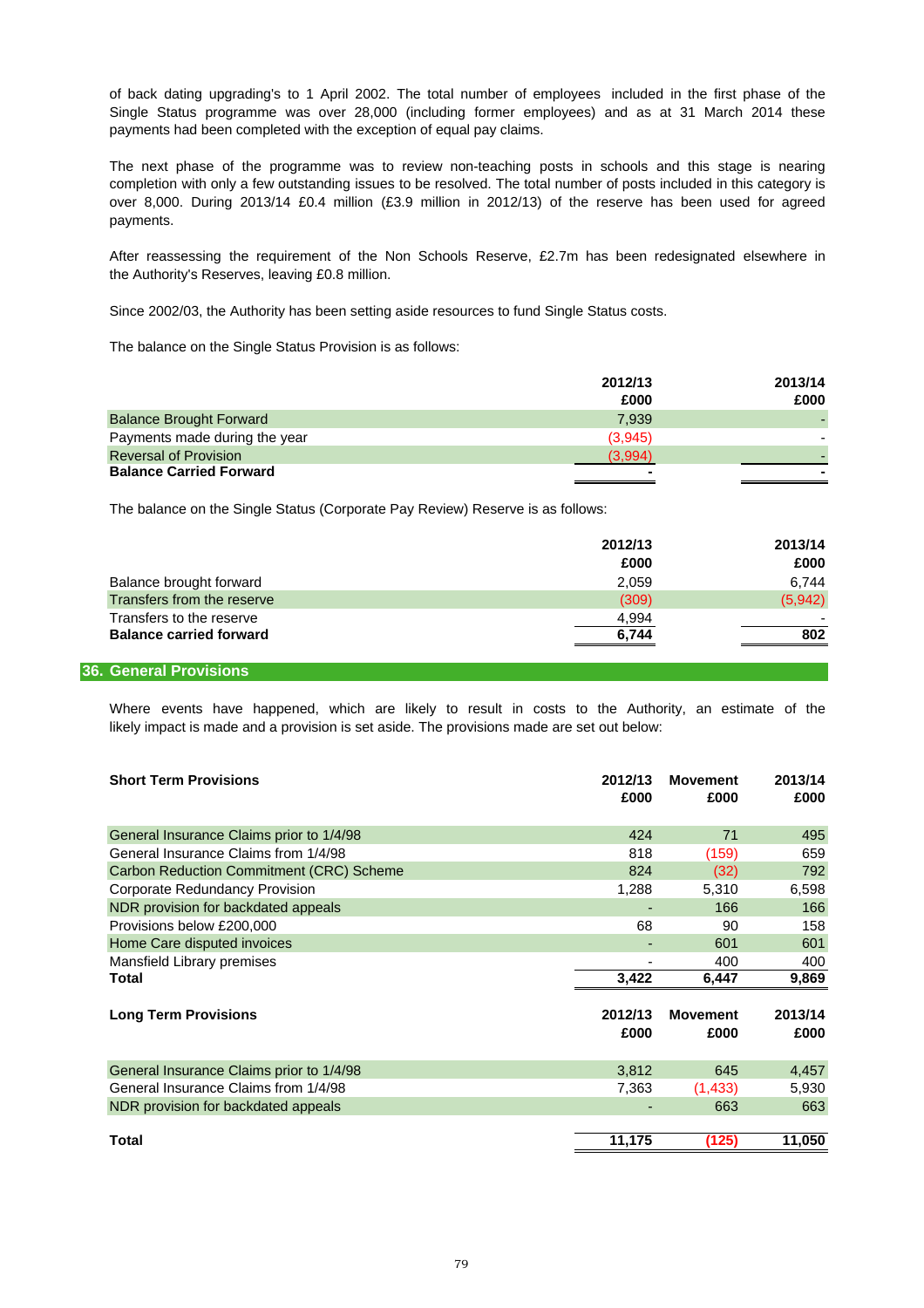of back dating upgrading's to 1 April 2002. The total number of employees included in the first phase of the Single Status programme was over 28,000 (including former employees) and as at 31 March 2014 these payments had been completed with the exception of equal pay claims.

The next phase of the programme was to review non-teaching posts in schools and this stage is nearing completion with only a few outstanding issues to be resolved. The total number of posts included in this category is over 8,000. During 2013/14 £0.4 million (£3.9 million in 2012/13) of the reserve has been used for agreed payments.

After reassessing the requirement of the Non Schools Reserve, £2.7m has been redesignated elsewhere in the Authority's Reserves, leaving £0.8 million.

Since 2002/03, the Authority has been setting aside resources to fund Single Status costs.

The balance on the Single Status Provision is as follows:

| | 2012/13 £000 | 2013/14 £000 |
|---|---|---|
| Balance Brought Forward | 7,939 | - |
| Payments made during the year | (3,945) | - |
| Reversal of Provision | (3,994) | - |
| **Balance Carried Forward** | **-** | **-** |

The balance on the Single Status (Corporate Pay Review) Reserve is as follows:

| | 2012/13 £000 | 2013/14 £000 |
|---|---|---|
| Balance brought forward | 2,059 | 6,744 |
| Transfers from the reserve | (309) | (5,942) |
| Transfers to the reserve | 4,994 | - |
| **Balance carried forward** | **6,744** | **802** |

## 36. General Provisions

Where events have happened, which are likely to result in costs to the Authority, an estimate of the likely impact is made and a provision is set aside. The provisions made are set out below:

| **Short Term Provisions** | 2012/13 £000 | Movement £000 | 2013/14 £000 |
|---|---|---|---|
| General Insurance Claims prior to 1/4/98 | 424 | 71 | 495 |
| General Insurance Claims from 1/4/98 | 818 | (159) | 659 |
| Carbon Reduction Commitment (CRC) Scheme | 824 | (32) | 792 |
| Corporate Redundancy Provision | 1,288 | 5,310 | 6,598 |
| NDR provision for backdated appeals | - | 166 | 166 |
| Provisions below £200,000 | 68 | 90 | 158 |
| Home Care disputed invoices | - | 601 | 601 |
| Mansfield Library premises | - | 400 | 400 |
| **Total** | **3,422** | **6,447** | **9,869** |

| **Long Term Provisions** | 2012/13 £000 | Movement £000 | 2013/14 £000 |
|---|---|---|---|
| General Insurance Claims prior to 1/4/98 | 3,812 | 645 | 4,457 |
| General Insurance Claims from 1/4/98 | 7,363 | (1,433) | 5,930 |
| NDR provision for backdated appeals | - | 663 | 663 |
| **Total** | **11,175** | **(125)** | **11,050** |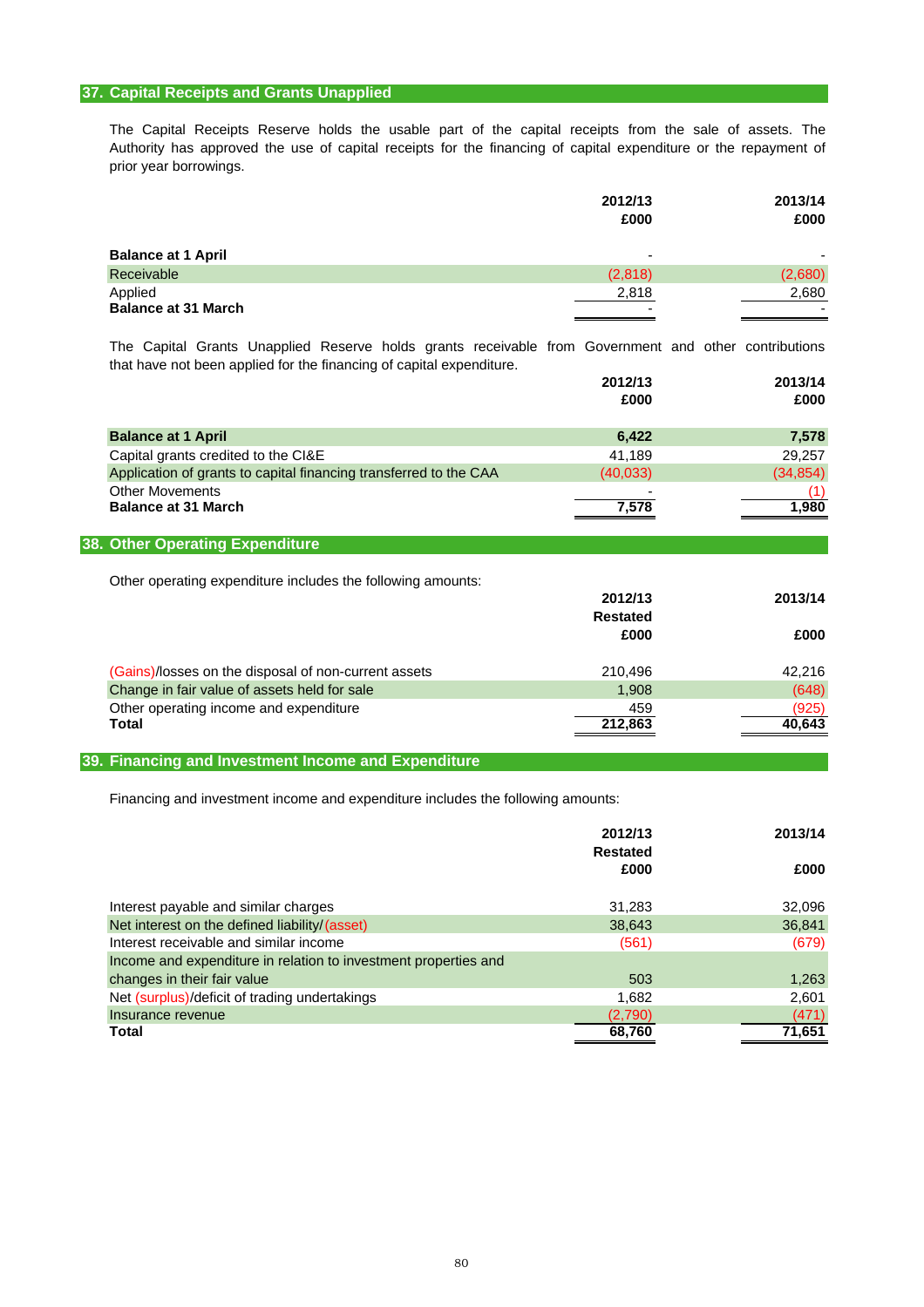## 37. Capital Receipts and Grants Unapplied

The Capital Receipts Reserve holds the usable part of the capital receipts from the sale of assets. The Authority has approved the use of capital receipts for the financing of capital expenditure or the repayment of prior year borrowings.

| | 2012/13<br>£000 | 2013/14<br>£000 |
|---|---|---|
| **Balance at 1 April** | - | - |
| Receivable | (2,818) | (2,680) |
| Applied | 2,818 | 2,680 |
| **Balance at 31 March** | - | - |

The Capital Grants Unapplied Reserve holds grants receivable from Government and other contributions that have not been applied for the financing of capital expenditure.

| | 2012/13<br>£000 | 2013/14<br>£000 |
|---|---|---|
| **Balance at 1 April** | **6,422** | **7,578** |
| Capital grants credited to the CI&E | 41,189 | 29,257 |
| Application of grants to capital financing transferred to the CAA | (40,033) | (34,854) |
| Other Movements | - | (1) |
| **Balance at 31 March** | **7,578** | **1,980** |

## 38. Other Operating Expenditure

Other operating expenditure includes the following amounts:

| | 2012/13<br>Restated<br>£000 | 2013/14<br>£000 |
|---|---|---|
| (Gains)/losses on the disposal of non-current assets | 210,496 | 42,216 |
| Change in fair value of assets held for sale | 1,908 | (648) |
| Other operating income and expenditure | 459 | (925) |
| **Total** | **212,863** | **40,643** |

## 39. Financing and Investment Income and Expenditure

Financing and investment income and expenditure includes the following amounts:

| | 2012/13<br>Restated<br>£000 | 2013/14<br>£000 |
|---|---|---|
| Interest payable and similar charges | 31,283 | 32,096 |
| Net interest on the defined liability/(asset) | 38,643 | 36,841 |
| Interest receivable and similar income | (561) | (679) |
| Income and expenditure in relation to investment properties and changes in their fair value | 503 | 1,263 |
| Net (surplus)/deficit of trading undertakings | 1,682 | 2,601 |
| Insurance revenue | (2,790) | (471) |
| **Total** | **68,760** | **71,651** |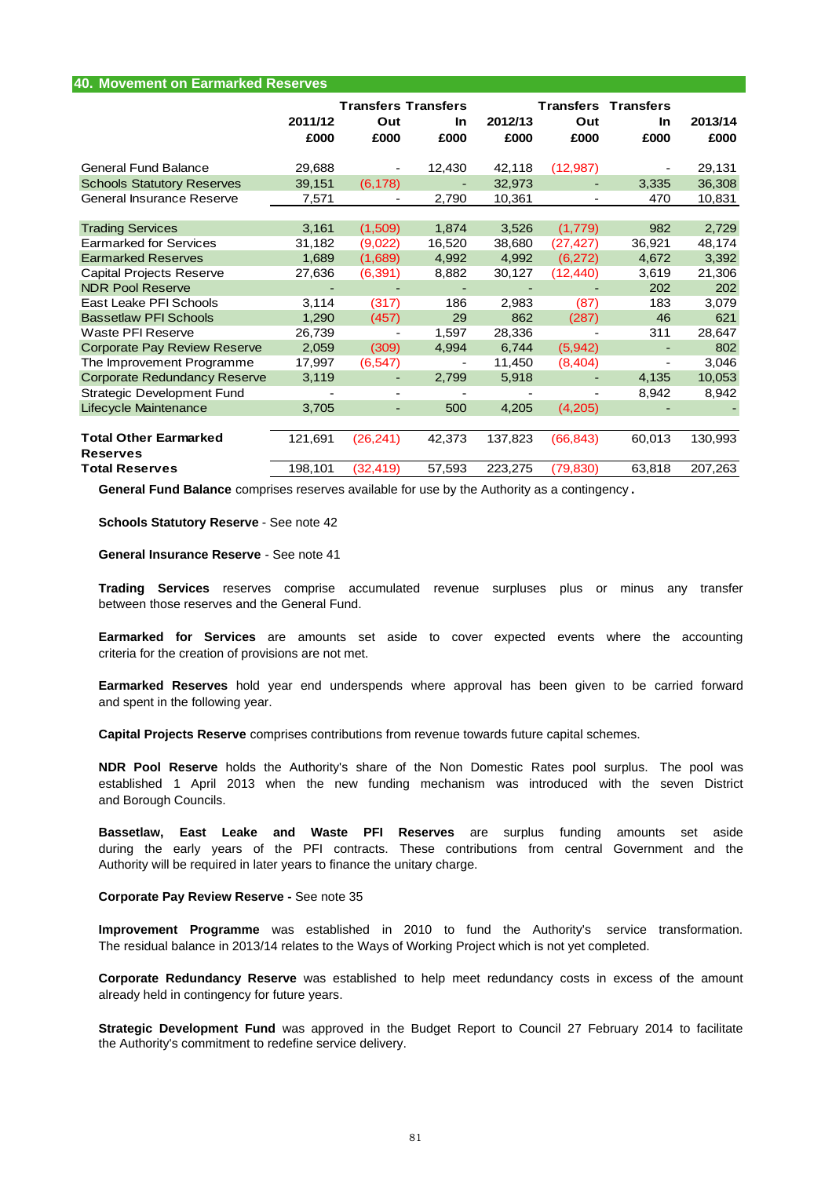## 40. Movement on Earmarked Reserves

| | 2011/12 | Transfers Out | Transfers In | 2012/13 | Transfers Out | Transfers In | 2013/14 |
|---|---|---|---|---|---|---|---|
| | £000 | £000 | £000 | £000 | £000 | £000 | £000 |
| General Fund Balance | 29,688 | - | 12,430 | 42,118 | (12,987) | - | 29,131 |
| Schools Statutory Reserves | 39,151 | (6,178) | - | 32,973 | - | 3,335 | 36,308 |
| General Insurance Reserve | 7,571 | - | 2,790 | 10,361 | - | 470 | 10,831 |
| Trading Services | 3,161 | (1,509) | 1,874 | 3,526 | (1,779) | 982 | 2,729 |
| Earmarked for Services | 31,182 | (9,022) | 16,520 | 38,680 | (27,427) | 36,921 | 48,174 |
| Earmarked Reserves | 1,689 | (1,689) | 4,992 | 4,992 | (6,272) | 4,672 | 3,392 |
| Capital Projects Reserve | 27,636 | (6,391) | 8,882 | 30,127 | (12,440) | 3,619 | 21,306 |
| NDR Pool Reserve | - | - | - | - | - | 202 | 202 |
| East Leake PFI Schools | 3,114 | (317) | 186 | 2,983 | (87) | 183 | 3,079 |
| Bassetlaw PFI Schools | 1,290 | (457) | 29 | 862 | (287) | 46 | 621 |
| Waste PFI Reserve | 26,739 | - | 1,597 | 28,336 | - | 311 | 28,647 |
| Corporate Pay Review Reserve | 2,059 | (309) | 4,994 | 6,744 | (5,942) | - | 802 |
| The Improvement Programme | 17,997 | (6,547) | - | 11,450 | (8,404) | - | 3,046 |
| Corporate Redundancy Reserve | 3,119 | - | 2,799 | 5,918 | - | 4,135 | 10,053 |
| Strategic Development Fund | - | - | - | - | - | 8,942 | 8,942 |
| Lifecycle Maintenance | 3,705 | - | 500 | 4,205 | (4,205) | - | - |
| **Total Other Earmarked Reserves** | 121,691 | (26,241) | 42,373 | 137,823 | (66,843) | 60,013 | 130,993 |
| **Total Reserves** | 198,101 | (32,419) | 57,593 | 223,275 | (79,830) | 63,818 | 207,263 |

**General Fund Balance** comprises reserves available for use by the Authority as a contingency**.**

**Schools Statutory Reserve** - See note 42

**General Insurance Reserve** - See note 41

**Trading Services** reserves comprise accumulated revenue surpluses plus or minus any transfer between those reserves and the General Fund.

**Earmarked for Services** are amounts set aside to cover expected events where the accounting criteria for the creation of provisions are not met.

**Earmarked Reserves** hold year end underspends where approval has been given to be carried forward and spent in the following year.

**Capital Projects Reserve** comprises contributions from revenue towards future capital schemes.

**NDR Pool Reserve** holds the Authority's share of the Non Domestic Rates pool surplus. The pool was established 1 April 2013 when the new funding mechanism was introduced with the seven District and Borough Councils.

**Bassetlaw, East Leake and Waste PFI Reserves** are surplus funding amounts set aside during the early years of the PFI contracts. These contributions from central Government and the Authority will be required in later years to finance the unitary charge.

**Corporate Pay Review Reserve -** See note 35

**Improvement Programme** was established in 2010 to fund the Authority's service transformation. The residual balance in 2013/14 relates to the Ways of Working Project which is not yet completed.

**Corporate Redundancy Reserve** was established to help meet redundancy costs in excess of the amount already held in contingency for future years.

**Strategic Development Fund** was approved in the Budget Report to Council 27 February 2014 to facilitate the Authority's commitment to redefine service delivery.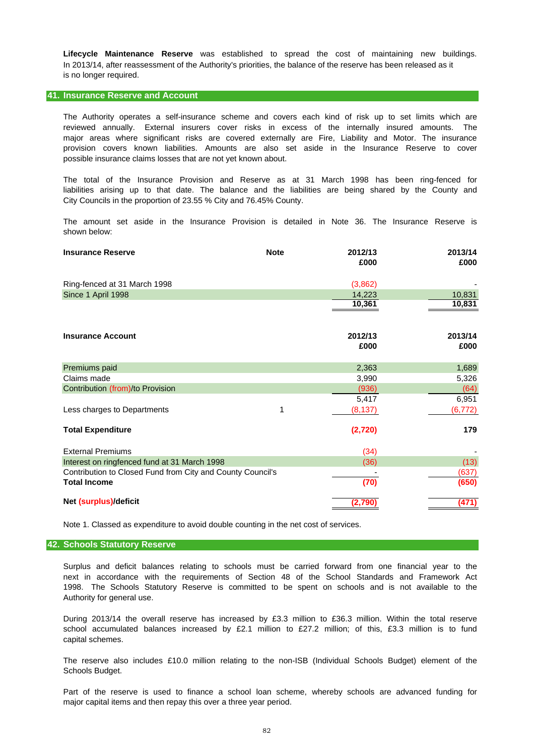**Lifecycle Maintenance Reserve** was established to spread the cost of maintaining new buildings. In 2013/14, after reassessment of the Authority's priorities, the balance of the reserve has been released as it is no longer required.

## 41. Insurance Reserve and Account

The Authority operates a self-insurance scheme and covers each kind of risk up to set limits which are reviewed annually. External insurers cover risks in excess of the internally insured amounts. The major areas where significant risks are covered externally are Fire, Liability and Motor. The insurance provision covers known liabilities. Amounts are also set aside in the Insurance Reserve to cover possible insurance claims losses that are not yet known about.

The total of the Insurance Provision and Reserve as at 31 March 1998 has been ring-fenced for liabilities arising up to that date. The balance and the liabilities are being shared by the County and City Councils in the proportion of 23.55 % City and 76.45% County.

The amount set aside in the Insurance Provision is detailed in Note 36. The Insurance Reserve is shown below:

| **Insurance Reserve** | **Note** | **2012/13 £000** | **2013/14 £000** |
|---|---|---|---|
| Ring-fenced at 31 March 1998 | | (3,862) | - |
| Since 1 April 1998 | | 14,223 | 10,831 |
| | | 10,361 | 10,831 |

| **Insurance Account** | **Note** | **2012/13 £000** | **2013/14 £000** |
|---|---|---|---|
| Premiums paid | | 2,363 | 1,689 |
| Claims made | | 3,990 | 5,326 |
| Contribution (from)/to Provision | | (936) | (64) |
| | | 5,417 | 6,951 |
| Less charges to Departments | 1 | (8,137) | (6,772) |
| **Total Expenditure** | | **(2,720)** | **179** |
| External Premiums | | (34) | - |
| Interest on ringfenced fund at 31 March 1998 | | (36) | (13) |
| Contribution to Closed Fund from City and County Council's | | - | (637) |
| **Total Income** | | **(70)** | **(650)** |
| **Net (surplus)/deficit** | | **(2,790)** | **(471)** |

Note 1. Classed as expenditure to avoid double counting in the net cost of services.

## 42. Schools Statutory Reserve

Surplus and deficit balances relating to schools must be carried forward from one financial year to the next in accordance with the requirements of Section 48 of the School Standards and Framework Act 1998. The Schools Statutory Reserve is committed to be spent on schools and is not available to the Authority for general use.

During 2013/14 the overall reserve has increased by £3.3 million to £36.3 million. Within the total reserve school accumulated balances increased by £2.1 million to £27.2 million; of this, £3.3 million is to fund capital schemes.

The reserve also includes £10.0 million relating to the non-ISB (Individual Schools Budget) element of the Schools Budget.

Part of the reserve is used to finance a school loan scheme, whereby schools are advanced funding for major capital items and then repay this over a three year period.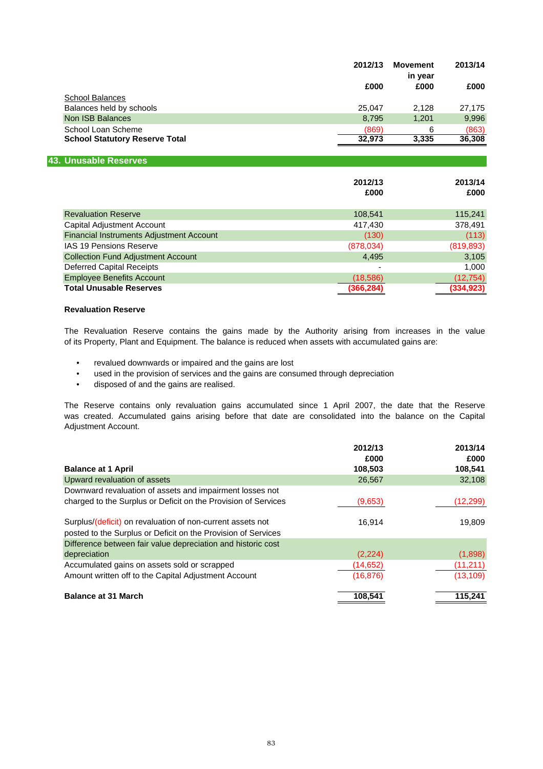| | 2012/13 | Movement in year | 2013/14 |
|---|---|---|---|
| | £000 | £000 | £000 |
| School Balances | | | |
| Balances held by schools | 25,047 | 2,128 | 27,175 |
| Non ISB Balances | 8,795 | 1,201 | 9,996 |
| School Loan Scheme | (869) | 6 | (863) |
| **School Statutory Reserve Total** | **32,973** | **3,335** | **36,308** |

## 43. Unusable Reserves

| | 2012/13 £000 | 2013/14 £000 |
|---|---|---|
| Revaluation Reserve | 108,541 | 115,241 |
| Capital Adjustment Account | 417,430 | 378,491 |
| Financial Instruments Adjustment Account | (130) | (113) |
| IAS 19 Pensions Reserve | (878,034) | (819,893) |
| Collection Fund Adjustment Account | 4,495 | 3,105 |
| Deferred Capital Receipts | - | 1,000 |
| Employee Benefits Account | (18,586) | (12,754) |
| **Total Unusable Reserves** | **(366,284)** | **(334,923)** |

### Revaluation Reserve

The Revaluation Reserve contains the gains made by the Authority arising from increases in the value of its Property, Plant and Equipment. The balance is reduced when assets with accumulated gains are:

- revalued downwards or impaired and the gains are lost
- used in the provision of services and the gains are consumed through depreciation
- disposed of and the gains are realised.

The Reserve contains only revaluation gains accumulated since 1 April 2007, the date that the Reserve was created. Accumulated gains arising before that date are consolidated into the balance on the Capital Adjustment Account.

| | 2012/13 £000 | 2013/14 £000 |
|---|---|---|
| **Balance at 1 April** | **108,503** | **108,541** |
| Upward revaluation of assets | 26,567 | 32,108 |
| Downward revaluation of assets and impairment losses not charged to the Surplus or Deficit on the Provision of Services | (9,653) | (12,299) |
| Surplus/(deficit) on revaluation of non-current assets not posted to the Surplus or Deficit on the Provision of Services | 16,914 | 19,809 |
| Difference between fair value depreciation and historic cost depreciation | (2,224) | (1,898) |
| Accumulated gains on assets sold or scrapped | (14,652) | (11,211) |
| Amount written off to the Capital Adjustment Account | (16,876) | (13,109) |
| **Balance at 31 March** | **108,541** | **115,241** |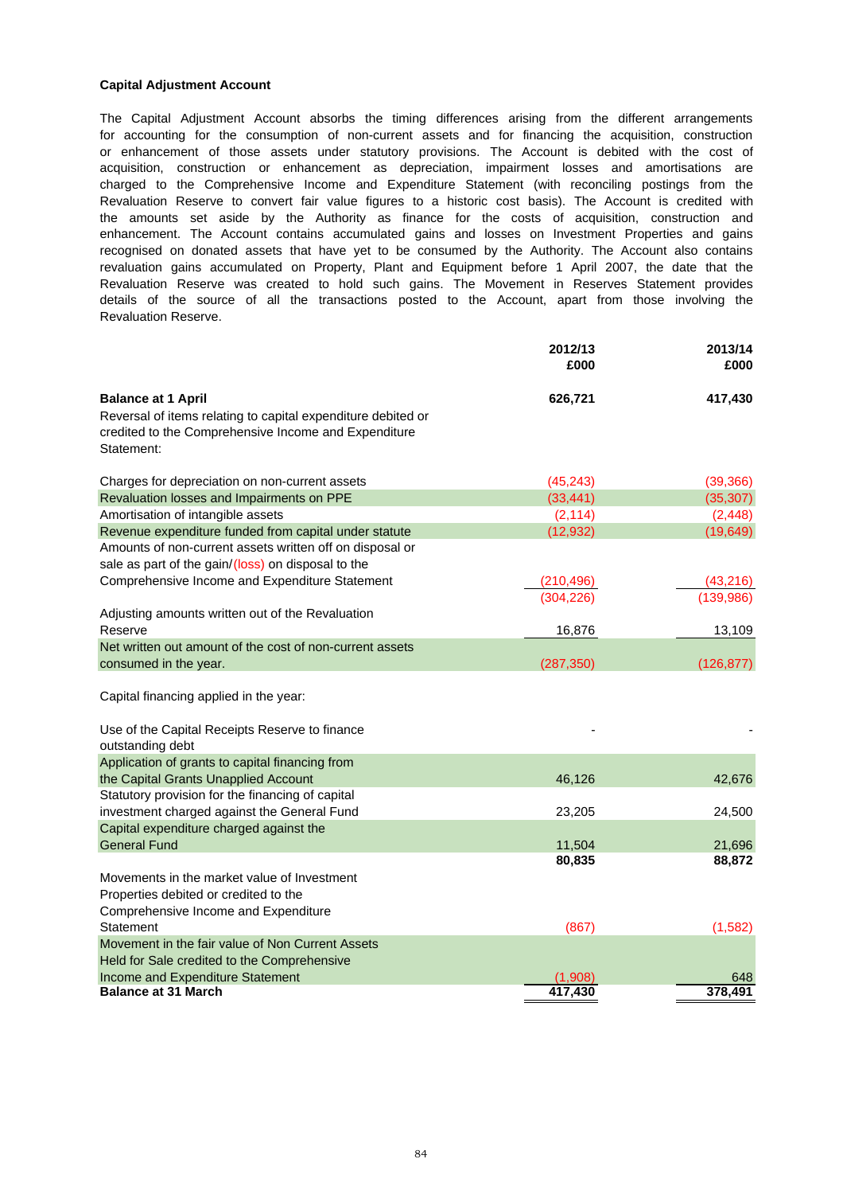### Capital Adjustment Account

The Capital Adjustment Account absorbs the timing differences arising from the different arrangements for accounting for the consumption of non-current assets and for financing the acquisition, construction or enhancement of those assets under statutory provisions. The Account is debited with the cost of acquisition, construction or enhancement as depreciation, impairment losses and amortisations are charged to the Comprehensive Income and Expenditure Statement (with reconciling postings from the Revaluation Reserve to convert fair value figures to a historic cost basis). The Account is credited with the amounts set aside by the Authority as finance for the costs of acquisition, construction and enhancement. The Account contains accumulated gains and losses on Investment Properties and gains recognised on donated assets that have yet to be consumed by the Authority. The Account also contains revaluation gains accumulated on Property, Plant and Equipment before 1 April 2007, the date that the Revaluation Reserve was created to hold such gains. The Movement in Reserves Statement provides details of the source of all the transactions posted to the Account, apart from those involving the Revaluation Reserve.

| | 2012/13 £000 | 2013/14 £000 |
|---|---|---|
| **Balance at 1 April** | **626,721** | **417,430** |
| Reversal of items relating to capital expenditure debited or credited to the Comprehensive Income and Expenditure Statement: | | |
| Charges for depreciation on non-current assets | (45,243) | (39,366) |
| Revaluation losses and Impairments on PPE | (33,441) | (35,307) |
| Amortisation of intangible assets | (2,114) | (2,448) |
| Revenue expenditure funded from capital under statute | (12,932) | (19,649) |
| Amounts of non-current assets written off on disposal or sale as part of the gain/(loss) on disposal to the Comprehensive Income and Expenditure Statement | (210,496) | (43,216) |
| | (304,226) | (139,986) |
| Adjusting amounts written out of the Revaluation Reserve | 16,876 | 13,109 |
| Net written out amount of the cost of non-current assets consumed in the year. | (287,350) | (126,877) |
| Capital financing applied in the year: | | |
| Use of the Capital Receipts Reserve to finance outstanding debt | - | - |
| Application of grants to capital financing from the Capital Grants Unapplied Account | 46,126 | 42,676 |
| Statutory provision for the financing of capital investment charged against the General Fund | 23,205 | 24,500 |
| Capital expenditure charged against the General Fund | 11,504 | 21,696 |
| | **80,835** | **88,872** |
| Movements in the market value of Investment Properties debited or credited to the Comprehensive Income and Expenditure Statement | (867) | (1,582) |
| Movement in the fair value of Non Current Assets Held for Sale credited to the Comprehensive Income and Expenditure Statement | (1,908) | 648 |
| **Balance at 31 March** | **417,430** | **378,491** |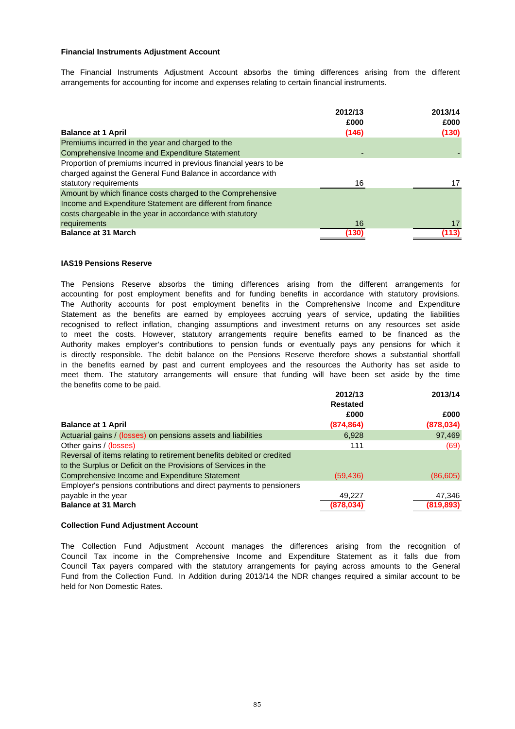### Financial Instruments Adjustment Account

The Financial Instruments Adjustment Account absorbs the timing differences arising from the different arrangements for accounting for income and expenses relating to certain financial instruments.

| | 2012/13 £000 | 2013/14 £000 |
|---|---|---|
| **Balance at 1 April** | **(146)** | **(130)** |
| Premiums incurred in the year and charged to the Comprehensive Income and Expenditure Statement | - | - |
| Proportion of premiums incurred in previous financial years to be charged against the General Fund Balance in accordance with statutory requirements | 16 | 17 |
| Amount by which finance costs charged to the Comprehensive Income and Expenditure Statement are different from finance costs chargeable in the year in accordance with statutory requirements | 16 | 17 |
| **Balance at 31 March** | **(130)** | **(113)** |

### IAS19 Pensions Reserve

The Pensions Reserve absorbs the timing differences arising from the different arrangements for accounting for post employment benefits and for funding benefits in accordance with statutory provisions. The Authority accounts for post employment benefits in the Comprehensive Income and Expenditure Statement as the benefits are earned by employees accruing years of service, updating the liabilities recognised to reflect inflation, changing assumptions and investment returns on any resources set aside to meet the costs. However, statutory arrangements require benefits earned to be financed as the Authority makes employer's contributions to pension funds or eventually pays any pensions for which it is directly responsible. The debit balance on the Pensions Reserve therefore shows a substantial shortfall in the benefits earned by past and current employees and the resources the Authority has set aside to meet them. The statutory arrangements will ensure that funding will have been set aside by the time the benefits come to be paid.

| | 2012/13 Restated £000 | 2013/14 £000 |
|---|---|---|
| **Balance at 1 April** | **(874,864)** | **(878,034)** |
| Actuarial gains / (losses) on pensions assets and liabilities | 6,928 | 97,469 |
| Other gains / (losses) | 111 | (69) |
| Reversal of items relating to retirement benefits debited or credited to the Surplus or Deficit on the Provisions of Services in the Comprehensive Income and Expenditure Statement | (59,436) | (86,605) |
| Employer's pensions contributions and direct payments to pensioners payable in the year | 49,227 | 47,346 |
| **Balance at 31 March** | **(878,034)** | **(819,893)** |

### Collection Fund Adjustment Account

The Collection Fund Adjustment Account manages the differences arising from the recognition of Council Tax income in the Comprehensive Income and Expenditure Statement as it falls due from Council Tax payers compared with the statutory arrangements for paying across amounts to the General Fund from the Collection Fund. In Addition during 2013/14 the NDR changes required a similar account to be held for Non Domestic Rates.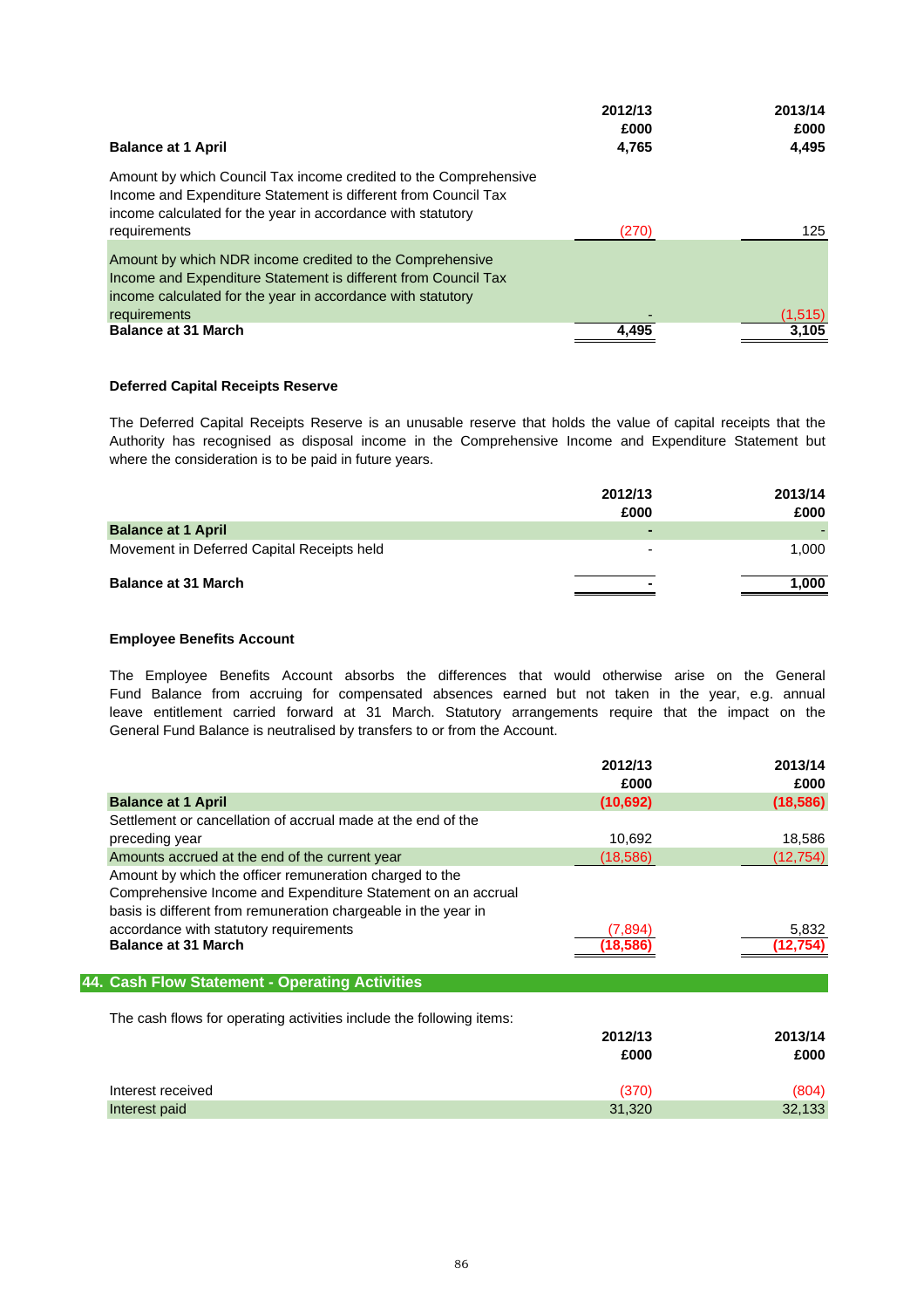| | 2012/13 £000 | 2013/14 £000 |
|---|---|---|
| **Balance at 1 April** | **4,765** | **4,495** |
| Amount by which Council Tax income credited to the Comprehensive Income and Expenditure Statement is different from Council Tax income calculated for the year in accordance with statutory requirements | (270) | 125 |
| Amount by which NDR income credited to the Comprehensive Income and Expenditure Statement is different from Council Tax income calculated for the year in accordance with statutory requirements | - | (1,515) |
| **Balance at 31 March** | **4,495** | **3,105** |

**Deferred Capital Receipts Reserve**

The Deferred Capital Receipts Reserve is an unusable reserve that holds the value of capital receipts that the Authority has recognised as disposal income in the Comprehensive Income and Expenditure Statement but where the consideration is to be paid in future years.

| | 2012/13 £000 | 2013/14 £000 |
|---|---|---|
| **Balance at 1 April** | **-** | **-** |
| Movement in Deferred Capital Receipts held | - | 1,000 |
| **Balance at 31 March** | **-** | **1,000** |

**Employee Benefits Account**

The Employee Benefits Account absorbs the differences that would otherwise arise on the General Fund Balance from accruing for compensated absences earned but not taken in the year, e.g. annual leave entitlement carried forward at 31 March. Statutory arrangements require that the impact on the General Fund Balance is neutralised by transfers to or from the Account.

| | 2012/13 £000 | 2013/14 £000 |
|---|---|---|
| **Balance at 1 April** | **(10,692)** | **(18,586)** |
| Settlement or cancellation of accrual made at the end of the preceding year | 10,692 | 18,586 |
| Amounts accrued at the end of the current year | (18,586) | (12,754) |
| Amount by which the officer remuneration charged to the Comprehensive Income and Expenditure Statement on an accrual basis is different from remuneration chargeable in the year in accordance with statutory requirements | (7,894) | 5,832 |
| **Balance at 31 March** | **(18,586)** | **(12,754)** |

## 44. Cash Flow Statement - Operating Activities

The cash flows for operating activities include the following items:

| | 2012/13 £000 | 2013/14 £000 |
|---|---|---|
| Interest received | (370) | (804) |
| Interest paid | 31,320 | 32,133 |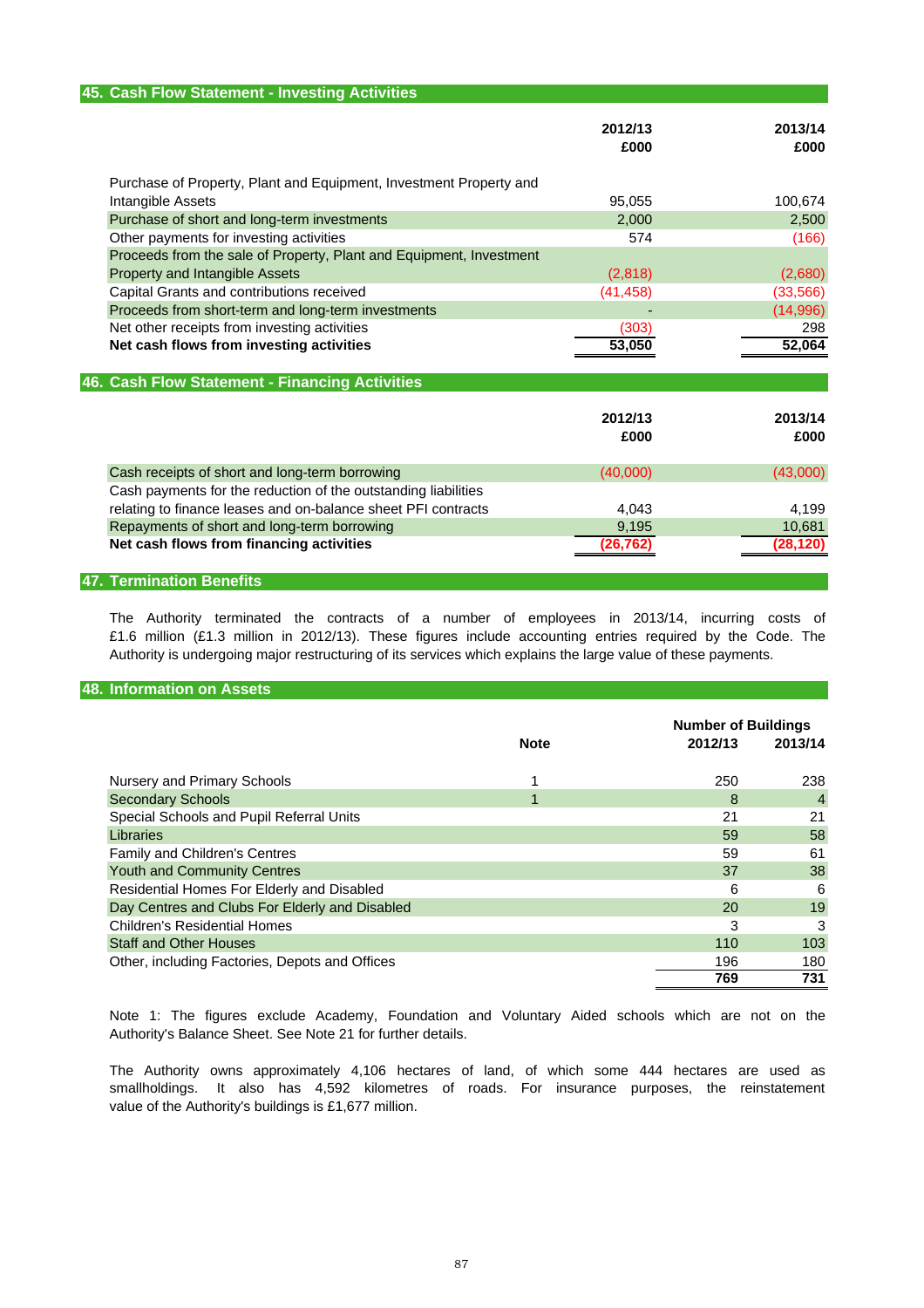## 45. Cash Flow Statement - Investing Activities

| | 2012/13<br>£000 | 2013/14<br>£000 |
|---|---|---|
| Purchase of Property, Plant and Equipment, Investment Property and Intangible Assets | 95,055 | 100,674 |
| Purchase of short and long-term investments | 2,000 | 2,500 |
| Other payments for investing activities | 574 | (166) |
| Proceeds from the sale of Property, Plant and Equipment, Investment Property and Intangible Assets | (2,818) | (2,680) |
| Capital Grants and contributions received | (41,458) | (33,566) |
| Proceeds from short-term and long-term investments | - | (14,996) |
| Net other receipts from investing activities | (303) | 298 |
| **Net cash flows from investing activities** | **53,050** | **52,064** |

## 46. Cash Flow Statement - Financing Activities

| | 2012/13<br>£000 | 2013/14<br>£000 |
|---|---|---|
| Cash receipts of short and long-term borrowing | (40,000) | (43,000) |
| Cash payments for the reduction of the outstanding liabilities relating to finance leases and on-balance sheet PFI contracts | 4,043 | 4,199 |
| Repayments of short and long-term borrowing | 9,195 | 10,681 |
| **Net cash flows from financing activities** | **(26,762)** | **(28,120)** |

## 47. Termination Benefits

The Authority terminated the contracts of a number of employees in 2013/14, incurring costs of £1.6 million (£1.3 million in 2012/13). These figures include accounting entries required by the Code. The Authority is undergoing major restructuring of its services which explains the large value of these payments.

## 48. Information on Assets

| | Note | Number of Buildings<br>2012/13 | <br>2013/14 |
|---|---|---|---|
| Nursery and Primary Schools | 1 | 250 | 238 |
| Secondary Schools | 1 | 8 | 4 |
| Special Schools and Pupil Referral Units | | 21 | 21 |
| Libraries | | 59 | 58 |
| Family and Children's Centres | | 59 | 61 |
| Youth and Community Centres | | 37 | 38 |
| Residential Homes For Elderly and Disabled | | 6 | 6 |
| Day Centres and Clubs For Elderly and Disabled | | 20 | 19 |
| Children's Residential Homes | | 3 | 3 |
| Staff and Other Houses | | 110 | 103 |
| Other, including Factories, Depots and Offices | | 196 | 180 |
| | | **769** | **731** |

Note 1: The figures exclude Academy, Foundation and Voluntary Aided schools which are not on the Authority's Balance Sheet. See Note 21 for further details.

The Authority owns approximately 4,106 hectares of land, of which some 444 hectares are used as smallholdings. It also has 4,592 kilometres of roads. For insurance purposes, the reinstatement value of the Authority's buildings is £1,677 million.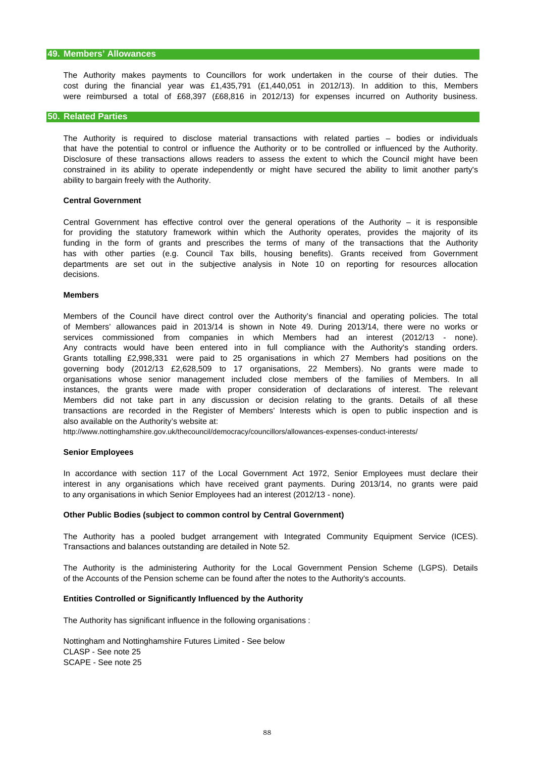## 49. Members' Allowances

The Authority makes payments to Councillors for work undertaken in the course of their duties. The cost during the financial year was £1,435,791 (£1,440,051 in 2012/13). In addition to this, Members were reimbursed a total of £68,397 (£68,816 in 2012/13) for expenses incurred on Authority business.

## 50. Related Parties

The Authority is required to disclose material transactions with related parties – bodies or individuals that have the potential to control or influence the Authority or to be controlled or influenced by the Authority. Disclosure of these transactions allows readers to assess the extent to which the Council might have been constrained in its ability to operate independently or might have secured the ability to limit another party's ability to bargain freely with the Authority.

**Central Government**

Central Government has effective control over the general operations of the Authority – it is responsible for providing the statutory framework within which the Authority operates, provides the majority of its funding in the form of grants and prescribes the terms of many of the transactions that the Authority has with other parties (e.g. Council Tax bills, housing benefits). Grants received from Government departments are set out in the subjective analysis in Note 10 on reporting for resources allocation decisions.

**Members**

Members of the Council have direct control over the Authority's financial and operating policies. The total of Members' allowances paid in 2013/14 is shown in Note 49. During 2013/14, there were no works or services commissioned from companies in which Members had an interest (2012/13 - none). Any contracts would have been entered into in full compliance with the Authority's standing orders. Grants totalling £2,998,331 were paid to 25 organisations in which 27 Members had positions on the governing body (2012/13 £2,628,509 to 17 organisations, 22 Members). No grants were made to organisations whose senior management included close members of the families of Members. In all instances, the grants were made with proper consideration of declarations of interest. The relevant Members did not take part in any discussion or decision relating to the grants. Details of all these transactions are recorded in the Register of Members' Interests which is open to public inspection and is also available on the Authority's website at:

http://www.nottinghamshire.gov.uk/thecouncil/democracy/councillors/allowances-expenses-conduct-interests/

**Senior Employees**

In accordance with section 117 of the Local Government Act 1972, Senior Employees must declare their interest in any organisations which have received grant payments. During 2013/14, no grants were paid to any organisations in which Senior Employees had an interest (2012/13 - none).

**Other Public Bodies (subject to common control by Central Government)**

The Authority has a pooled budget arrangement with Integrated Community Equipment Service (ICES). Transactions and balances outstanding are detailed in Note 52.

The Authority is the administering Authority for the Local Government Pension Scheme (LGPS). Details of the Accounts of the Pension scheme can be found after the notes to the Authority's accounts.

**Entities Controlled or Significantly Influenced by the Authority**

The Authority has significant influence in the following organisations :

Nottingham and Nottinghamshire Futures Limited - See below
CLASP - See note 25
SCAPE - See note 25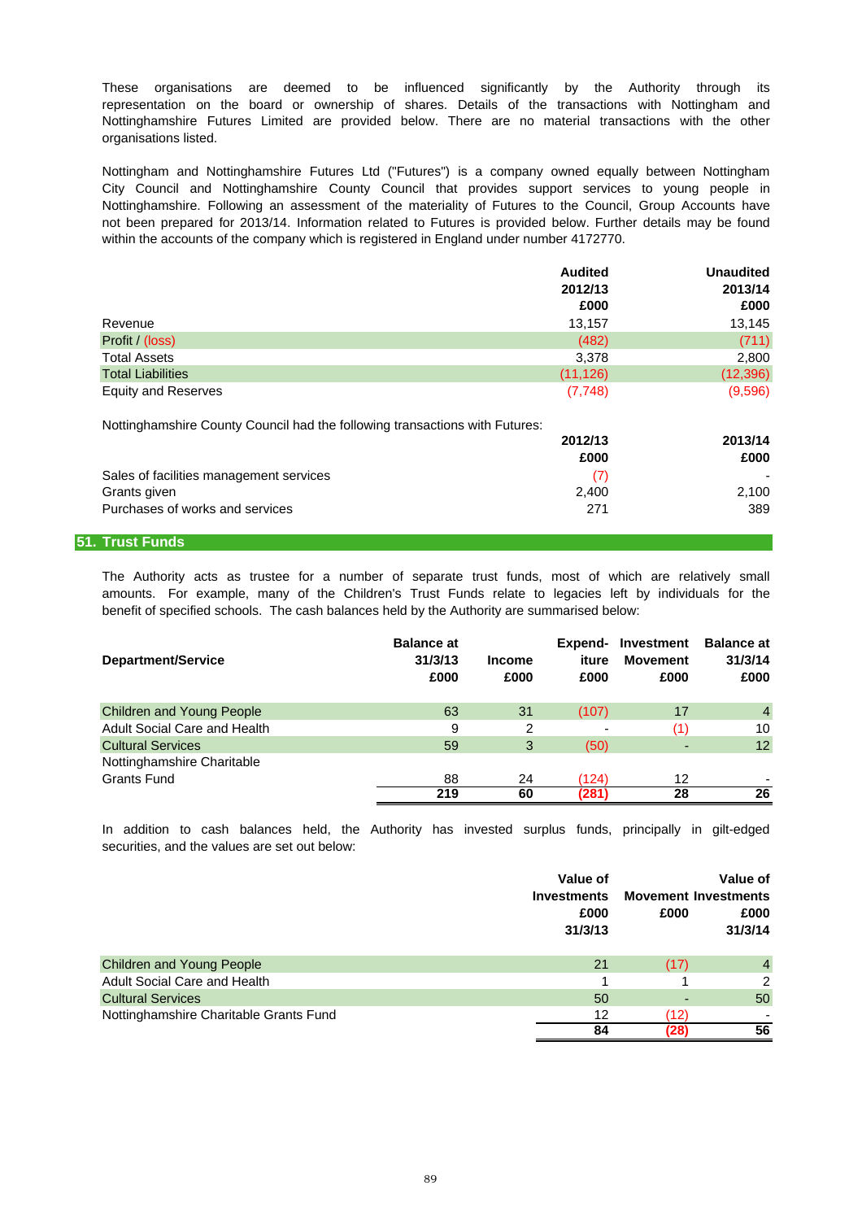These organisations are deemed to be influenced significantly by the Authority through its representation on the board or ownership of shares. Details of the transactions with Nottingham and Nottinghamshire Futures Limited are provided below. There are no material transactions with the other organisations listed.

Nottingham and Nottinghamshire Futures Ltd ("Futures") is a company owned equally between Nottingham City Council and Nottinghamshire County Council that provides support services to young people in Nottinghamshire. Following an assessment of the materiality of Futures to the Council, Group Accounts have not been prepared for 2013/14. Information related to Futures is provided below. Further details may be found within the accounts of the company which is registered in England under number 4172770.

| | Audited 2012/13 £000 | Unaudited 2013/14 £000 |
|---|---|---|
| Revenue | 13,157 | 13,145 |
| Profit / (loss) | (482) | (711) |
| Total Assets | 3,378 | 2,800 |
| Total Liabilities | (11,126) | (12,396) |
| Equity and Reserves | (7,748) | (9,596) |

Nottinghamshire County Council had the following transactions with Futures:

| | 2012/13 £000 | 2013/14 £000 |
|---|---|---|
| Sales of facilities management services | (7) | - |
| Grants given | 2,400 | 2,100 |
| Purchases of works and services | 271 | 389 |

## 51. Trust Funds

The Authority acts as trustee for a number of separate trust funds, most of which are relatively small amounts. For example, many of the Children's Trust Funds relate to legacies left by individuals for the benefit of specified schools. The cash balances held by the Authority are summarised below:

| Department/Service | Balance at 31/3/13 £000 | Income £000 | Expenditure £000 | Investment Movement £000 | Balance at 31/3/14 £000 |
|---|---|---|---|---|---|
| Children and Young People | 63 | 31 | (107) | 17 | 4 |
| Adult Social Care and Health | 9 | 2 | - | (1) | 10 |
| Cultural Services | 59 | 3 | (50) | - | 12 |
| Nottinghamshire Charitable Grants Fund | 88 | 24 | (124) | 12 | - |
| | **219** | **60** | **(281)** | **28** | **26** |

In addition to cash balances held, the Authority has invested surplus funds, principally in gilt-edged securities, and the values are set out below:

| | Value of Investments £000 31/3/13 | Movement £000 | Value of Investments £000 31/3/14 |
|---|---|---|---|
| Children and Young People | 21 | (17) | 4 |
| Adult Social Care and Health | 1 | 1 | 2 |
| Cultural Services | 50 | - | 50 |
| Nottinghamshire Charitable Grants Fund | 12 | (12) | - |
| | **84** | **(28)** | **56** |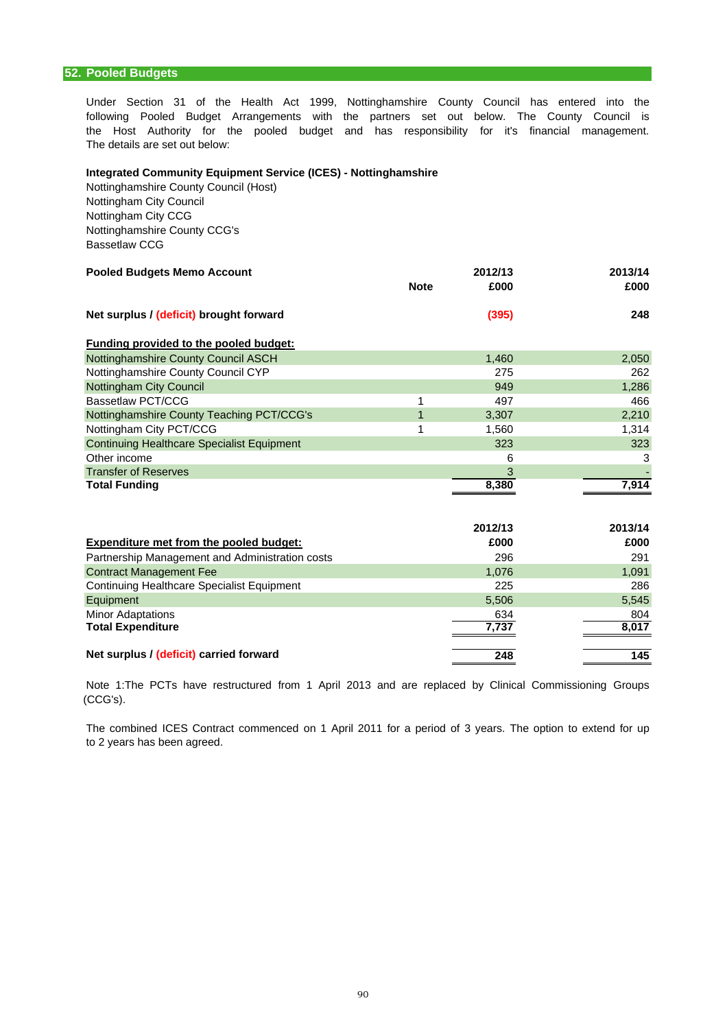## 52. Pooled Budgets

Under Section 31 of the Health Act 1999, Nottinghamshire County Council has entered into the following Pooled Budget Arrangements with the partners set out below. The County Council is the Host Authority for the pooled budget and has responsibility for it's financial management. The details are set out below:

**Integrated Community Equipment Service (ICES) - Nottinghamshire**

Nottinghamshire County Council (Host)
Nottingham City Council
Nottingham City CCG
Nottinghamshire County CCG's
Bassetlaw CCG

| Pooled Budgets Memo Account | Note | 2012/13 £000 | 2013/14 £000 |
|---|---|---|---|
| **Net surplus / (deficit) brought forward** | | **(395)** | **248** |
| **Funding provided to the pooled budget:** | | | |
| Nottinghamshire County Council ASCH | | 1,460 | 2,050 |
| Nottinghamshire County Council CYP | | 275 | 262 |
| Nottingham City Council | | 949 | 1,286 |
| Bassetlaw PCT/CCG | 1 | 497 | 466 |
| Nottinghamshire County Teaching PCT/CCG's | 1 | 3,307 | 2,210 |
| Nottingham City PCT/CCG | 1 | 1,560 | 1,314 |
| Continuing Healthcare Specialist Equipment | | 323 | 323 |
| Other income | | 6 | 3 |
| Transfer of Reserves | | 3 | - |
| **Total Funding** | | **8,380** | **7,914** |

| Expenditure met from the pooled budget: | 2012/13 £000 | 2013/14 £000 |
|---|---|---|
| Partnership Management and Administration costs | 296 | 291 |
| Contract Management Fee | 1,076 | 1,091 |
| Continuing Healthcare Specialist Equipment | 225 | 286 |
| Equipment | 5,506 | 5,545 |
| Minor Adaptations | 634 | 804 |
| **Total Expenditure** | **7,737** | **8,017** |
| **Net surplus / (deficit) carried forward** | **248** | **145** |

Note 1:The PCTs have restructured from 1 April 2013 and are replaced by Clinical Commissioning Groups (CCG's).

The combined ICES Contract commenced on 1 April 2011 for a period of 3 years. The option to extend for up to 2 years has been agreed.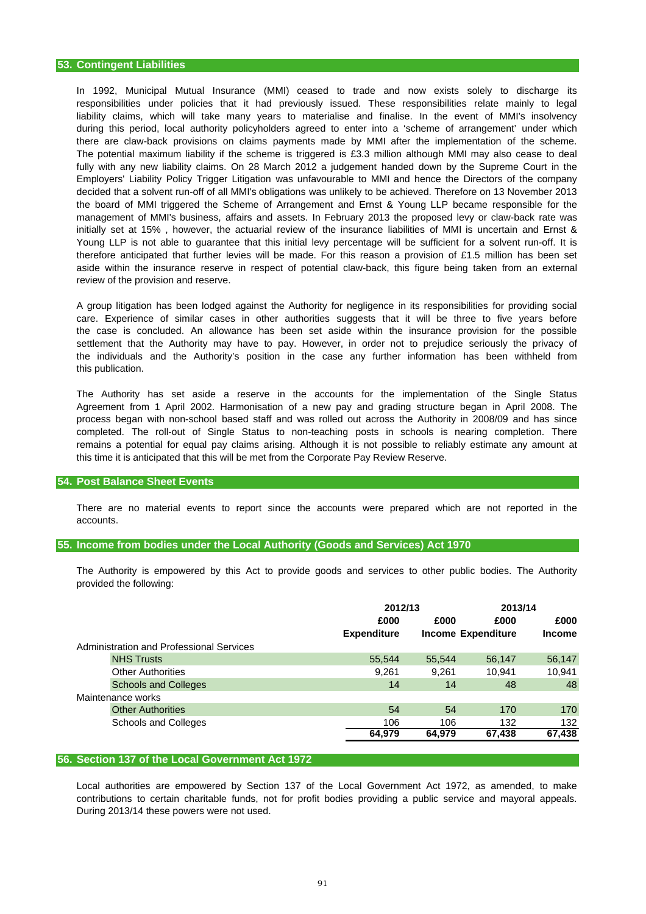## 53. Contingent Liabilities

In 1992, Municipal Mutual Insurance (MMI) ceased to trade and now exists solely to discharge its responsibilities under policies that it had previously issued. These responsibilities relate mainly to legal liability claims, which will take many years to materialise and finalise. In the event of MMI's insolvency during this period, local authority policyholders agreed to enter into a 'scheme of arrangement' under which there are claw-back provisions on claims payments made by MMI after the implementation of the scheme. The potential maximum liability if the scheme is triggered is £3.3 million although MMI may also cease to deal fully with any new liability claims. On 28 March 2012 a judgement handed down by the Supreme Court in the Employers' Liability Policy Trigger Litigation was unfavourable to MMI and hence the Directors of the company decided that a solvent run-off of all MMI's obligations was unlikely to be achieved. Therefore on 13 November 2013 the board of MMI triggered the Scheme of Arrangement and Ernst & Young LLP became responsible for the management of MMI's business, affairs and assets. In February 2013 the proposed levy or claw-back rate was initially set at 15% , however, the actuarial review of the insurance liabilities of MMI is uncertain and Ernst & Young LLP is not able to guarantee that this initial levy percentage will be sufficient for a solvent run-off. It is therefore anticipated that further levies will be made. For this reason a provision of £1.5 million has been set aside within the insurance reserve in respect of potential claw-back, this figure being taken from an external review of the provision and reserve.

A group litigation has been lodged against the Authority for negligence in its responsibilities for providing social care. Experience of similar cases in other authorities suggests that it will be three to five years before the case is concluded. An allowance has been set aside within the insurance provision for the possible settlement that the Authority may have to pay. However, in order not to prejudice seriously the privacy of the individuals and the Authority's position in the case any further information has been withheld from this publication.

The Authority has set aside a reserve in the accounts for the implementation of the Single Status Agreement from 1 April 2002. Harmonisation of a new pay and grading structure began in April 2008. The process began with non-school based staff and was rolled out across the Authority in 2008/09 and has since completed. The roll-out of Single Status to non-teaching posts in schools is nearing completion. There remains a potential for equal pay claims arising. Although it is not possible to reliably estimate any amount at this time it is anticipated that this will be met from the Corporate Pay Review Reserve.

## 54. Post Balance Sheet Events

There are no material events to report since the accounts were prepared which are not reported in the accounts.

## 55. Income from bodies under the Local Authority (Goods and Services) Act 1970

The Authority is empowered by this Act to provide goods and services to other public bodies. The Authority provided the following:

| | 2012/13 | | 2013/14 | |
|---|---|---|---|---|
| | £000 | £000 | £000 | £000 |
| | Expenditure | Income | Expenditure | Income |
| Administration and Professional Services | | | | |
| NHS Trusts | 55,544 | 55,544 | 56,147 | 56,147 |
| Other Authorities | 9,261 | 9,261 | 10,941 | 10,941 |
| Schools and Colleges | 14 | 14 | 48 | 48 |
| Maintenance works | | | | |
| Other Authorities | 54 | 54 | 170 | 170 |
| Schools and Colleges | 106 | 106 | 132 | 132 |
| | **64,979** | **64,979** | **67,438** | **67,438** |

## 56. Section 137 of the Local Government Act 1972

Local authorities are empowered by Section 137 of the Local Government Act 1972, as amended, to make contributions to certain charitable funds, not for profit bodies providing a public service and mayoral appeals. During 2013/14 these powers were not used.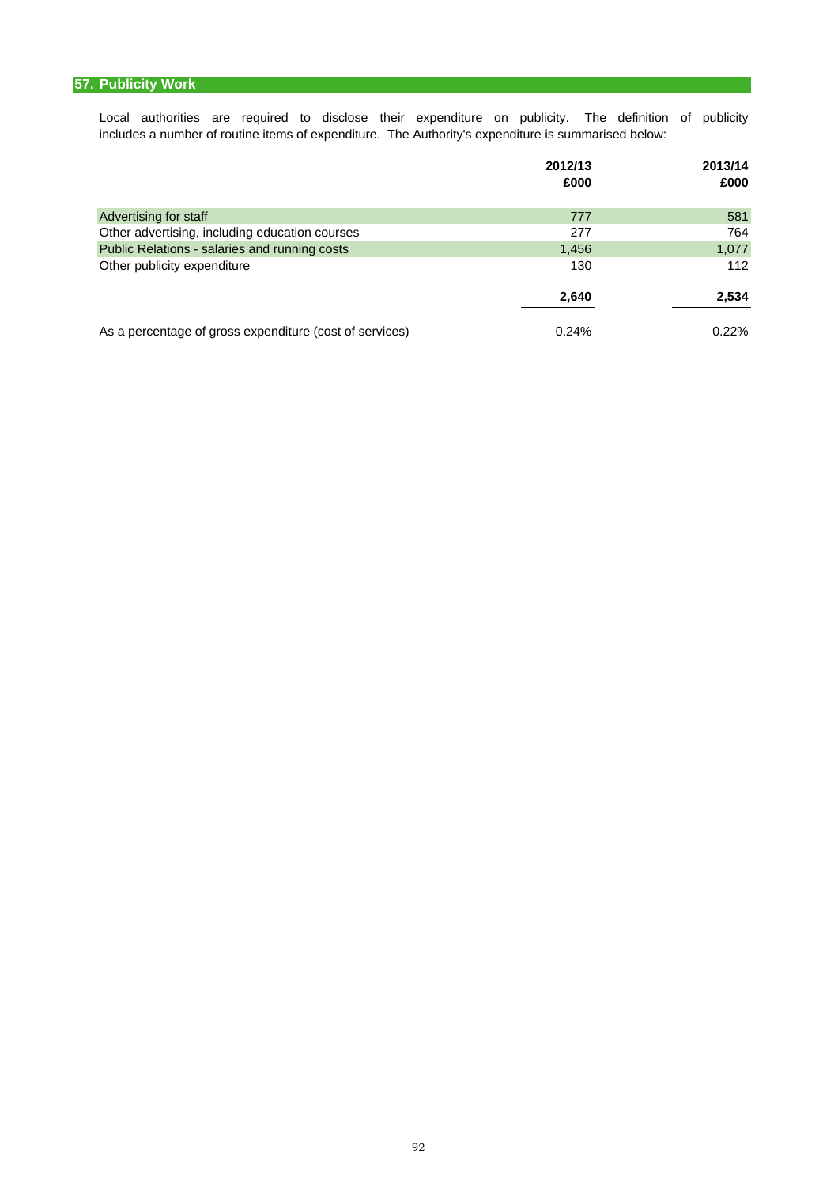## 57. Publicity Work

Local authorities are required to disclose their expenditure on publicity. The definition of publicity includes a number of routine items of expenditure. The Authority's expenditure is summarised below:

| | 2012/13 £000 | 2013/14 £000 |
|---|---|---|
| Advertising for staff | 777 | 581 |
| Other advertising, including education courses | 277 | 764 |
| Public Relations - salaries and running costs | 1,456 | 1,077 |
| Other publicity expenditure | 130 | 112 |
| | **2,640** | **2,534** |
| As a percentage of gross expenditure (cost of services) | 0.24% | 0.22% |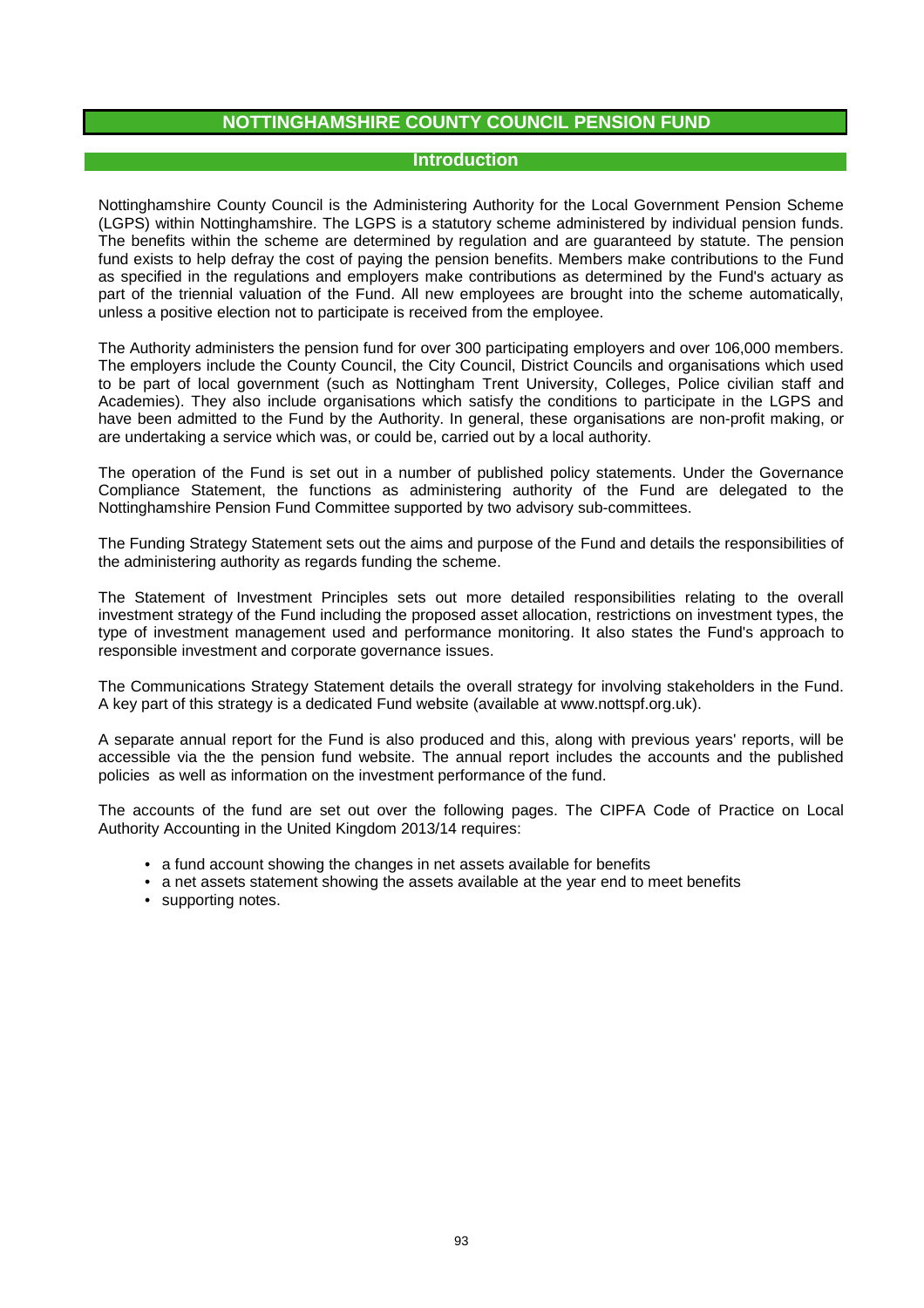# NOTTINGHAMSHIRE COUNTY COUNCIL PENSION FUND

## Introduction

Nottinghamshire County Council is the Administering Authority for the Local Government Pension Scheme (LGPS) within Nottinghamshire. The LGPS is a statutory scheme administered by individual pension funds. The benefits within the scheme are determined by regulation and are guaranteed by statute. The pension fund exists to help defray the cost of paying the pension benefits. Members make contributions to the Fund as specified in the regulations and employers make contributions as determined by the Fund's actuary as part of the triennial valuation of the Fund. All new employees are brought into the scheme automatically, unless a positive election not to participate is received from the employee.

The Authority administers the pension fund for over 300 participating employers and over 106,000 members. The employers include the County Council, the City Council, District Councils and organisations which used to be part of local government (such as Nottingham Trent University, Colleges, Police civilian staff and Academies). They also include organisations which satisfy the conditions to participate in the LGPS and have been admitted to the Fund by the Authority. In general, these organisations are non-profit making, or are undertaking a service which was, or could be, carried out by a local authority.

The operation of the Fund is set out in a number of published policy statements. Under the Governance Compliance Statement, the functions as administering authority of the Fund are delegated to the Nottinghamshire Pension Fund Committee supported by two advisory sub-committees.

The Funding Strategy Statement sets out the aims and purpose of the Fund and details the responsibilities of the administering authority as regards funding the scheme.

The Statement of Investment Principles sets out more detailed responsibilities relating to the overall investment strategy of the Fund including the proposed asset allocation, restrictions on investment types, the type of investment management used and performance monitoring. It also states the Fund's approach to responsible investment and corporate governance issues.

The Communications Strategy Statement details the overall strategy for involving stakeholders in the Fund. A key part of this strategy is a dedicated Fund website (available at www.nottspf.org.uk).

A separate annual report for the Fund is also produced and this, along with previous years' reports, will be accessible via the the pension fund website. The annual report includes the accounts and the published policies as well as information on the investment performance of the fund.

The accounts of the fund are set out over the following pages. The CIPFA Code of Practice on Local Authority Accounting in the United Kingdom 2013/14 requires:

- a fund account showing the changes in net assets available for benefits
- a net assets statement showing the assets available at the year end to meet benefits
- supporting notes.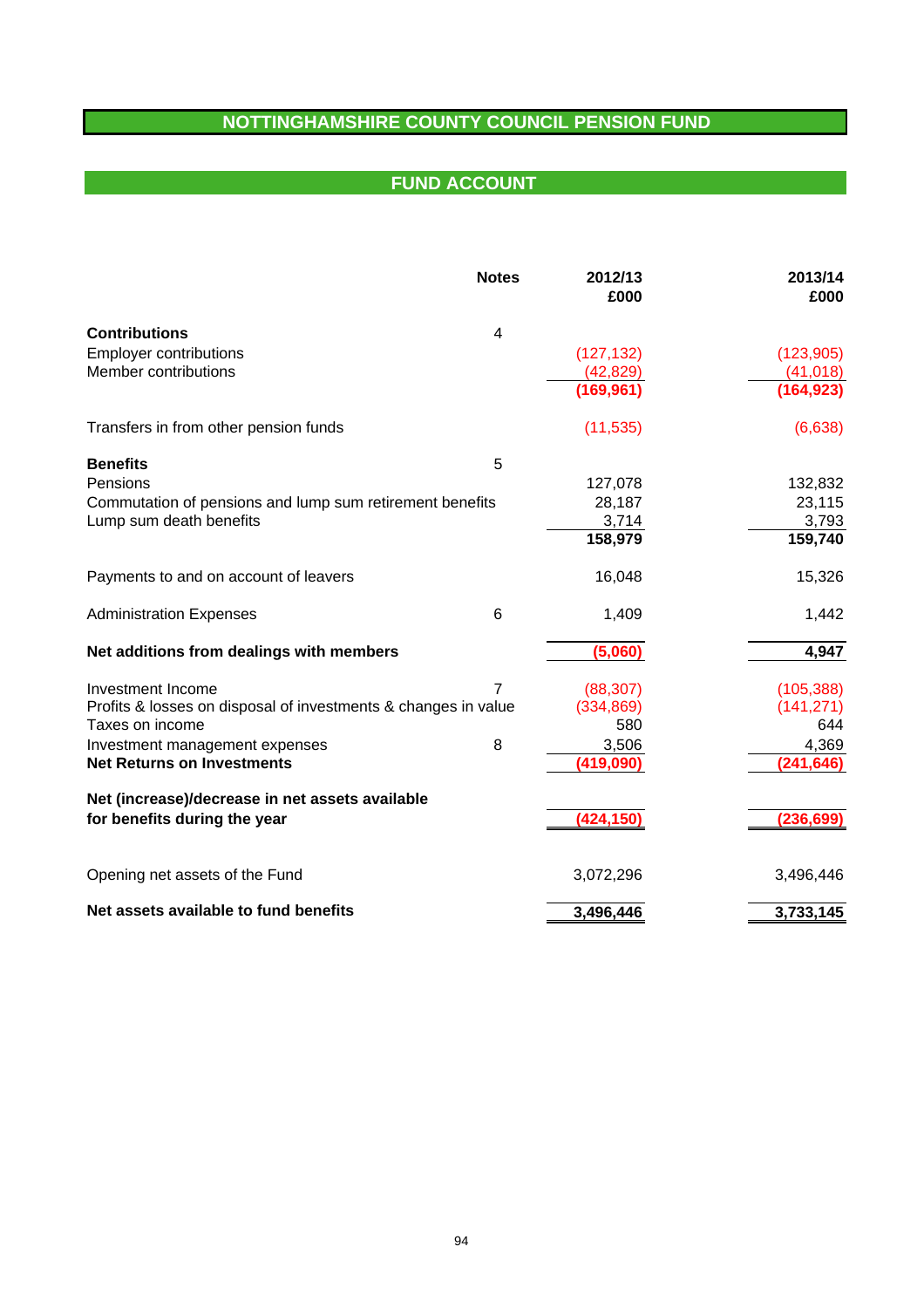# NOTTINGHAMSHIRE COUNTY COUNCIL PENSION FUND

## FUND ACCOUNT

| | Notes | 2012/13 £000 | 2013/14 £000 |
|---|---|---|---|
| **Contributions** | 4 | | |
| Employer contributions | | (127,132) | (123,905) |
| Member contributions | | (42,829) | (41,018) |
| | | **(169,961)** | **(164,923)** |
| Transfers in from other pension funds | | (11,535) | (6,638) |
| **Benefits** | 5 | | |
| Pensions | | 127,078 | 132,832 |
| Commutation of pensions and lump sum retirement benefits | | 28,187 | 23,115 |
| Lump sum death benefits | | 3,714 | 3,793 |
| | | **158,979** | **159,740** |
| Payments to and on account of leavers | | 16,048 | 15,326 |
| Administration Expenses | 6 | 1,409 | 1,442 |
| **Net additions from dealings with members** | | **(5,060)** | **4,947** |
| Investment Income | 7 | (88,307) | (105,388) |
| Profits & losses on disposal of investments & changes in value | | (334,869) | (141,271) |
| Taxes on income | | 580 | 644 |
| Investment management expenses | 8 | 3,506 | 4,369 |
| **Net Returns on Investments** | | **(419,090)** | **(241,646)** |
| **Net (increase)/decrease in net assets available for benefits during the year** | | **(424,150)** | **(236,699)** |
| Opening net assets of the Fund | | 3,072,296 | 3,496,446 |
| **Net assets available to fund benefits** | | **3,496,446** | **3,733,145** |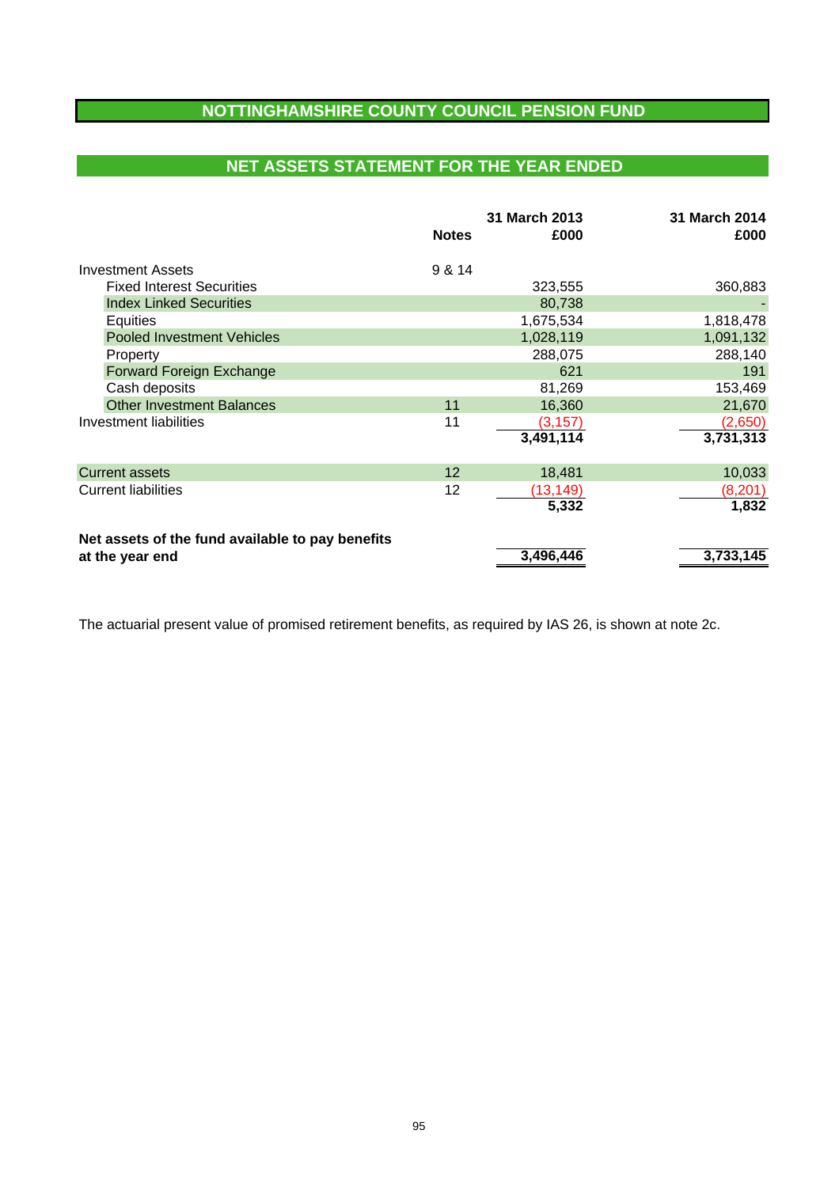# NOTTINGHAMSHIRE COUNTY COUNCIL PENSION FUND

## NET ASSETS STATEMENT FOR THE YEAR ENDED

| | Notes | 31 March 2013 £000 | 31 March 2014 £000 |
|---|---|---|---|
| Investment Assets | 9 & 14 | | |
| Fixed Interest Securities | | 323,555 | 360,883 |
| Index Linked Securities | | 80,738 | - |
| Equities | | 1,675,534 | 1,818,478 |
| Pooled Investment Vehicles | | 1,028,119 | 1,091,132 |
| Property | | 288,075 | 288,140 |
| Forward Foreign Exchange | | 621 | 191 |
| Cash deposits | | 81,269 | 153,469 |
| Other Investment Balances | 11 | 16,360 | 21,670 |
| Investment liabilities | 11 | (3,157) | (2,650) |
| | | **3,491,114** | **3,731,313** |
| Current assets | 12 | 18,481 | 10,033 |
| Current liabilities | 12 | (13,149) | (8,201) |
| | | **5,332** | **1,832** |
| **Net assets of the fund available to pay benefits at the year end** | | **3,496,446** | **3,733,145** |

The actuarial present value of promised retirement benefits, as required by IAS 26, is shown at note 2c.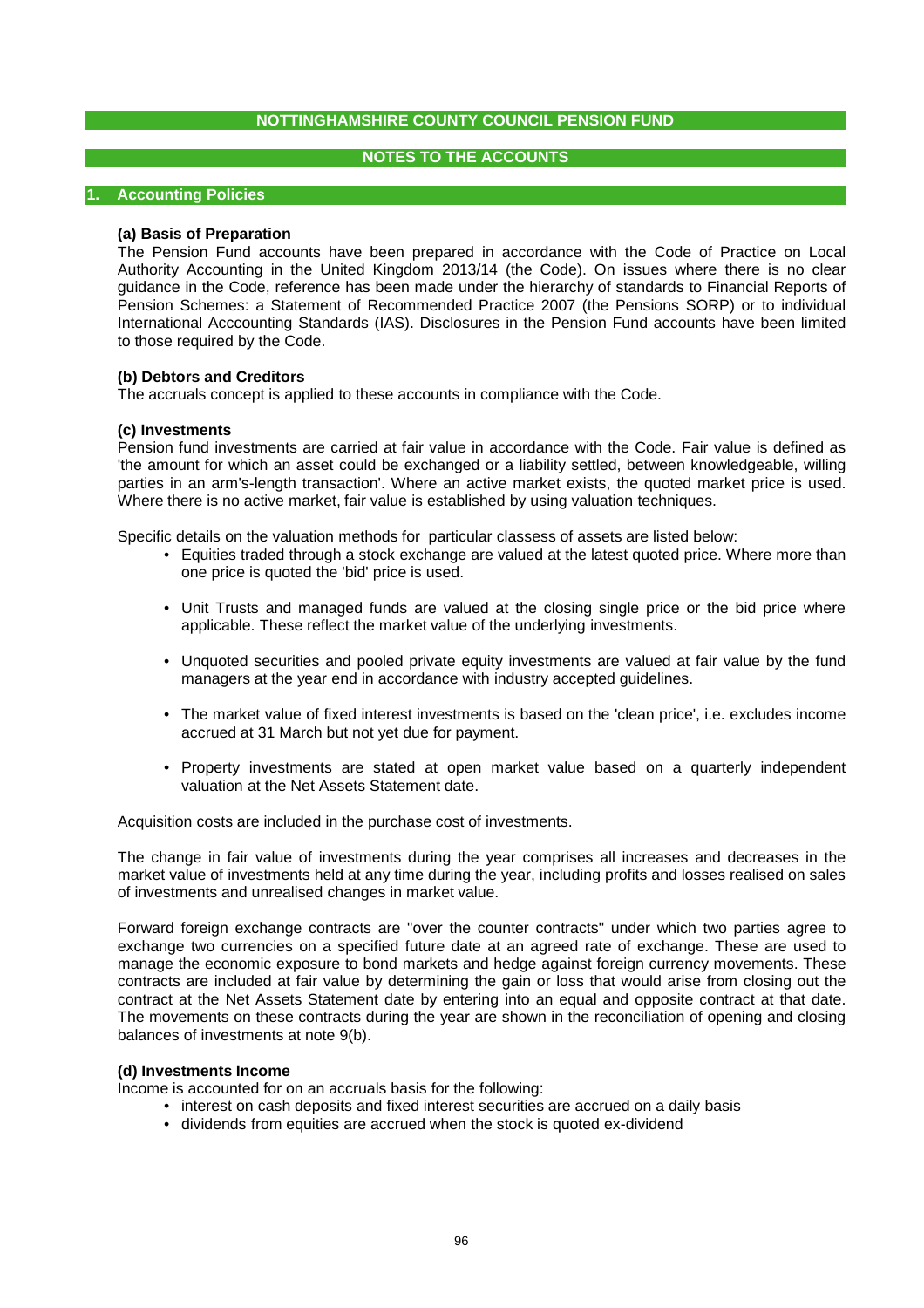# NOTTINGHAMSHIRE COUNTY COUNCIL PENSION FUND

## NOTES TO THE ACCOUNTS

### 1. Accounting Policies

**(a) Basis of Preparation**

The Pension Fund accounts have been prepared in accordance with the Code of Practice on Local Authority Accounting in the United Kingdom 2013/14 (the Code). On issues where there is no clear guidance in the Code, reference has been made under the hierarchy of standards to Financial Reports of Pension Schemes: a Statement of Recommended Practice 2007 (the Pensions SORP) or to individual International Acccounting Standards (IAS). Disclosures in the Pension Fund accounts have been limited to those required by the Code.

**(b) Debtors and Creditors**

The accruals concept is applied to these accounts in compliance with the Code.

**(c) Investments**

Pension fund investments are carried at fair value in accordance with the Code. Fair value is defined as 'the amount for which an asset could be exchanged or a liability settled, between knowledgeable, willing parties in an arm's-length transaction'. Where an active market exists, the quoted market price is used. Where there is no active market, fair value is established by using valuation techniques.

Specific details on the valuation methods for particular classess of assets are listed below:

- Equities traded through a stock exchange are valued at the latest quoted price. Where more than one price is quoted the 'bid' price is used.
- Unit Trusts and managed funds are valued at the closing single price or the bid price where applicable. These reflect the market value of the underlying investments.
- Unquoted securities and pooled private equity investments are valued at fair value by the fund managers at the year end in accordance with industry accepted guidelines.
- The market value of fixed interest investments is based on the 'clean price', i.e. excludes income accrued at 31 March but not yet due for payment.
- Property investments are stated at open market value based on a quarterly independent valuation at the Net Assets Statement date.

Acquisition costs are included in the purchase cost of investments.

The change in fair value of investments during the year comprises all increases and decreases in the market value of investments held at any time during the year, including profits and losses realised on sales of investments and unrealised changes in market value.

Forward foreign exchange contracts are "over the counter contracts" under which two parties agree to exchange two currencies on a specified future date at an agreed rate of exchange. These are used to manage the economic exposure to bond markets and hedge against foreign currency movements. These contracts are included at fair value by determining the gain or loss that would arise from closing out the contract at the Net Assets Statement date by entering into an equal and opposite contract at that date. The movements on these contracts during the year are shown in the reconciliation of opening and closing balances of investments at note 9(b).

**(d) Investments Income**

Income is accounted for on an accruals basis for the following:

- interest on cash deposits and fixed interest securities are accrued on a daily basis
- dividends from equities are accrued when the stock is quoted ex-dividend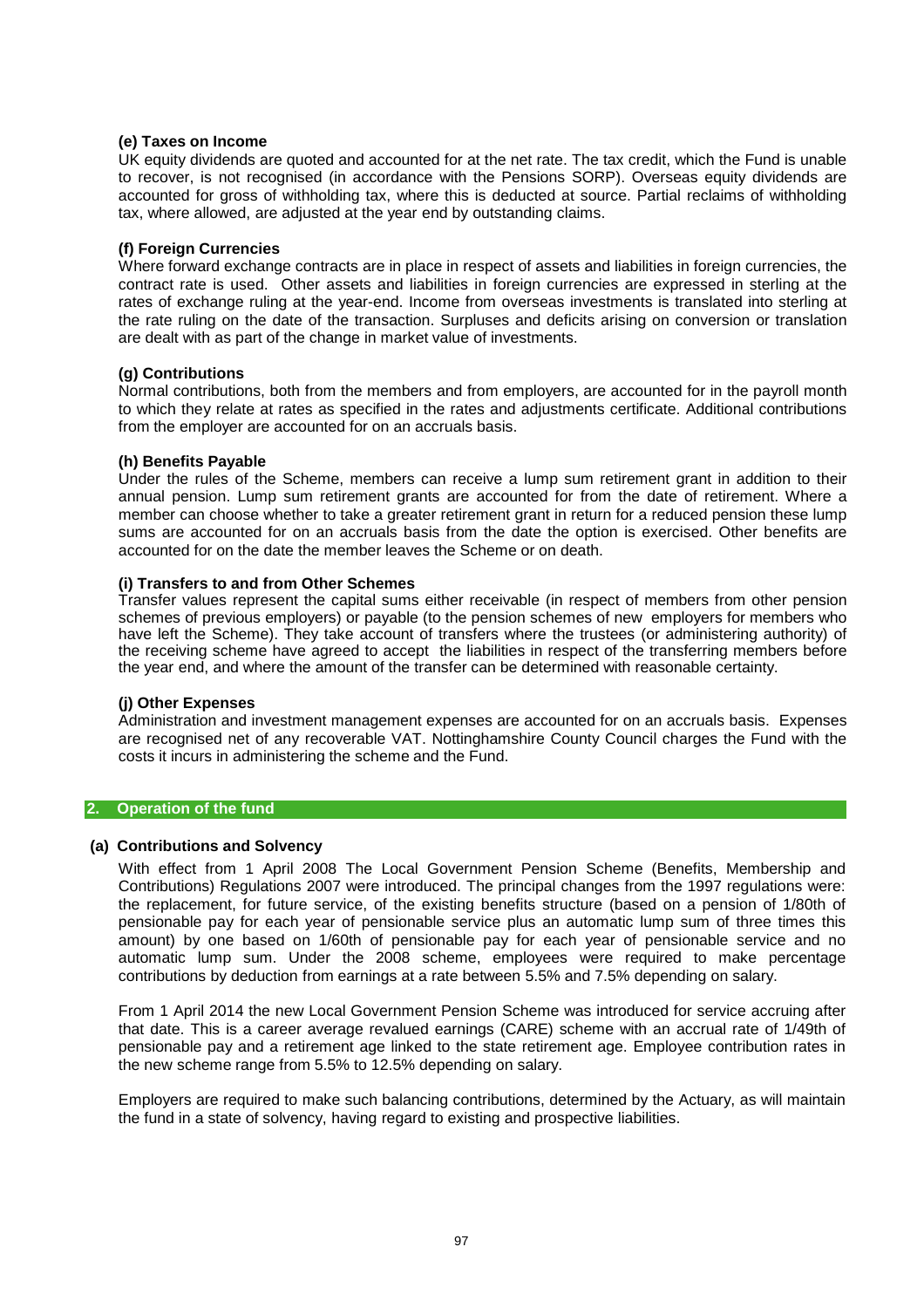#### (e) Taxes on Income

UK equity dividends are quoted and accounted for at the net rate. The tax credit, which the Fund is unable to recover, is not recognised (in accordance with the Pensions SORP). Overseas equity dividends are accounted for gross of withholding tax, where this is deducted at source. Partial reclaims of withholding tax, where allowed, are adjusted at the year end by outstanding claims.

#### (f) Foreign Currencies

Where forward exchange contracts are in place in respect of assets and liabilities in foreign currencies, the contract rate is used. Other assets and liabilities in foreign currencies are expressed in sterling at the rates of exchange ruling at the year-end. Income from overseas investments is translated into sterling at the rate ruling on the date of the transaction. Surpluses and deficits arising on conversion or translation are dealt with as part of the change in market value of investments.

#### (g) Contributions

Normal contributions, both from the members and from employers, are accounted for in the payroll month to which they relate at rates as specified in the rates and adjustments certificate. Additional contributions from the employer are accounted for on an accruals basis.

#### (h) Benefits Payable

Under the rules of the Scheme, members can receive a lump sum retirement grant in addition to their annual pension. Lump sum retirement grants are accounted for from the date of retirement. Where a member can choose whether to take a greater retirement grant in return for a reduced pension these lump sums are accounted for on an accruals basis from the date the option is exercised. Other benefits are accounted for on the date the member leaves the Scheme or on death.

#### (i) Transfers to and from Other Schemes

Transfer values represent the capital sums either receivable (in respect of members from other pension schemes of previous employers) or payable (to the pension schemes of new employers for members who have left the Scheme). They take account of transfers where the trustees (or administering authority) of the receiving scheme have agreed to accept the liabilities in respect of the transferring members before the year end, and where the amount of the transfer can be determined with reasonable certainty.

#### (j) Other Expenses

Administration and investment management expenses are accounted for on an accruals basis. Expenses are recognised net of any recoverable VAT. Nottinghamshire County Council charges the Fund with the costs it incurs in administering the scheme and the Fund.

## 2. Operation of the fund

#### (a) Contributions and Solvency

With effect from 1 April 2008 The Local Government Pension Scheme (Benefits, Membership and Contributions) Regulations 2007 were introduced. The principal changes from the 1997 regulations were: the replacement, for future service, of the existing benefits structure (based on a pension of 1/80th of pensionable pay for each year of pensionable service plus an automatic lump sum of three times this amount) by one based on 1/60th of pensionable pay for each year of pensionable service and no automatic lump sum. Under the 2008 scheme, employees were required to make percentage contributions by deduction from earnings at a rate between 5.5% and 7.5% depending on salary.

From 1 April 2014 the new Local Government Pension Scheme was introduced for service accruing after that date. This is a career average revalued earnings (CARE) scheme with an accrual rate of 1/49th of pensionable pay and a retirement age linked to the state retirement age. Employee contribution rates in the new scheme range from 5.5% to 12.5% depending on salary.

Employers are required to make such balancing contributions, determined by the Actuary, as will maintain the fund in a state of solvency, having regard to existing and prospective liabilities.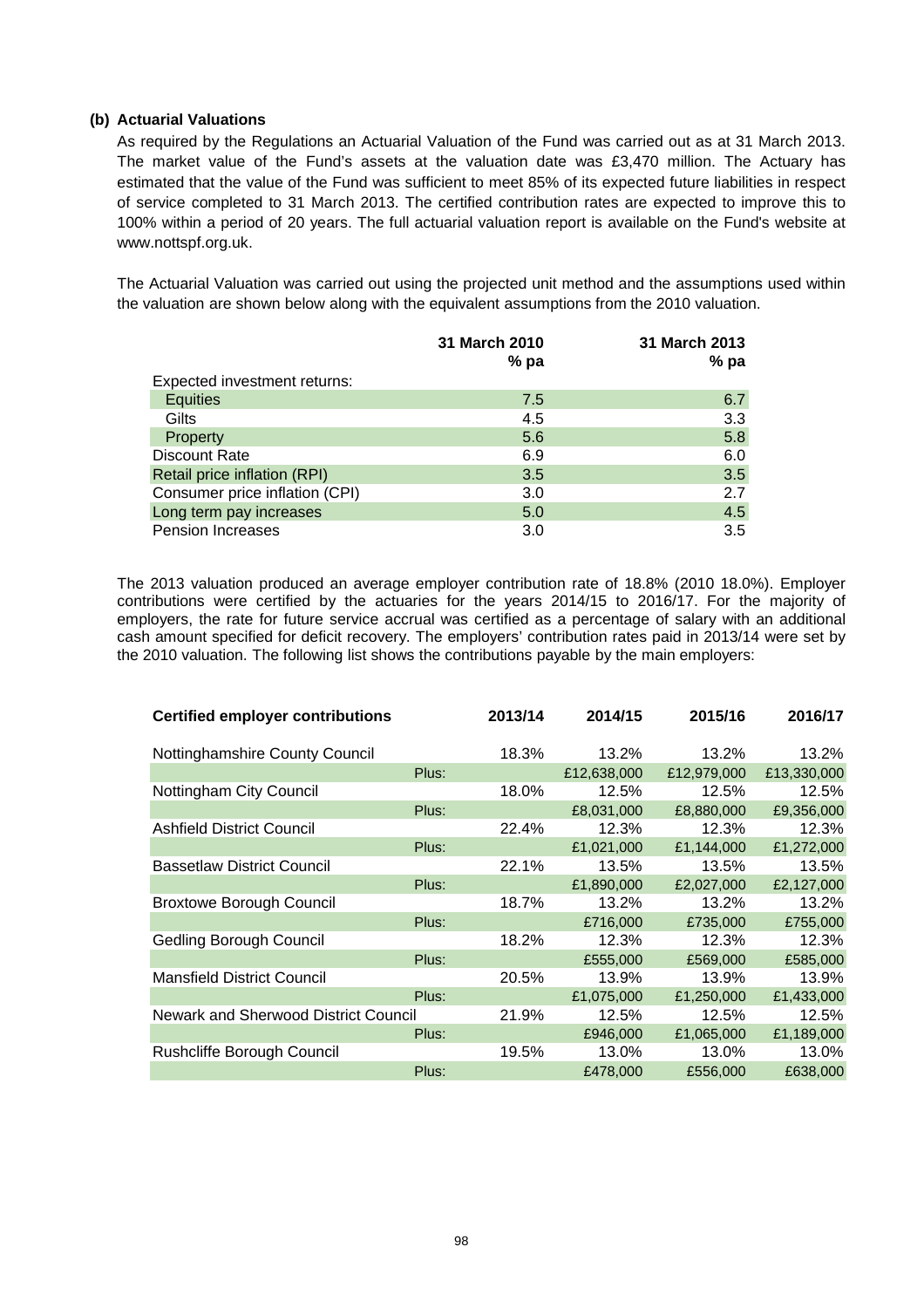### (b) Actuarial Valuations

As required by the Regulations an Actuarial Valuation of the Fund was carried out as at 31 March 2013. The market value of the Fund's assets at the valuation date was £3,470 million. The Actuary has estimated that the value of the Fund was sufficient to meet 85% of its expected future liabilities in respect of service completed to 31 March 2013. The certified contribution rates are expected to improve this to 100% within a period of 20 years. The full actuarial valuation report is available on the Fund's website at www.nottspf.org.uk.

The Actuarial Valuation was carried out using the projected unit method and the assumptions used within the valuation are shown below along with the equivalent assumptions from the 2010 valuation.

| | 31 March 2010 % pa | 31 March 2013 % pa |
|---|---|---|
| Expected investment returns: | | |
| Equities | 7.5 | 6.7 |
| Gilts | 4.5 | 3.3 |
| Property | 5.6 | 5.8 |
| Discount Rate | 6.9 | 6.0 |
| Retail price inflation (RPI) | 3.5 | 3.5 |
| Consumer price inflation (CPI) | 3.0 | 2.7 |
| Long term pay increases | 5.0 | 4.5 |
| Pension Increases | 3.0 | 3.5 |

The 2013 valuation produced an average employer contribution rate of 18.8% (2010 18.0%). Employer contributions were certified by the actuaries for the years 2014/15 to 2016/17. For the majority of employers, the rate for future service accrual was certified as a percentage of salary with an additional cash amount specified for deficit recovery. The employers' contribution rates paid in 2013/14 were set by the 2010 valuation. The following list shows the contributions payable by the main employers:

| Certified employer contributions | | 2013/14 | 2014/15 | 2015/16 | 2016/17 |
|---|---|---|---|---|---|
| Nottinghamshire County Council | | 18.3% | 13.2% | 13.2% | 13.2% |
| | Plus: | | £12,638,000 | £12,979,000 | £13,330,000 |
| Nottingham City Council | | 18.0% | 12.5% | 12.5% | 12.5% |
| | Plus: | | £8,031,000 | £8,880,000 | £9,356,000 |
| Ashfield District Council | | 22.4% | 12.3% | 12.3% | 12.3% |
| | Plus: | | £1,021,000 | £1,144,000 | £1,272,000 |
| Bassetlaw District Council | | 22.1% | 13.5% | 13.5% | 13.5% |
| | Plus: | | £1,890,000 | £2,027,000 | £2,127,000 |
| Broxtowe Borough Council | | 18.7% | 13.2% | 13.2% | 13.2% |
| | Plus: | | £716,000 | £735,000 | £755,000 |
| Gedling Borough Council | | 18.2% | 12.3% | 12.3% | 12.3% |
| | Plus: | | £555,000 | £569,000 | £585,000 |
| Mansfield District Council | | 20.5% | 13.9% | 13.9% | 13.9% |
| | Plus: | | £1,075,000 | £1,250,000 | £1,433,000 |
| Newark and Sherwood District Council | | 21.9% | 12.5% | 12.5% | 12.5% |
| | Plus: | | £946,000 | £1,065,000 | £1,189,000 |
| Rushcliffe Borough Council | | 19.5% | 13.0% | 13.0% | 13.0% |
| | Plus: | | £478,000 | £556,000 | £638,000 |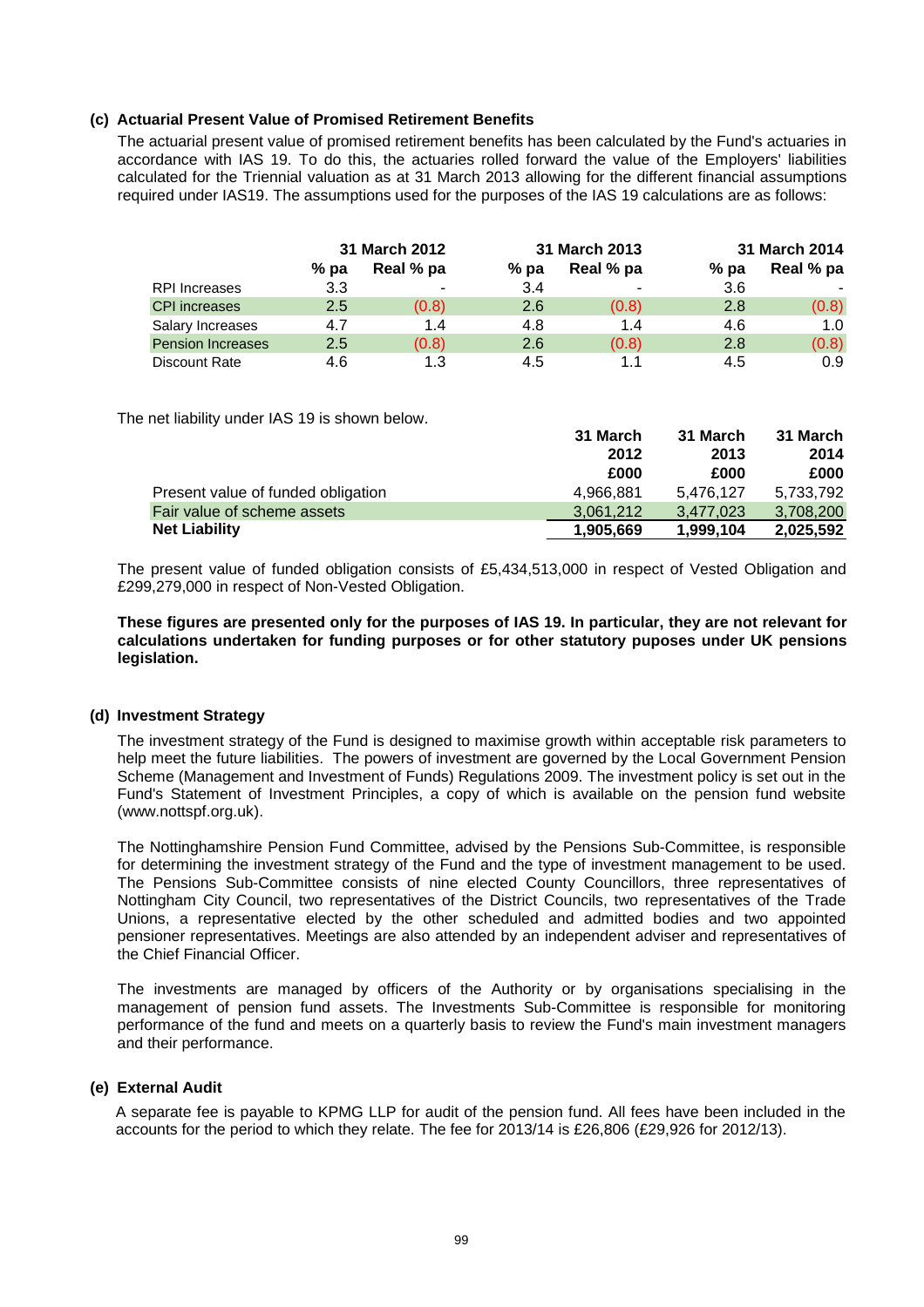### (c) Actuarial Present Value of Promised Retirement Benefits

The actuarial present value of promised retirement benefits has been calculated by the Fund's actuaries in accordance with IAS 19. To do this, the actuaries rolled forward the value of the Employers' liabilities calculated for the Triennial valuation as at 31 March 2013 allowing for the different financial assumptions required under IAS19. The assumptions used for the purposes of the IAS 19 calculations are as follows:

| | 31 March 2012 | | 31 March 2013 | | 31 March 2014 | |
|---|---|---|---|---|---|---|
| | % pa | Real % pa | % pa | Real % pa | % pa | Real % pa |
| RPI Increases | 3.3 | - | 3.4 | - | 3.6 | - |
| CPI increases | 2.5 | (0.8) | 2.6 | (0.8) | 2.8 | (0.8) |
| Salary Increases | 4.7 | 1.4 | 4.8 | 1.4 | 4.6 | 1.0 |
| Pension Increases | 2.5 | (0.8) | 2.6 | (0.8) | 2.8 | (0.8) |
| Discount Rate | 4.6 | 1.3 | 4.5 | 1.1 | 4.5 | 0.9 |

The net liability under IAS 19 is shown below.

| | 31 March 2012 £000 | 31 March 2013 £000 | 31 March 2014 £000 |
|---|---|---|---|
| Present value of funded obligation | 4,966,881 | 5,476,127 | 5,733,792 |
| Fair value of scheme assets | 3,061,212 | 3,477,023 | 3,708,200 |
| **Net Liability** | **1,905,669** | **1,999,104** | **2,025,592** |

The present value of funded obligation consists of £5,434,513,000 in respect of Vested Obligation and £299,279,000 in respect of Non-Vested Obligation.

**These figures are presented only for the purposes of IAS 19. In particular, they are not relevant for calculations undertaken for funding purposes or for other statutory puposes under UK pensions legislation.**

### (d) Investment Strategy

The investment strategy of the Fund is designed to maximise growth within acceptable risk parameters to help meet the future liabilities. The powers of investment are governed by the Local Government Pension Scheme (Management and Investment of Funds) Regulations 2009. The investment policy is set out in the Fund's Statement of Investment Principles, a copy of which is available on the pension fund website (www.nottspf.org.uk).

The Nottinghamshire Pension Fund Committee, advised by the Pensions Sub-Committee, is responsible for determining the investment strategy of the Fund and the type of investment management to be used. The Pensions Sub-Committee consists of nine elected County Councillors, three representatives of Nottingham City Council, two representatives of the District Councils, two representatives of the Trade Unions, a representative elected by the other scheduled and admitted bodies and two appointed pensioner representatives. Meetings are also attended by an independent adviser and representatives of the Chief Financial Officer.

The investments are managed by officers of the Authority or by organisations specialising in the management of pension fund assets. The Investments Sub-Committee is responsible for monitoring performance of the fund and meets on a quarterly basis to review the Fund's main investment managers and their performance.

### (e) External Audit

A separate fee is payable to KPMG LLP for audit of the pension fund. All fees have been included in the accounts for the period to which they relate. The fee for 2013/14 is £26,806 (£29,926 for 2012/13).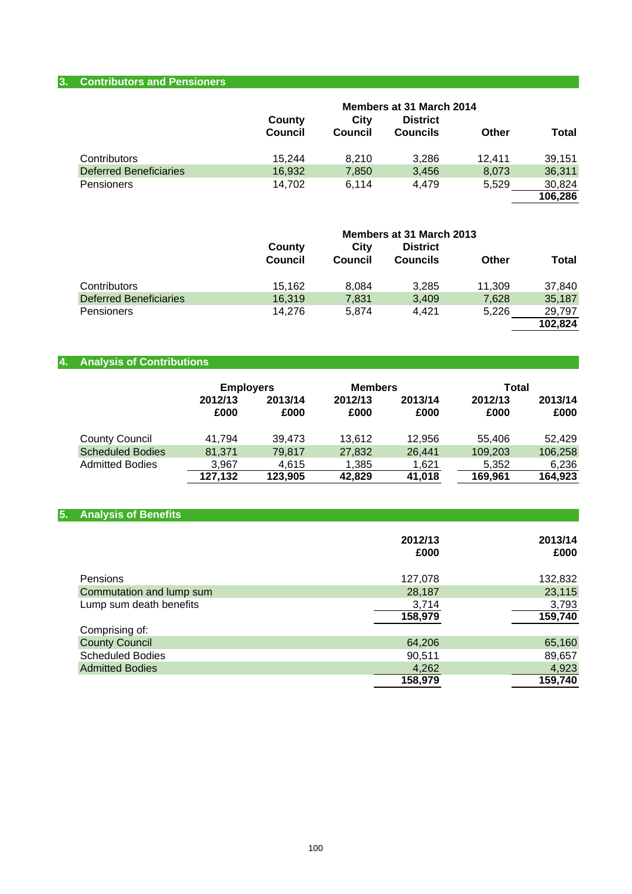## 3. Contributors and Pensioners

| | Members at 31 March 2014 | | | | |
|---|---|---|---|---|---|
| | County Council | City Council | District Councils | Other | Total |
| Contributors | 15,244 | 8,210 | 3,286 | 12,411 | 39,151 |
| Deferred Beneficiaries | 16,932 | 7,850 | 3,456 | 8,073 | 36,311 |
| Pensioners | 14,702 | 6,114 | 4,479 | 5,529 | 30,824 |
| | | | | | **106,286** |

| | Members at 31 March 2013 | | | | |
|---|---|---|---|---|---|
| | County Council | City Council | District Councils | Other | Total |
| Contributors | 15,162 | 8,084 | 3,285 | 11,309 | 37,840 |
| Deferred Beneficiaries | 16,319 | 7,831 | 3,409 | 7,628 | 35,187 |
| Pensioners | 14,276 | 5,874 | 4,421 | 5,226 | 29,797 |
| | | | | | **102,824** |

## 4. Analysis of Contributions

| | Employers | | Members | | Total | |
|---|---|---|---|---|---|---|
| | 2012/13 £000 | 2013/14 £000 | 2012/13 £000 | 2013/14 £000 | 2012/13 £000 | 2013/14 £000 |
| County Council | 41,794 | 39,473 | 13,612 | 12,956 | 55,406 | 52,429 |
| Scheduled Bodies | 81,371 | 79,817 | 27,832 | 26,441 | 109,203 | 106,258 |
| Admitted Bodies | 3,967 | 4,615 | 1,385 | 1,621 | 5,352 | 6,236 |
| | **127,132** | **123,905** | **42,829** | **41,018** | **169,961** | **164,923** |

## 5. Analysis of Benefits

| | 2012/13 £000 | 2013/14 £000 |
|---|---|---|
| Pensions | 127,078 | 132,832 |
| Commutation and lump sum | 28,187 | 23,115 |
| Lump sum death benefits | 3,714 | 3,793 |
| | **158,979** | **159,740** |
| Comprising of: | | |
| County Council | 64,206 | 65,160 |
| Scheduled Bodies | 90,511 | 89,657 |
| Admitted Bodies | 4,262 | 4,923 |
| | **158,979** | **159,740** |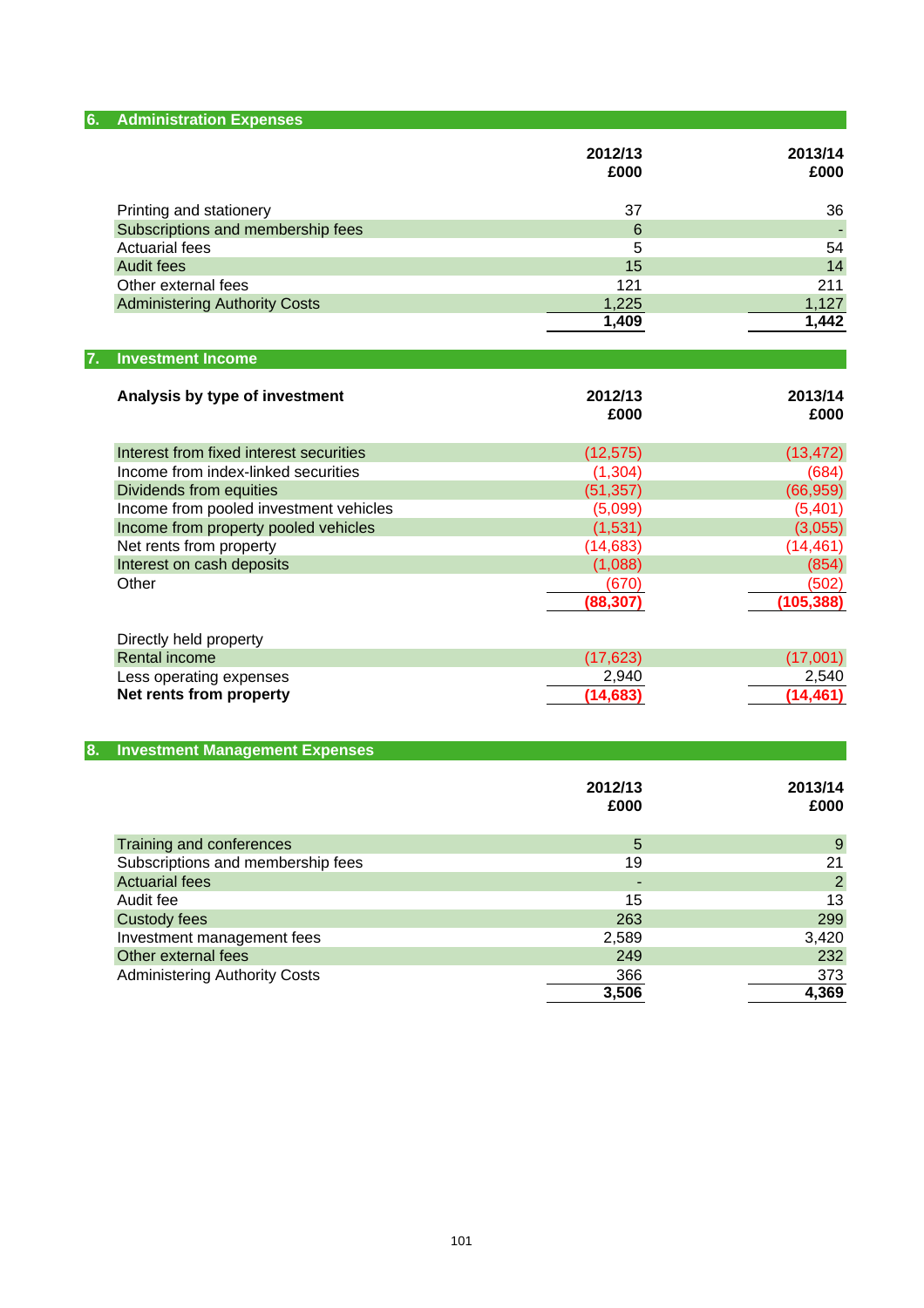## 6. Administration Expenses

| | 2012/13<br>£000 | 2013/14<br>£000 |
|---|---|---|
| Printing and stationery | 37 | 36 |
| Subscriptions and membership fees | 6 | - |
| Actuarial fees | 5 | 54 |
| Audit fees | 15 | 14 |
| Other external fees | 121 | 211 |
| Administering Authority Costs | 1,225 | 1,127 |
| | **1,409** | **1,442** |

## 7. Investment Income

| **Analysis by type of investment** | 2012/13<br>£000 | 2013/14<br>£000 |
|---|---|---|
| Interest from fixed interest securities | (12,575) | (13,472) |
| Income from index-linked securities | (1,304) | (684) |
| Dividends from equities | (51,357) | (66,959) |
| Income from pooled investment vehicles | (5,099) | (5,401) |
| Income from property pooled vehicles | (1,531) | (3,055) |
| Net rents from property | (14,683) | (14,461) |
| Interest on cash deposits | (1,088) | (854) |
| Other | (670) | (502) |
| | **(88,307)** | **(105,388)** |

| Directly held property | 2012/13<br>£000 | 2013/14<br>£000 |
|---|---|---|
| Rental income | (17,623) | (17,001) |
| Less operating expenses | 2,940 | 2,540 |
| **Net rents from property** | **(14,683)** | **(14,461)** |

## 8. Investment Management Expenses

| | 2012/13<br>£000 | 2013/14<br>£000 |
|---|---|---|
| Training and conferences | 5 | 9 |
| Subscriptions and membership fees | 19 | 21 |
| Actuarial fees | - | 2 |
| Audit fee | 15 | 13 |
| Custody fees | 263 | 299 |
| Investment management fees | 2,589 | 3,420 |
| Other external fees | 249 | 232 |
| Administering Authority Costs | 366 | 373 |
| | **3,506** | **4,369** |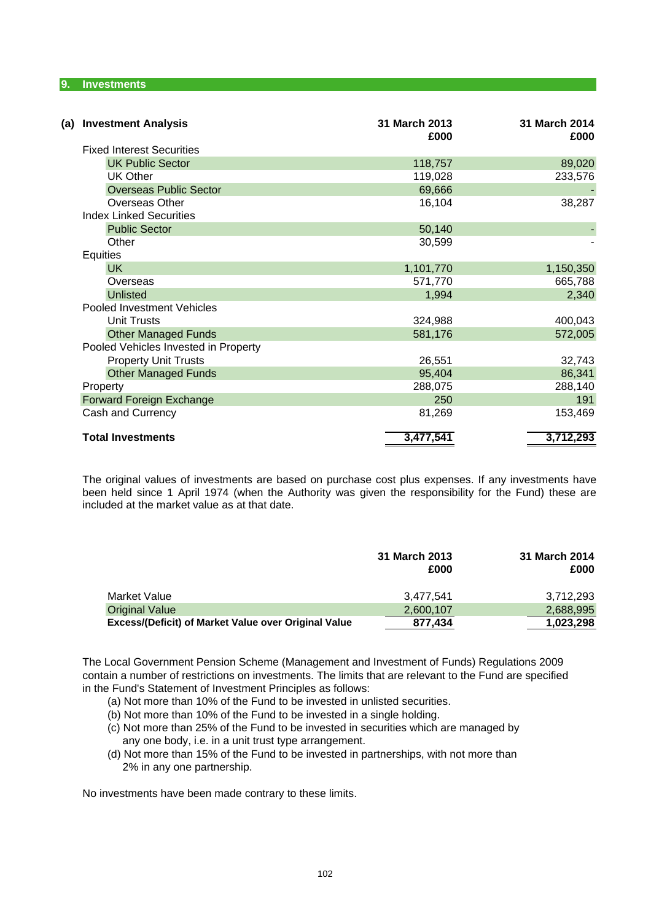## 9. Investments

### (a) Investment Analysis

| Investment Analysis | 31 March 2013 £000 | 31 March 2014 £000 |
|---|---|---|
| Fixed Interest Securities | | |
| UK Public Sector | 118,757 | 89,020 |
| UK Other | 119,028 | 233,576 |
| Overseas Public Sector | 69,666 | - |
| Overseas Other | 16,104 | 38,287 |
| Index Linked Securities | | |
| Public Sector | 50,140 | - |
| Other | 30,599 | - |
| Equities | | |
| UK | 1,101,770 | 1,150,350 |
| Overseas | 571,770 | 665,788 |
| Unlisted | 1,994 | 2,340 |
| Pooled Investment Vehicles | | |
| Unit Trusts | 324,988 | 400,043 |
| Other Managed Funds | 581,176 | 572,005 |
| Pooled Vehicles Invested in Property | | |
| Property Unit Trusts | 26,551 | 32,743 |
| Other Managed Funds | 95,404 | 86,341 |
| Property | 288,075 | 288,140 |
| Forward Foreign Exchange | 250 | 191 |
| Cash and Currency | 81,269 | 153,469 |
| **Total Investments** | **3,477,541** | **3,712,293** |

The original values of investments are based on purchase cost plus expenses. If any investments have been held since 1 April 1974 (when the Authority was given the responsibility for the Fund) these are included at the market value as at that date.

| | 31 March 2013 £000 | 31 March 2014 £000 |
|---|---|---|
| Market Value | 3,477,541 | 3,712,293 |
| Original Value | 2,600,107 | 2,688,995 |
| **Excess/(Deficit) of Market Value over Original Value** | **877,434** | **1,023,298** |

The Local Government Pension Scheme (Management and Investment of Funds) Regulations 2009 contain a number of restrictions on investments. The limits that are relevant to the Fund are specified in the Fund's Statement of Investment Principles as follows:

(a) Not more than 10% of the Fund to be invested in unlisted securities.
(b) Not more than 10% of the Fund to be invested in a single holding.
(c) Not more than 25% of the Fund to be invested in securities which are managed by any one body, i.e. in a unit trust type arrangement.
(d) Not more than 15% of the Fund to be invested in partnerships, with not more than 2% in any one partnership.

No investments have been made contrary to these limits.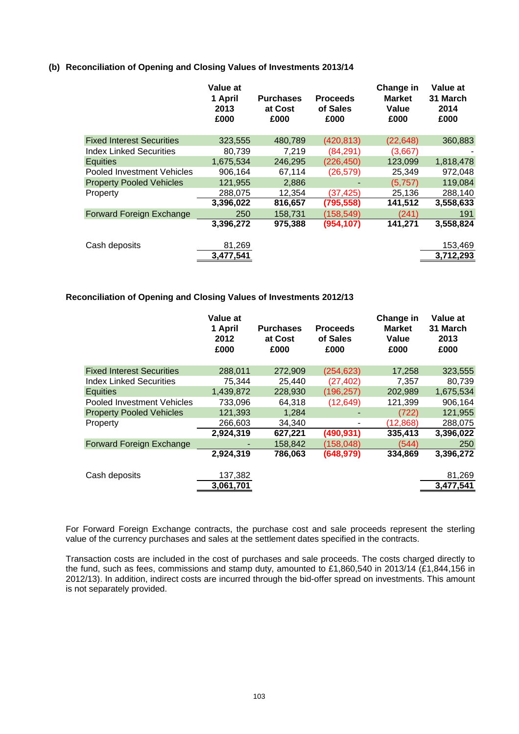### (b) Reconciliation of Opening and Closing Values of Investments 2013/14

| | Value at 1 April 2013 £000 | Purchases at Cost £000 | Proceeds of Sales £000 | Change in Market Value £000 | Value at 31 March 2014 £000 |
|---|---|---|---|---|---|
| Fixed Interest Securities | 323,555 | 480,789 | (420,813) | (22,648) | 360,883 |
| Index Linked Securities | 80,739 | 7,219 | (84,291) | (3,667) | - |
| Equities | 1,675,534 | 246,295 | (226,450) | 123,099 | 1,818,478 |
| Pooled Investment Vehicles | 906,164 | 67,114 | (26,579) | 25,349 | 972,048 |
| Property Pooled Vehicles | 121,955 | 2,886 | - | (5,757) | 119,084 |
| Property | 288,075 | 12,354 | (37,425) | 25,136 | 288,140 |
| | **3,396,022** | **816,657** | **(795,558)** | **141,512** | **3,558,633** |
| Forward Foreign Exchange | 250 | 158,731 | (158,549) | (241) | 191 |
| | **3,396,272** | **975,388** | **(954,107)** | **141,271** | **3,558,824** |
| | | | | | |
| Cash deposits | 81,269 | | | | 153,469 |
| | **3,477,541** | | | | **3,712,293** |

### Reconciliation of Opening and Closing Values of Investments 2012/13

| | Value at 1 April 2012 £000 | Purchases at Cost £000 | Proceeds of Sales £000 | Change in Market Value £000 | Value at 31 March 2013 £000 |
|---|---|---|---|---|---|
| Fixed Interest Securities | 288,011 | 272,909 | (254,623) | 17,258 | 323,555 |
| Index Linked Securities | 75,344 | 25,440 | (27,402) | 7,357 | 80,739 |
| Equities | 1,439,872 | 228,930 | (196,257) | 202,989 | 1,675,534 |
| Pooled Investment Vehicles | 733,096 | 64,318 | (12,649) | 121,399 | 906,164 |
| Property Pooled Vehicles | 121,393 | 1,284 | - | (722) | 121,955 |
| Property | 266,603 | 34,340 | - | (12,868) | 288,075 |
| | **2,924,319** | **627,221** | **(490,931)** | **335,413** | **3,396,022** |
| Forward Foreign Exchange | - | 158,842 | (158,048) | (544) | 250 |
| | **2,924,319** | **786,063** | **(648,979)** | **334,869** | **3,396,272** |
| | | | | | |
| Cash deposits | 137,382 | | | | 81,269 |
| | **3,061,701** | | | | **3,477,541** |

For Forward Foreign Exchange contracts, the purchase cost and sale proceeds represent the sterling value of the currency purchases and sales at the settlement dates specified in the contracts.

Transaction costs are included in the cost of purchases and sale proceeds. The costs charged directly to the fund, such as fees, commissions and stamp duty, amounted to £1,860,540 in 2013/14 (£1,844,156 in 2012/13). In addition, indirect costs are incurred through the bid-offer spread on investments. This amount is not separately provided.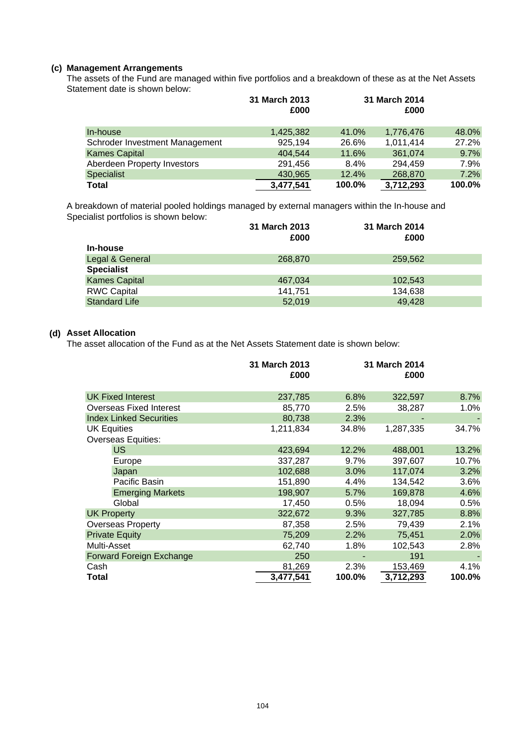### (c) Management Arrangements

The assets of the Fund are managed within five portfolios and a breakdown of these as at the Net Assets Statement date is shown below:

| | 31 March 2013 £000 | | 31 March 2014 £000 | |
|---|---|---|---|---|
| In-house | 1,425,382 | 41.0% | 1,776,476 | 48.0% |
| Schroder Investment Management | 925,194 | 26.6% | 1,011,414 | 27.2% |
| Kames Capital | 404,544 | 11.6% | 361,074 | 9.7% |
| Aberdeen Property Investors | 291,456 | 8.4% | 294,459 | 7.9% |
| Specialist | 430,965 | 12.4% | 268,870 | 7.2% |
| **Total** | **3,477,541** | **100.0%** | **3,712,293** | **100.0%** |

A breakdown of material pooled holdings managed by external managers within the In-house and Specialist portfolios is shown below:

| | 31 March 2013 £000 | 31 March 2014 £000 |
|---|---|---|
| **In-house** | | |
| Legal & General | 268,870 | 259,562 |
| **Specialist** | | |
| Kames Capital | 467,034 | 102,543 |
| RWC Capital | 141,751 | 134,638 |
| Standard Life | 52,019 | 49,428 |

### (d) Asset Allocation

The asset allocation of the Fund as at the Net Assets Statement date is shown below:

| | 31 March 2013 £000 | | 31 March 2014 £000 | |
|---|---|---|---|---|
| UK Fixed Interest | 237,785 | 6.8% | 322,597 | 8.7% |
| Overseas Fixed Interest | 85,770 | 2.5% | 38,287 | 1.0% |
| Index Linked Securities | 80,738 | 2.3% | - | - |
| UK Equities | 1,211,834 | 34.8% | 1,287,335 | 34.7% |
| Overseas Equities: | | | | |
| US | 423,694 | 12.2% | 488,001 | 13.2% |
| Europe | 337,287 | 9.7% | 397,607 | 10.7% |
| Japan | 102,688 | 3.0% | 117,074 | 3.2% |
| Pacific Basin | 151,890 | 4.4% | 134,542 | 3.6% |
| Emerging Markets | 198,907 | 5.7% | 169,878 | 4.6% |
| Global | 17,450 | 0.5% | 18,094 | 0.5% |
| UK Property | 322,672 | 9.3% | 327,785 | 8.8% |
| Overseas Property | 87,358 | 2.5% | 79,439 | 2.1% |
| Private Equity | 75,209 | 2.2% | 75,451 | 2.0% |
| Multi-Asset | 62,740 | 1.8% | 102,543 | 2.8% |
| Forward Foreign Exchange | 250 | - | 191 | - |
| Cash | 81,269 | 2.3% | 153,469 | 4.1% |
| **Total** | **3,477,541** | **100.0%** | **3,712,293** | **100.0%** |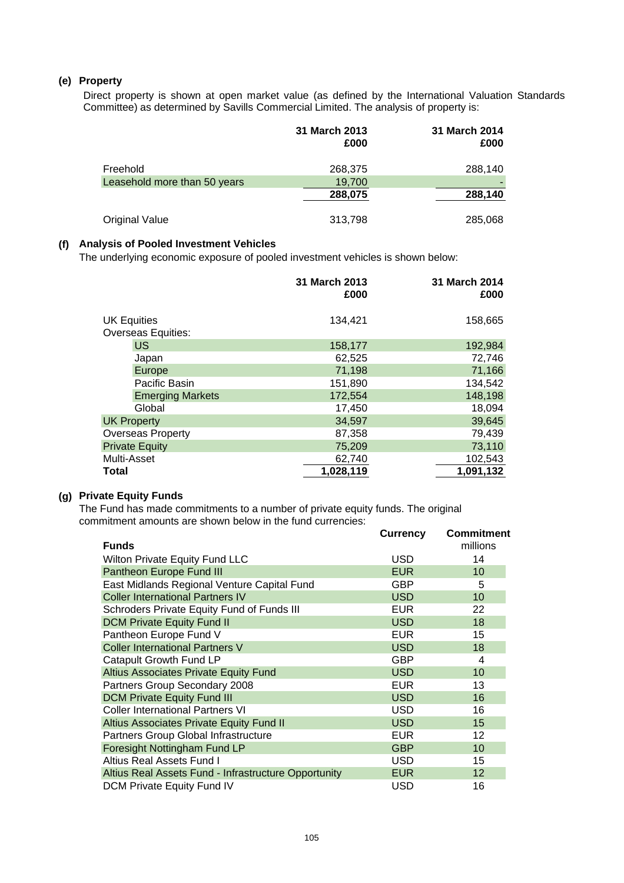### (e) Property

Direct property is shown at open market value (as defined by the International Valuation Standards Committee) as determined by Savills Commercial Limited. The analysis of property is:

| | 31 March 2013 £000 | 31 March 2014 £000 |
|---|---|---|
| Freehold | 268,375 | 288,140 |
| Leasehold more than 50 years | 19,700 | - |
| | 288,075 | 288,140 |
| Original Value | 313,798 | 285,068 |

### (f) Analysis of Pooled Investment Vehicles

The underlying economic exposure of pooled investment vehicles is shown below:

| | 31 March 2013 £000 | 31 March 2014 £000 |
|---|---|---|
| UK Equities | 134,421 | 158,665 |
| Overseas Equities: | | |
| US | 158,177 | 192,984 |
| Japan | 62,525 | 72,746 |
| Europe | 71,198 | 71,166 |
| Pacific Basin | 151,890 | 134,542 |
| Emerging Markets | 172,554 | 148,198 |
| Global | 17,450 | 18,094 |
| UK Property | 34,597 | 39,645 |
| Overseas Property | 87,358 | 79,439 |
| Private Equity | 75,209 | 73,110 |
| Multi-Asset | 62,740 | 102,543 |
| **Total** | **1,028,119** | **1,091,132** |

### (g) Private Equity Funds

The Fund has made commitments to a number of private equity funds. The original commitment amounts are shown below in the fund currencies:

| Funds | Currency | Commitment millions |
|---|---|---|
| Wilton Private Equity Fund LLC | USD | 14 |
| Pantheon Europe Fund III | EUR | 10 |
| East Midlands Regional Venture Capital Fund | GBP | 5 |
| Coller International Partners IV | USD | 10 |
| Schroders Private Equity Fund of Funds III | EUR | 22 |
| DCM Private Equity Fund II | USD | 18 |
| Pantheon Europe Fund V | EUR | 15 |
| Coller International Partners V | USD | 18 |
| Catapult Growth Fund LP | GBP | 4 |
| Altius Associates Private Equity Fund | USD | 10 |
| Partners Group Secondary 2008 | EUR | 13 |
| DCM Private Equity Fund III | USD | 16 |
| Coller International Partners VI | USD | 16 |
| Altius Associates Private Equity Fund II | USD | 15 |
| Partners Group Global Infrastructure | EUR | 12 |
| Foresight Nottingham Fund LP | GBP | 10 |
| Altius Real Assets Fund I | USD | 15 |
| Altius Real Assets Fund - Infrastructure Opportunity | EUR | 12 |
| DCM Private Equity Fund IV | USD | 16 |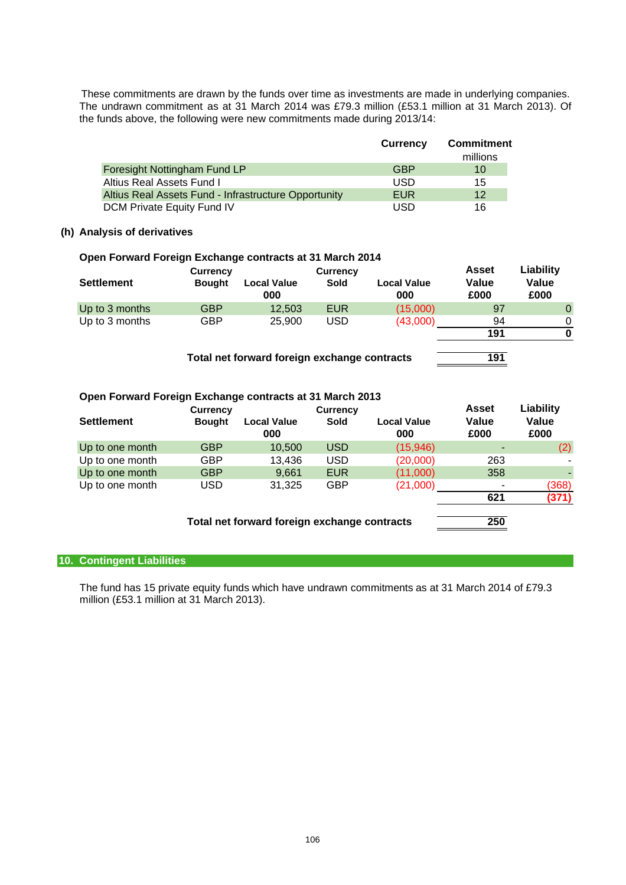These commitments are drawn by the funds over time as investments are made in underlying companies. The undrawn commitment as at 31 March 2014 was £79.3 million (£53.1 million at 31 March 2013). Of the funds above, the following were new commitments made during 2013/14:

| | Currency | Commitment millions |
|---|---|---|
| Foresight Nottingham Fund LP | GBP | 10 |
| Altius Real Assets Fund I | USD | 15 |
| Altius Real Assets Fund - Infrastructure Opportunity | EUR | 12 |
| DCM Private Equity Fund IV | USD | 16 |

### (h) Analysis of derivatives

**Open Forward Foreign Exchange contracts at 31 March 2014**

| Settlement | Currency Bought | Local Value 000 | Currency Sold | Local Value 000 | Asset Value £000 | Liability Value £000 |
|---|---|---|---|---|---|---|
| Up to 3 months | GBP | 12,503 | EUR | (15,000) | 97 | 0 |
| Up to 3 months | GBP | 25,900 | USD | (43,000) | 94 | 0 |
| | | | | | **191** | **0** |
| | **Total net forward foreign exchange contracts** | | | | **191** | |

**Open Forward Foreign Exchange contracts at 31 March 2013**

| Settlement | Currency Bought | Local Value 000 | Currency Sold | Local Value 000 | Asset Value £000 | Liability Value £000 |
|---|---|---|---|---|---|---|
| Up to one month | GBP | 10,500 | USD | (15,946) | - | (2) |
| Up to one month | GBP | 13,436 | USD | (20,000) | 263 | - |
| Up to one month | GBP | 9,661 | EUR | (11,000) | 358 | - |
| Up to one month | USD | 31,325 | GBP | (21,000) | - | (368) |
| | | | | | **621** | **(371)** |
| | **Total net forward foreign exchange contracts** | | | | **250** | |

## 10. Contingent Liabilities

The fund has 15 private equity funds which have undrawn commitments as at 31 March 2014 of £79.3 million (£53.1 million at 31 March 2013).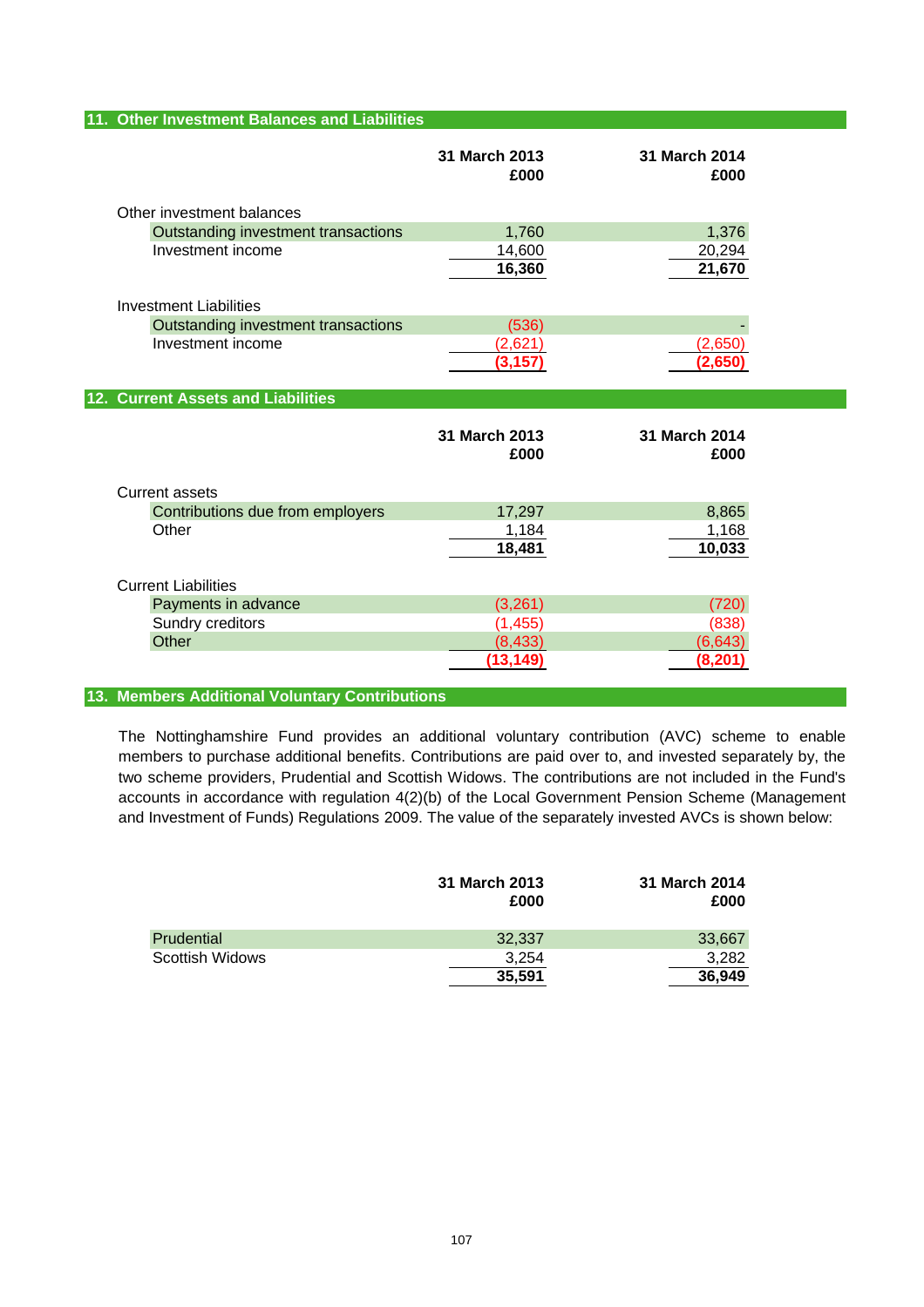## 11. Other Investment Balances and Liabilities

| | 31 March 2013 £000 | 31 March 2014 £000 |
|---|---|---|
| Other investment balances | | |
| Outstanding investment transactions | 1,760 | 1,376 |
| Investment income | 14,600 | 20,294 |
| | **16,360** | **21,670** |
| Investment Liabilities | | |
| Outstanding investment transactions | (536) | - |
| Investment income | (2,621) | (2,650) |
| | **(3,157)** | **(2,650)** |

## 12. Current Assets and Liabilities

| | 31 March 2013 £000 | 31 March 2014 £000 |
|---|---|---|
| Current assets | | |
| Contributions due from employers | 17,297 | 8,865 |
| Other | 1,184 | 1,168 |
| | **18,481** | **10,033** |
| Current Liabilities | | |
| Payments in advance | (3,261) | (720) |
| Sundry creditors | (1,455) | (838) |
| Other | (8,433) | (6,643) |
| | **(13,149)** | **(8,201)** |

## 13. Members Additional Voluntary Contributions

The Nottinghamshire Fund provides an additional voluntary contribution (AVC) scheme to enable members to purchase additional benefits. Contributions are paid over to, and invested separately by, the two scheme providers, Prudential and Scottish Widows. The contributions are not included in the Fund's accounts in accordance with regulation 4(2)(b) of the Local Government Pension Scheme (Management and Investment of Funds) Regulations 2009. The value of the separately invested AVCs is shown below:

| | 31 March 2013 £000 | 31 March 2014 £000 |
|---|---|---|
| Prudential | 32,337 | 33,667 |
| Scottish Widows | 3,254 | 3,282 |
| | **35,591** | **36,949** |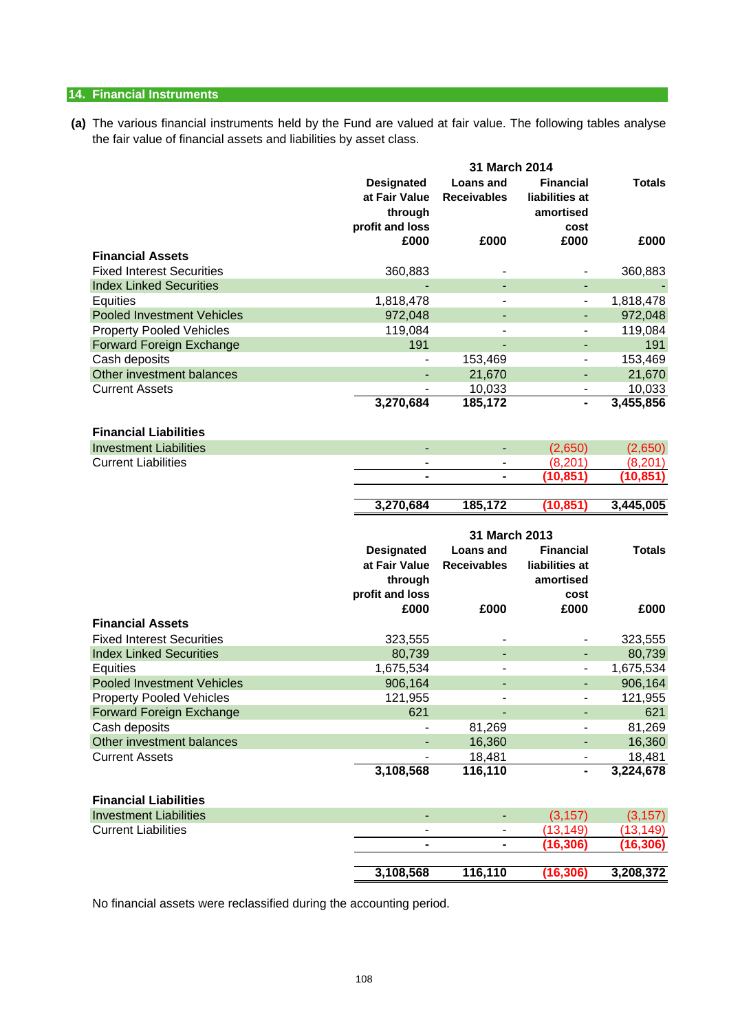## 14. Financial Instruments

**(a)** The various financial instruments held by the Fund are valued at fair value. The following tables analyse the fair value of financial assets and liabilities by asset class.

| 31 March 2014 | Designated at Fair Value through profit and loss | Loans and Receivables | Financial liabilities at amortised cost | Totals |
|---|---|---|---|---|
| | £000 | £000 | £000 | £000 |
| **Financial Assets** | | | | |
| Fixed Interest Securities | 360,883 | - | - | 360,883 |
| Index Linked Securities | - | - | - | - |
| Equities | 1,818,478 | - | - | 1,818,478 |
| Pooled Investment Vehicles | 972,048 | - | - | 972,048 |
| Property Pooled Vehicles | 119,084 | - | - | 119,084 |
| Forward Foreign Exchange | 191 | - | - | 191 |
| Cash deposits | - | 153,469 | - | 153,469 |
| Other investment balances | - | 21,670 | - | 21,670 |
| Current Assets | - | 10,033 | - | 10,033 |
| | **3,270,684** | **185,172** | **-** | **3,455,856** |
| **Financial Liabilities** | | | | |
| Investment Liabilities | - | - | (2,650) | (2,650) |
| Current Liabilities | - | - | (8,201) | (8,201) |
| | **-** | **-** | **(10,851)** | **(10,851)** |
| | **3,270,684** | **185,172** | **(10,851)** | **3,445,005** |

| 31 March 2013 | Designated at Fair Value through profit and loss | Loans and Receivables | Financial liabilities at amortised cost | Totals |
|---|---|---|---|---|
| | £000 | £000 | £000 | £000 |
| **Financial Assets** | | | | |
| Fixed Interest Securities | 323,555 | - | - | 323,555 |
| Index Linked Securities | 80,739 | - | - | 80,739 |
| Equities | 1,675,534 | - | - | 1,675,534 |
| Pooled Investment Vehicles | 906,164 | - | - | 906,164 |
| Property Pooled Vehicles | 121,955 | - | - | 121,955 |
| Forward Foreign Exchange | 621 | - | - | 621 |
| Cash deposits | - | 81,269 | - | 81,269 |
| Other investment balances | - | 16,360 | - | 16,360 |
| Current Assets | - | 18,481 | - | 18,481 |
| | **3,108,568** | **116,110** | **-** | **3,224,678** |
| **Financial Liabilities** | | | | |
| Investment Liabilities | - | - | (3,157) | (3,157) |
| Current Liabilities | - | - | (13,149) | (13,149) |
| | **-** | **-** | **(16,306)** | **(16,306)** |
| | **3,108,568** | **116,110** | **(16,306)** | **3,208,372** |

No financial assets were reclassified during the accounting period.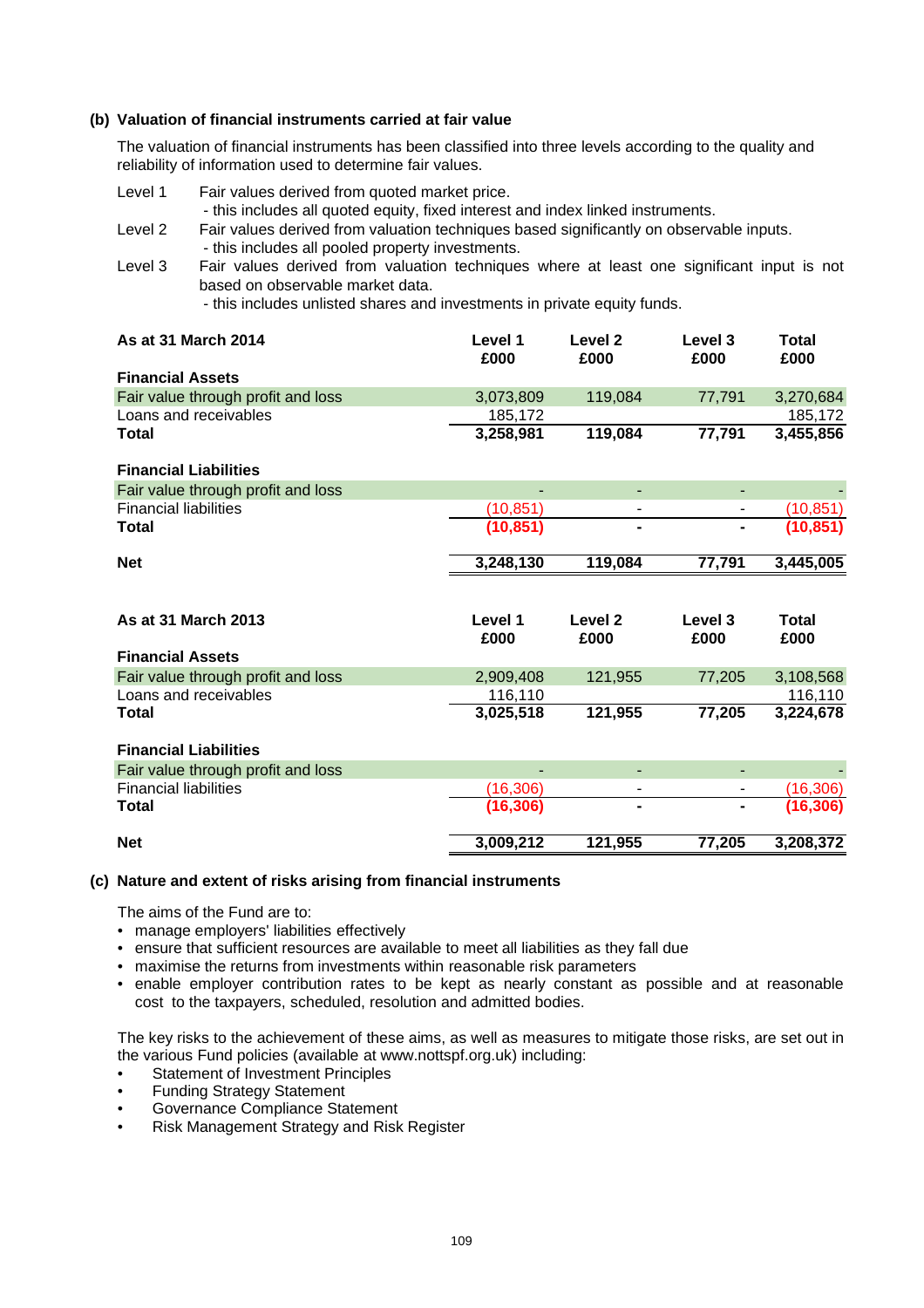### (b) Valuation of financial instruments carried at fair value

The valuation of financial instruments has been classified into three levels according to the quality and reliability of information used to determine fair values.

Level 1 Fair values derived from quoted market price.
- this includes all quoted equity, fixed interest and index linked instruments.

Level 2 Fair values derived from valuation techniques based significantly on observable inputs.
- this includes all pooled property investments.

Level 3 Fair values derived from valuation techniques where at least one significant input is not based on observable market data.
- this includes unlisted shares and investments in private equity funds.

| As at 31 March 2014 | Level 1 £000 | Level 2 £000 | Level 3 £000 | Total £000 |
|---|---|---|---|---|
| **Financial Assets** | | | | |
| Fair value through profit and loss | 3,073,809 | 119,084 | 77,791 | 3,270,684 |
| Loans and receivables | 185,172 | | | 185,172 |
| **Total** | **3,258,981** | **119,084** | **77,791** | **3,455,856** |
| | | | | |
| **Financial Liabilities** | | | | |
| Fair value through profit and loss | - | - | - | - |
| Financial liabilities | (10,851) | - | - | (10,851) |
| **Total** | **(10,851)** | **-** | **-** | **(10,851)** |
| | | | | |
| **Net** | **3,248,130** | **119,084** | **77,791** | **3,445,005** |

| As at 31 March 2013 | Level 1 £000 | Level 2 £000 | Level 3 £000 | Total £000 |
|---|---|---|---|---|
| **Financial Assets** | | | | |
| Fair value through profit and loss | 2,909,408 | 121,955 | 77,205 | 3,108,568 |
| Loans and receivables | 116,110 | | | 116,110 |
| **Total** | **3,025,518** | **121,955** | **77,205** | **3,224,678** |
| | | | | |
| **Financial Liabilities** | | | | |
| Fair value through profit and loss | - | - | - | - |
| Financial liabilities | (16,306) | - | - | (16,306) |
| **Total** | **(16,306)** | **-** | **-** | **(16,306)** |
| | | | | |
| **Net** | **3,009,212** | **121,955** | **77,205** | **3,208,372** |

### (c) Nature and extent of risks arising from financial instruments

The aims of the Fund are to:

- manage employers' liabilities effectively
- ensure that sufficient resources are available to meet all liabilities as they fall due
- maximise the returns from investments within reasonable risk parameters
- enable employer contribution rates to be kept as nearly constant as possible and at reasonable cost to the taxpayers, scheduled, resolution and admitted bodies.

The key risks to the achievement of these aims, as well as measures to mitigate those risks, are set out in the various Fund policies (available at www.nottspf.org.uk) including:

- Statement of Investment Principles
- Funding Strategy Statement
- Governance Compliance Statement
- Risk Management Strategy and Risk Register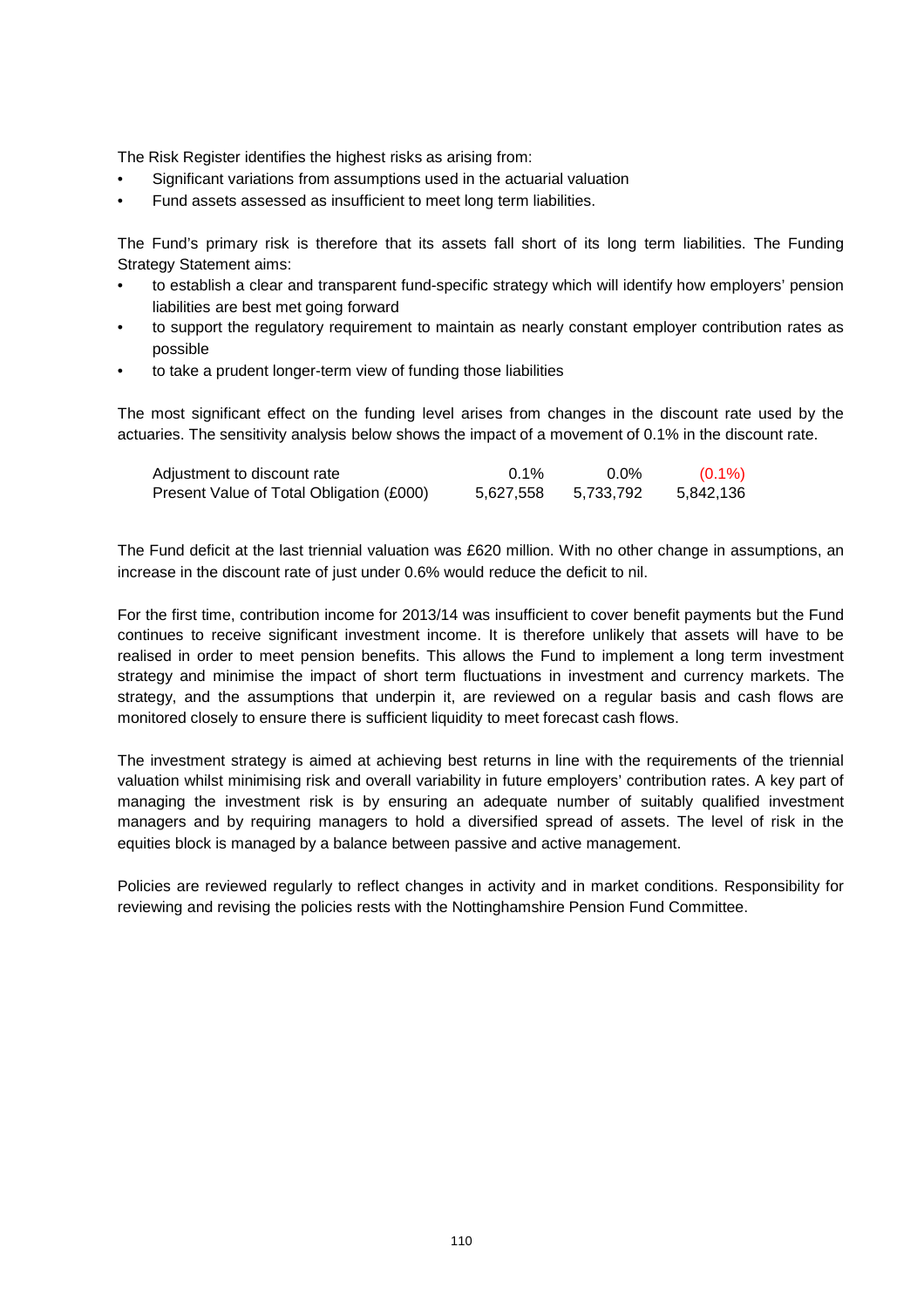The Risk Register identifies the highest risks as arising from:

- Significant variations from assumptions used in the actuarial valuation
- Fund assets assessed as insufficient to meet long term liabilities.

The Fund's primary risk is therefore that its assets fall short of its long term liabilities. The Funding Strategy Statement aims:

- to establish a clear and transparent fund-specific strategy which will identify how employers' pension liabilities are best met going forward
- to support the regulatory requirement to maintain as nearly constant employer contribution rates as possible
- to take a prudent longer-term view of funding those liabilities

The most significant effect on the funding level arises from changes in the discount rate used by the actuaries. The sensitivity analysis below shows the impact of a movement of 0.1% in the discount rate.

| Adjustment to discount rate | 0.1% | 0.0% | (0.1%) |
|---|---|---|---|
| Present Value of Total Obligation (£000) | 5,627,558 | 5,733,792 | 5,842,136 |

The Fund deficit at the last triennial valuation was £620 million. With no other change in assumptions, an increase in the discount rate of just under 0.6% would reduce the deficit to nil.

For the first time, contribution income for 2013/14 was insufficient to cover benefit payments but the Fund continues to receive significant investment income. It is therefore unlikely that assets will have to be realised in order to meet pension benefits. This allows the Fund to implement a long term investment strategy and minimise the impact of short term fluctuations in investment and currency markets. The strategy, and the assumptions that underpin it, are reviewed on a regular basis and cash flows are monitored closely to ensure there is sufficient liquidity to meet forecast cash flows.

The investment strategy is aimed at achieving best returns in line with the requirements of the triennial valuation whilst minimising risk and overall variability in future employers' contribution rates. A key part of managing the investment risk is by ensuring an adequate number of suitably qualified investment managers and by requiring managers to hold a diversified spread of assets. The level of risk in the equities block is managed by a balance between passive and active management.

Policies are reviewed regularly to reflect changes in activity and in market conditions. Responsibility for reviewing and revising the policies rests with the Nottinghamshire Pension Fund Committee.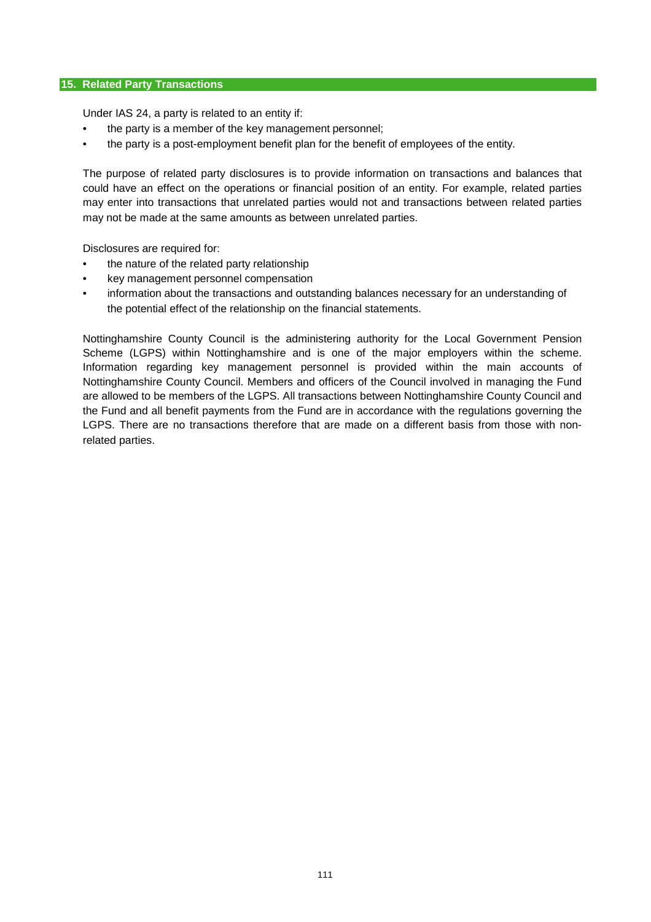## 15. Related Party Transactions

Under IAS 24, a party is related to an entity if:

- the party is a member of the key management personnel;
- the party is a post-employment benefit plan for the benefit of employees of the entity.

The purpose of related party disclosures is to provide information on transactions and balances that could have an effect on the operations or financial position of an entity. For example, related parties may enter into transactions that unrelated parties would not and transactions between related parties may not be made at the same amounts as between unrelated parties.

Disclosures are required for:

- the nature of the related party relationship
- key management personnel compensation
- information about the transactions and outstanding balances necessary for an understanding of the potential effect of the relationship on the financial statements.

Nottinghamshire County Council is the administering authority for the Local Government Pension Scheme (LGPS) within Nottinghamshire and is one of the major employers within the scheme. Information regarding key management personnel is provided within the main accounts of Nottinghamshire County Council. Members and officers of the Council involved in managing the Fund are allowed to be members of the LGPS. All transactions between Nottinghamshire County Council and the Fund and all benefit payments from the Fund are in accordance with the regulations governing the LGPS. There are no transactions therefore that are made on a different basis from those with non-related parties.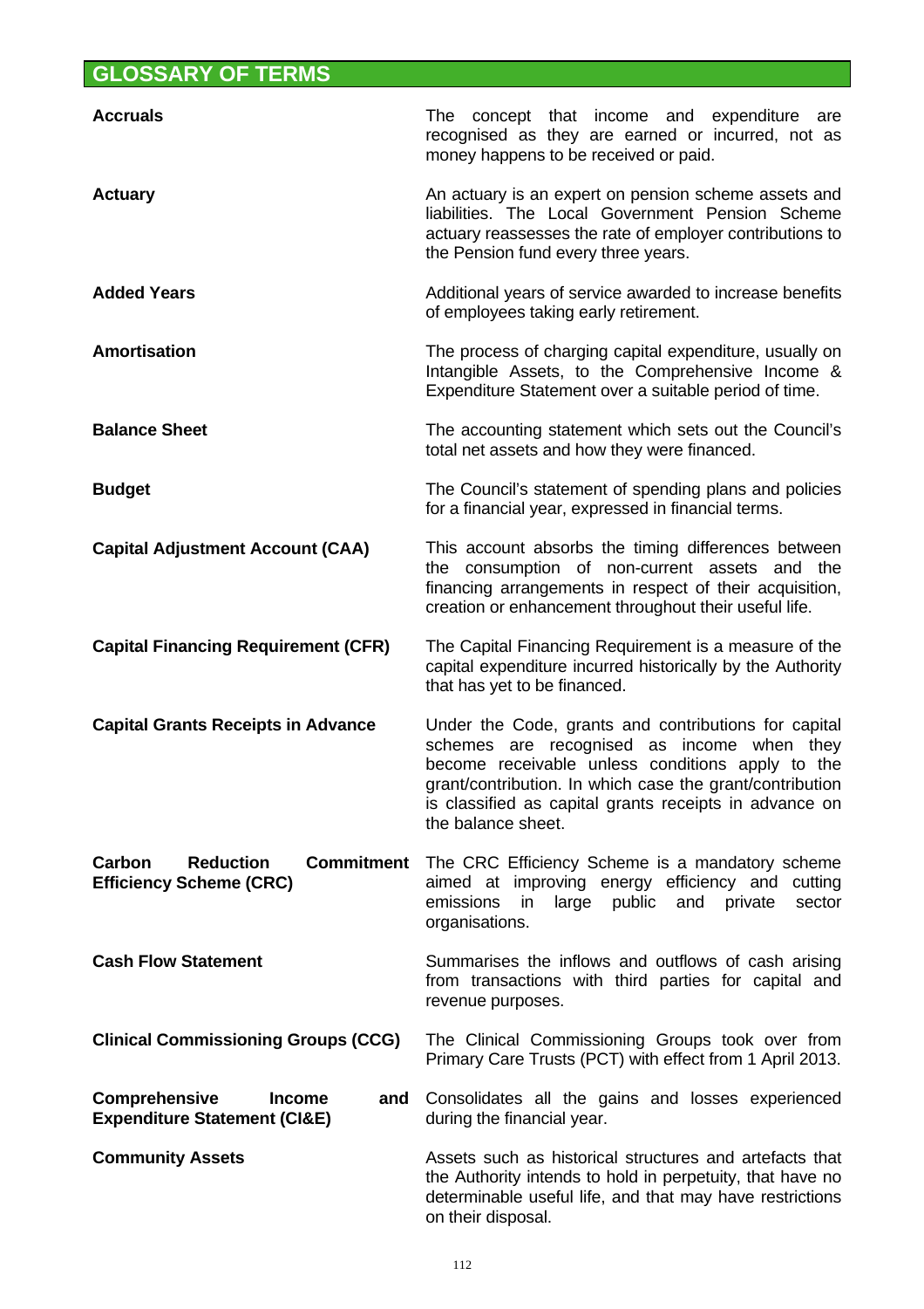## GLOSSARY OF TERMS

| | |
|---|---|
| **Accruals** | The concept that income and expenditure are recognised as they are earned or incurred, not as money happens to be received or paid. |
| **Actuary** | An actuary is an expert on pension scheme assets and liabilities. The Local Government Pension Scheme actuary reassesses the rate of employer contributions to the Pension fund every three years. |
| **Added Years** | Additional years of service awarded to increase benefits of employees taking early retirement. |
| **Amortisation** | The process of charging capital expenditure, usually on Intangible Assets, to the Comprehensive Income & Expenditure Statement over a suitable period of time. |
| **Balance Sheet** | The accounting statement which sets out the Council's total net assets and how they were financed. |
| **Budget** | The Council's statement of spending plans and policies for a financial year, expressed in financial terms. |
| **Capital Adjustment Account (CAA)** | This account absorbs the timing differences between the consumption of non-current assets and the financing arrangements in respect of their acquisition, creation or enhancement throughout their useful life. |
| **Capital Financing Requirement (CFR)** | The Capital Financing Requirement is a measure of the capital expenditure incurred historically by the Authority that has yet to be financed. |
| **Capital Grants Receipts in Advance** | Under the Code, grants and contributions for capital schemes are recognised as income when they become receivable unless conditions apply to the grant/contribution. In which case the grant/contribution is classified as capital grants receipts in advance on the balance sheet. |
| **Carbon Reduction Commitment Efficiency Scheme (CRC)** | The CRC Efficiency Scheme is a mandatory scheme aimed at improving energy efficiency and cutting emissions in large public and private sector organisations. |
| **Cash Flow Statement** | Summarises the inflows and outflows of cash arising from transactions with third parties for capital and revenue purposes. |
| **Clinical Commissioning Groups (CCG)** | The Clinical Commissioning Groups took over from Primary Care Trusts (PCT) with effect from 1 April 2013. |
| **Comprehensive Income and Expenditure Statement (CI&E)** | Consolidates all the gains and losses experienced during the financial year. |
| **Community Assets** | Assets such as historical structures and artefacts that the Authority intends to hold in perpetuity, that have no determinable useful life, and that may have restrictions on their disposal. |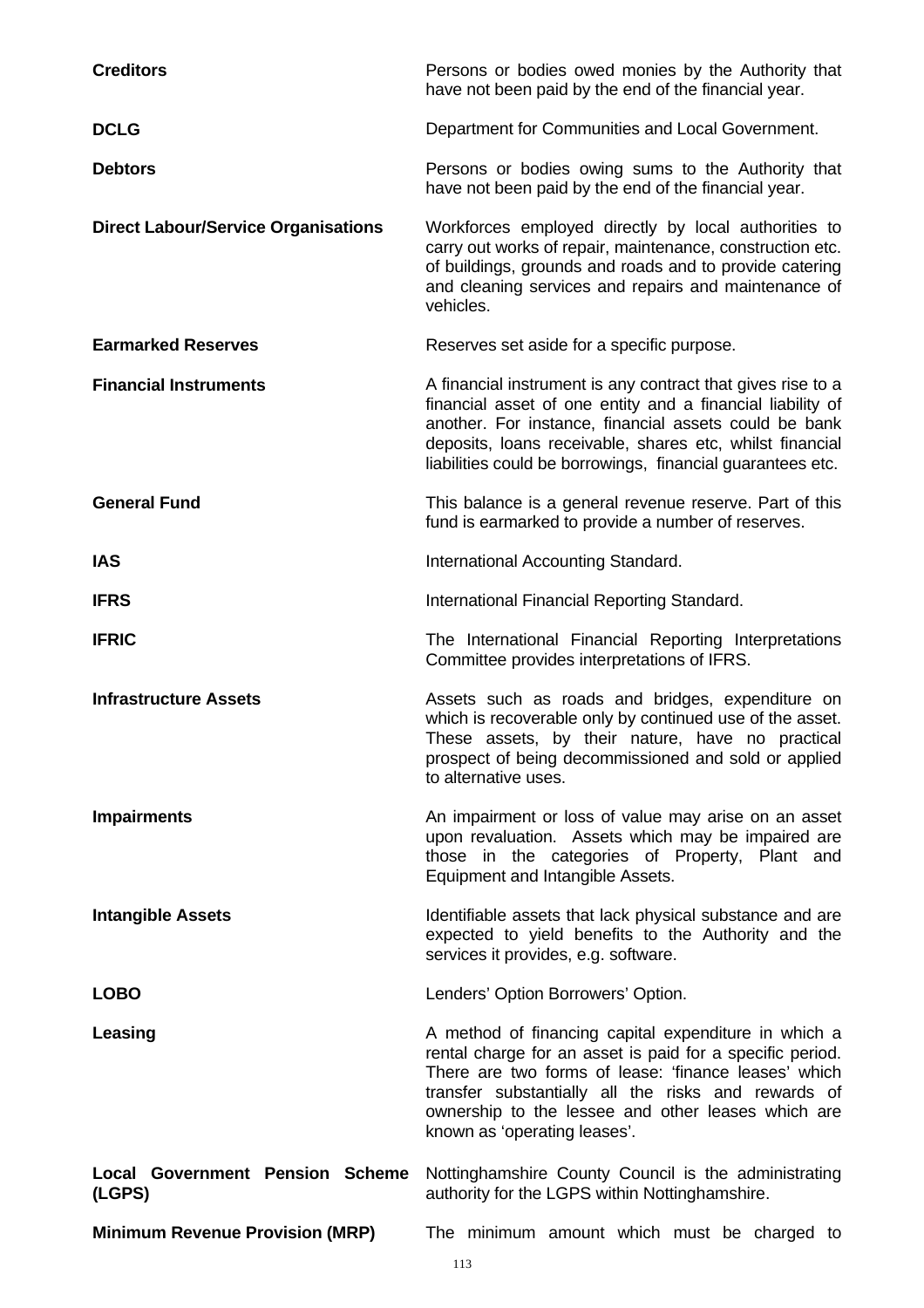**Creditors**

Persons or bodies owed monies by the Authority that have not been paid by the end of the financial year.

**DCLG**

Department for Communities and Local Government.

**Debtors**

Persons or bodies owing sums to the Authority that have not been paid by the end of the financial year.

**Direct Labour/Service Organisations**

Workforces employed directly by local authorities to carry out works of repair, maintenance, construction etc. of buildings, grounds and roads and to provide catering and cleaning services and repairs and maintenance of vehicles.

**Earmarked Reserves**

Reserves set aside for a specific purpose.

**Financial Instruments**

A financial instrument is any contract that gives rise to a financial asset of one entity and a financial liability of another. For instance, financial assets could be bank deposits, loans receivable, shares etc, whilst financial liabilities could be borrowings, financial guarantees etc.

**General Fund**

This balance is a general revenue reserve. Part of this fund is earmarked to provide a number of reserves.

**IAS**

International Accounting Standard.

**IFRS**

International Financial Reporting Standard.

**IFRIC**

The International Financial Reporting Interpretations Committee provides interpretations of IFRS.

**Infrastructure Assets**

Assets such as roads and bridges, expenditure on which is recoverable only by continued use of the asset. These assets, by their nature, have no practical prospect of being decommissioned and sold or applied to alternative uses.

**Impairments**

An impairment or loss of value may arise on an asset upon revaluation. Assets which may be impaired are those in the categories of Property, Plant and Equipment and Intangible Assets.

**Intangible Assets**

Identifiable assets that lack physical substance and are expected to yield benefits to the Authority and the services it provides, e.g. software.

**LOBO**

Lenders' Option Borrowers' Option.

**Leasing**

A method of financing capital expenditure in which a rental charge for an asset is paid for a specific period. There are two forms of lease: 'finance leases' which transfer substantially all the risks and rewards of ownership to the lessee and other leases which are known as 'operating leases'.

**Local Government Pension Scheme (LGPS)**

Nottinghamshire County Council is the administrating authority for the LGPS within Nottinghamshire.

**Minimum Revenue Provision (MRP)**

The minimum amount which must be charged to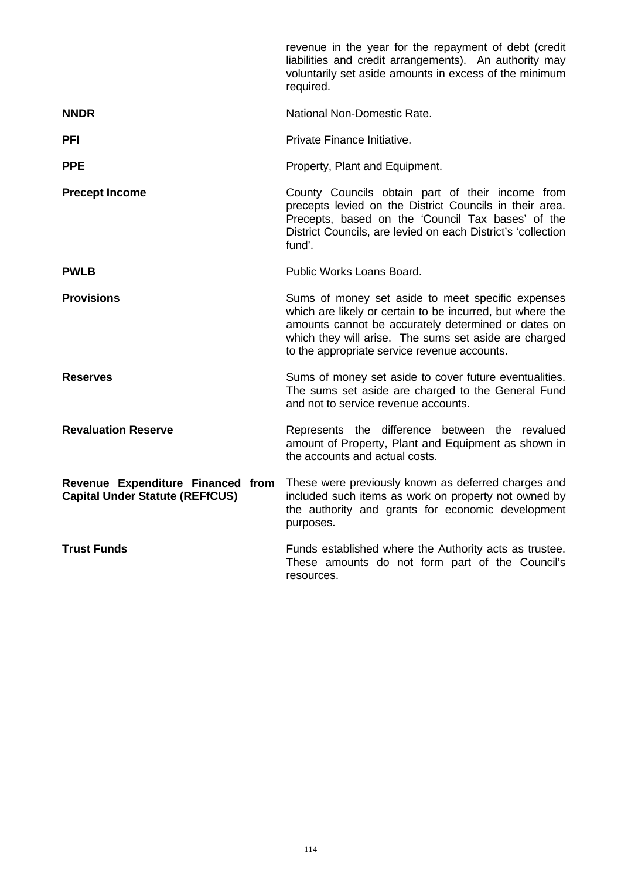| | |
|---|---|
| | revenue in the year for the repayment of debt (credit liabilities and credit arrangements). An authority may voluntarily set aside amounts in excess of the minimum required. |
| **NNDR** | National Non-Domestic Rate. |
| **PFI** | Private Finance Initiative. |
| **PPE** | Property, Plant and Equipment. |
| **Precept Income** | County Councils obtain part of their income from precepts levied on the District Councils in their area. Precepts, based on the 'Council Tax bases' of the District Councils, are levied on each District's 'collection fund'. |
| **PWLB** | Public Works Loans Board. |
| **Provisions** | Sums of money set aside to meet specific expenses which are likely or certain to be incurred, but where the amounts cannot be accurately determined or dates on which they will arise. The sums set aside are charged to the appropriate service revenue accounts. |
| **Reserves** | Sums of money set aside to cover future eventualities. The sums set aside are charged to the General Fund and not to service revenue accounts. |
| **Revaluation Reserve** | Represents the difference between the revalued amount of Property, Plant and Equipment as shown in the accounts and actual costs. |
| **Revenue Expenditure Financed from Capital Under Statute (REFfCUS)** | These were previously known as deferred charges and included such items as work on property not owned by the authority and grants for economic development purposes. |
| **Trust Funds** | Funds established where the Authority acts as trustee. These amounts do not form part of the Council's resources. |